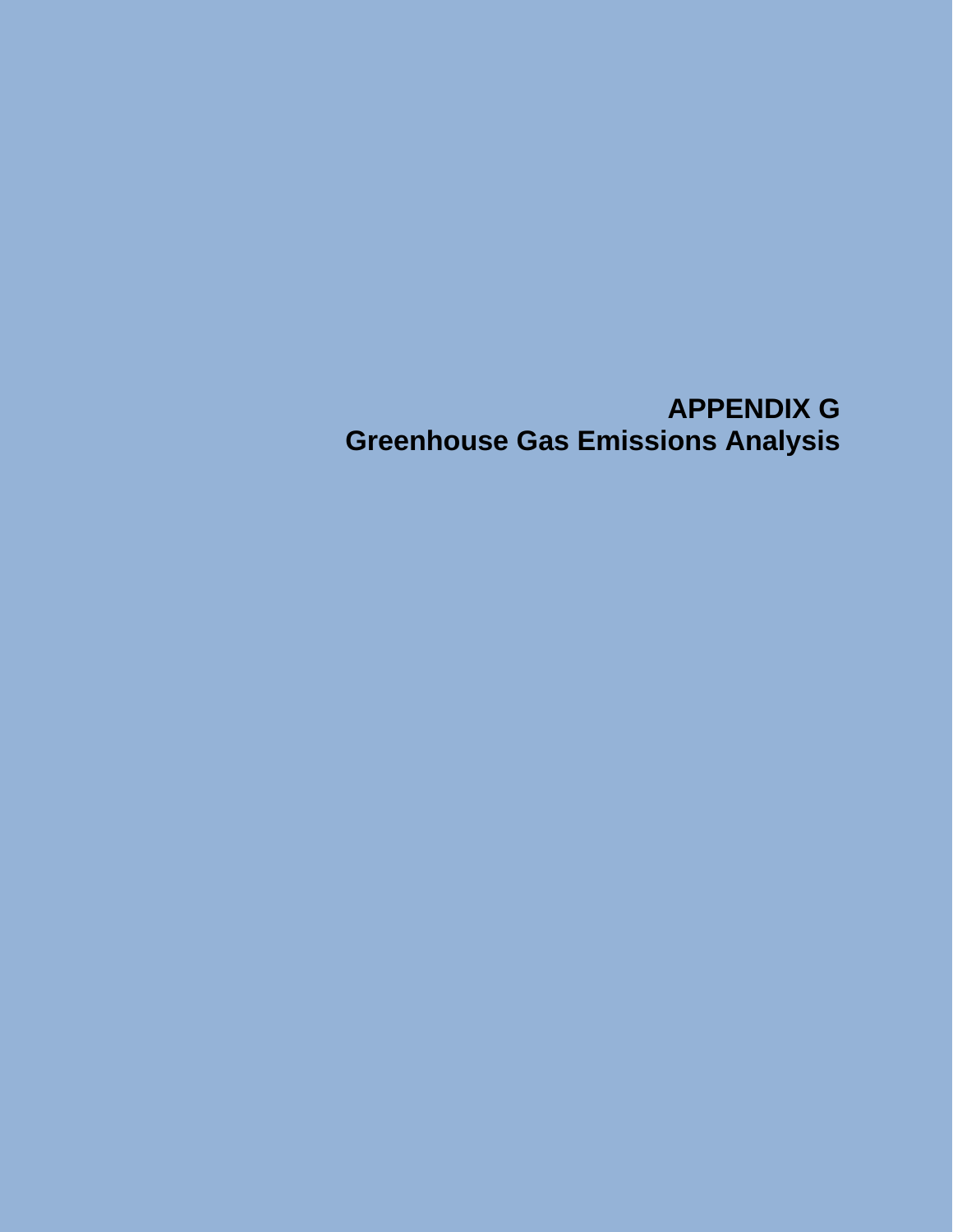# APPENDIX G
# Greenhouse Gas Emissions Analysis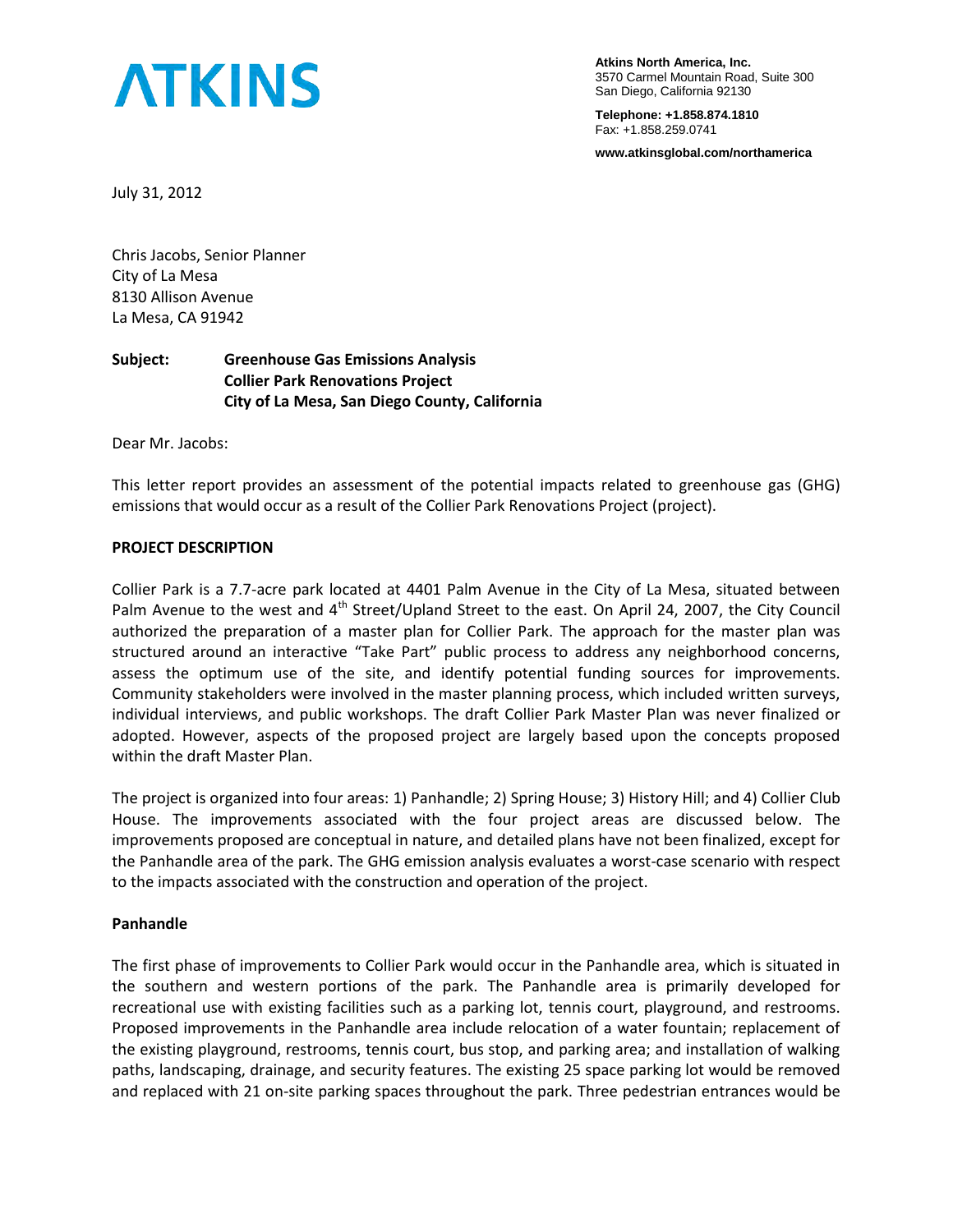**ATKINS**

**Atkins North America, Inc.**
3570 Carmel Mountain Road, Suite 300
San Diego, California 92130

**Telephone: +1.858.874.1810**
Fax: +1.858.259.0741

**www.atkinsglobal.com/northamerica**

July 31, 2012

Chris Jacobs, Senior Planner
City of La Mesa
8130 Allison Avenue
La Mesa, CA 91942

**Subject: Greenhouse Gas Emissions Analysis**
**Collier Park Renovations Project**
**City of La Mesa, San Diego County, California**

Dear Mr. Jacobs:

This letter report provides an assessment of the potential impacts related to greenhouse gas (GHG) emissions that would occur as a result of the Collier Park Renovations Project (project).

**PROJECT DESCRIPTION**

Collier Park is a 7.7-acre park located at 4401 Palm Avenue in the City of La Mesa, situated between Palm Avenue to the west and 4th Street/Upland Street to the east. On April 24, 2007, the City Council authorized the preparation of a master plan for Collier Park. The approach for the master plan was structured around an interactive "Take Part" public process to address any neighborhood concerns, assess the optimum use of the site, and identify potential funding sources for improvements. Community stakeholders were involved in the master planning process, which included written surveys, individual interviews, and public workshops. The draft Collier Park Master Plan was never finalized or adopted. However, aspects of the proposed project are largely based upon the concepts proposed within the draft Master Plan.

The project is organized into four areas: 1) Panhandle; 2) Spring House; 3) History Hill; and 4) Collier Club House. The improvements associated with the four project areas are discussed below. The improvements proposed are conceptual in nature, and detailed plans have not been finalized, except for the Panhandle area of the park. The GHG emission analysis evaluates a worst-case scenario with respect to the impacts associated with the construction and operation of the project.

**Panhandle**

The first phase of improvements to Collier Park would occur in the Panhandle area, which is situated in the southern and western portions of the park. The Panhandle area is primarily developed for recreational use with existing facilities such as a parking lot, tennis court, playground, and restrooms. Proposed improvements in the Panhandle area include relocation of a water fountain; replacement of the existing playground, restrooms, tennis court, bus stop, and parking area; and installation of walking paths, landscaping, drainage, and security features. The existing 25 space parking lot would be removed and replaced with 21 on-site parking spaces throughout the park. Three pedestrian entrances would be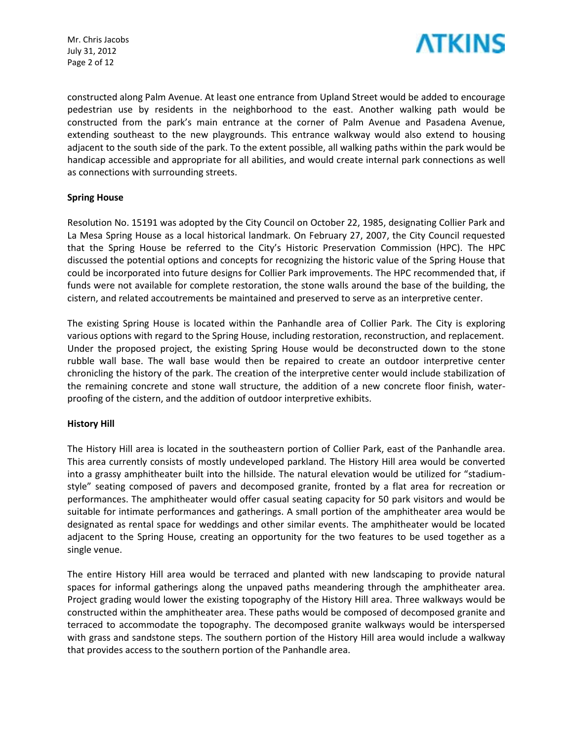constructed along Palm Avenue. At least one entrance from Upland Street would be added to encourage pedestrian use by residents in the neighborhood to the east. Another walking path would be constructed from the park's main entrance at the corner of Palm Avenue and Pasadena Avenue, extending southeast to the new playgrounds. This entrance walkway would also extend to housing adjacent to the south side of the park. To the extent possible, all walking paths within the park would be handicap accessible and appropriate for all abilities, and would create internal park connections as well as connections with surrounding streets.

**Spring House**

Resolution No. 15191 was adopted by the City Council on October 22, 1985, designating Collier Park and La Mesa Spring House as a local historical landmark. On February 27, 2007, the City Council requested that the Spring House be referred to the City's Historic Preservation Commission (HPC). The HPC discussed the potential options and concepts for recognizing the historic value of the Spring House that could be incorporated into future designs for Collier Park improvements. The HPC recommended that, if funds were not available for complete restoration, the stone walls around the base of the building, the cistern, and related accoutrements be maintained and preserved to serve as an interpretive center.

The existing Spring House is located within the Panhandle area of Collier Park. The City is exploring various options with regard to the Spring House, including restoration, reconstruction, and replacement. Under the proposed project, the existing Spring House would be deconstructed down to the stone rubble wall base. The wall base would then be repaired to create an outdoor interpretive center chronicling the history of the park. The creation of the interpretive center would include stabilization of the remaining concrete and stone wall structure, the addition of a new concrete floor finish, water-proofing of the cistern, and the addition of outdoor interpretive exhibits.

**History Hill**

The History Hill area is located in the southeastern portion of Collier Park, east of the Panhandle area. This area currently consists of mostly undeveloped parkland. The History Hill area would be converted into a grassy amphitheater built into the hillside. The natural elevation would be utilized for "stadium-style" seating composed of pavers and decomposed granite, fronted by a flat area for recreation or performances. The amphitheater would offer casual seating capacity for 50 park visitors and would be suitable for intimate performances and gatherings. A small portion of the amphitheater area would be designated as rental space for weddings and other similar events. The amphitheater would be located adjacent to the Spring House, creating an opportunity for the two features to be used together as a single venue.

The entire History Hill area would be terraced and planted with new landscaping to provide natural spaces for informal gatherings along the unpaved paths meandering through the amphitheater area. Project grading would lower the existing topography of the History Hill area. Three walkways would be constructed within the amphitheater area. These paths would be composed of decomposed granite and terraced to accommodate the topography. The decomposed granite walkways would be interspersed with grass and sandstone steps. The southern portion of the History Hill area would include a walkway that provides access to the southern portion of the Panhandle area.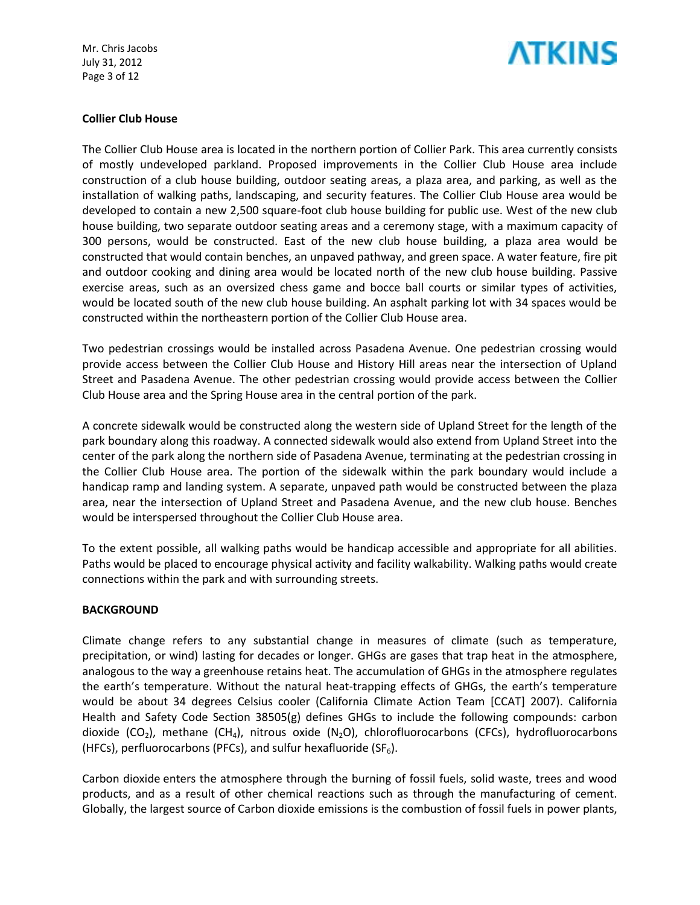**Collier Club House**

The Collier Club House area is located in the northern portion of Collier Park. This area currently consists of mostly undeveloped parkland. Proposed improvements in the Collier Club House area include construction of a club house building, outdoor seating areas, a plaza area, and parking, as well as the installation of walking paths, landscaping, and security features. The Collier Club House area would be developed to contain a new 2,500 square-foot club house building for public use. West of the new club house building, two separate outdoor seating areas and a ceremony stage, with a maximum capacity of 300 persons, would be constructed. East of the new club house building, a plaza area would be constructed that would contain benches, an unpaved pathway, and green space. A water feature, fire pit and outdoor cooking and dining area would be located north of the new club house building. Passive exercise areas, such as an oversized chess game and bocce ball courts or similar types of activities, would be located south of the new club house building. An asphalt parking lot with 34 spaces would be constructed within the northeastern portion of the Collier Club House area.

Two pedestrian crossings would be installed across Pasadena Avenue. One pedestrian crossing would provide access between the Collier Club House and History Hill areas near the intersection of Upland Street and Pasadena Avenue. The other pedestrian crossing would provide access between the Collier Club House area and the Spring House area in the central portion of the park.

A concrete sidewalk would be constructed along the western side of Upland Street for the length of the park boundary along this roadway. A connected sidewalk would also extend from Upland Street into the center of the park along the northern side of Pasadena Avenue, terminating at the pedestrian crossing in the Collier Club House area. The portion of the sidewalk within the park boundary would include a handicap ramp and landing system. A separate, unpaved path would be constructed between the plaza area, near the intersection of Upland Street and Pasadena Avenue, and the new club house. Benches would be interspersed throughout the Collier Club House area.

To the extent possible, all walking paths would be handicap accessible and appropriate for all abilities. Paths would be placed to encourage physical activity and facility walkability. Walking paths would create connections within the park and with surrounding streets.

**BACKGROUND**

Climate change refers to any substantial change in measures of climate (such as temperature, precipitation, or wind) lasting for decades or longer. GHGs are gases that trap heat in the atmosphere, analogous to the way a greenhouse retains heat. The accumulation of GHGs in the atmosphere regulates the earth's temperature. Without the natural heat-trapping effects of GHGs, the earth's temperature would be about 34 degrees Celsius cooler (California Climate Action Team [CCAT] 2007). California Health and Safety Code Section 38505(g) defines GHGs to include the following compounds: carbon dioxide ($CO_2$), methane ($CH_4$), nitrous oxide ($N_2O$), chlorofluorocarbons (CFCs), hydrofluorocarbons (HFCs), perfluorocarbons (PFCs), and sulfur hexafluoride ($SF_6$).

Carbon dioxide enters the atmosphere through the burning of fossil fuels, solid waste, trees and wood products, and as a result of other chemical reactions such as through the manufacturing of cement. Globally, the largest source of Carbon dioxide emissions is the combustion of fossil fuels in power plants,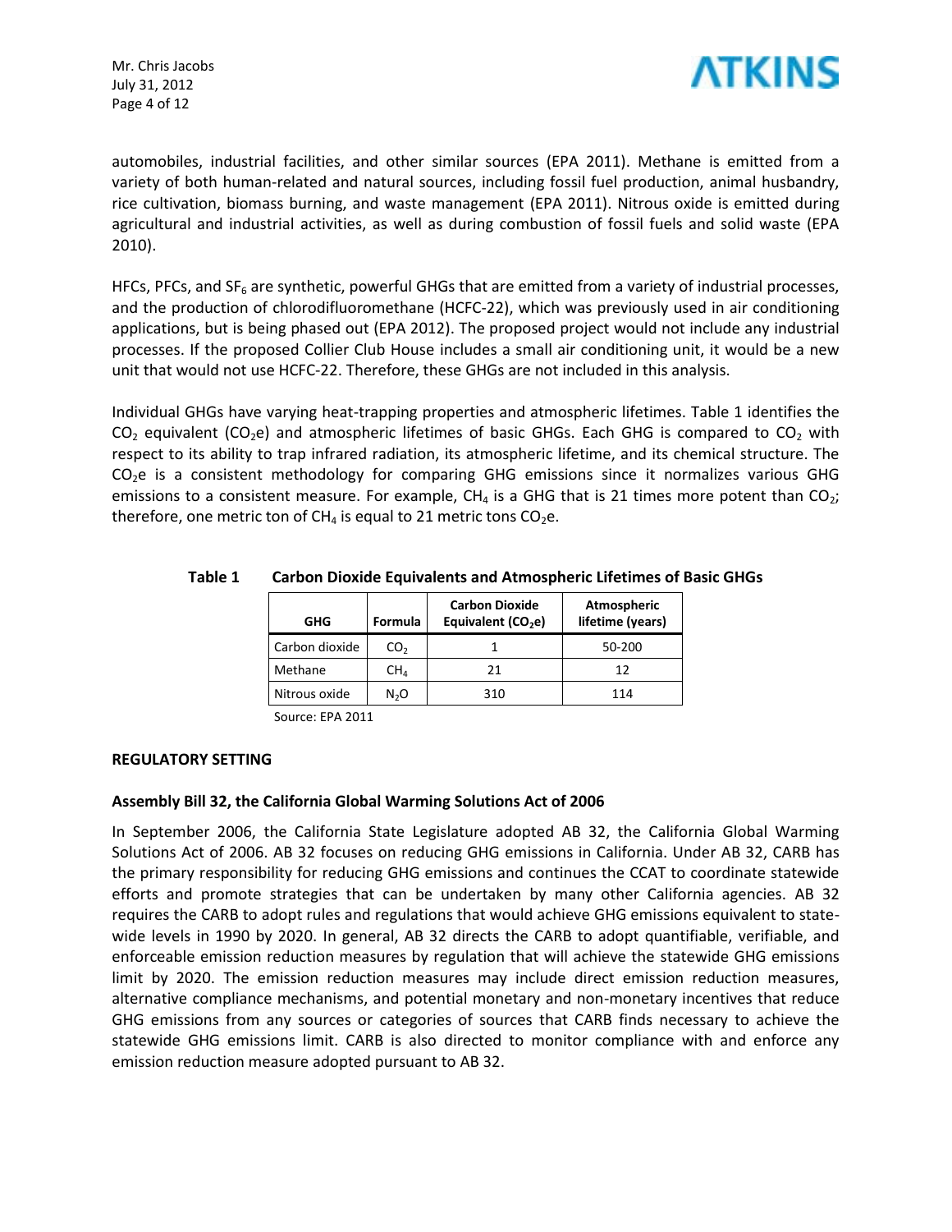automobiles, industrial facilities, and other similar sources (EPA 2011). Methane is emitted from a variety of both human-related and natural sources, including fossil fuel production, animal husbandry, rice cultivation, biomass burning, and waste management (EPA 2011). Nitrous oxide is emitted during agricultural and industrial activities, as well as during combustion of fossil fuels and solid waste (EPA 2010).

HFCs, PFCs, and $SF_6$ are synthetic, powerful GHGs that are emitted from a variety of industrial processes, and the production of chlorodifluoromethane (HCFC-22), which was previously used in air conditioning applications, but is being phased out (EPA 2012). The proposed project would not include any industrial processes. If the proposed Collier Club House includes a small air conditioning unit, it would be a new unit that would not use HCFC-22. Therefore, these GHGs are not included in this analysis.

Individual GHGs have varying heat-trapping properties and atmospheric lifetimes. Table 1 identifies the $CO_2$ equivalent ($CO_2e$) and atmospheric lifetimes of basic GHGs. Each GHG is compared to $CO_2$ with respect to its ability to trap infrared radiation, its atmospheric lifetime, and its chemical structure. The $CO_2e$ is a consistent methodology for comparing GHG emissions since it normalizes various GHG emissions to a consistent measure. For example, $CH_4$ is a GHG that is 21 times more potent than $CO_2$; therefore, one metric ton of $CH_4$ is equal to 21 metric tons $CO_2e$.

**Table 1 Carbon Dioxide Equivalents and Atmospheric Lifetimes of Basic GHGs**

| GHG | Formula | Carbon Dioxide Equivalent ($CO_2e$) | Atmospheric lifetime (years) |
|---|---|---|---|
| Carbon dioxide | $CO_2$ | 1 | 50-200 |
| Methane | $CH_4$ | 21 | 12 |
| Nitrous oxide | $N_2O$ | 310 | 114 |

Source: EPA 2011

**REGULATORY SETTING**

**Assembly Bill 32, the California Global Warming Solutions Act of 2006**

In September 2006, the California State Legislature adopted AB 32, the California Global Warming Solutions Act of 2006. AB 32 focuses on reducing GHG emissions in California. Under AB 32, CARB has the primary responsibility for reducing GHG emissions and continues the CCAT to coordinate statewide efforts and promote strategies that can be undertaken by many other California agencies. AB 32 requires the CARB to adopt rules and regulations that would achieve GHG emissions equivalent to state-wide levels in 1990 by 2020. In general, AB 32 directs the CARB to adopt quantifiable, verifiable, and enforceable emission reduction measures by regulation that will achieve the statewide GHG emissions limit by 2020. The emission reduction measures may include direct emission reduction measures, alternative compliance mechanisms, and potential monetary and non-monetary incentives that reduce GHG emissions from any sources or categories of sources that CARB finds necessary to achieve the statewide GHG emissions limit. CARB is also directed to monitor compliance with and enforce any emission reduction measure adopted pursuant to AB 32.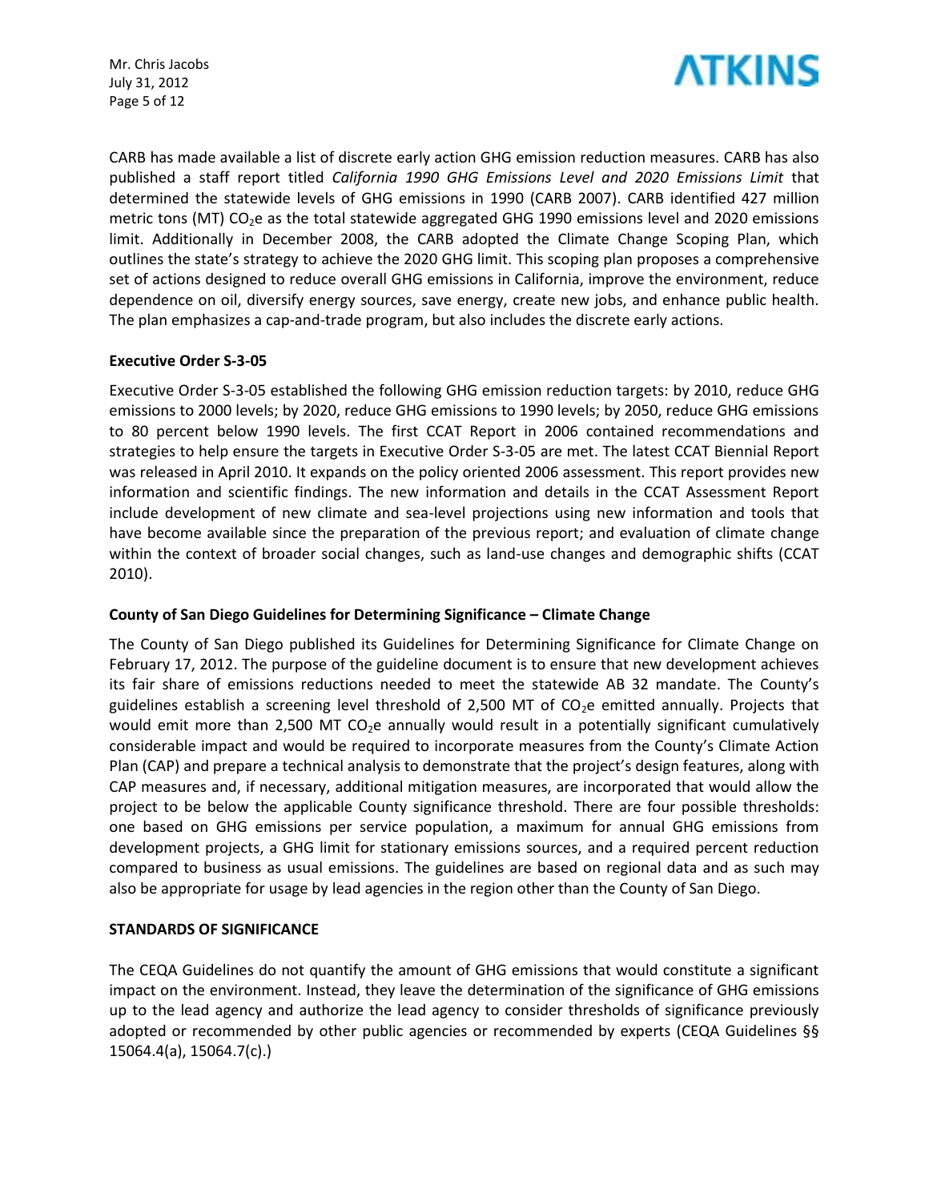CARB has made available a list of discrete early action GHG emission reduction measures. CARB has also published a staff report titled *California 1990 GHG Emissions Level and 2020 Emissions Limit* that determined the statewide levels of GHG emissions in 1990 (CARB 2007). CARB identified 427 million metric tons (MT) $CO_2e$ as the total statewide aggregated GHG 1990 emissions level and 2020 emissions limit. Additionally in December 2008, the CARB adopted the Climate Change Scoping Plan, which outlines the state's strategy to achieve the 2020 GHG limit. This scoping plan proposes a comprehensive set of actions designed to reduce overall GHG emissions in California, improve the environment, reduce dependence on oil, diversify energy sources, save energy, create new jobs, and enhance public health. The plan emphasizes a cap-and-trade program, but also includes the discrete early actions.

**Executive Order S-3-05**

Executive Order S-3-05 established the following GHG emission reduction targets: by 2010, reduce GHG emissions to 2000 levels; by 2020, reduce GHG emissions to 1990 levels; by 2050, reduce GHG emissions to 80 percent below 1990 levels. The first CCAT Report in 2006 contained recommendations and strategies to help ensure the targets in Executive Order S-3-05 are met. The latest CCAT Biennial Report was released in April 2010. It expands on the policy oriented 2006 assessment. This report provides new information and scientific findings. The new information and details in the CCAT Assessment Report include development of new climate and sea-level projections using new information and tools that have become available since the preparation of the previous report; and evaluation of climate change within the context of broader social changes, such as land-use changes and demographic shifts (CCAT 2010).

**County of San Diego Guidelines for Determining Significance – Climate Change**

The County of San Diego published its Guidelines for Determining Significance for Climate Change on February 17, 2012. The purpose of the guideline document is to ensure that new development achieves its fair share of emissions reductions needed to meet the statewide AB 32 mandate. The County's guidelines establish a screening level threshold of 2,500 MT of $CO_2e$ emitted annually. Projects that would emit more than 2,500 MT $CO_2e$ annually would result in a potentially significant cumulatively considerable impact and would be required to incorporate measures from the County's Climate Action Plan (CAP) and prepare a technical analysis to demonstrate that the project's design features, along with CAP measures and, if necessary, additional mitigation measures, are incorporated that would allow the project to be below the applicable County significance threshold. There are four possible thresholds: one based on GHG emissions per service population, a maximum for annual GHG emissions from development projects, a GHG limit for stationary emissions sources, and a required percent reduction compared to business as usual emissions. The guidelines are based on regional data and as such may also be appropriate for usage by lead agencies in the region other than the County of San Diego.

**STANDARDS OF SIGNIFICANCE**

The CEQA Guidelines do not quantify the amount of GHG emissions that would constitute a significant impact on the environment. Instead, they leave the determination of the significance of GHG emissions up to the lead agency and authorize the lead agency to consider thresholds of significance previously adopted or recommended by other public agencies or recommended by experts (CEQA Guidelines §§ 15064.4(a), 15064.7(c).)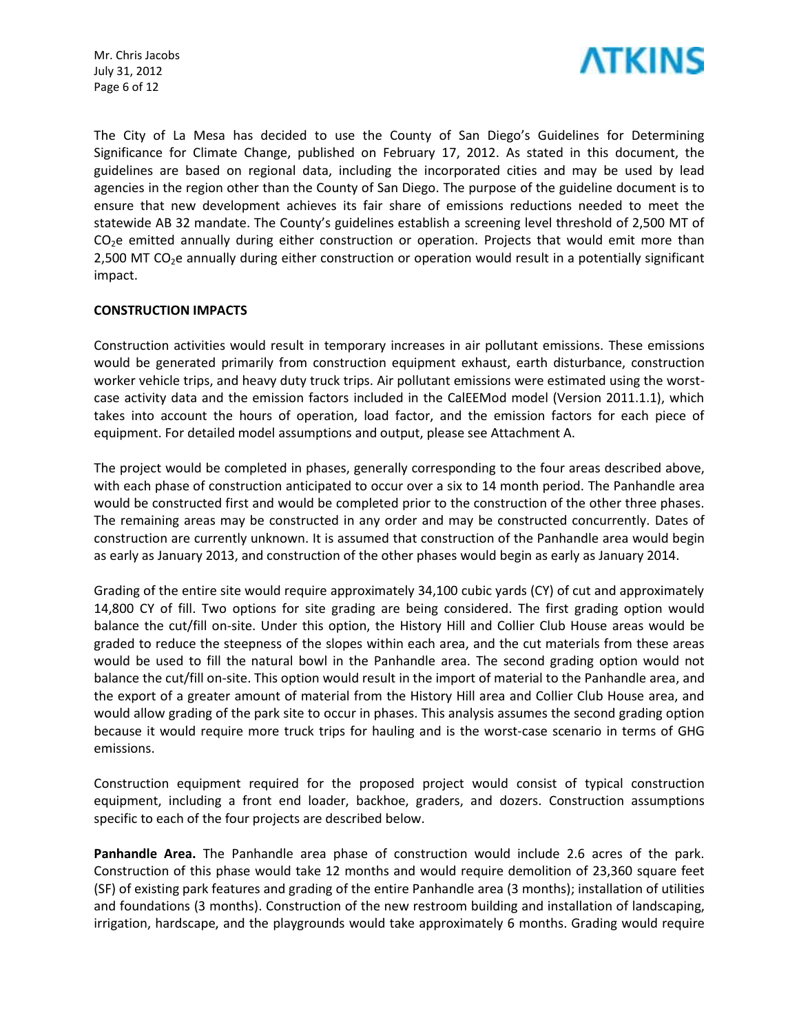The City of La Mesa has decided to use the County of San Diego's Guidelines for Determining Significance for Climate Change, published on February 17, 2012. As stated in this document, the guidelines are based on regional data, including the incorporated cities and may be used by lead agencies in the region other than the County of San Diego. The purpose of the guideline document is to ensure that new development achieves its fair share of emissions reductions needed to meet the statewide AB 32 mandate. The County's guidelines establish a screening level threshold of 2,500 MT of $CO_2e$ emitted annually during either construction or operation. Projects that would emit more than 2,500 MT $CO_2e$ annually during either construction or operation would result in a potentially significant impact.

**CONSTRUCTION IMPACTS**

Construction activities would result in temporary increases in air pollutant emissions. These emissions would be generated primarily from construction equipment exhaust, earth disturbance, construction worker vehicle trips, and heavy duty truck trips. Air pollutant emissions were estimated using the worst-case activity data and the emission factors included in the CalEEMod model (Version 2011.1.1), which takes into account the hours of operation, load factor, and the emission factors for each piece of equipment. For detailed model assumptions and output, please see Attachment A.

The project would be completed in phases, generally corresponding to the four areas described above, with each phase of construction anticipated to occur over a six to 14 month period. The Panhandle area would be constructed first and would be completed prior to the construction of the other three phases. The remaining areas may be constructed in any order and may be constructed concurrently. Dates of construction are currently unknown. It is assumed that construction of the Panhandle area would begin as early as January 2013, and construction of the other phases would begin as early as January 2014.

Grading of the entire site would require approximately 34,100 cubic yards (CY) of cut and approximately 14,800 CY of fill. Two options for site grading are being considered. The first grading option would balance the cut/fill on-site. Under this option, the History Hill and Collier Club House areas would be graded to reduce the steepness of the slopes within each area, and the cut materials from these areas would be used to fill the natural bowl in the Panhandle area. The second grading option would not balance the cut/fill on-site. This option would result in the import of material to the Panhandle area, and the export of a greater amount of material from the History Hill area and Collier Club House area, and would allow grading of the park site to occur in phases. This analysis assumes the second grading option because it would require more truck trips for hauling and is the worst-case scenario in terms of GHG emissions.

Construction equipment required for the proposed project would consist of typical construction equipment, including a front end loader, backhoe, graders, and dozers. Construction assumptions specific to each of the four projects are described below.

**Panhandle Area.** The Panhandle area phase of construction would include 2.6 acres of the park. Construction of this phase would take 12 months and would require demolition of 23,360 square feet (SF) of existing park features and grading of the entire Panhandle area (3 months); installation of utilities and foundations (3 months). Construction of the new restroom building and installation of landscaping, irrigation, hardscape, and the playgrounds would take approximately 6 months. Grading would require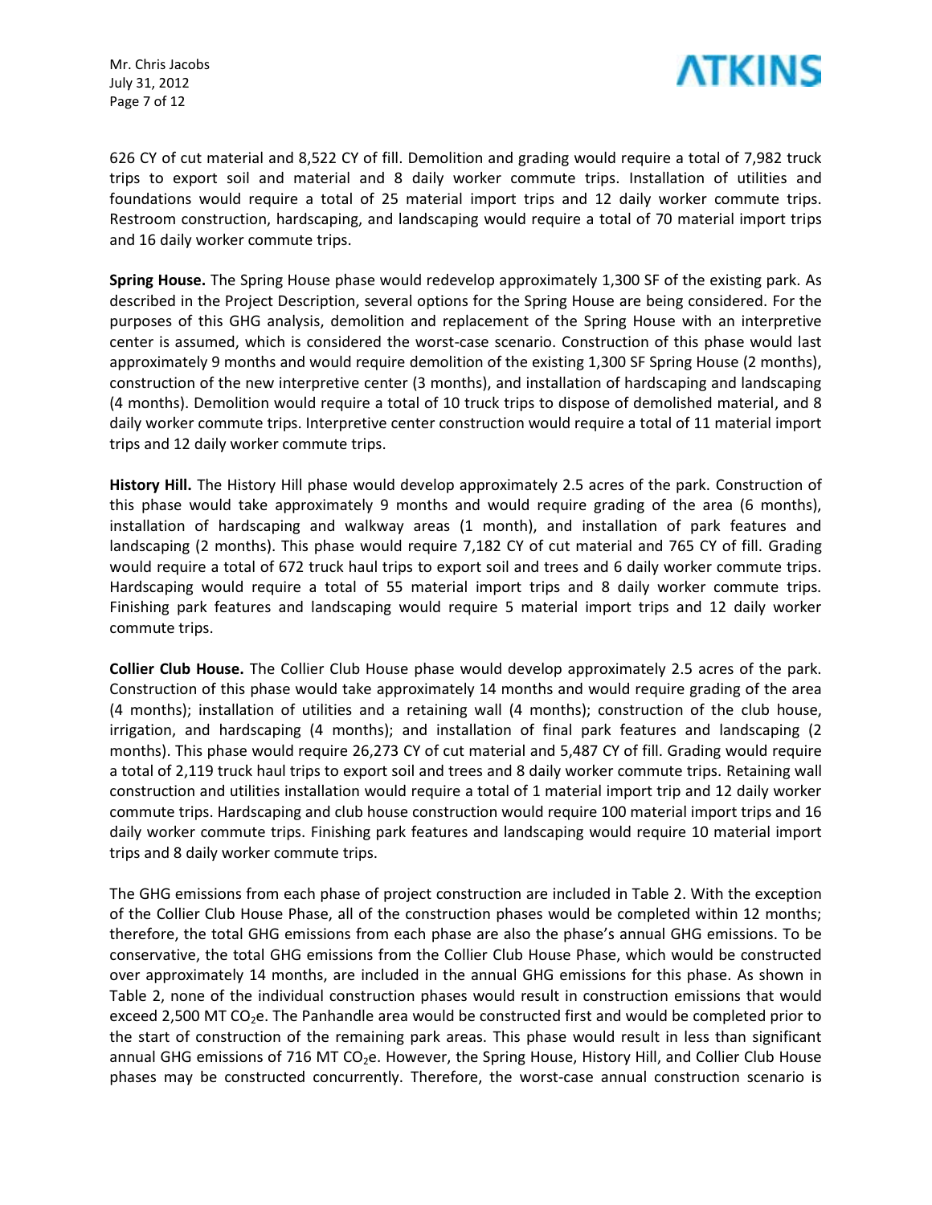626 CY of cut material and 8,522 CY of fill. Demolition and grading would require a total of 7,982 truck trips to export soil and material and 8 daily worker commute trips. Installation of utilities and foundations would require a total of 25 material import trips and 12 daily worker commute trips. Restroom construction, hardscaping, and landscaping would require a total of 70 material import trips and 16 daily worker commute trips.

**Spring House.** The Spring House phase would redevelop approximately 1,300 SF of the existing park. As described in the Project Description, several options for the Spring House are being considered. For the purposes of this GHG analysis, demolition and replacement of the Spring House with an interpretive center is assumed, which is considered the worst-case scenario. Construction of this phase would last approximately 9 months and would require demolition of the existing 1,300 SF Spring House (2 months), construction of the new interpretive center (3 months), and installation of hardscaping and landscaping (4 months). Demolition would require a total of 10 truck trips to dispose of demolished material, and 8 daily worker commute trips. Interpretive center construction would require a total of 11 material import trips and 12 daily worker commute trips.

**History Hill.** The History Hill phase would develop approximately 2.5 acres of the park. Construction of this phase would take approximately 9 months and would require grading of the area (6 months), installation of hardscaping and walkway areas (1 month), and installation of park features and landscaping (2 months). This phase would require 7,182 CY of cut material and 765 CY of fill. Grading would require a total of 672 truck haul trips to export soil and trees and 6 daily worker commute trips. Hardscaping would require a total of 55 material import trips and 8 daily worker commute trips. Finishing park features and landscaping would require 5 material import trips and 12 daily worker commute trips.

**Collier Club House.** The Collier Club House phase would develop approximately 2.5 acres of the park. Construction of this phase would take approximately 14 months and would require grading of the area (4 months); installation of utilities and a retaining wall (4 months); construction of the club house, irrigation, and hardscaping (4 months); and installation of final park features and landscaping (2 months). This phase would require 26,273 CY of cut material and 5,487 CY of fill. Grading would require a total of 2,119 truck haul trips to export soil and trees and 8 daily worker commute trips. Retaining wall construction and utilities installation would require a total of 1 material import trip and 12 daily worker commute trips. Hardscaping and club house construction would require 100 material import trips and 16 daily worker commute trips. Finishing park features and landscaping would require 10 material import trips and 8 daily worker commute trips.

The GHG emissions from each phase of project construction are included in Table 2. With the exception of the Collier Club House Phase, all of the construction phases would be completed within 12 months; therefore, the total GHG emissions from each phase are also the phase's annual GHG emissions. To be conservative, the total GHG emissions from the Collier Club House Phase, which would be constructed over approximately 14 months, are included in the annual GHG emissions for this phase. As shown in Table 2, none of the individual construction phases would result in construction emissions that would exceed 2,500 MT $CO_2e$. The Panhandle area would be constructed first and would be completed prior to the start of construction of the remaining park areas. This phase would result in less than significant annual GHG emissions of 716 MT $CO_2e$. However, the Spring House, History Hill, and Collier Club House phases may be constructed concurrently. Therefore, the worst-case annual construction scenario is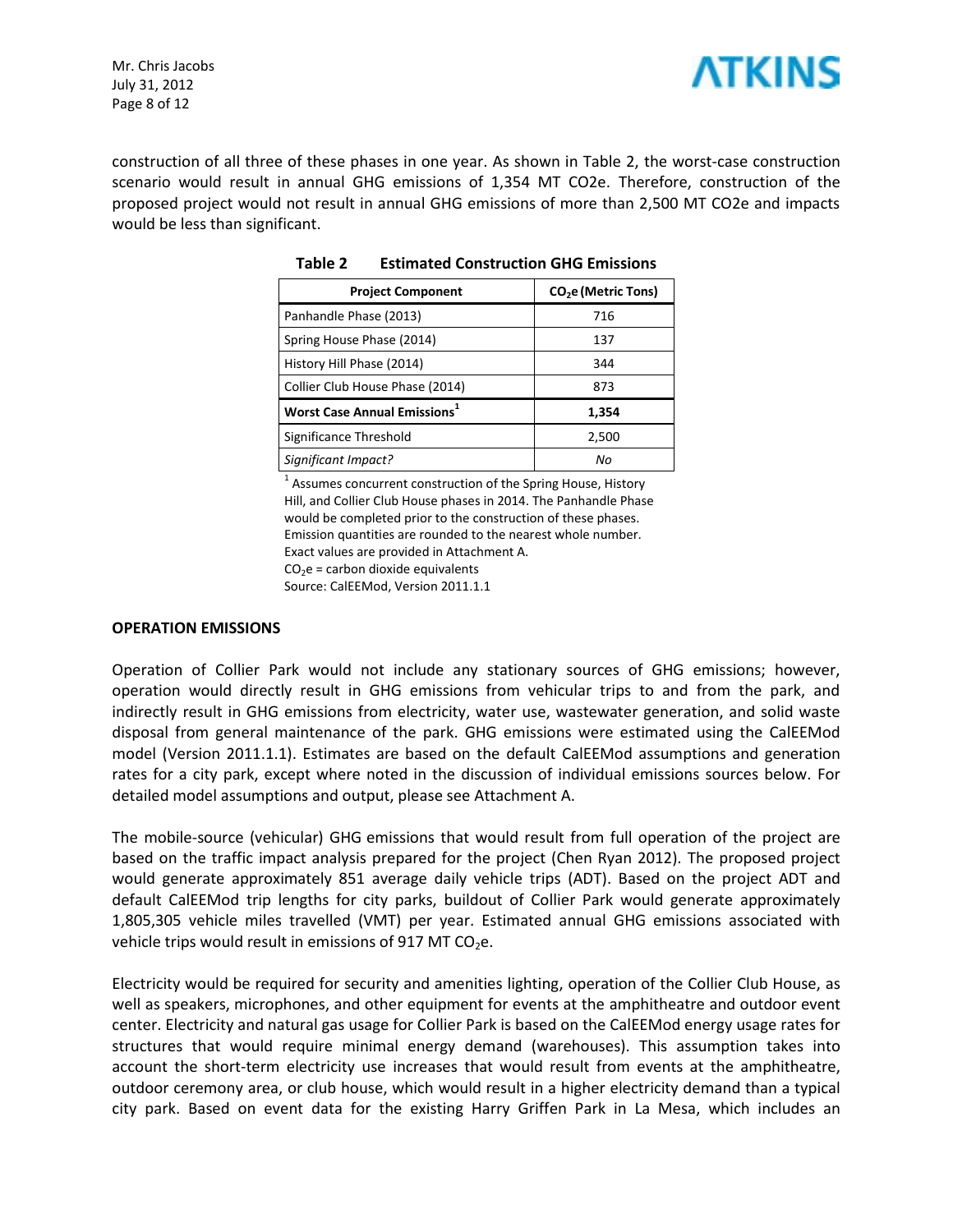construction of all three of these phases in one year. As shown in Table 2, the worst-case construction scenario would result in annual GHG emissions of 1,354 MT CO2e. Therefore, construction of the proposed project would not result in annual GHG emissions of more than 2,500 MT CO2e and impacts would be less than significant.

**Table 2 Estimated Construction GHG Emissions**

| Project Component | $CO_2e$ (Metric Tons) |
|---|---|
| Panhandle Phase (2013) | 716 |
| Spring House Phase (2014) | 137 |
| History Hill Phase (2014) | 344 |
| Collier Club House Phase (2014) | 873 |
| **Worst Case Annual Emissions[1]** | **1,354** |
| Significance Threshold | 2,500 |
| *Significant Impact?* | *No* |

[1] Assumes concurrent construction of the Spring House, History Hill, and Collier Club House phases in 2014. The Panhandle Phase would be completed prior to the construction of these phases. Emission quantities are rounded to the nearest whole number. Exact values are provided in Attachment A.
$CO_2e$ = carbon dioxide equivalents
Source: CalEEMod, Version 2011.1.1

**OPERATION EMISSIONS**

Operation of Collier Park would not include any stationary sources of GHG emissions; however, operation would directly result in GHG emissions from vehicular trips to and from the park, and indirectly result in GHG emissions from electricity, water use, wastewater generation, and solid waste disposal from general maintenance of the park. GHG emissions were estimated using the CalEEMod model (Version 2011.1.1). Estimates are based on the default CalEEMod assumptions and generation rates for a city park, except where noted in the discussion of individual emissions sources below. For detailed model assumptions and output, please see Attachment A.

The mobile-source (vehicular) GHG emissions that would result from full operation of the project are based on the traffic impact analysis prepared for the project (Chen Ryan 2012). The proposed project would generate approximately 851 average daily vehicle trips (ADT). Based on the project ADT and default CalEEMod trip lengths for city parks, buildout of Collier Park would generate approximately 1,805,305 vehicle miles travelled (VMT) per year. Estimated annual GHG emissions associated with vehicle trips would result in emissions of 917 MT $CO_2e$.

Electricity would be required for security and amenities lighting, operation of the Collier Club House, as well as speakers, microphones, and other equipment for events at the amphitheatre and outdoor event center. Electricity and natural gas usage for Collier Park is based on the CalEEMod energy usage rates for structures that would require minimal energy demand (warehouses). This assumption takes into account the short-term electricity use increases that would result from events at the amphitheatre, outdoor ceremony area, or club house, which would result in a higher electricity demand than a typical city park. Based on event data for the existing Harry Griffen Park in La Mesa, which includes an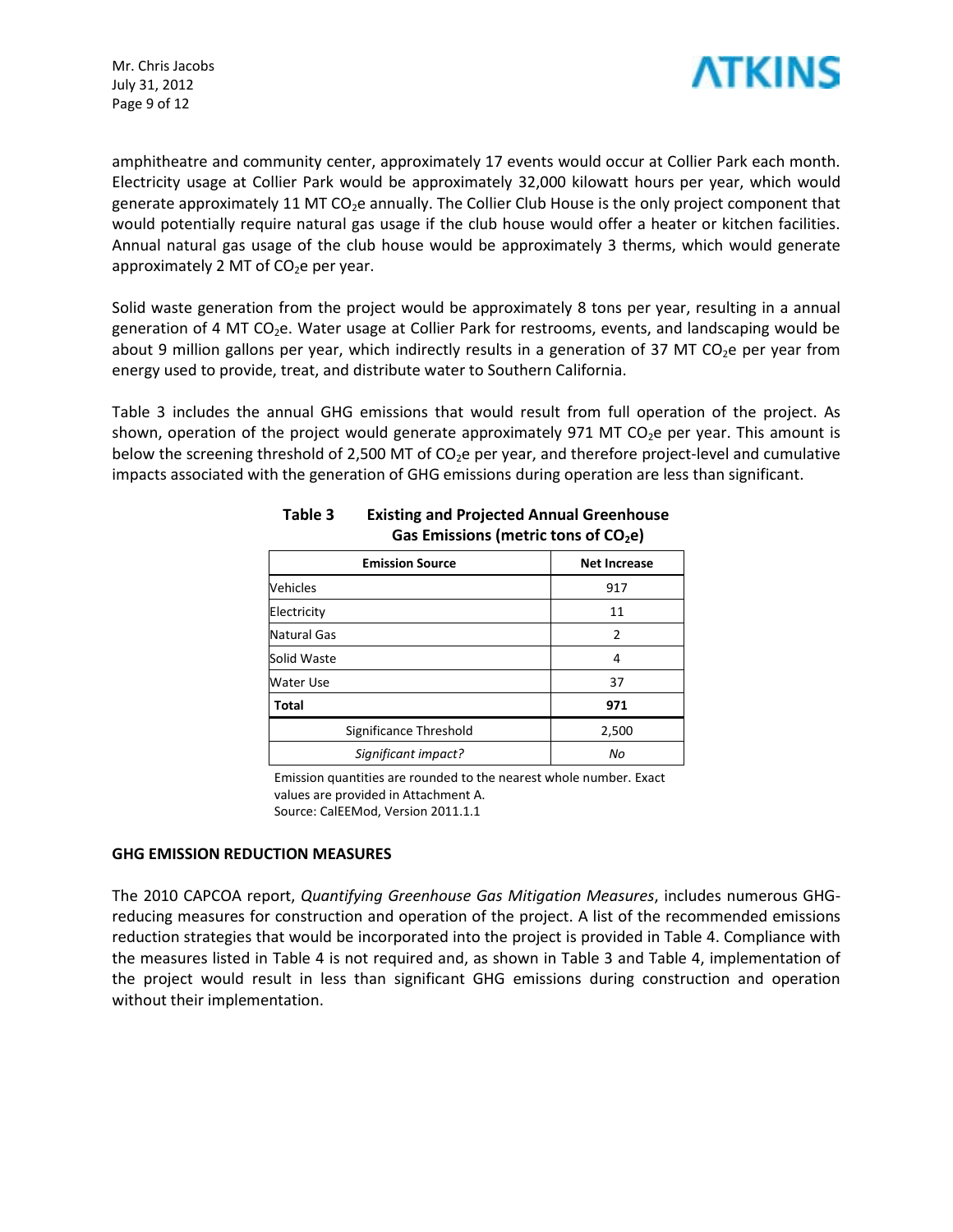amphitheatre and community center, approximately 17 events would occur at Collier Park each month. Electricity usage at Collier Park would be approximately 32,000 kilowatt hours per year, which would generate approximately 11 MT $CO_2e$ annually. The Collier Club House is the only project component that would potentially require natural gas usage if the club house would offer a heater or kitchen facilities. Annual natural gas usage of the club house would be approximately 3 therms, which would generate approximately 2 MT of $CO_2e$ per year.

Solid waste generation from the project would be approximately 8 tons per year, resulting in a annual generation of 4 MT $CO_2e$. Water usage at Collier Park for restrooms, events, and landscaping would be about 9 million gallons per year, which indirectly results in a generation of 37 MT $CO_2e$ per year from energy used to provide, treat, and distribute water to Southern California.

Table 3 includes the annual GHG emissions that would result from full operation of the project. As shown, operation of the project would generate approximately 971 MT $CO_2e$ per year. This amount is below the screening threshold of 2,500 MT of $CO_2e$ per year, and therefore project-level and cumulative impacts associated with the generation of GHG emissions during operation are less than significant.

**Table 3 Existing and Projected Annual Greenhouse Gas Emissions (metric tons of $CO_2e$)**

| Emission Source | Net Increase |
|---|---|
| Vehicles | 917 |
| Electricity | 11 |
| Natural Gas | 2 |
| Solid Waste | 4 |
| Water Use | 37 |
| **Total** | **971** |
| Significance Threshold | 2,500 |
| *Significant impact?* | *No* |

Emission quantities are rounded to the nearest whole number. Exact values are provided in Attachment A.
Source: CalEEMod, Version 2011.1.1

**GHG EMISSION REDUCTION MEASURES**

The 2010 CAPCOA report, *Quantifying Greenhouse Gas Mitigation Measures*, includes numerous GHG-reducing measures for construction and operation of the project. A list of the recommended emissions reduction strategies that would be incorporated into the project is provided in Table 4. Compliance with the measures listed in Table 4 is not required and, as shown in Table 3 and Table 4, implementation of the project would result in less than significant GHG emissions during construction and operation without their implementation.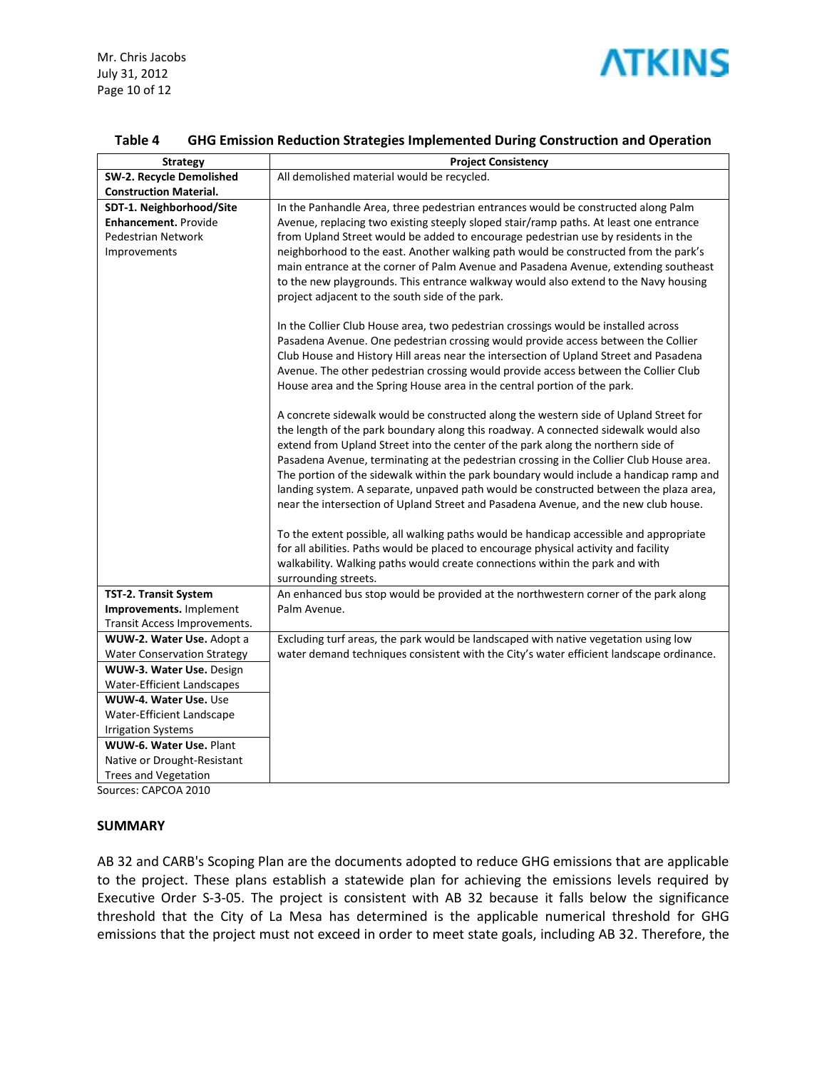**Table 4 GHG Emission Reduction Strategies Implemented During Construction and Operation**

| Strategy | Project Consistency |
|---|---|
| **SW-2. Recycle Demolished Construction Material.** | All demolished material would be recycled. |
| **SDT-1. Neighborhood/Site Enhancement.** Provide Pedestrian Network Improvements | In the Panhandle Area, three pedestrian entrances would be constructed along Palm Avenue, replacing two existing steeply sloped stair/ramp paths. At least one entrance from Upland Street would be added to encourage pedestrian use by residents in the neighborhood to the east. Another walking path would be constructed from the park's main entrance at the corner of Palm Avenue and Pasadena Avenue, extending southeast to the new playgrounds. This entrance walkway would also extend to the Navy housing project adjacent to the south side of the park.<br><br>In the Collier Club House area, two pedestrian crossings would be installed across Pasadena Avenue. One pedestrian crossing would provide access between the Collier Club House and History Hill areas near the intersection of Upland Street and Pasadena Avenue. The other pedestrian crossing would provide access between the Collier Club House area and the Spring House area in the central portion of the park.<br><br>A concrete sidewalk would be constructed along the western side of Upland Street for the length of the park boundary along this roadway. A connected sidewalk would also extend from Upland Street into the center of the park along the northern side of Pasadena Avenue, terminating at the pedestrian crossing in the Collier Club House area. The portion of the sidewalk within the park boundary would include a handicap ramp and landing system. A separate, unpaved path would be constructed between the plaza area, near the intersection of Upland Street and Pasadena Avenue, and the new club house.<br><br>To the extent possible, all walking paths would be handicap accessible and appropriate for all abilities. Paths would be placed to encourage physical activity and facility walkability. Walking paths would create connections within the park and with surrounding streets. |
| **TST-2. Transit System Improvements.** Implement Transit Access Improvements. | An enhanced bus stop would be provided at the northwestern corner of the park along Palm Avenue. |
| **WUW-2. Water Use.** Adopt a Water Conservation Strategy<br>**WUW-3. Water Use.** Design Water-Efficient Landscapes<br>**WUW-4. Water Use.** Use Water-Efficient Landscape Irrigation Systems<br>**WUW-6. Water Use.** Plant Native or Drought-Resistant Trees and Vegetation | Excluding turf areas, the park would be landscaped with native vegetation using low water demand techniques consistent with the City's water efficient landscape ordinance. |

Sources: CAPCOA 2010

**SUMMARY**

AB 32 and CARB's Scoping Plan are the documents adopted to reduce GHG emissions that are applicable to the project. These plans establish a statewide plan for achieving the emissions levels required by Executive Order S-3-05. The project is consistent with AB 32 because it falls below the significance threshold that the City of La Mesa has determined is the applicable numerical threshold for GHG emissions that the project must not exceed in order to meet state goals, including AB 32. Therefore, the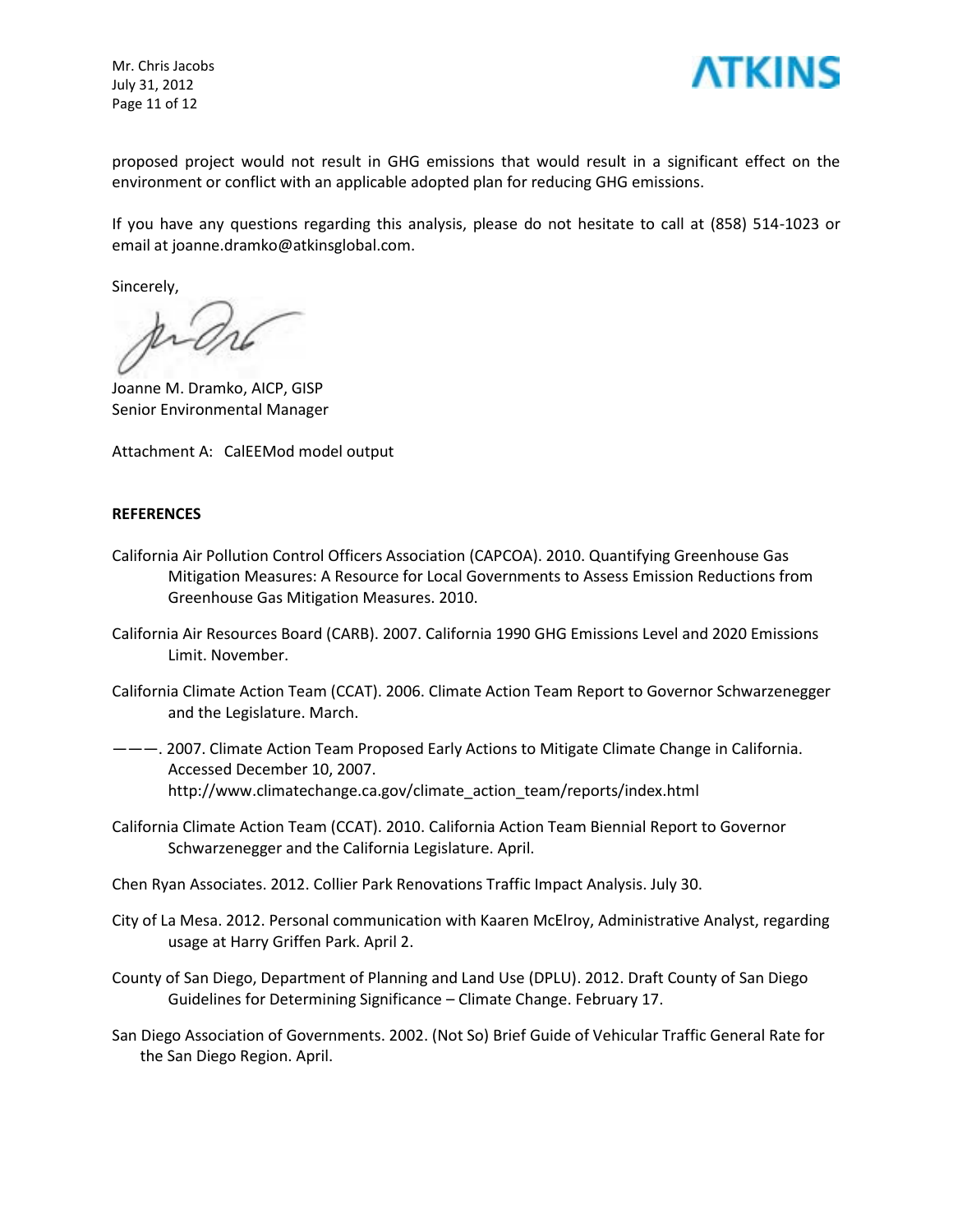proposed project would not result in GHG emissions that would result in a significant effect on the environment or conflict with an applicable adopted plan for reducing GHG emissions.

If you have any questions regarding this analysis, please do not hesitate to call at (858) 514-1023 or email at joanne.dramko@atkinsglobal.com.

Sincerely,

Joanne M. Dramko, AICP, GISP
Senior Environmental Manager

Attachment A: CalEEMod model output

**REFERENCES**

California Air Pollution Control Officers Association (CAPCOA). 2010. Quantifying Greenhouse Gas Mitigation Measures: A Resource for Local Governments to Assess Emission Reductions from Greenhouse Gas Mitigation Measures. 2010.

California Air Resources Board (CARB). 2007. California 1990 GHG Emissions Level and 2020 Emissions Limit. November.

California Climate Action Team (CCAT). 2006. Climate Action Team Report to Governor Schwarzenegger and the Legislature. March.

———. 2007. Climate Action Team Proposed Early Actions to Mitigate Climate Change in California. Accessed December 10, 2007. http://www.climatechange.ca.gov/climate_action_team/reports/index.html

California Climate Action Team (CCAT). 2010. California Action Team Biennial Report to Governor Schwarzenegger and the California Legislature. April.

Chen Ryan Associates. 2012. Collier Park Renovations Traffic Impact Analysis. July 30.

City of La Mesa. 2012. Personal communication with Kaaren McElroy, Administrative Analyst, regarding usage at Harry Griffen Park. April 2.

County of San Diego, Department of Planning and Land Use (DPLU). 2012. Draft County of San Diego Guidelines for Determining Significance – Climate Change. February 17.

San Diego Association of Governments. 2002. (Not So) Brief Guide of Vehicular Traffic General Rate for the San Diego Region. April.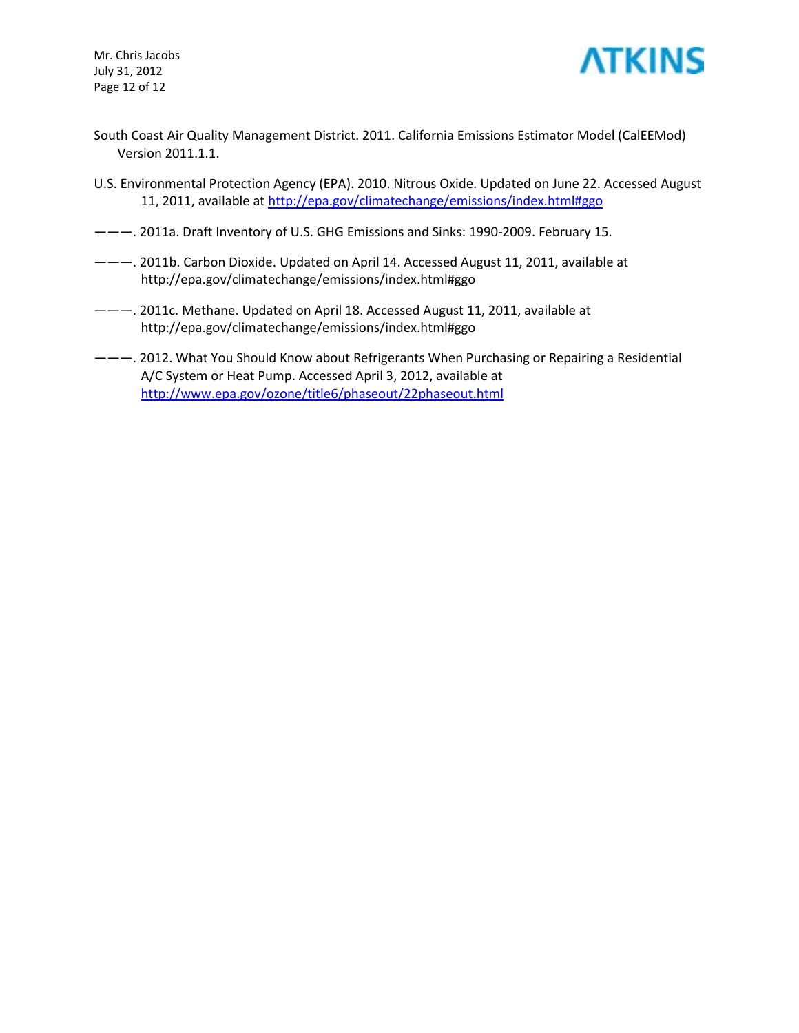South Coast Air Quality Management District. 2011. California Emissions Estimator Model (CalEEMod) Version 2011.1.1.

U.S. Environmental Protection Agency (EPA). 2010. Nitrous Oxide. Updated on June 22. Accessed August 11, 2011, available at http://epa.gov/climatechange/emissions/index.html#ggo

———. 2011a. Draft Inventory of U.S. GHG Emissions and Sinks: 1990-2009. February 15.

———. 2011b. Carbon Dioxide. Updated on April 14. Accessed August 11, 2011, available at http://epa.gov/climatechange/emissions/index.html#ggo

———. 2011c. Methane. Updated on April 18. Accessed August 11, 2011, available at http://epa.gov/climatechange/emissions/index.html#ggo

———. 2012. What You Should Know about Refrigerants When Purchasing or Repairing a Residential A/C System or Heat Pump. Accessed April 3, 2012, available at http://www.epa.gov/ozone/title6/phaseout/22phaseout.html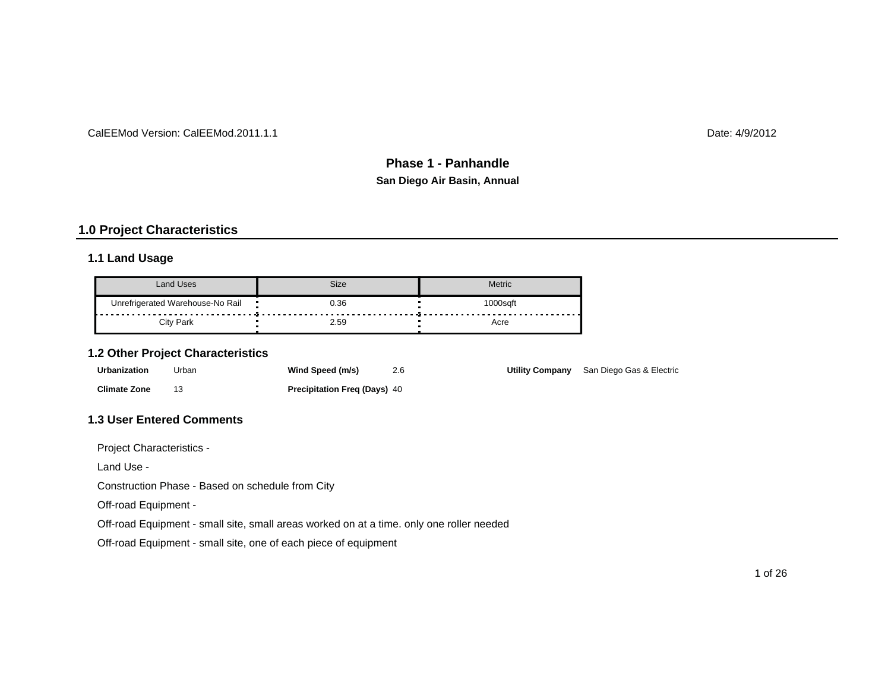CalEEMod Version: CalEEMod.2011.1.1 Date: 4/9/2012

# Phase 1 - Panhandle

**San Diego Air Basin, Annual**

## 1.0 Project Characteristics

### 1.1 Land Usage

| Land Uses | Size | Metric |
|---|---|---|
| Unrefrigerated Warehouse-No Rail | 0.36 | 1000sqft |
| City Park | 2.59 | Acre |

### 1.2 Other Project Characteristics

**Urbanization** Urban **Wind Speed (m/s)** 2.6 **Utility Company** San Diego Gas & Electric

**Climate Zone** 13 **Precipitation Freq (Days)** 40

### 1.3 User Entered Comments

Project Characteristics -

Land Use -

Construction Phase - Based on schedule from City

Off-road Equipment -

Off-road Equipment - small site, small areas worked on at a time. only one roller needed

Off-road Equipment - small site, one of each piece of equipment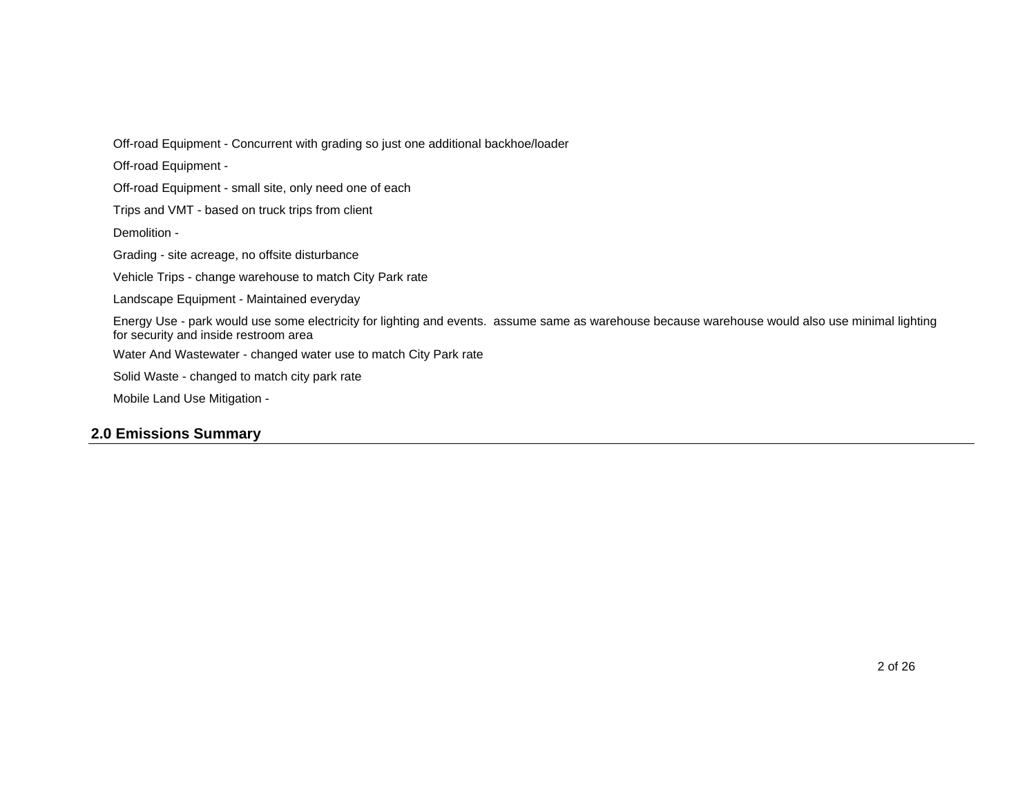Off-road Equipment - Concurrent with grading so just one additional backhoe/loader

Off-road Equipment -

Off-road Equipment - small site, only need one of each

Trips and VMT - based on truck trips from client

Demolition -

Grading - site acreage, no offsite disturbance

Vehicle Trips - change warehouse to match City Park rate

Landscape Equipment - Maintained everyday

Energy Use - park would use some electricity for lighting and events.  assume same as warehouse because warehouse would also use minimal lighting for security and inside restroom area

Water And Wastewater - changed water use to match City Park rate

Solid Waste - changed to match city park rate

Mobile Land Use Mitigation -

## 2.0 Emissions Summary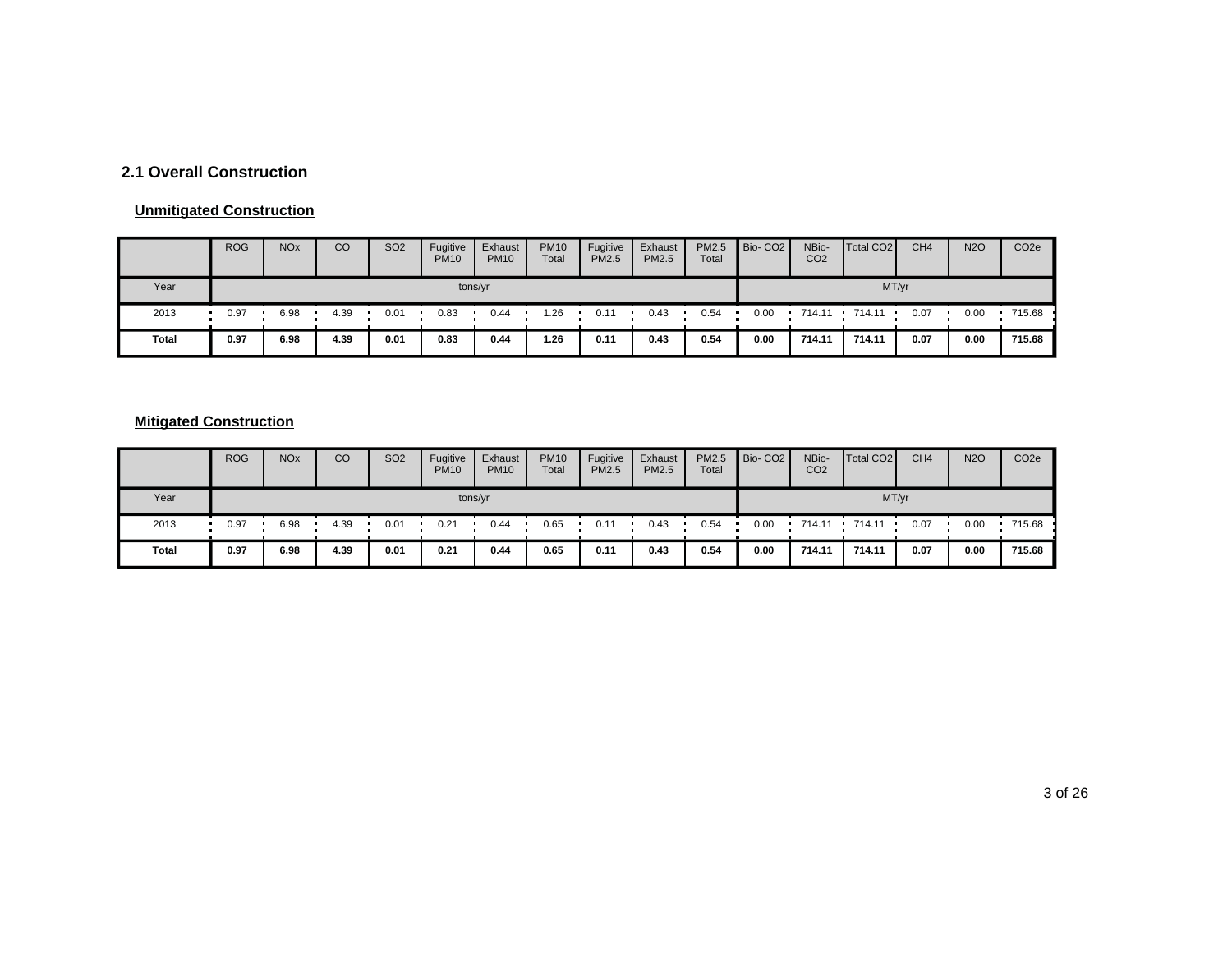## 2.1 Overall Construction

### Unmitigated Construction

| | ROG | NOx | CO | SO2 | Fugitive PM10 | Exhaust PM10 | PM10 Total | Fugitive PM2.5 | Exhaust PM2.5 | PM2.5 Total | Bio- CO2 | NBio- CO2 | Total CO2 | CH4 | N2O | CO2e |
|---|---|---|---|---|---|---|---|---|---|---|---|---|---|---|---|---|
| Year | tons/yr | | | | | | | | | | MT/yr | | | | | |
| 2013 | 0.97 | 6.98 | 4.39 | 0.01 | 0.83 | 0.44 | 1.26 | 0.11 | 0.43 | 0.54 | 0.00 | 714.11 | 714.11 | 0.07 | 0.00 | 715.68 |
| **Total** | **0.97** | **6.98** | **4.39** | **0.01** | **0.83** | **0.44** | **1.26** | **0.11** | **0.43** | **0.54** | **0.00** | **714.11** | **714.11** | **0.07** | **0.00** | **715.68** |

### Mitigated Construction

| | ROG | NOx | CO | SO2 | Fugitive PM10 | Exhaust PM10 | PM10 Total | Fugitive PM2.5 | Exhaust PM2.5 | PM2.5 Total | Bio- CO2 | NBio- CO2 | Total CO2 | CH4 | N2O | CO2e |
|---|---|---|---|---|---|---|---|---|---|---|---|---|---|---|---|---|
| Year | tons/yr | | | | | | | | | | MT/yr | | | | | |
| 2013 | 0.97 | 6.98 | 4.39 | 0.01 | 0.21 | 0.44 | 0.65 | 0.11 | 0.43 | 0.54 | 0.00 | 714.11 | 714.11 | 0.07 | 0.00 | 715.68 |
| **Total** | **0.97** | **6.98** | **4.39** | **0.01** | **0.21** | **0.44** | **0.65** | **0.11** | **0.43** | **0.54** | **0.00** | **714.11** | **714.11** | **0.07** | **0.00** | **715.68** |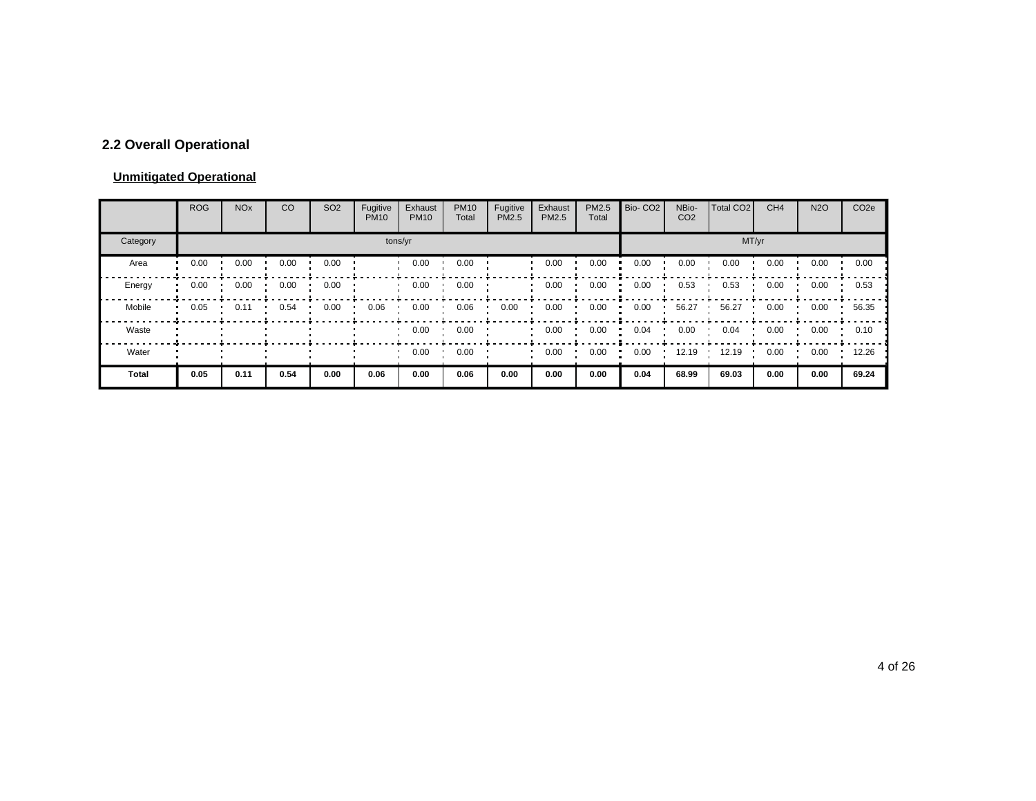## 2.2 Overall Operational

**Unmitigated Operational**

| | ROG | NOx | CO | SO2 | Fugitive PM10 | Exhaust PM10 | PM10 Total | Fugitive PM2.5 | Exhaust PM2.5 | PM2.5 Total | Bio- CO2 | NBio- CO2 | Total CO2 | CH4 | N2O | CO2e |
|---|---|---|---|---|---|---|---|---|---|---|---|---|---|---|---|---|
| Category | tons/yr | | | | | | | | | | MT/yr | | | | | |
| Area | 0.00 | 0.00 | 0.00 | 0.00 | | 0.00 | 0.00 | | 0.00 | 0.00 | 0.00 | 0.00 | 0.00 | 0.00 | 0.00 | 0.00 |
| Energy | 0.00 | 0.00 | 0.00 | 0.00 | | 0.00 | 0.00 | | 0.00 | 0.00 | 0.00 | 0.53 | 0.53 | 0.00 | 0.00 | 0.53 |
| Mobile | 0.05 | 0.11 | 0.54 | 0.00 | 0.06 | 0.00 | 0.06 | 0.00 | 0.00 | 0.00 | 0.00 | 56.27 | 56.27 | 0.00 | 0.00 | 56.35 |
| Waste | | | | | | 0.00 | 0.00 | | 0.00 | 0.00 | 0.04 | 0.00 | 0.04 | 0.00 | 0.00 | 0.10 |
| Water | | | | | | 0.00 | 0.00 | | 0.00 | 0.00 | 0.00 | 12.19 | 12.19 | 0.00 | 0.00 | 12.26 |
| **Total** | **0.05** | **0.11** | **0.54** | **0.00** | **0.06** | **0.00** | **0.06** | **0.00** | **0.00** | **0.00** | **0.04** | **68.99** | **69.03** | **0.00** | **0.00** | **69.24** |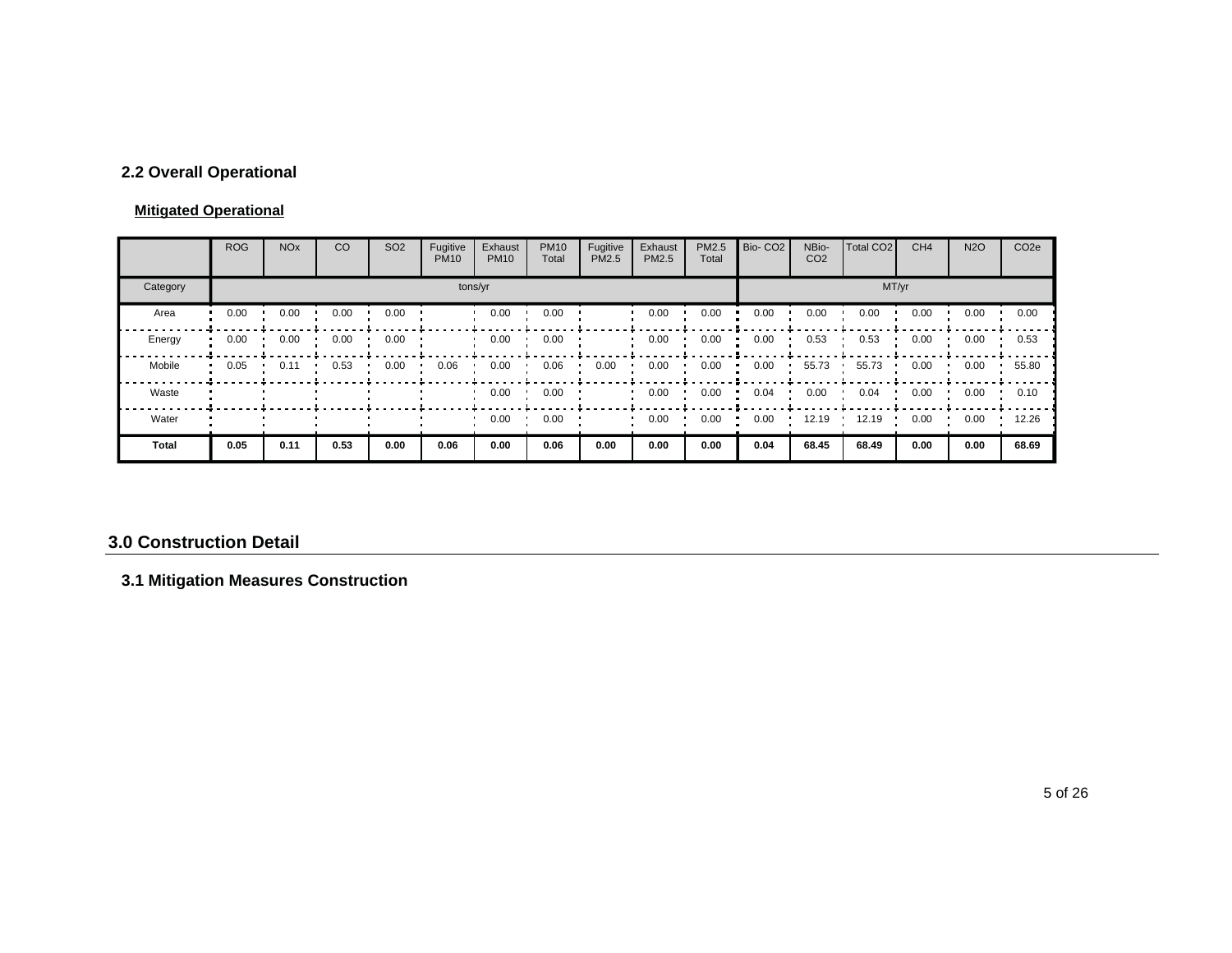## 2.2 Overall Operational

**Mitigated Operational**

| | ROG | NOx | CO | SO2 | Fugitive PM10 | Exhaust PM10 | PM10 Total | Fugitive PM2.5 | Exhaust PM2.5 | PM2.5 Total | Bio- CO2 | NBio- CO2 | Total CO2 | CH4 | N2O | CO2e |
|---|---|---|---|---|---|---|---|---|---|---|---|---|---|---|---|---|
| Category | tons/yr | | | | | | | | | | MT/yr | | | | | |
| Area | 0.00 | 0.00 | 0.00 | 0.00 | | 0.00 | 0.00 | | 0.00 | 0.00 | 0.00 | 0.00 | 0.00 | 0.00 | 0.00 | 0.00 |
| Energy | 0.00 | 0.00 | 0.00 | 0.00 | | 0.00 | 0.00 | | 0.00 | 0.00 | 0.00 | 0.53 | 0.53 | 0.00 | 0.00 | 0.53 |
| Mobile | 0.05 | 0.11 | 0.53 | 0.00 | 0.06 | 0.00 | 0.06 | 0.00 | 0.00 | 0.00 | 0.00 | 55.73 | 55.73 | 0.00 | 0.00 | 55.80 |
| Waste | | | | | | 0.00 | 0.00 | | 0.00 | 0.00 | 0.04 | 0.00 | 0.04 | 0.00 | 0.00 | 0.10 |
| Water | | | | | | 0.00 | 0.00 | | 0.00 | 0.00 | 0.00 | 12.19 | 12.19 | 0.00 | 0.00 | 12.26 |
| **Total** | **0.05** | **0.11** | **0.53** | **0.00** | **0.06** | **0.00** | **0.06** | **0.00** | **0.00** | **0.00** | **0.04** | **68.45** | **68.49** | **0.00** | **0.00** | **68.69** |

# 3.0 Construction Detail

## 3.1 Mitigation Measures Construction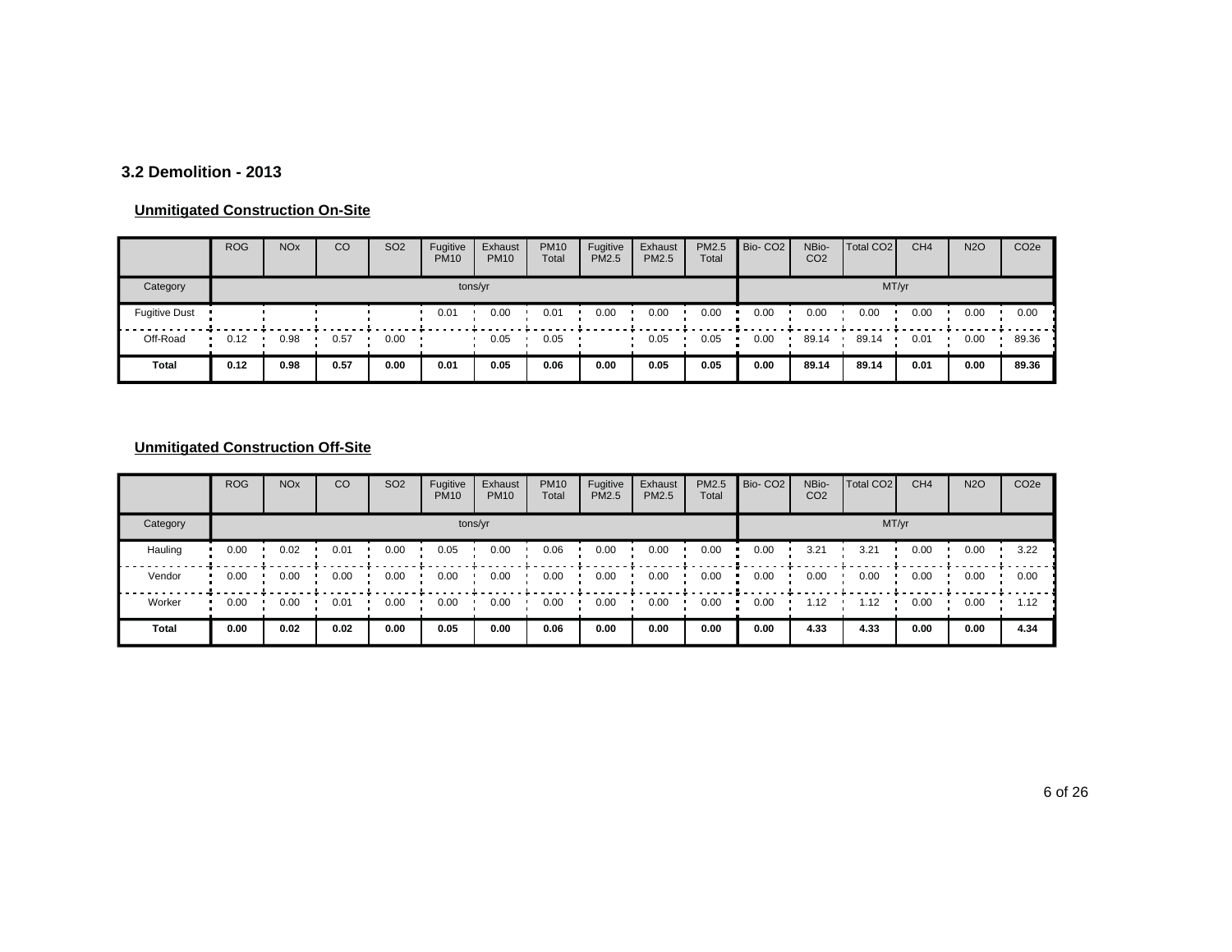### 3.2 Demolition - 2013

**Unmitigated Construction On-Site**

| | ROG | NOx | CO | SO2 | Fugitive PM10 | Exhaust PM10 | PM10 Total | Fugitive PM2.5 | Exhaust PM2.5 | PM2.5 Total | Bio- CO2 | NBio- CO2 | Total CO2 | CH4 | N2O | CO2e |
|---|---|---|---|---|---|---|---|---|---|---|---|---|---|---|---|---|
| Category | tons/yr | | | | | | | | | | MT/yr | | | | | |
| Fugitive Dust | | | | | 0.01 | 0.00 | 0.01 | 0.00 | 0.00 | 0.00 | 0.00 | 0.00 | 0.00 | 0.00 | 0.00 | 0.00 |
| Off-Road | 0.12 | 0.98 | 0.57 | 0.00 | | 0.05 | 0.05 | | 0.05 | 0.05 | 0.00 | 89.14 | 89.14 | 0.01 | 0.00 | 89.36 |
| **Total** | **0.12** | **0.98** | **0.57** | **0.00** | **0.01** | **0.05** | **0.06** | **0.00** | **0.05** | **0.05** | **0.00** | **89.14** | **89.14** | **0.01** | **0.00** | **89.36** |

**Unmitigated Construction Off-Site**

| | ROG | NOx | CO | SO2 | Fugitive PM10 | Exhaust PM10 | PM10 Total | Fugitive PM2.5 | Exhaust PM2.5 | PM2.5 Total | Bio- CO2 | NBio- CO2 | Total CO2 | CH4 | N2O | CO2e |
|---|---|---|---|---|---|---|---|---|---|---|---|---|---|---|---|---|
| Category | tons/yr | | | | | | | | | | MT/yr | | | | | |
| Hauling | 0.00 | 0.02 | 0.01 | 0.00 | 0.05 | 0.00 | 0.06 | 0.00 | 0.00 | 0.00 | 0.00 | 3.21 | 3.21 | 0.00 | 0.00 | 3.22 |
| Vendor | 0.00 | 0.00 | 0.00 | 0.00 | 0.00 | 0.00 | 0.00 | 0.00 | 0.00 | 0.00 | 0.00 | 0.00 | 0.00 | 0.00 | 0.00 | 0.00 |
| Worker | 0.00 | 0.00 | 0.01 | 0.00 | 0.00 | 0.00 | 0.00 | 0.00 | 0.00 | 0.00 | 0.00 | 1.12 | 1.12 | 0.00 | 0.00 | 1.12 |
| **Total** | **0.00** | **0.02** | **0.02** | **0.00** | **0.05** | **0.00** | **0.06** | **0.00** | **0.00** | **0.00** | **0.00** | **4.33** | **4.33** | **0.00** | **0.00** | **4.34** |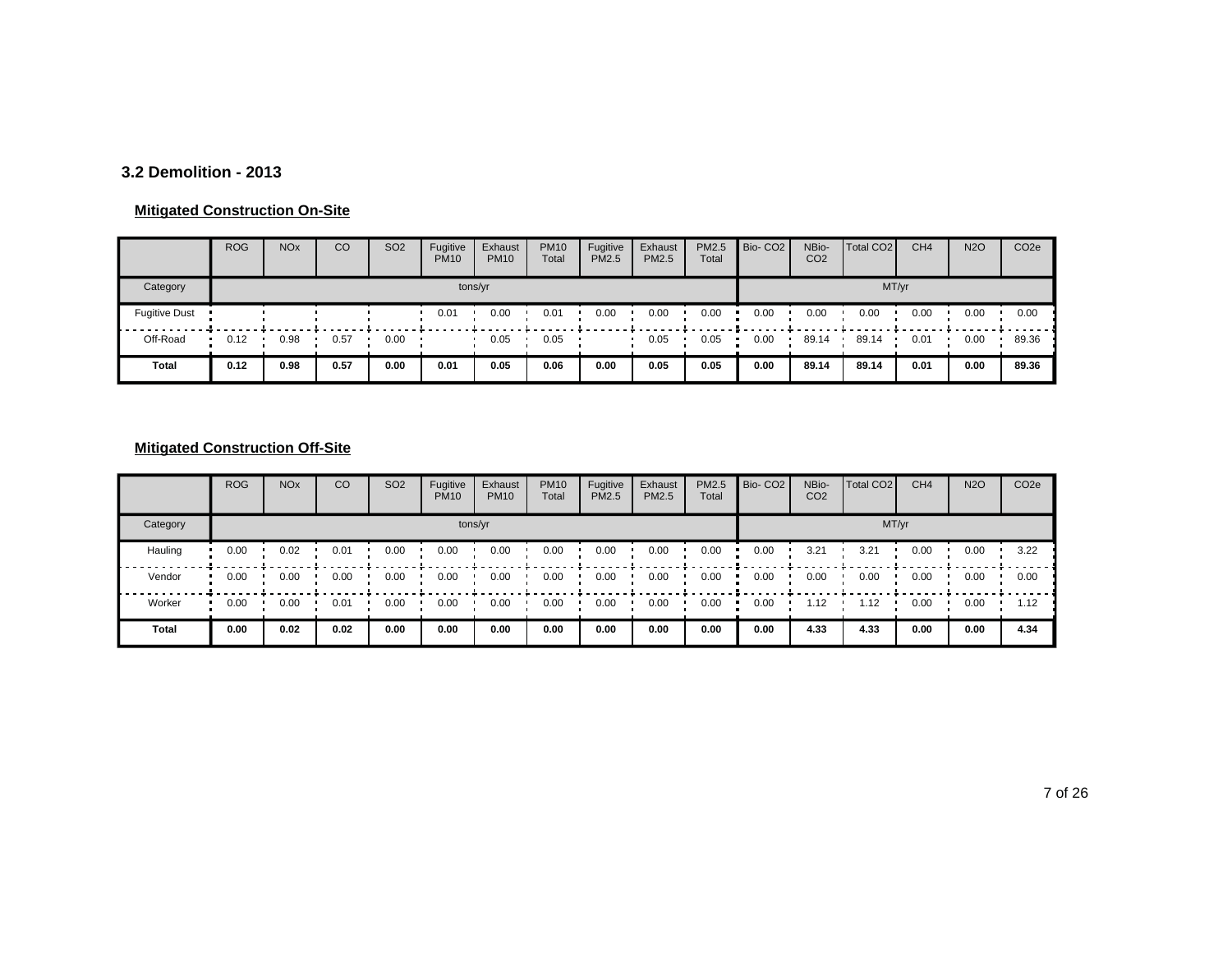## 3.2 Demolition - 2013

**Mitigated Construction On-Site**

| | ROG | NOx | CO | SO2 | Fugitive PM10 | Exhaust PM10 | PM10 Total | Fugitive PM2.5 | Exhaust PM2.5 | PM2.5 Total | Bio- CO2 | NBio- CO2 | Total CO2 | CH4 | N2O | CO2e |
|---|---|---|---|---|---|---|---|---|---|---|---|---|---|---|---|---|
| Category | tons/yr | | | | | | | | | | MT/yr | | | | | |
| Fugitive Dust | | | | | 0.01 | 0.00 | 0.01 | 0.00 | 0.00 | 0.00 | 0.00 | 0.00 | 0.00 | 0.00 | 0.00 | 0.00 |
| Off-Road | 0.12 | 0.98 | 0.57 | 0.00 | | 0.05 | 0.05 | | 0.05 | 0.05 | 0.00 | 89.14 | 89.14 | 0.01 | 0.00 | 89.36 |
| **Total** | **0.12** | **0.98** | **0.57** | **0.00** | **0.01** | **0.05** | **0.06** | **0.00** | **0.05** | **0.05** | **0.00** | **89.14** | **89.14** | **0.01** | **0.00** | **89.36** |

**Mitigated Construction Off-Site**

| | ROG | NOx | CO | SO2 | Fugitive PM10 | Exhaust PM10 | PM10 Total | Fugitive PM2.5 | Exhaust PM2.5 | PM2.5 Total | Bio- CO2 | NBio- CO2 | Total CO2 | CH4 | N2O | CO2e |
|---|---|---|---|---|---|---|---|---|---|---|---|---|---|---|---|---|
| Category | tons/yr | | | | | | | | | | MT/yr | | | | | |
| Hauling | 0.00 | 0.02 | 0.01 | 0.00 | 0.00 | 0.00 | 0.00 | 0.00 | 0.00 | 0.00 | 0.00 | 3.21 | 3.21 | 0.00 | 0.00 | 3.22 |
| Vendor | 0.00 | 0.00 | 0.00 | 0.00 | 0.00 | 0.00 | 0.00 | 0.00 | 0.00 | 0.00 | 0.00 | 0.00 | 0.00 | 0.00 | 0.00 | 0.00 |
| Worker | 0.00 | 0.00 | 0.01 | 0.00 | 0.00 | 0.00 | 0.00 | 0.00 | 0.00 | 0.00 | 0.00 | 1.12 | 1.12 | 0.00 | 0.00 | 1.12 |
| **Total** | **0.00** | **0.02** | **0.02** | **0.00** | **0.00** | **0.00** | **0.00** | **0.00** | **0.00** | **0.00** | **0.00** | **4.33** | **4.33** | **0.00** | **0.00** | **4.34** |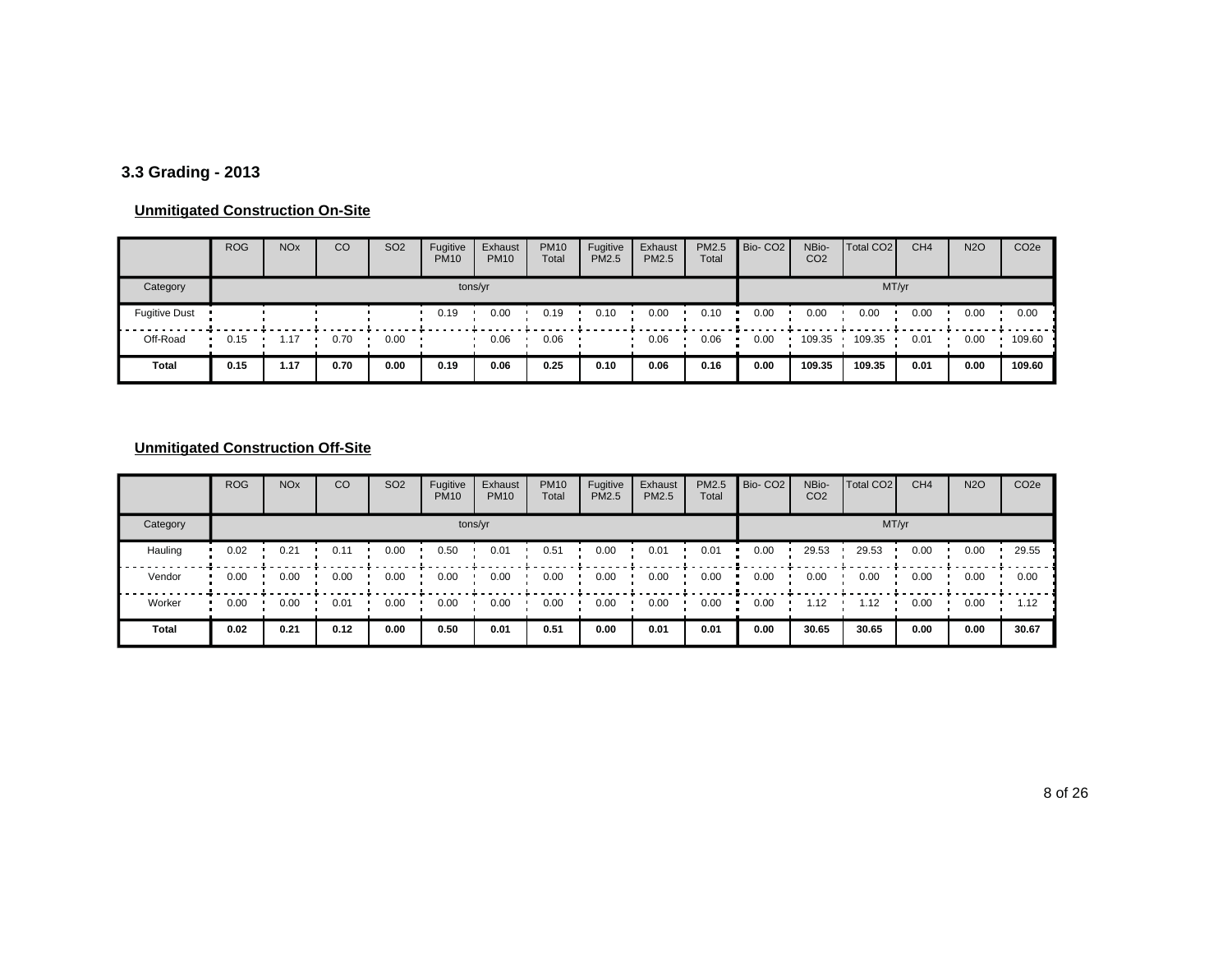### 3.3 Grading - 2013

**Unmitigated Construction On-Site**

| | ROG | NOx | CO | SO2 | Fugitive PM10 | Exhaust PM10 | PM10 Total | Fugitive PM2.5 | Exhaust PM2.5 | PM2.5 Total | Bio- CO2 | NBio- CO2 | Total CO2 | CH4 | N2O | CO2e |
|---|---|---|---|---|---|---|---|---|---|---|---|---|---|---|---|---|
| Category | tons/yr | | | | | | | | | | MT/yr | | | | | |
| Fugitive Dust | | | | | 0.19 | 0.00 | 0.19 | 0.10 | 0.00 | 0.10 | 0.00 | 0.00 | 0.00 | 0.00 | 0.00 | 0.00 |
| Off-Road | 0.15 | 1.17 | 0.70 | 0.00 | | 0.06 | 0.06 | | 0.06 | 0.06 | 0.00 | 109.35 | 109.35 | 0.01 | 0.00 | 109.60 |
| **Total** | **0.15** | **1.17** | **0.70** | **0.00** | **0.19** | **0.06** | **0.25** | **0.10** | **0.06** | **0.16** | **0.00** | **109.35** | **109.35** | **0.01** | **0.00** | **109.60** |

**Unmitigated Construction Off-Site**

| | ROG | NOx | CO | SO2 | Fugitive PM10 | Exhaust PM10 | PM10 Total | Fugitive PM2.5 | Exhaust PM2.5 | PM2.5 Total | Bio- CO2 | NBio- CO2 | Total CO2 | CH4 | N2O | CO2e |
|---|---|---|---|---|---|---|---|---|---|---|---|---|---|---|---|---|
| Category | tons/yr | | | | | | | | | | MT/yr | | | | | |
| Hauling | 0.02 | 0.21 | 0.11 | 0.00 | 0.50 | 0.01 | 0.51 | 0.00 | 0.01 | 0.01 | 0.00 | 29.53 | 29.53 | 0.00 | 0.00 | 29.55 |
| Vendor | 0.00 | 0.00 | 0.00 | 0.00 | 0.00 | 0.00 | 0.00 | 0.00 | 0.00 | 0.00 | 0.00 | 0.00 | 0.00 | 0.00 | 0.00 | 0.00 |
| Worker | 0.00 | 0.00 | 0.01 | 0.00 | 0.00 | 0.00 | 0.00 | 0.00 | 0.00 | 0.00 | 0.00 | 1.12 | 1.12 | 0.00 | 0.00 | 1.12 |
| **Total** | **0.02** | **0.21** | **0.12** | **0.00** | **0.50** | **0.01** | **0.51** | **0.00** | **0.01** | **0.01** | **0.00** | **30.65** | **30.65** | **0.00** | **0.00** | **30.67** |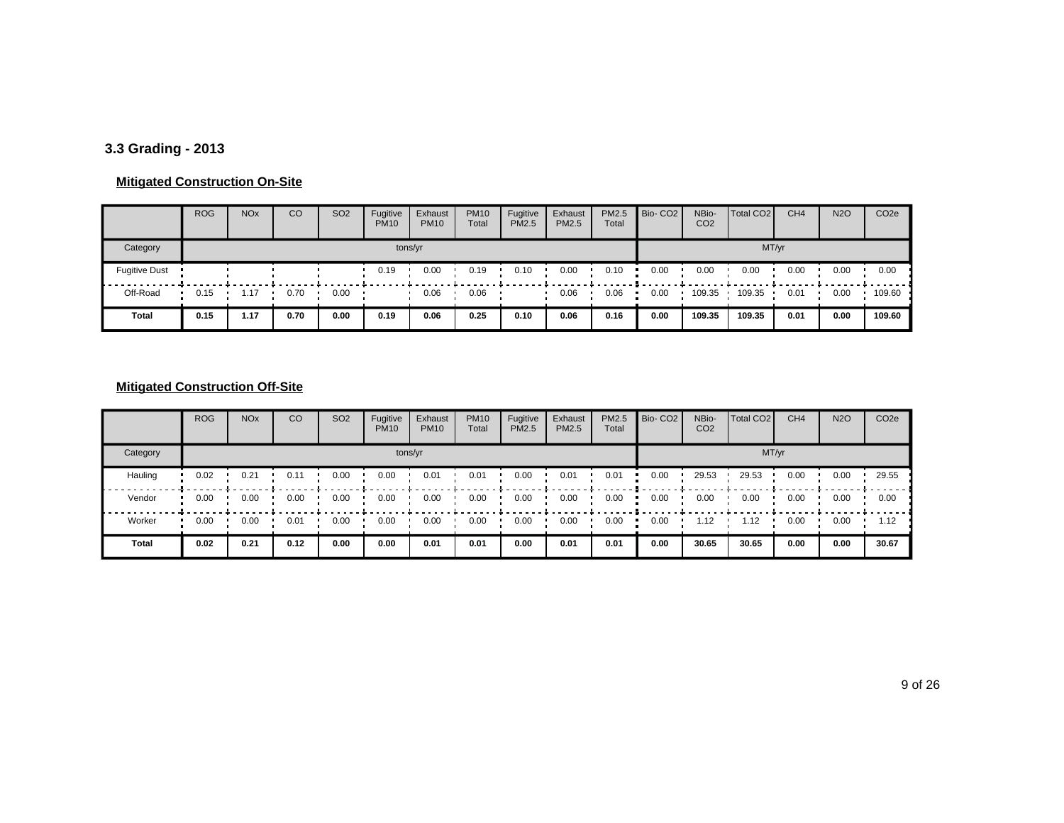### 3.3 Grading - 2013

**Mitigated Construction On-Site**

| | ROG | NOx | CO | SO2 | Fugitive PM10 | Exhaust PM10 | PM10 Total | Fugitive PM2.5 | Exhaust PM2.5 | PM2.5 Total | Bio- CO2 | NBio- CO2 | Total CO2 | CH4 | N2O | CO2e |
|---|---|---|---|---|---|---|---|---|---|---|---|---|---|---|---|---|
| Category | tons/yr | | | | | | | | | | MT/yr | | | | | |
| Fugitive Dust | | | | | 0.19 | 0.00 | 0.19 | 0.10 | 0.00 | 0.10 | 0.00 | 0.00 | 0.00 | 0.00 | 0.00 | 0.00 |
| Off-Road | 0.15 | 1.17 | 0.70 | 0.00 | | 0.06 | 0.06 | | 0.06 | 0.06 | 0.00 | 109.35 | 109.35 | 0.01 | 0.00 | 109.60 |
| **Total** | **0.15** | **1.17** | **0.70** | **0.00** | **0.19** | **0.06** | **0.25** | **0.10** | **0.06** | **0.16** | **0.00** | **109.35** | **109.35** | **0.01** | **0.00** | **109.60** |

**Mitigated Construction Off-Site**

| | ROG | NOx | CO | SO2 | Fugitive PM10 | Exhaust PM10 | PM10 Total | Fugitive PM2.5 | Exhaust PM2.5 | PM2.5 Total | Bio- CO2 | NBio- CO2 | Total CO2 | CH4 | N2O | CO2e |
|---|---|---|---|---|---|---|---|---|---|---|---|---|---|---|---|---|
| Category | tons/yr | | | | | | | | | | MT/yr | | | | | |
| Hauling | 0.02 | 0.21 | 0.11 | 0.00 | 0.00 | 0.01 | 0.01 | 0.00 | 0.01 | 0.01 | 0.00 | 29.53 | 29.53 | 0.00 | 0.00 | 29.55 |
| Vendor | 0.00 | 0.00 | 0.00 | 0.00 | 0.00 | 0.00 | 0.00 | 0.00 | 0.00 | 0.00 | 0.00 | 0.00 | 0.00 | 0.00 | 0.00 | 0.00 |
| Worker | 0.00 | 0.00 | 0.01 | 0.00 | 0.00 | 0.00 | 0.00 | 0.00 | 0.00 | 0.00 | 0.00 | 1.12 | 1.12 | 0.00 | 0.00 | 1.12 |
| **Total** | **0.02** | **0.21** | **0.12** | **0.00** | **0.00** | **0.01** | **0.01** | **0.00** | **0.01** | **0.01** | **0.00** | **30.65** | **30.65** | **0.00** | **0.00** | **30.67** |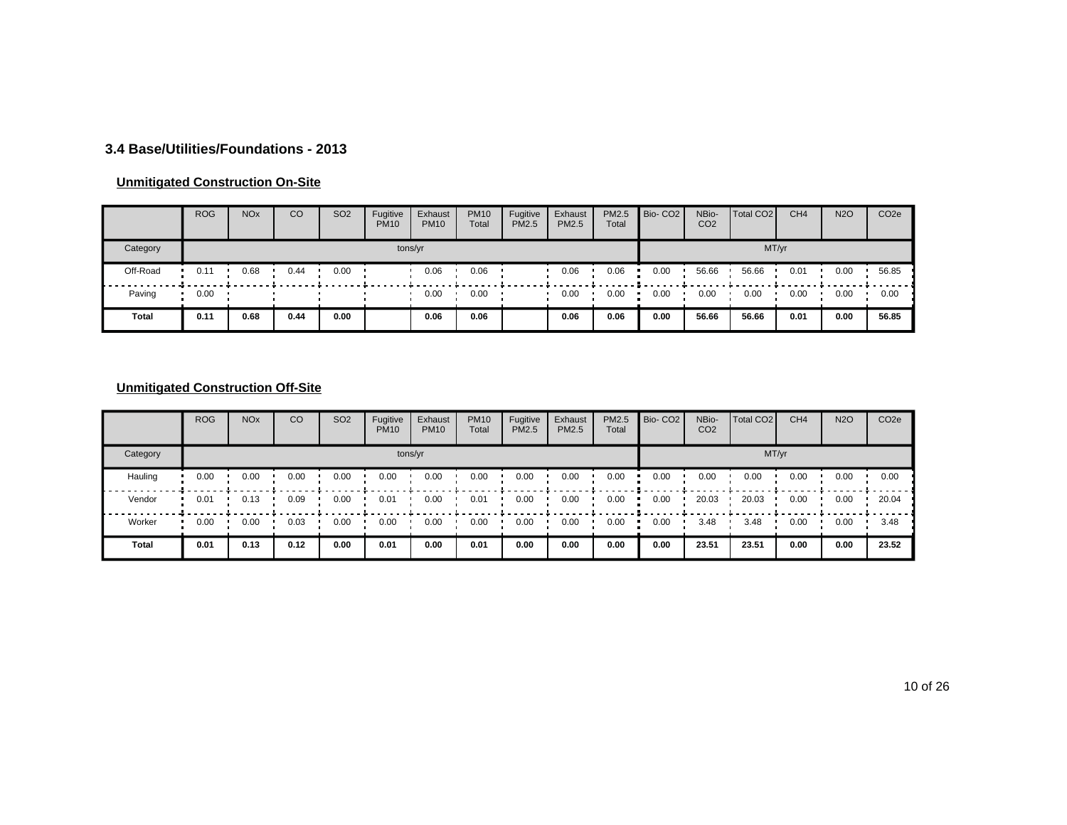### 3.4 Base/Utilities/Foundations - 2013

**Unmitigated Construction On-Site**

| | ROG | NOx | CO | SO2 | Fugitive PM10 | Exhaust PM10 | PM10 Total | Fugitive PM2.5 | Exhaust PM2.5 | PM2.5 Total | Bio- CO2 | NBio- CO2 | Total CO2 | CH4 | N2O | CO2e |
|---|---|---|---|---|---|---|---|---|---|---|---|---|---|---|---|---|
| Category | tons/yr | | | | | | | | | | MT/yr | | | | | |
| Off-Road | 0.11 | 0.68 | 0.44 | 0.00 | | 0.06 | 0.06 | | 0.06 | 0.06 | 0.00 | 56.66 | 56.66 | 0.01 | 0.00 | 56.85 |
| Paving | 0.00 | | | | | 0.00 | 0.00 | | 0.00 | 0.00 | 0.00 | 0.00 | 0.00 | 0.00 | 0.00 | 0.00 |
| **Total** | **0.11** | **0.68** | **0.44** | **0.00** | | **0.06** | **0.06** | | **0.06** | **0.06** | **0.00** | **56.66** | **56.66** | **0.01** | **0.00** | **56.85** |

**Unmitigated Construction Off-Site**

| | ROG | NOx | CO | SO2 | Fugitive PM10 | Exhaust PM10 | PM10 Total | Fugitive PM2.5 | Exhaust PM2.5 | PM2.5 Total | Bio- CO2 | NBio- CO2 | Total CO2 | CH4 | N2O | CO2e |
|---|---|---|---|---|---|---|---|---|---|---|---|---|---|---|---|---|
| Category | tons/yr | | | | | | | | | | MT/yr | | | | | |
| Hauling | 0.00 | 0.00 | 0.00 | 0.00 | 0.00 | 0.00 | 0.00 | 0.00 | 0.00 | 0.00 | 0.00 | 0.00 | 0.00 | 0.00 | 0.00 | 0.00 |
| Vendor | 0.01 | 0.13 | 0.09 | 0.00 | 0.01 | 0.00 | 0.01 | 0.00 | 0.00 | 0.00 | 0.00 | 20.03 | 20.03 | 0.00 | 0.00 | 20.04 |
| Worker | 0.00 | 0.00 | 0.03 | 0.00 | 0.00 | 0.00 | 0.00 | 0.00 | 0.00 | 0.00 | 0.00 | 3.48 | 3.48 | 0.00 | 0.00 | 3.48 |
| **Total** | **0.01** | **0.13** | **0.12** | **0.00** | **0.01** | **0.00** | **0.01** | **0.00** | **0.00** | **0.00** | **0.00** | **23.51** | **23.51** | **0.00** | **0.00** | **23.52** |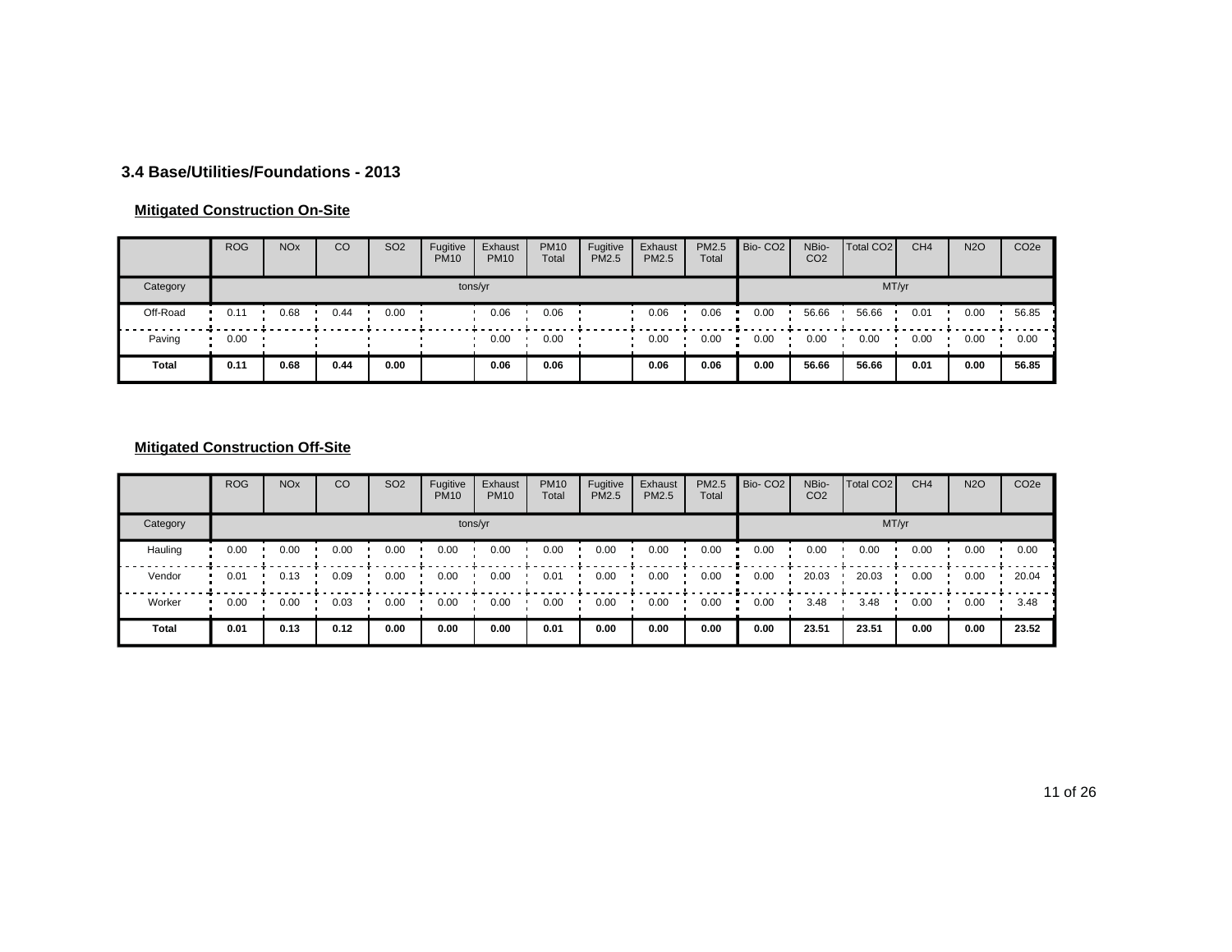### 3.4 Base/Utilities/Foundations - 2013

**Mitigated Construction On-Site**

| | ROG | NOx | CO | SO2 | Fugitive PM10 | Exhaust PM10 | PM10 Total | Fugitive PM2.5 | Exhaust PM2.5 | PM2.5 Total | Bio- CO2 | NBio- CO2 | Total CO2 | CH4 | N2O | CO2e |
|---|---|---|---|---|---|---|---|---|---|---|---|---|---|---|---|---|
| Category | tons/yr | | | | | | | | | | MT/yr | | | | | |
| Off-Road | 0.11 | 0.68 | 0.44 | 0.00 | | 0.06 | 0.06 | | 0.06 | 0.06 | 0.00 | 56.66 | 56.66 | 0.01 | 0.00 | 56.85 |
| Paving | 0.00 | | | | | 0.00 | 0.00 | | 0.00 | 0.00 | 0.00 | 0.00 | 0.00 | 0.00 | 0.00 | 0.00 |
| **Total** | **0.11** | **0.68** | **0.44** | **0.00** | | **0.06** | **0.06** | | **0.06** | **0.06** | **0.00** | **56.66** | **56.66** | **0.01** | **0.00** | **56.85** |

**Mitigated Construction Off-Site**

| | ROG | NOx | CO | SO2 | Fugitive PM10 | Exhaust PM10 | PM10 Total | Fugitive PM2.5 | Exhaust PM2.5 | PM2.5 Total | Bio- CO2 | NBio- CO2 | Total CO2 | CH4 | N2O | CO2e |
|---|---|---|---|---|---|---|---|---|---|---|---|---|---|---|---|---|
| Category | tons/yr | | | | | | | | | | MT/yr | | | | | |
| Hauling | 0.00 | 0.00 | 0.00 | 0.00 | 0.00 | 0.00 | 0.00 | 0.00 | 0.00 | 0.00 | 0.00 | 0.00 | 0.00 | 0.00 | 0.00 | 0.00 |
| Vendor | 0.01 | 0.13 | 0.09 | 0.00 | 0.00 | 0.00 | 0.01 | 0.00 | 0.00 | 0.00 | 0.00 | 20.03 | 20.03 | 0.00 | 0.00 | 20.04 |
| Worker | 0.00 | 0.00 | 0.03 | 0.00 | 0.00 | 0.00 | 0.00 | 0.00 | 0.00 | 0.00 | 0.00 | 3.48 | 3.48 | 0.00 | 0.00 | 3.48 |
| **Total** | **0.01** | **0.13** | **0.12** | **0.00** | **0.00** | **0.00** | **0.01** | **0.00** | **0.00** | **0.00** | **0.00** | **23.51** | **23.51** | **0.00** | **0.00** | **23.52** |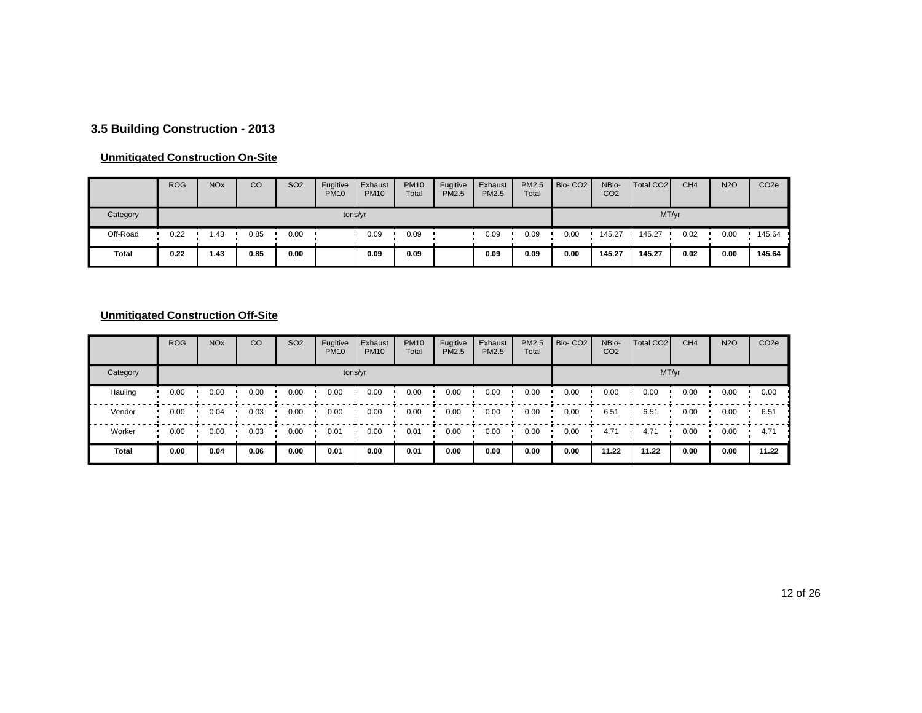### 3.5 Building Construction - 2013

**Unmitigated Construction On-Site**

| | ROG | NOx | CO | SO2 | Fugitive PM10 | Exhaust PM10 | PM10 Total | Fugitive PM2.5 | Exhaust PM2.5 | PM2.5 Total | Bio- CO2 | NBio- CO2 | Total CO2 | CH4 | N2O | CO2e |
|---|---|---|---|---|---|---|---|---|---|---|---|---|---|---|---|---|
| Category | tons/yr | | | | | | | | | | MT/yr | | | | | |
| Off-Road | 0.22 | 1.43 | 0.85 | 0.00 | | 0.09 | 0.09 | | 0.09 | 0.09 | 0.00 | 145.27 | 145.27 | 0.02 | 0.00 | 145.64 |
| **Total** | **0.22** | **1.43** | **0.85** | **0.00** | | **0.09** | **0.09** | | **0.09** | **0.09** | **0.00** | **145.27** | **145.27** | **0.02** | **0.00** | **145.64** |

**Unmitigated Construction Off-Site**

| | ROG | NOx | CO | SO2 | Fugitive PM10 | Exhaust PM10 | PM10 Total | Fugitive PM2.5 | Exhaust PM2.5 | PM2.5 Total | Bio- CO2 | NBio- CO2 | Total CO2 | CH4 | N2O | CO2e |
|---|---|---|---|---|---|---|---|---|---|---|---|---|---|---|---|---|
| Category | tons/yr | | | | | | | | | | MT/yr | | | | | |
| Hauling | 0.00 | 0.00 | 0.00 | 0.00 | 0.00 | 0.00 | 0.00 | 0.00 | 0.00 | 0.00 | 0.00 | 0.00 | 0.00 | 0.00 | 0.00 | 0.00 |
| Vendor | 0.00 | 0.04 | 0.03 | 0.00 | 0.00 | 0.00 | 0.00 | 0.00 | 0.00 | 0.00 | 0.00 | 6.51 | 6.51 | 0.00 | 0.00 | 6.51 |
| Worker | 0.00 | 0.00 | 0.03 | 0.00 | 0.01 | 0.00 | 0.01 | 0.00 | 0.00 | 0.00 | 0.00 | 4.71 | 4.71 | 0.00 | 0.00 | 4.71 |
| **Total** | **0.00** | **0.04** | **0.06** | **0.00** | **0.01** | **0.00** | **0.01** | **0.00** | **0.00** | **0.00** | **0.00** | **11.22** | **11.22** | **0.00** | **0.00** | **11.22** |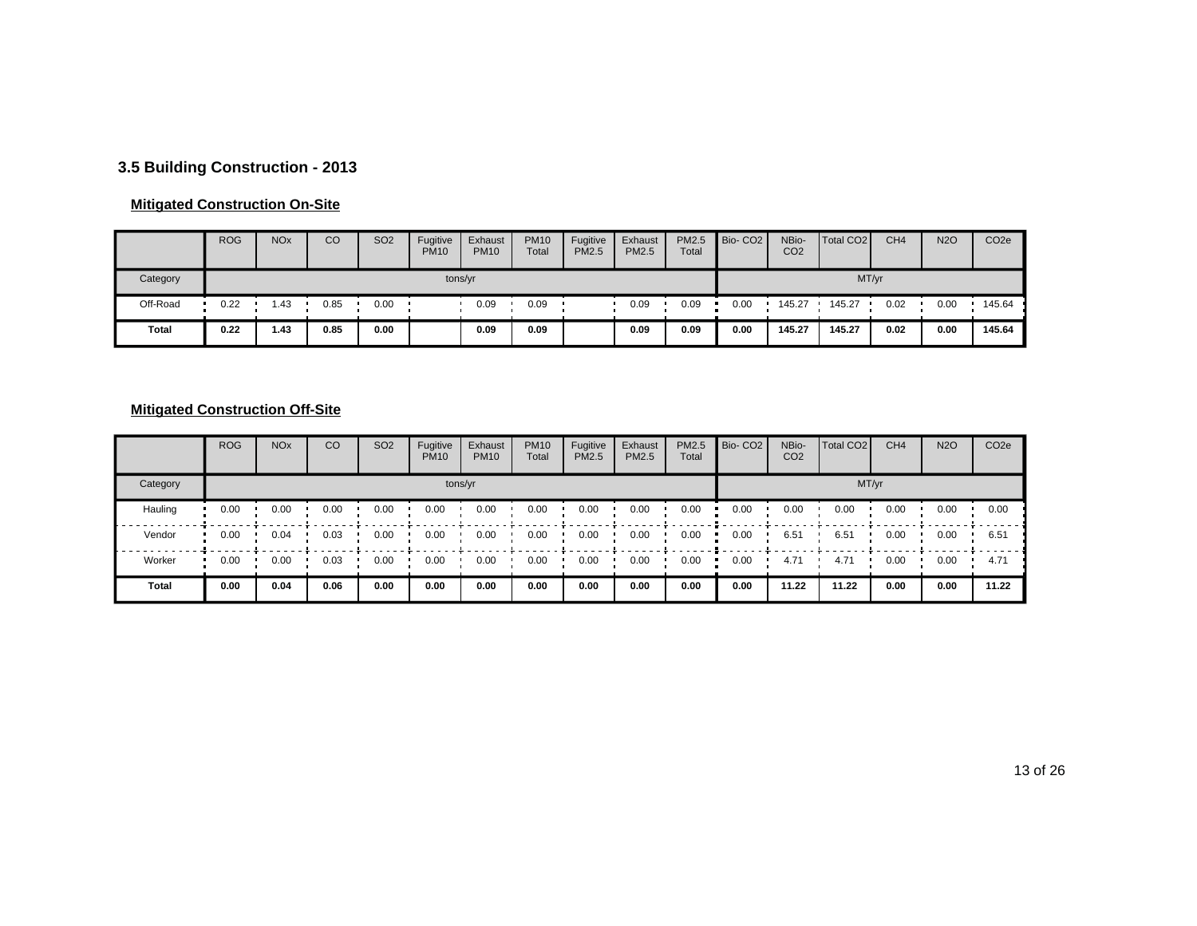## 3.5 Building Construction - 2013

### Mitigated Construction On-Site

| | ROG | NOx | CO | SO2 | Fugitive PM10 | Exhaust PM10 | PM10 Total | Fugitive PM2.5 | Exhaust PM2.5 | PM2.5 Total | Bio- CO2 | NBio- CO2 | Total CO2 | CH4 | N2O | CO2e |
|---|---|---|---|---|---|---|---|---|---|---|---|---|---|---|---|---|
| Category | tons/yr | | | | | | | | | | MT/yr | | | | | |
| Off-Road | 0.22 | 1.43 | 0.85 | 0.00 | | 0.09 | 0.09 | | 0.09 | 0.09 | 0.00 | 145.27 | 145.27 | 0.02 | 0.00 | 145.64 |
| **Total** | **0.22** | **1.43** | **0.85** | **0.00** | | **0.09** | **0.09** | | **0.09** | **0.09** | **0.00** | **145.27** | **145.27** | **0.02** | **0.00** | **145.64** |

### Mitigated Construction Off-Site

| | ROG | NOx | CO | SO2 | Fugitive PM10 | Exhaust PM10 | PM10 Total | Fugitive PM2.5 | Exhaust PM2.5 | PM2.5 Total | Bio- CO2 | NBio- CO2 | Total CO2 | CH4 | N2O | CO2e |
|---|---|---|---|---|---|---|---|---|---|---|---|---|---|---|---|---|
| Category | tons/yr | | | | | | | | | | MT/yr | | | | | |
| Hauling | 0.00 | 0.00 | 0.00 | 0.00 | 0.00 | 0.00 | 0.00 | 0.00 | 0.00 | 0.00 | 0.00 | 0.00 | 0.00 | 0.00 | 0.00 | 0.00 |
| Vendor | 0.00 | 0.04 | 0.03 | 0.00 | 0.00 | 0.00 | 0.00 | 0.00 | 0.00 | 0.00 | 0.00 | 6.51 | 6.51 | 0.00 | 0.00 | 6.51 |
| Worker | 0.00 | 0.00 | 0.03 | 0.00 | 0.00 | 0.00 | 0.00 | 0.00 | 0.00 | 0.00 | 0.00 | 4.71 | 4.71 | 0.00 | 0.00 | 4.71 |
| **Total** | **0.00** | **0.04** | **0.06** | **0.00** | **0.00** | **0.00** | **0.00** | **0.00** | **0.00** | **0.00** | **0.00** | **11.22** | **11.22** | **0.00** | **0.00** | **11.22** |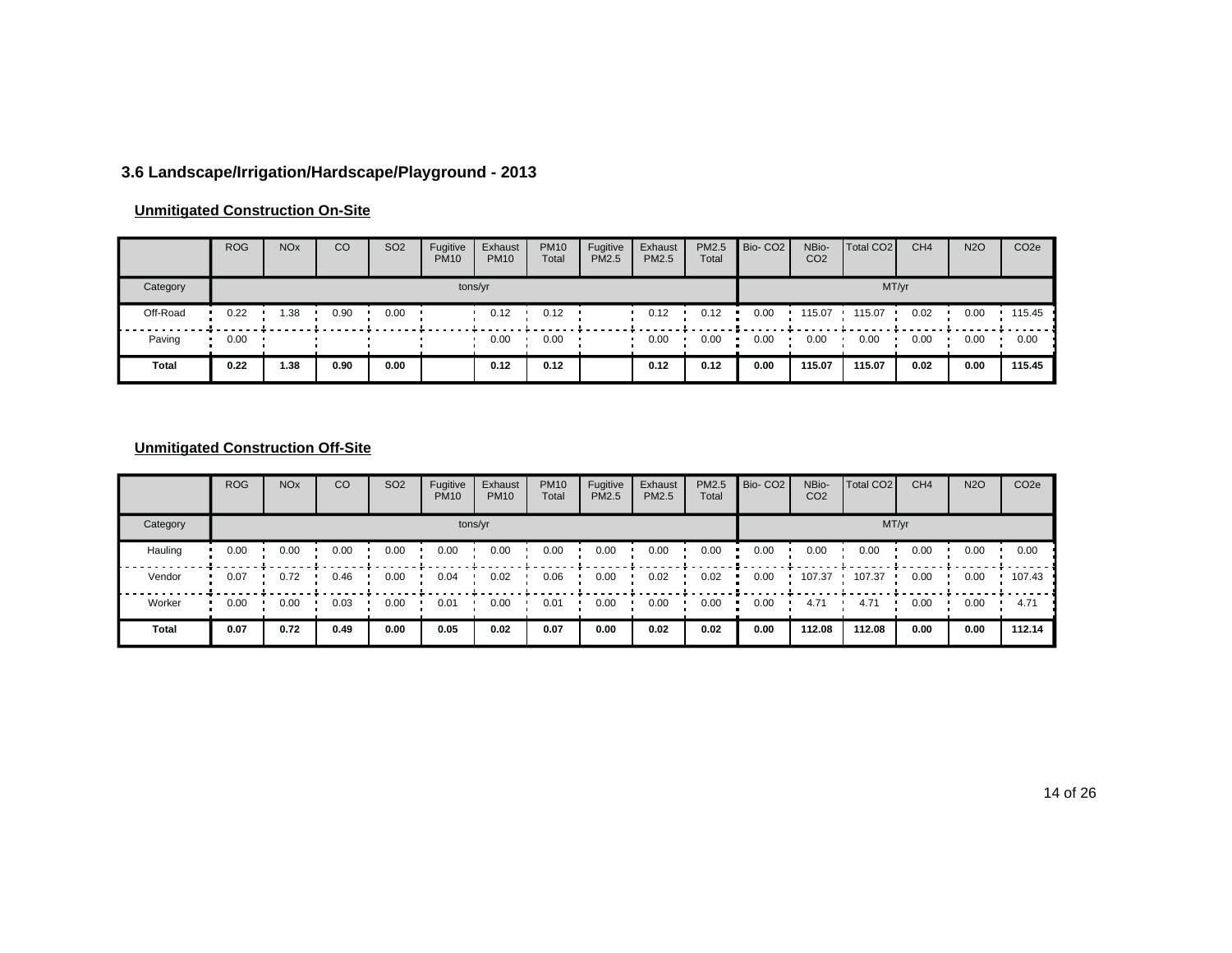### 3.6 Landscape/Irrigation/Hardscape/Playground - 2013

#### Unmitigated Construction On-Site

| | ROG | NOx | CO | SO2 | Fugitive PM10 | Exhaust PM10 | PM10 Total | Fugitive PM2.5 | Exhaust PM2.5 | PM2.5 Total | Bio- CO2 | NBio- CO2 | Total CO2 | CH4 | N2O | CO2e |
|---|---|---|---|---|---|---|---|---|---|---|---|---|---|---|---|---|
| Category | tons/yr | | | | | | | | | | MT/yr | | | | | |
| Off-Road | 0.22 | 1.38 | 0.90 | 0.00 | | 0.12 | 0.12 | | 0.12 | 0.12 | 0.00 | 115.07 | 115.07 | 0.02 | 0.00 | 115.45 |
| Paving | 0.00 | | | | | 0.00 | 0.00 | | 0.00 | 0.00 | 0.00 | 0.00 | 0.00 | 0.00 | 0.00 | 0.00 |
| **Total** | **0.22** | **1.38** | **0.90** | **0.00** | | **0.12** | **0.12** | | **0.12** | **0.12** | **0.00** | **115.07** | **115.07** | **0.02** | **0.00** | **115.45** |

#### Unmitigated Construction Off-Site

| | ROG | NOx | CO | SO2 | Fugitive PM10 | Exhaust PM10 | PM10 Total | Fugitive PM2.5 | Exhaust PM2.5 | PM2.5 Total | Bio- CO2 | NBio- CO2 | Total CO2 | CH4 | N2O | CO2e |
|---|---|---|---|---|---|---|---|---|---|---|---|---|---|---|---|---|
| Category | tons/yr | | | | | | | | | | MT/yr | | | | | |
| Hauling | 0.00 | 0.00 | 0.00 | 0.00 | 0.00 | 0.00 | 0.00 | 0.00 | 0.00 | 0.00 | 0.00 | 0.00 | 0.00 | 0.00 | 0.00 | 0.00 |
| Vendor | 0.07 | 0.72 | 0.46 | 0.00 | 0.04 | 0.02 | 0.06 | 0.00 | 0.02 | 0.02 | 0.00 | 107.37 | 107.37 | 0.00 | 0.00 | 107.43 |
| Worker | 0.00 | 0.00 | 0.03 | 0.00 | 0.01 | 0.00 | 0.01 | 0.00 | 0.00 | 0.00 | 0.00 | 4.71 | 4.71 | 0.00 | 0.00 | 4.71 |
| **Total** | **0.07** | **0.72** | **0.49** | **0.00** | **0.05** | **0.02** | **0.07** | **0.00** | **0.02** | **0.02** | **0.00** | **112.08** | **112.08** | **0.00** | **0.00** | **112.14** |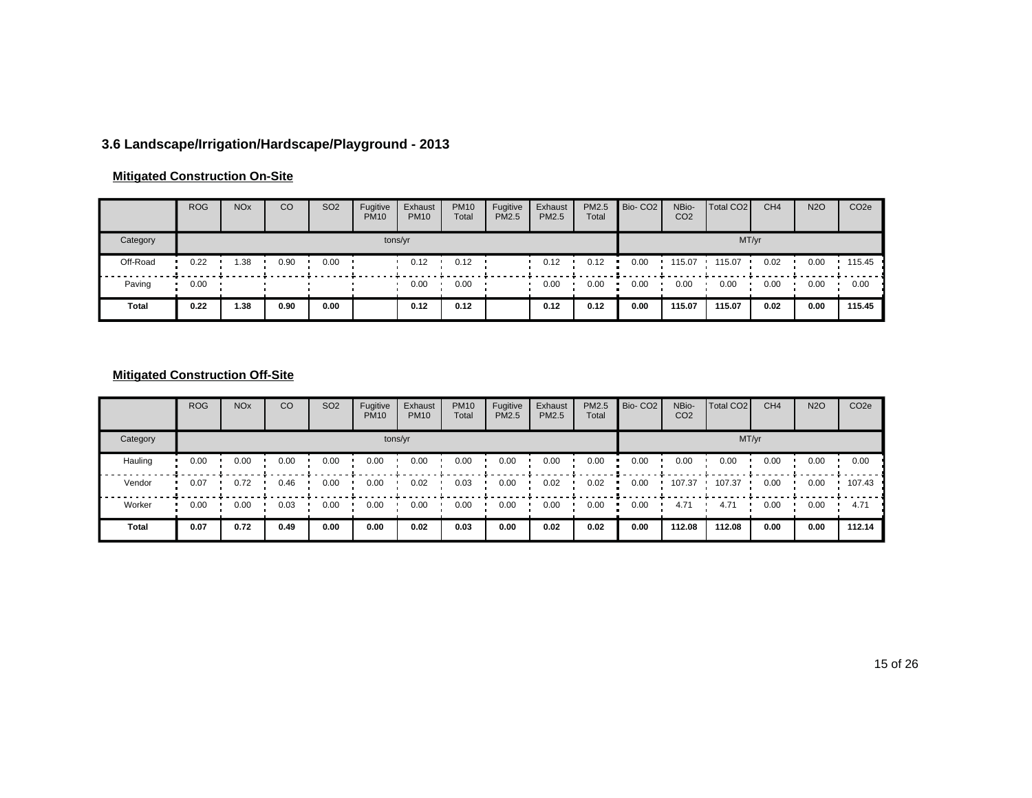### 3.6 Landscape/Irrigation/Hardscape/Playground - 2013

**Mitigated Construction On-Site**

| | ROG | NOx | CO | SO2 | Fugitive PM10 | Exhaust PM10 | PM10 Total | Fugitive PM2.5 | Exhaust PM2.5 | PM2.5 Total | Bio- CO2 | NBio- CO2 | Total CO2 | CH4 | N2O | CO2e |
|---|---|---|---|---|---|---|---|---|---|---|---|---|---|---|---|---|
| Category | tons/yr | | | | | | | | | | MT/yr | | | | | |
| Off-Road | 0.22 | 1.38 | 0.90 | 0.00 | | 0.12 | 0.12 | | 0.12 | 0.12 | 0.00 | 115.07 | 115.07 | 0.02 | 0.00 | 115.45 |
| Paving | 0.00 | | | | | 0.00 | 0.00 | | 0.00 | 0.00 | 0.00 | 0.00 | 0.00 | 0.00 | 0.00 | 0.00 |
| **Total** | **0.22** | **1.38** | **0.90** | **0.00** | | **0.12** | **0.12** | | **0.12** | **0.12** | **0.00** | **115.07** | **115.07** | **0.02** | **0.00** | **115.45** |

**Mitigated Construction Off-Site**

| | ROG | NOx | CO | SO2 | Fugitive PM10 | Exhaust PM10 | PM10 Total | Fugitive PM2.5 | Exhaust PM2.5 | PM2.5 Total | Bio- CO2 | NBio- CO2 | Total CO2 | CH4 | N2O | CO2e |
|---|---|---|---|---|---|---|---|---|---|---|---|---|---|---|---|---|
| Category | tons/yr | | | | | | | | | | MT/yr | | | | | |
| Hauling | 0.00 | 0.00 | 0.00 | 0.00 | 0.00 | 0.00 | 0.00 | 0.00 | 0.00 | 0.00 | 0.00 | 0.00 | 0.00 | 0.00 | 0.00 | 0.00 |
| Vendor | 0.07 | 0.72 | 0.46 | 0.00 | 0.00 | 0.02 | 0.03 | 0.00 | 0.02 | 0.02 | 0.00 | 107.37 | 107.37 | 0.00 | 0.00 | 107.43 |
| Worker | 0.00 | 0.00 | 0.03 | 0.00 | 0.00 | 0.00 | 0.00 | 0.00 | 0.00 | 0.00 | 0.00 | 4.71 | 4.71 | 0.00 | 0.00 | 4.71 |
| **Total** | **0.07** | **0.72** | **0.49** | **0.00** | **0.00** | **0.02** | **0.03** | **0.00** | **0.02** | **0.02** | **0.00** | **112.08** | **112.08** | **0.00** | **0.00** | **112.14** |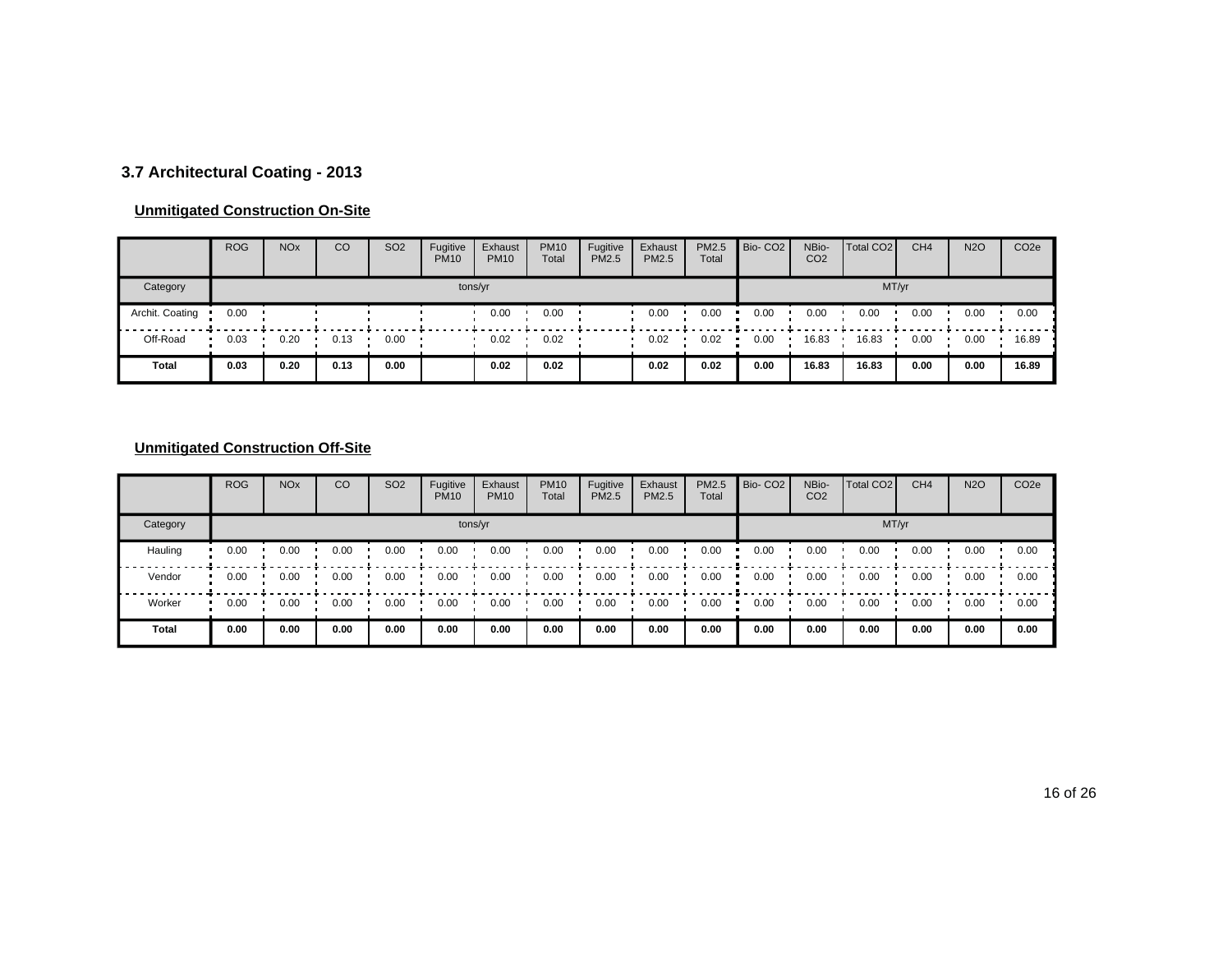### 3.7 Architectural Coating - 2013

**Unmitigated Construction On-Site**

| | ROG | NOx | CO | SO2 | Fugitive PM10 | Exhaust PM10 | PM10 Total | Fugitive PM2.5 | Exhaust PM2.5 | PM2.5 Total | Bio- CO2 | NBio- CO2 | Total CO2 | CH4 | N2O | CO2e |
|---|---|---|---|---|---|---|---|---|---|---|---|---|---|---|---|---|
| Category | tons/yr | | | | | | | | | | MT/yr | | | | | |
| Archit. Coating | 0.00 | | | | | 0.00 | 0.00 | | 0.00 | 0.00 | 0.00 | 0.00 | 0.00 | 0.00 | 0.00 | 0.00 |
| Off-Road | 0.03 | 0.20 | 0.13 | 0.00 | | 0.02 | 0.02 | | 0.02 | 0.02 | 0.00 | 16.83 | 16.83 | 0.00 | 0.00 | 16.89 |
| **Total** | **0.03** | **0.20** | **0.13** | **0.00** | | **0.02** | **0.02** | | **0.02** | **0.02** | **0.00** | **16.83** | **16.83** | **0.00** | **0.00** | **16.89** |

**Unmitigated Construction Off-Site**

| | ROG | NOx | CO | SO2 | Fugitive PM10 | Exhaust PM10 | PM10 Total | Fugitive PM2.5 | Exhaust PM2.5 | PM2.5 Total | Bio- CO2 | NBio- CO2 | Total CO2 | CH4 | N2O | CO2e |
|---|---|---|---|---|---|---|---|---|---|---|---|---|---|---|---|---|
| Category | tons/yr | | | | | | | | | | MT/yr | | | | | |
| Hauling | 0.00 | 0.00 | 0.00 | 0.00 | 0.00 | 0.00 | 0.00 | 0.00 | 0.00 | 0.00 | 0.00 | 0.00 | 0.00 | 0.00 | 0.00 | 0.00 |
| Vendor | 0.00 | 0.00 | 0.00 | 0.00 | 0.00 | 0.00 | 0.00 | 0.00 | 0.00 | 0.00 | 0.00 | 0.00 | 0.00 | 0.00 | 0.00 | 0.00 |
| Worker | 0.00 | 0.00 | 0.00 | 0.00 | 0.00 | 0.00 | 0.00 | 0.00 | 0.00 | 0.00 | 0.00 | 0.00 | 0.00 | 0.00 | 0.00 | 0.00 |
| **Total** | **0.00** | **0.00** | **0.00** | **0.00** | **0.00** | **0.00** | **0.00** | **0.00** | **0.00** | **0.00** | **0.00** | **0.00** | **0.00** | **0.00** | **0.00** | **0.00** |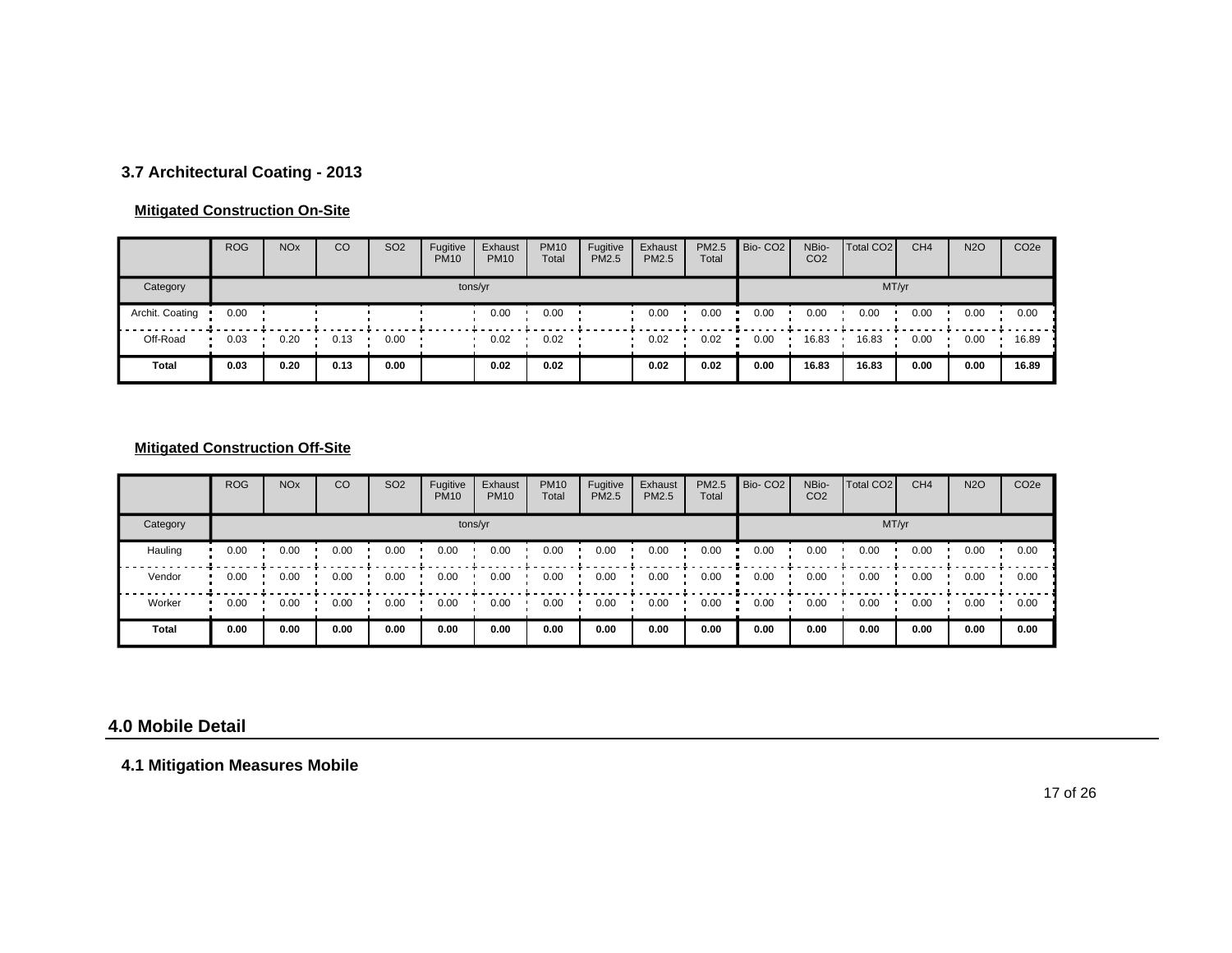### 3.7 Architectural Coating - 2013

**Mitigated Construction On-Site**

| | ROG | NOx | CO | SO2 | Fugitive PM10 | Exhaust PM10 | PM10 Total | Fugitive PM2.5 | Exhaust PM2.5 | PM2.5 Total | Bio- CO2 | NBio- CO2 | Total CO2 | CH4 | N2O | CO2e |
|---|---|---|---|---|---|---|---|---|---|---|---|---|---|---|---|---|
| Category | tons/yr | | | | | | | | | | MT/yr | | | | | |
| Archit. Coating | 0.00 | | | | | 0.00 | 0.00 | | 0.00 | 0.00 | 0.00 | 0.00 | 0.00 | 0.00 | 0.00 | 0.00 |
| Off-Road | 0.03 | 0.20 | 0.13 | 0.00 | | 0.02 | 0.02 | | 0.02 | 0.02 | 0.00 | 16.83 | 16.83 | 0.00 | 0.00 | 16.89 |
| **Total** | **0.03** | **0.20** | **0.13** | **0.00** | | **0.02** | **0.02** | | **0.02** | **0.02** | **0.00** | **16.83** | **16.83** | **0.00** | **0.00** | **16.89** |

**Mitigated Construction Off-Site**

| | ROG | NOx | CO | SO2 | Fugitive PM10 | Exhaust PM10 | PM10 Total | Fugitive PM2.5 | Exhaust PM2.5 | PM2.5 Total | Bio- CO2 | NBio- CO2 | Total CO2 | CH4 | N2O | CO2e |
|---|---|---|---|---|---|---|---|---|---|---|---|---|---|---|---|---|
| Category | tons/yr | | | | | | | | | | MT/yr | | | | | |
| Hauling | 0.00 | 0.00 | 0.00 | 0.00 | 0.00 | 0.00 | 0.00 | 0.00 | 0.00 | 0.00 | 0.00 | 0.00 | 0.00 | 0.00 | 0.00 | 0.00 |
| Vendor | 0.00 | 0.00 | 0.00 | 0.00 | 0.00 | 0.00 | 0.00 | 0.00 | 0.00 | 0.00 | 0.00 | 0.00 | 0.00 | 0.00 | 0.00 | 0.00 |
| Worker | 0.00 | 0.00 | 0.00 | 0.00 | 0.00 | 0.00 | 0.00 | 0.00 | 0.00 | 0.00 | 0.00 | 0.00 | 0.00 | 0.00 | 0.00 | 0.00 |
| **Total** | **0.00** | **0.00** | **0.00** | **0.00** | **0.00** | **0.00** | **0.00** | **0.00** | **0.00** | **0.00** | **0.00** | **0.00** | **0.00** | **0.00** | **0.00** | **0.00** |

## 4.0 Mobile Detail

### 4.1 Mitigation Measures Mobile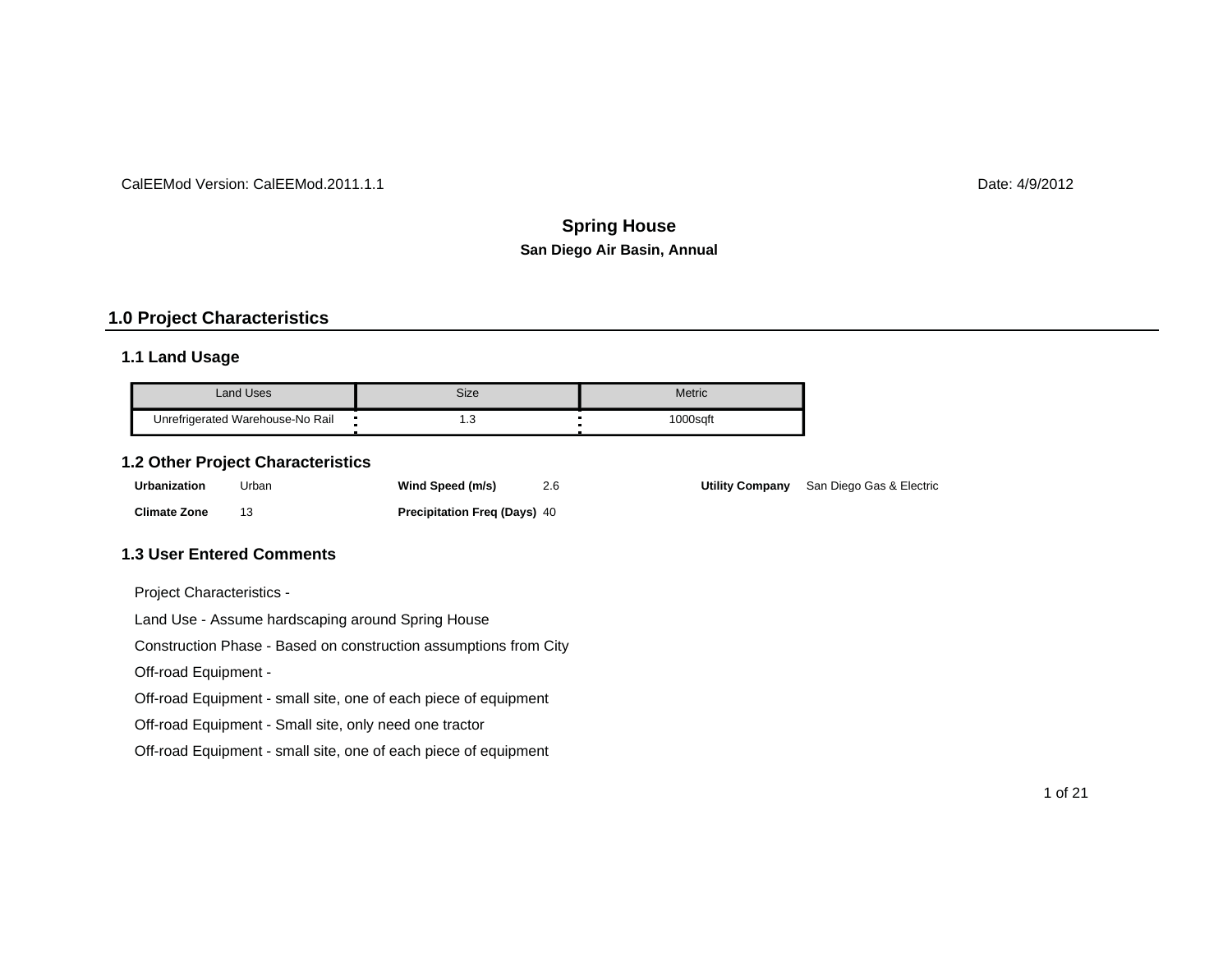CalEEMod Version: CalEEMod.2011.1.1 Date: 4/9/2012

# Spring House

**San Diego Air Basin, Annual**

## 1.0 Project Characteristics

### 1.1 Land Usage

| Land Uses | Size | Metric |
|---|---|---|
| Unrefrigerated Warehouse-No Rail | 1.3 | 1000sqft |

### 1.2 Other Project Characteristics

| | | | | | |
|---|---|---|---|---|---|
| **Urbanization** | Urban | **Wind Speed (m/s)** | 2.6 | **Utility Company** | San Diego Gas & Electric |
| **Climate Zone** | 13 | **Precipitation Freq (Days)** | 40 | | |

### 1.3 User Entered Comments

Project Characteristics -

Land Use - Assume hardscaping around Spring House

Construction Phase - Based on construction assumptions from City

Off-road Equipment -

Off-road Equipment - small site, one of each piece of equipment

Off-road Equipment - Small site, only need one tractor

Off-road Equipment - small site, one of each piece of equipment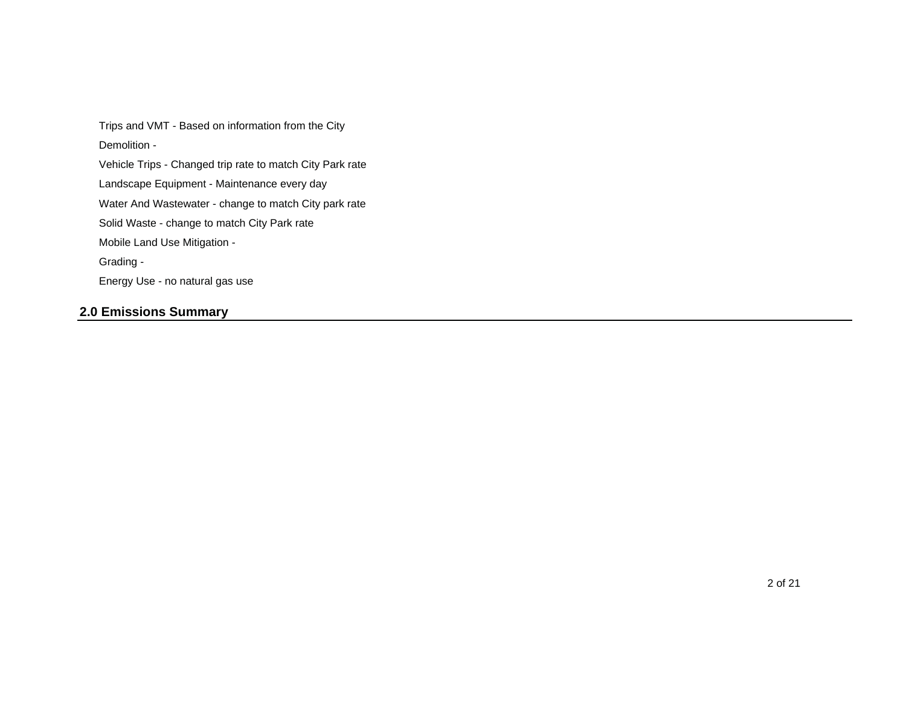Trips and VMT - Based on information from the City

Demolition -

Vehicle Trips - Changed trip rate to match City Park rate

Landscape Equipment - Maintenance every day

Water And Wastewater - change to match City park rate

Solid Waste - change to match City Park rate

Mobile Land Use Mitigation -

Grading -

Energy Use - no natural gas use

## 2.0 Emissions Summary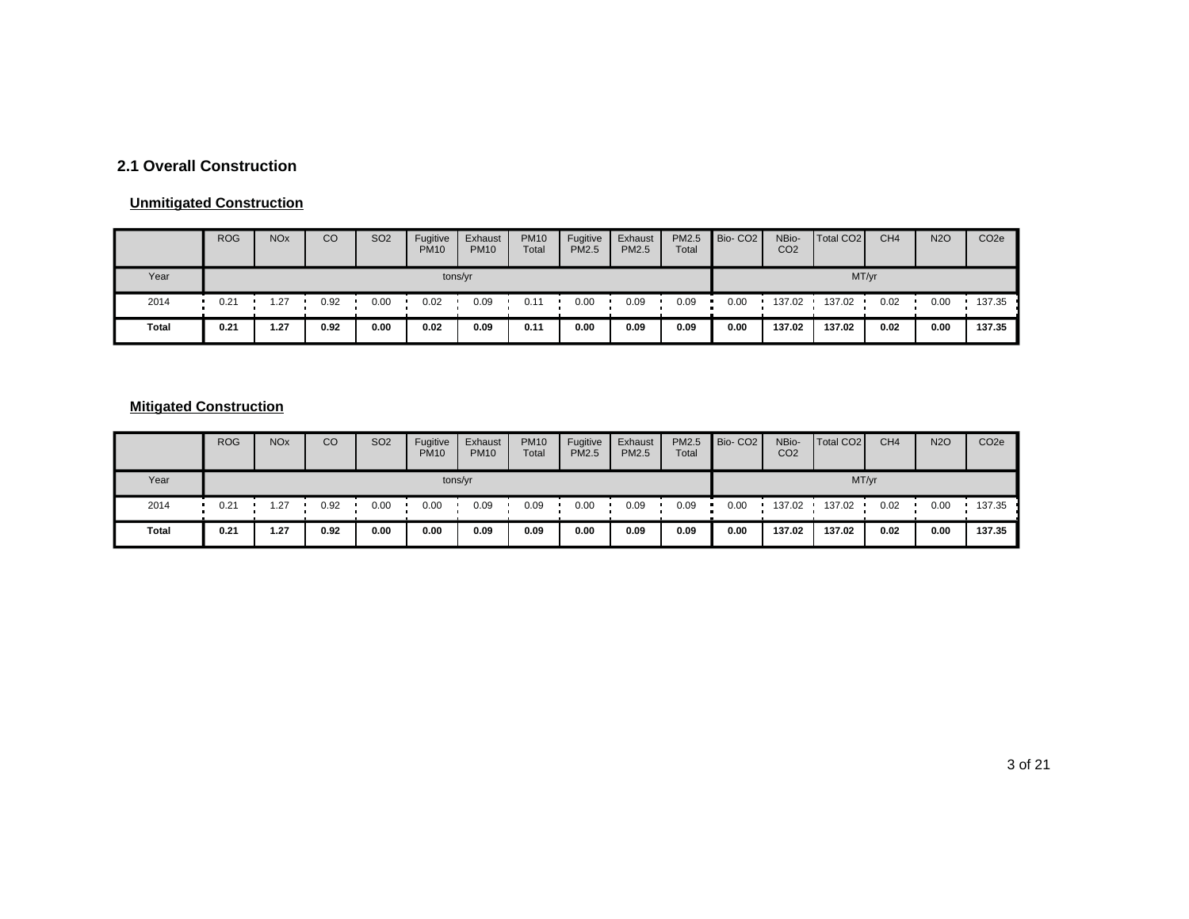## 2.1 Overall Construction

### Unmitigated Construction

| | ROG | NOx | CO | SO2 | Fugitive PM10 | Exhaust PM10 | PM10 Total | Fugitive PM2.5 | Exhaust PM2.5 | PM2.5 Total | Bio- CO2 | NBio- CO2 | Total CO2 | CH4 | N2O | CO2e |
|---|---|---|---|---|---|---|---|---|---|---|---|---|---|---|---|---|
| Year | tons/yr | | | | | | | | | | MT/yr | | | | | |
| 2014 | 0.21 | 1.27 | 0.92 | 0.00 | 0.02 | 0.09 | 0.11 | 0.00 | 0.09 | 0.09 | 0.00 | 137.02 | 137.02 | 0.02 | 0.00 | 137.35 |
| **Total** | **0.21** | **1.27** | **0.92** | **0.00** | **0.02** | **0.09** | **0.11** | **0.00** | **0.09** | **0.09** | **0.00** | **137.02** | **137.02** | **0.02** | **0.00** | **137.35** |

### Mitigated Construction

| | ROG | NOx | CO | SO2 | Fugitive PM10 | Exhaust PM10 | PM10 Total | Fugitive PM2.5 | Exhaust PM2.5 | PM2.5 Total | Bio- CO2 | NBio- CO2 | Total CO2 | CH4 | N2O | CO2e |
|---|---|---|---|---|---|---|---|---|---|---|---|---|---|---|---|---|
| Year | tons/yr | | | | | | | | | | MT/yr | | | | | |
| 2014 | 0.21 | 1.27 | 0.92 | 0.00 | 0.00 | 0.09 | 0.09 | 0.00 | 0.09 | 0.09 | 0.00 | 137.02 | 137.02 | 0.02 | 0.00 | 137.35 |
| **Total** | **0.21** | **1.27** | **0.92** | **0.00** | **0.00** | **0.09** | **0.09** | **0.00** | **0.09** | **0.09** | **0.00** | **137.02** | **137.02** | **0.02** | **0.00** | **137.35** |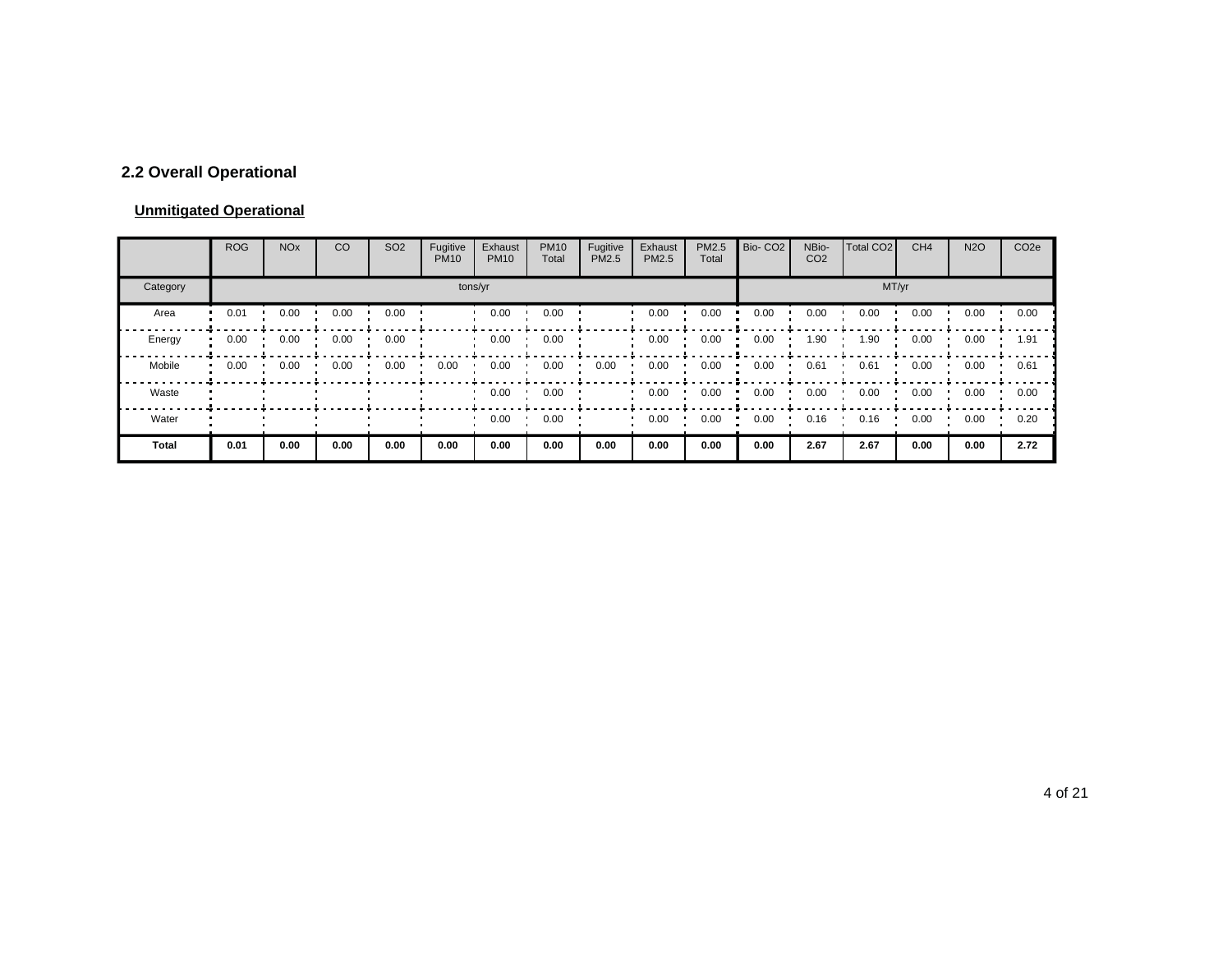## 2.2 Overall Operational

**Unmitigated Operational**

| | ROG | NOx | CO | SO2 | Fugitive PM10 | Exhaust PM10 | PM10 Total | Fugitive PM2.5 | Exhaust PM2.5 | PM2.5 Total | Bio- CO2 | NBio- CO2 | Total CO2 | CH4 | N2O | CO2e |
|---|---|---|---|---|---|---|---|---|---|---|---|---|---|---|---|---|
| Category | tons/yr | | | | | | | | | | MT/yr | | | | | |
| Area | 0.01 | 0.00 | 0.00 | 0.00 | | 0.00 | 0.00 | | 0.00 | 0.00 | 0.00 | 0.00 | 0.00 | 0.00 | 0.00 | 0.00 |
| Energy | 0.00 | 0.00 | 0.00 | 0.00 | | 0.00 | 0.00 | | 0.00 | 0.00 | 0.00 | 1.90 | 1.90 | 0.00 | 0.00 | 1.91 |
| Mobile | 0.00 | 0.00 | 0.00 | 0.00 | 0.00 | 0.00 | 0.00 | 0.00 | 0.00 | 0.00 | 0.00 | 0.61 | 0.61 | 0.00 | 0.00 | 0.61 |
| Waste | | | | | | 0.00 | 0.00 | | 0.00 | 0.00 | 0.00 | 0.00 | 0.00 | 0.00 | 0.00 | 0.00 |
| Water | | | | | | 0.00 | 0.00 | | 0.00 | 0.00 | 0.00 | 0.16 | 0.16 | 0.00 | 0.00 | 0.20 |
| **Total** | **0.01** | **0.00** | **0.00** | **0.00** | **0.00** | **0.00** | **0.00** | **0.00** | **0.00** | **0.00** | **0.00** | **2.67** | **2.67** | **0.00** | **0.00** | **2.72** |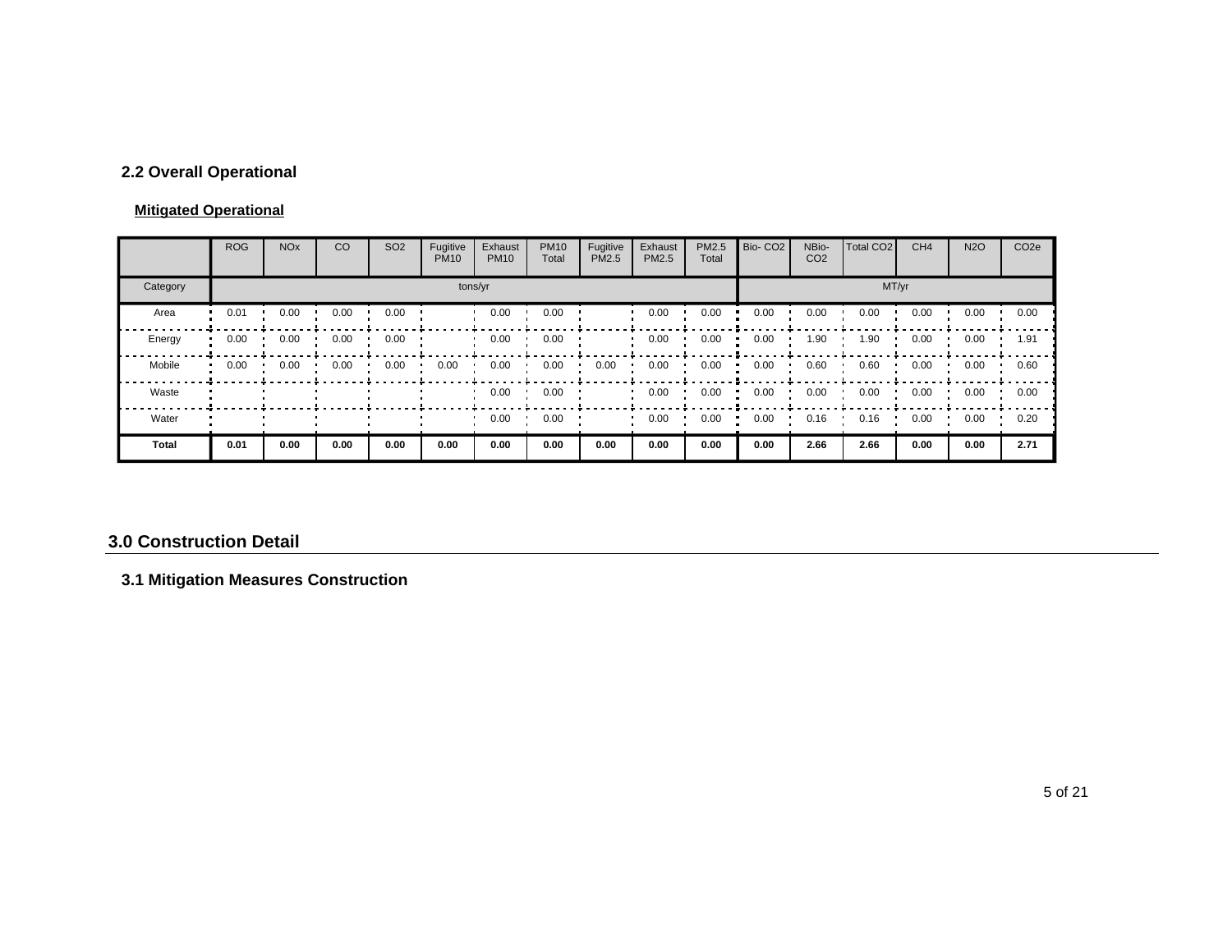### 2.2 Overall Operational

**Mitigated Operational**

| | ROG | NOx | CO | SO2 | Fugitive PM10 | Exhaust PM10 | PM10 Total | Fugitive PM2.5 | Exhaust PM2.5 | PM2.5 Total | Bio- CO2 | NBio- CO2 | Total CO2 | CH4 | N2O | CO2e |
|---|---|---|---|---|---|---|---|---|---|---|---|---|---|---|---|---|
| Category | tons/yr | | | | | | | | | | MT/yr | | | | | |
| Area | 0.01 | 0.00 | 0.00 | 0.00 | | 0.00 | 0.00 | | 0.00 | 0.00 | 0.00 | 0.00 | 0.00 | 0.00 | 0.00 | 0.00 |
| Energy | 0.00 | 0.00 | 0.00 | 0.00 | | 0.00 | 0.00 | | 0.00 | 0.00 | 0.00 | 1.90 | 1.90 | 0.00 | 0.00 | 1.91 |
| Mobile | 0.00 | 0.00 | 0.00 | 0.00 | 0.00 | 0.00 | 0.00 | 0.00 | 0.00 | 0.00 | 0.00 | 0.60 | 0.60 | 0.00 | 0.00 | 0.60 |
| Waste | | | | | | 0.00 | 0.00 | | 0.00 | 0.00 | 0.00 | 0.00 | 0.00 | 0.00 | 0.00 | 0.00 |
| Water | | | | | | 0.00 | 0.00 | | 0.00 | 0.00 | 0.00 | 0.16 | 0.16 | 0.00 | 0.00 | 0.20 |
| **Total** | **0.01** | **0.00** | **0.00** | **0.00** | **0.00** | **0.00** | **0.00** | **0.00** | **0.00** | **0.00** | **0.00** | **2.66** | **2.66** | **0.00** | **0.00** | **2.71** |

## 3.0 Construction Detail

### 3.1 Mitigation Measures Construction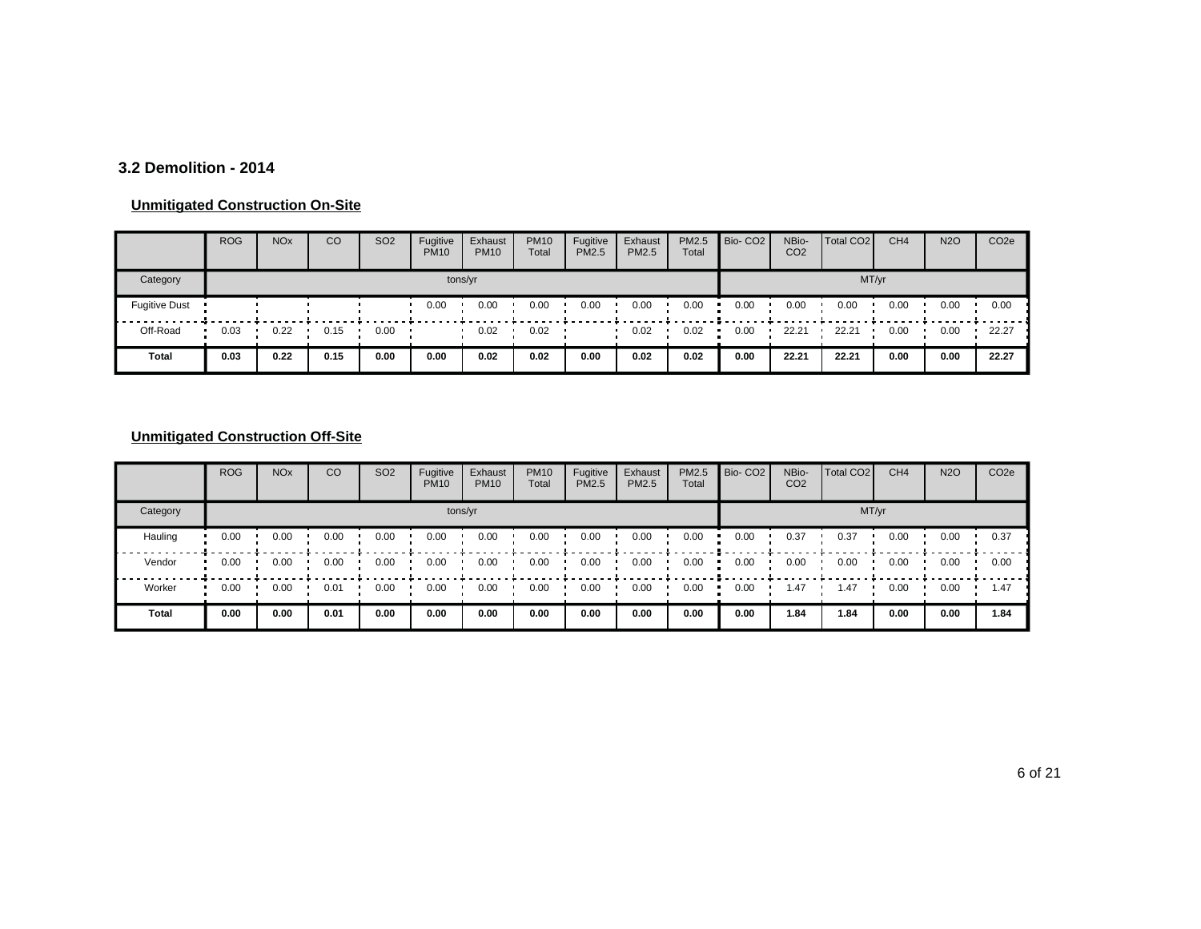### 3.2 Demolition - 2014

**Unmitigated Construction On-Site**

| | ROG | NOx | CO | SO2 | Fugitive PM10 | Exhaust PM10 | PM10 Total | Fugitive PM2.5 | Exhaust PM2.5 | PM2.5 Total | Bio- CO2 | NBio- CO2 | Total CO2 | CH4 | N2O | CO2e |
|---|---|---|---|---|---|---|---|---|---|---|---|---|---|---|---|---|
| Category | tons/yr | | | | | | | | | | MT/yr | | | | | |
| Fugitive Dust | | | | | 0.00 | 0.00 | 0.00 | 0.00 | 0.00 | 0.00 | 0.00 | 0.00 | 0.00 | 0.00 | 0.00 | 0.00 |
| Off-Road | 0.03 | 0.22 | 0.15 | 0.00 | | 0.02 | 0.02 | | 0.02 | 0.02 | 0.00 | 22.21 | 22.21 | 0.00 | 0.00 | 22.27 |
| **Total** | **0.03** | **0.22** | **0.15** | **0.00** | **0.00** | **0.02** | **0.02** | **0.00** | **0.02** | **0.02** | **0.00** | **22.21** | **22.21** | **0.00** | **0.00** | **22.27** |

**Unmitigated Construction Off-Site**

| | ROG | NOx | CO | SO2 | Fugitive PM10 | Exhaust PM10 | PM10 Total | Fugitive PM2.5 | Exhaust PM2.5 | PM2.5 Total | Bio- CO2 | NBio- CO2 | Total CO2 | CH4 | N2O | CO2e |
|---|---|---|---|---|---|---|---|---|---|---|---|---|---|---|---|---|
| Category | tons/yr | | | | | | | | | | MT/yr | | | | | |
| Hauling | 0.00 | 0.00 | 0.00 | 0.00 | 0.00 | 0.00 | 0.00 | 0.00 | 0.00 | 0.00 | 0.00 | 0.37 | 0.37 | 0.00 | 0.00 | 0.37 |
| Vendor | 0.00 | 0.00 | 0.00 | 0.00 | 0.00 | 0.00 | 0.00 | 0.00 | 0.00 | 0.00 | 0.00 | 0.00 | 0.00 | 0.00 | 0.00 | 0.00 |
| Worker | 0.00 | 0.00 | 0.01 | 0.00 | 0.00 | 0.00 | 0.00 | 0.00 | 0.00 | 0.00 | 0.00 | 1.47 | 1.47 | 0.00 | 0.00 | 1.47 |
| **Total** | **0.00** | **0.00** | **0.01** | **0.00** | **0.00** | **0.00** | **0.00** | **0.00** | **0.00** | **0.00** | **0.00** | **1.84** | **1.84** | **0.00** | **0.00** | **1.84** |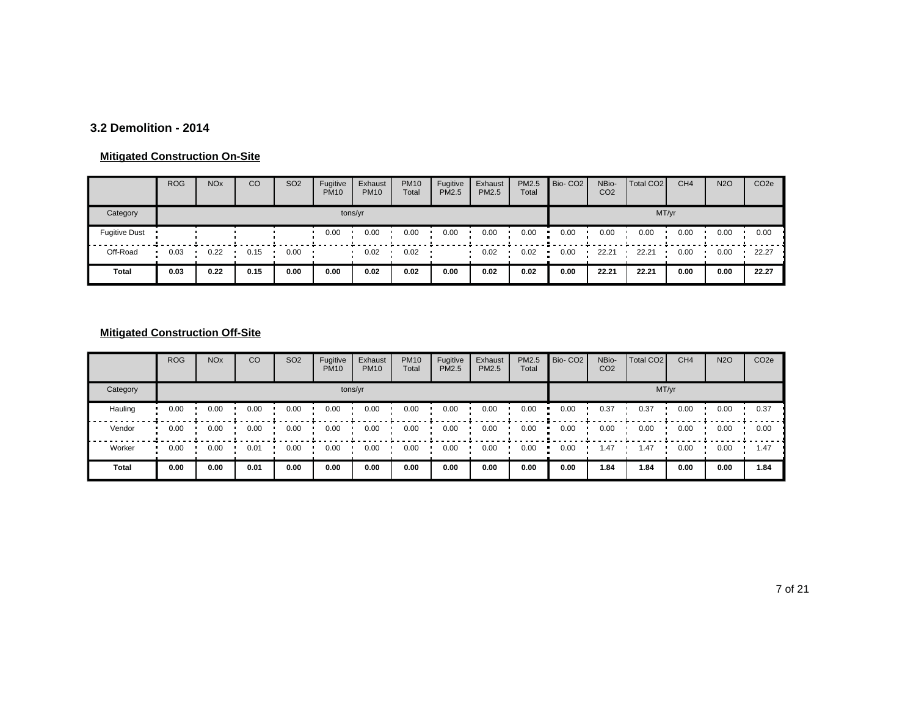### 3.2 Demolition - 2014

**Mitigated Construction On-Site**

| | ROG | NOx | CO | SO2 | Fugitive PM10 | Exhaust PM10 | PM10 Total | Fugitive PM2.5 | Exhaust PM2.5 | PM2.5 Total | Bio- CO2 | NBio- CO2 | Total CO2 | CH4 | N2O | CO2e |
|---|---|---|---|---|---|---|---|---|---|---|---|---|---|---|---|---|
| Category | tons/yr | | | | | | | | | | MT/yr | | | | | |
| Fugitive Dust | | | | | 0.00 | 0.00 | 0.00 | 0.00 | 0.00 | 0.00 | 0.00 | 0.00 | 0.00 | 0.00 | 0.00 | 0.00 |
| Off-Road | 0.03 | 0.22 | 0.15 | 0.00 | | 0.02 | 0.02 | | 0.02 | 0.02 | 0.00 | 22.21 | 22.21 | 0.00 | 0.00 | 22.27 |
| **Total** | **0.03** | **0.22** | **0.15** | **0.00** | **0.00** | **0.02** | **0.02** | **0.00** | **0.02** | **0.02** | **0.00** | **22.21** | **22.21** | **0.00** | **0.00** | **22.27** |

**Mitigated Construction Off-Site**

| | ROG | NOx | CO | SO2 | Fugitive PM10 | Exhaust PM10 | PM10 Total | Fugitive PM2.5 | Exhaust PM2.5 | PM2.5 Total | Bio- CO2 | NBio- CO2 | Total CO2 | CH4 | N2O | CO2e |
|---|---|---|---|---|---|---|---|---|---|---|---|---|---|---|---|---|
| Category | tons/yr | | | | | | | | | | MT/yr | | | | | |
| Hauling | 0.00 | 0.00 | 0.00 | 0.00 | 0.00 | 0.00 | 0.00 | 0.00 | 0.00 | 0.00 | 0.00 | 0.37 | 0.37 | 0.00 | 0.00 | 0.37 |
| Vendor | 0.00 | 0.00 | 0.00 | 0.00 | 0.00 | 0.00 | 0.00 | 0.00 | 0.00 | 0.00 | 0.00 | 0.00 | 0.00 | 0.00 | 0.00 | 0.00 |
| Worker | 0.00 | 0.00 | 0.01 | 0.00 | 0.00 | 0.00 | 0.00 | 0.00 | 0.00 | 0.00 | 0.00 | 1.47 | 1.47 | 0.00 | 0.00 | 1.47 |
| **Total** | **0.00** | **0.00** | **0.01** | **0.00** | **0.00** | **0.00** | **0.00** | **0.00** | **0.00** | **0.00** | **0.00** | **1.84** | **1.84** | **0.00** | **0.00** | **1.84** |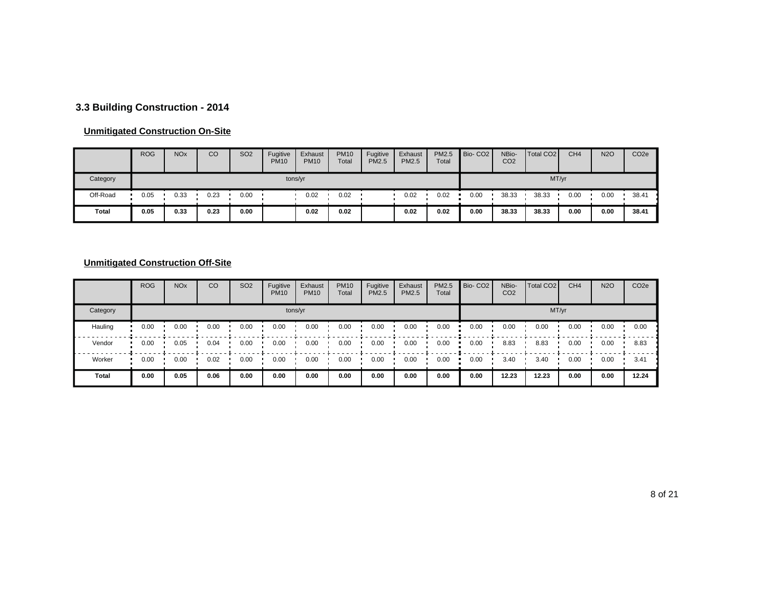### 3.3 Building Construction - 2014

**Unmitigated Construction On-Site**

| | ROG | NOx | CO | SO2 | Fugitive PM10 | Exhaust PM10 | PM10 Total | Fugitive PM2.5 | Exhaust PM2.5 | PM2.5 Total | Bio- CO2 | NBio- CO2 | Total CO2 | CH4 | N2O | CO2e |
|---|---|---|---|---|---|---|---|---|---|---|---|---|---|---|---|---|
| Category | tons/yr | | | | | | | | | | MT/yr | | | | | |
| Off-Road | 0.05 | 0.33 | 0.23 | 0.00 | | 0.02 | 0.02 | | 0.02 | 0.02 | 0.00 | 38.33 | 38.33 | 0.00 | 0.00 | 38.41 |
| **Total** | **0.05** | **0.33** | **0.23** | **0.00** | | **0.02** | **0.02** | | **0.02** | **0.02** | **0.00** | **38.33** | **38.33** | **0.00** | **0.00** | **38.41** |

**Unmitigated Construction Off-Site**

| | ROG | NOx | CO | SO2 | Fugitive PM10 | Exhaust PM10 | PM10 Total | Fugitive PM2.5 | Exhaust PM2.5 | PM2.5 Total | Bio- CO2 | NBio- CO2 | Total CO2 | CH4 | N2O | CO2e |
|---|---|---|---|---|---|---|---|---|---|---|---|---|---|---|---|---|
| Category | tons/yr | | | | | | | | | | MT/yr | | | | | |
| Hauling | 0.00 | 0.00 | 0.00 | 0.00 | 0.00 | 0.00 | 0.00 | 0.00 | 0.00 | 0.00 | 0.00 | 0.00 | 0.00 | 0.00 | 0.00 | 0.00 |
| Vendor | 0.00 | 0.05 | 0.04 | 0.00 | 0.00 | 0.00 | 0.00 | 0.00 | 0.00 | 0.00 | 0.00 | 8.83 | 8.83 | 0.00 | 0.00 | 8.83 |
| Worker | 0.00 | 0.00 | 0.02 | 0.00 | 0.00 | 0.00 | 0.00 | 0.00 | 0.00 | 0.00 | 0.00 | 3.40 | 3.40 | 0.00 | 0.00 | 3.41 |
| **Total** | **0.00** | **0.05** | **0.06** | **0.00** | **0.00** | **0.00** | **0.00** | **0.00** | **0.00** | **0.00** | **0.00** | **12.23** | **12.23** | **0.00** | **0.00** | **12.24** |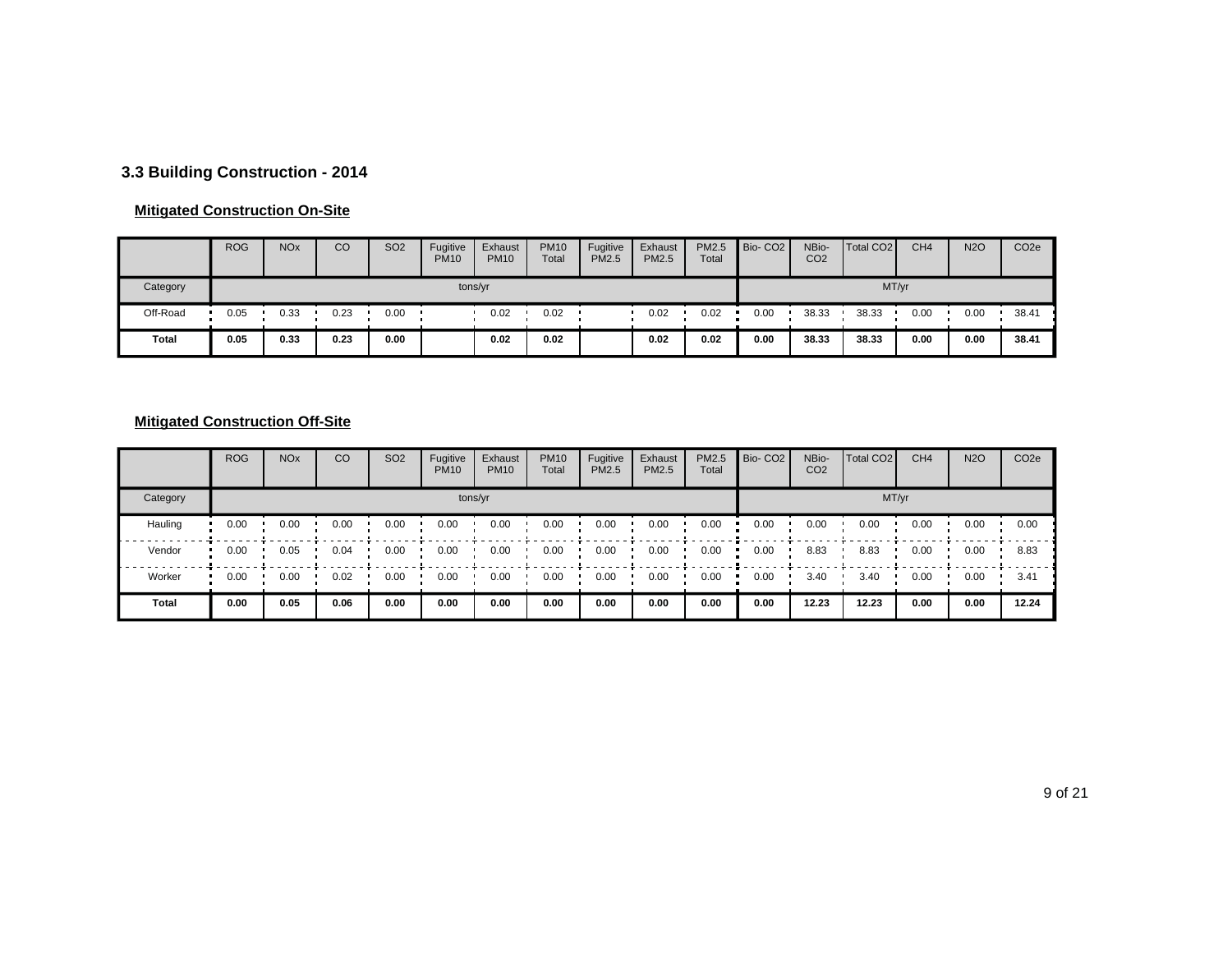### 3.3 Building Construction - 2014

#### Mitigated Construction On-Site

| | ROG | NOx | CO | SO2 | Fugitive PM10 | Exhaust PM10 | PM10 Total | Fugitive PM2.5 | Exhaust PM2.5 | PM2.5 Total | Bio- CO2 | NBio- CO2 | Total CO2 | CH4 | N2O | CO2e |
|---|---|---|---|---|---|---|---|---|---|---|---|---|---|---|---|---|
| Category | tons/yr | | | | | | | | | | MT/yr | | | | | |
| Off-Road | 0.05 | 0.33 | 0.23 | 0.00 | | 0.02 | 0.02 | | 0.02 | 0.02 | 0.00 | 38.33 | 38.33 | 0.00 | 0.00 | 38.41 |
| **Total** | **0.05** | **0.33** | **0.23** | **0.00** | | **0.02** | **0.02** | | **0.02** | **0.02** | **0.00** | **38.33** | **38.33** | **0.00** | **0.00** | **38.41** |

#### Mitigated Construction Off-Site

| | ROG | NOx | CO | SO2 | Fugitive PM10 | Exhaust PM10 | PM10 Total | Fugitive PM2.5 | Exhaust PM2.5 | PM2.5 Total | Bio- CO2 | NBio- CO2 | Total CO2 | CH4 | N2O | CO2e |
|---|---|---|---|---|---|---|---|---|---|---|---|---|---|---|---|---|
| Category | tons/yr | | | | | | | | | | MT/yr | | | | | |
| Hauling | 0.00 | 0.00 | 0.00 | 0.00 | 0.00 | 0.00 | 0.00 | 0.00 | 0.00 | 0.00 | 0.00 | 0.00 | 0.00 | 0.00 | 0.00 | 0.00 |
| Vendor | 0.00 | 0.05 | 0.04 | 0.00 | 0.00 | 0.00 | 0.00 | 0.00 | 0.00 | 0.00 | 0.00 | 8.83 | 8.83 | 0.00 | 0.00 | 8.83 |
| Worker | 0.00 | 0.00 | 0.02 | 0.00 | 0.00 | 0.00 | 0.00 | 0.00 | 0.00 | 0.00 | 0.00 | 3.40 | 3.40 | 0.00 | 0.00 | 3.41 |
| **Total** | **0.00** | **0.05** | **0.06** | **0.00** | **0.00** | **0.00** | **0.00** | **0.00** | **0.00** | **0.00** | **0.00** | **12.23** | **12.23** | **0.00** | **0.00** | **12.24** |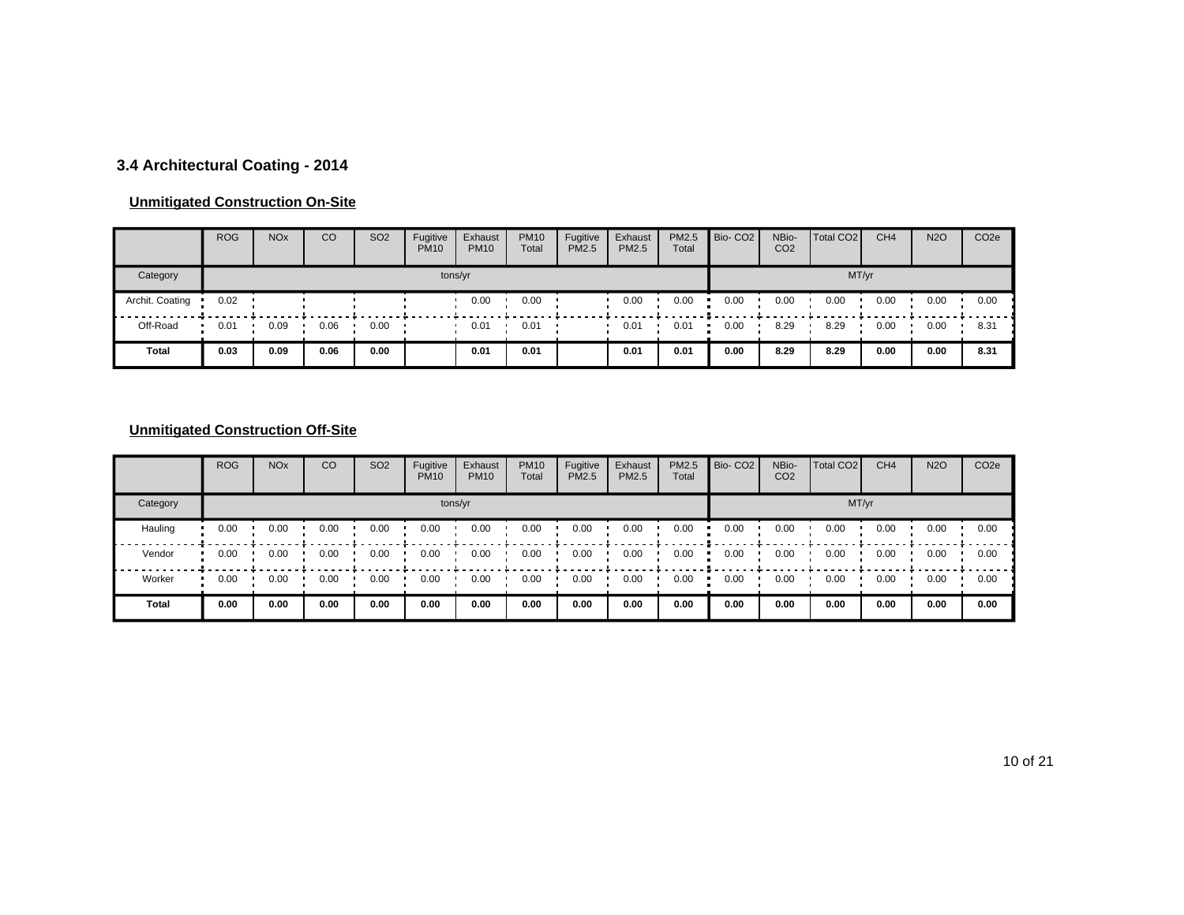### 3.4 Architectural Coating - 2014

**Unmitigated Construction On-Site**

| | ROG | NOx | CO | SO2 | Fugitive PM10 | Exhaust PM10 | PM10 Total | Fugitive PM2.5 | Exhaust PM2.5 | PM2.5 Total | Bio- CO2 | NBio- CO2 | Total CO2 | CH4 | N2O | CO2e |
|---|---|---|---|---|---|---|---|---|---|---|---|---|---|---|---|---|
| Category | tons/yr | | | | | | | | | | MT/yr | | | | | |
| Archit. Coating | 0.02 | | | | | 0.00 | 0.00 | | 0.00 | 0.00 | 0.00 | 0.00 | 0.00 | 0.00 | 0.00 | 0.00 |
| Off-Road | 0.01 | 0.09 | 0.06 | 0.00 | | 0.01 | 0.01 | | 0.01 | 0.01 | 0.00 | 8.29 | 8.29 | 0.00 | 0.00 | 8.31 |
| **Total** | **0.03** | **0.09** | **0.06** | **0.00** | | **0.01** | **0.01** | | **0.01** | **0.01** | **0.00** | **8.29** | **8.29** | **0.00** | **0.00** | **8.31** |

**Unmitigated Construction Off-Site**

| | ROG | NOx | CO | SO2 | Fugitive PM10 | Exhaust PM10 | PM10 Total | Fugitive PM2.5 | Exhaust PM2.5 | PM2.5 Total | Bio- CO2 | NBio- CO2 | Total CO2 | CH4 | N2O | CO2e |
|---|---|---|---|---|---|---|---|---|---|---|---|---|---|---|---|---|
| Category | tons/yr | | | | | | | | | | MT/yr | | | | | |
| Hauling | 0.00 | 0.00 | 0.00 | 0.00 | 0.00 | 0.00 | 0.00 | 0.00 | 0.00 | 0.00 | 0.00 | 0.00 | 0.00 | 0.00 | 0.00 | 0.00 |
| Vendor | 0.00 | 0.00 | 0.00 | 0.00 | 0.00 | 0.00 | 0.00 | 0.00 | 0.00 | 0.00 | 0.00 | 0.00 | 0.00 | 0.00 | 0.00 | 0.00 |
| Worker | 0.00 | 0.00 | 0.00 | 0.00 | 0.00 | 0.00 | 0.00 | 0.00 | 0.00 | 0.00 | 0.00 | 0.00 | 0.00 | 0.00 | 0.00 | 0.00 |
| **Total** | **0.00** | **0.00** | **0.00** | **0.00** | **0.00** | **0.00** | **0.00** | **0.00** | **0.00** | **0.00** | **0.00** | **0.00** | **0.00** | **0.00** | **0.00** | **0.00** |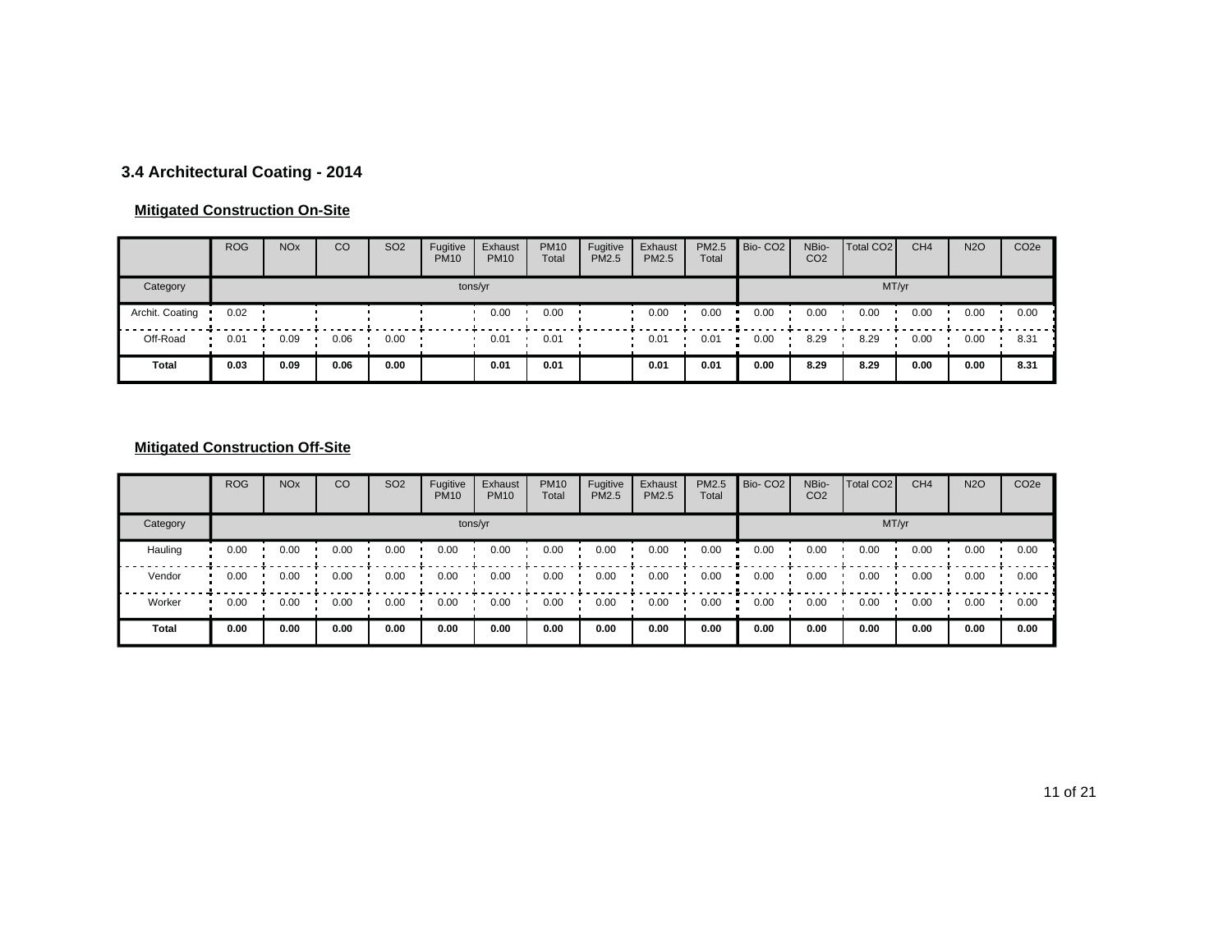### 3.4 Architectural Coating - 2014

**Mitigated Construction On-Site**

| | ROG | NOx | CO | SO2 | Fugitive PM10 | Exhaust PM10 | PM10 Total | Fugitive PM2.5 | Exhaust PM2.5 | PM2.5 Total | Bio- CO2 | NBio- CO2 | Total CO2 | CH4 | N2O | CO2e |
|---|---|---|---|---|---|---|---|---|---|---|---|---|---|---|---|---|
| Category | tons/yr | | | | | | | | | | MT/yr | | | | | |
| Archit. Coating | 0.02 | | | | | 0.00 | 0.00 | | 0.00 | 0.00 | 0.00 | 0.00 | 0.00 | 0.00 | 0.00 | 0.00 |
| Off-Road | 0.01 | 0.09 | 0.06 | 0.00 | | 0.01 | 0.01 | | 0.01 | 0.01 | 0.00 | 8.29 | 8.29 | 0.00 | 0.00 | 8.31 |
| **Total** | **0.03** | **0.09** | **0.06** | **0.00** | | **0.01** | **0.01** | | **0.01** | **0.01** | **0.00** | **8.29** | **8.29** | **0.00** | **0.00** | **8.31** |

**Mitigated Construction Off-Site**

| | ROG | NOx | CO | SO2 | Fugitive PM10 | Exhaust PM10 | PM10 Total | Fugitive PM2.5 | Exhaust PM2.5 | PM2.5 Total | Bio- CO2 | NBio- CO2 | Total CO2 | CH4 | N2O | CO2e |
|---|---|---|---|---|---|---|---|---|---|---|---|---|---|---|---|---|
| Category | tons/yr | | | | | | | | | | MT/yr | | | | | |
| Hauling | 0.00 | 0.00 | 0.00 | 0.00 | 0.00 | 0.00 | 0.00 | 0.00 | 0.00 | 0.00 | 0.00 | 0.00 | 0.00 | 0.00 | 0.00 | 0.00 |
| Vendor | 0.00 | 0.00 | 0.00 | 0.00 | 0.00 | 0.00 | 0.00 | 0.00 | 0.00 | 0.00 | 0.00 | 0.00 | 0.00 | 0.00 | 0.00 | 0.00 |
| Worker | 0.00 | 0.00 | 0.00 | 0.00 | 0.00 | 0.00 | 0.00 | 0.00 | 0.00 | 0.00 | 0.00 | 0.00 | 0.00 | 0.00 | 0.00 | 0.00 |
| **Total** | **0.00** | **0.00** | **0.00** | **0.00** | **0.00** | **0.00** | **0.00** | **0.00** | **0.00** | **0.00** | **0.00** | **0.00** | **0.00** | **0.00** | **0.00** | **0.00** |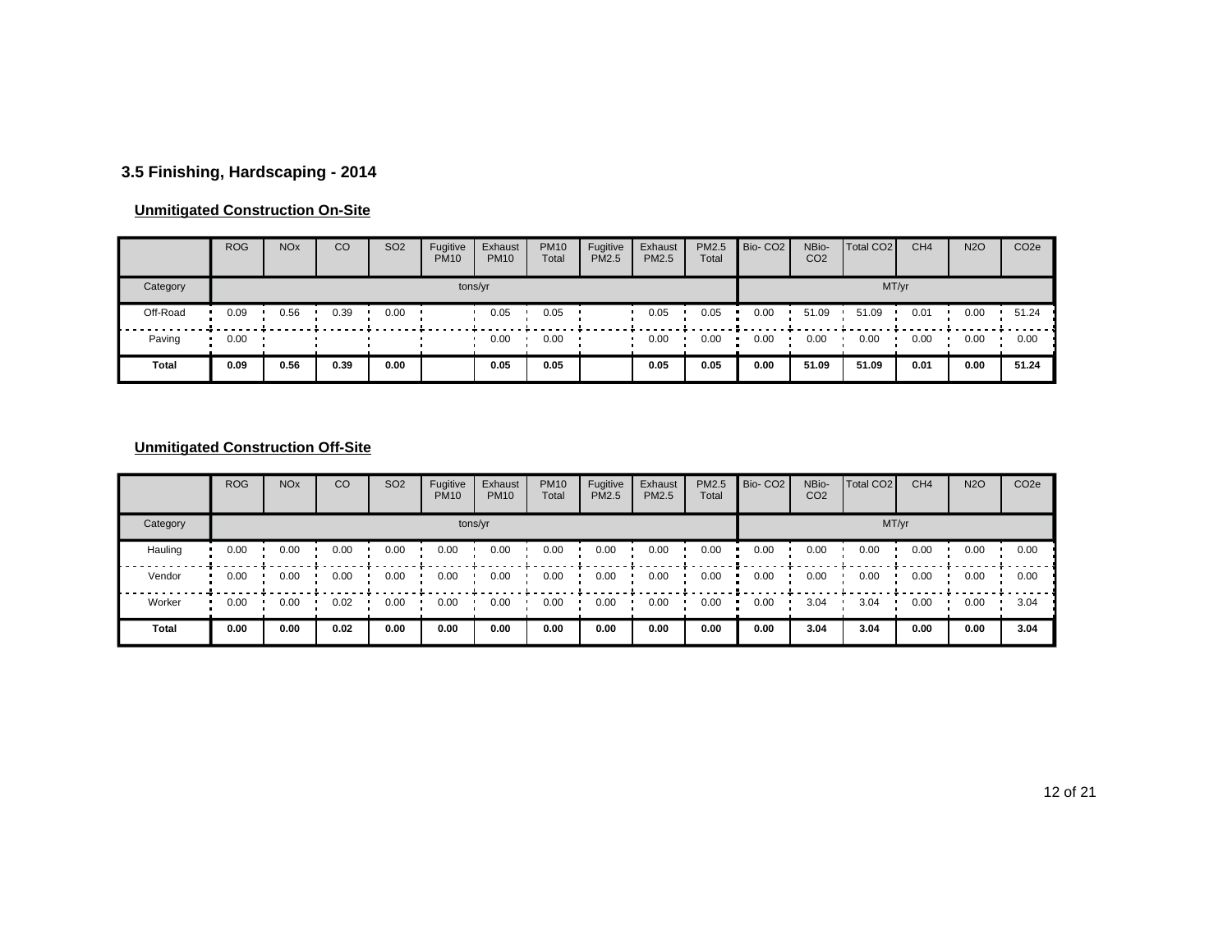### 3.5 Finishing, Hardscaping - 2014

**Unmitigated Construction On-Site**

| | ROG | NOx | CO | SO2 | Fugitive PM10 | Exhaust PM10 | PM10 Total | Fugitive PM2.5 | Exhaust PM2.5 | PM2.5 Total | Bio- CO2 | NBio- CO2 | Total CO2 | CH4 | N2O | CO2e |
|---|---|---|---|---|---|---|---|---|---|---|---|---|---|---|---|---|
| Category | tons/yr | | | | | | | | | | MT/yr | | | | | |
| Off-Road | 0.09 | 0.56 | 0.39 | 0.00 | | 0.05 | 0.05 | | 0.05 | 0.05 | 0.00 | 51.09 | 51.09 | 0.01 | 0.00 | 51.24 |
| Paving | 0.00 | | | | | 0.00 | 0.00 | | 0.00 | 0.00 | 0.00 | 0.00 | 0.00 | 0.00 | 0.00 | 0.00 |
| **Total** | **0.09** | **0.56** | **0.39** | **0.00** | | **0.05** | **0.05** | | **0.05** | **0.05** | **0.00** | **51.09** | **51.09** | **0.01** | **0.00** | **51.24** |

**Unmitigated Construction Off-Site**

| | ROG | NOx | CO | SO2 | Fugitive PM10 | Exhaust PM10 | PM10 Total | Fugitive PM2.5 | Exhaust PM2.5 | PM2.5 Total | Bio- CO2 | NBio- CO2 | Total CO2 | CH4 | N2O | CO2e |
|---|---|---|---|---|---|---|---|---|---|---|---|---|---|---|---|---|
| Category | tons/yr | | | | | | | | | | MT/yr | | | | | |
| Hauling | 0.00 | 0.00 | 0.00 | 0.00 | 0.00 | 0.00 | 0.00 | 0.00 | 0.00 | 0.00 | 0.00 | 0.00 | 0.00 | 0.00 | 0.00 | 0.00 |
| Vendor | 0.00 | 0.00 | 0.00 | 0.00 | 0.00 | 0.00 | 0.00 | 0.00 | 0.00 | 0.00 | 0.00 | 0.00 | 0.00 | 0.00 | 0.00 | 0.00 |
| Worker | 0.00 | 0.00 | 0.02 | 0.00 | 0.00 | 0.00 | 0.00 | 0.00 | 0.00 | 0.00 | 0.00 | 3.04 | 3.04 | 0.00 | 0.00 | 3.04 |
| **Total** | **0.00** | **0.00** | **0.02** | **0.00** | **0.00** | **0.00** | **0.00** | **0.00** | **0.00** | **0.00** | **0.00** | **3.04** | **3.04** | **0.00** | **0.00** | **3.04** |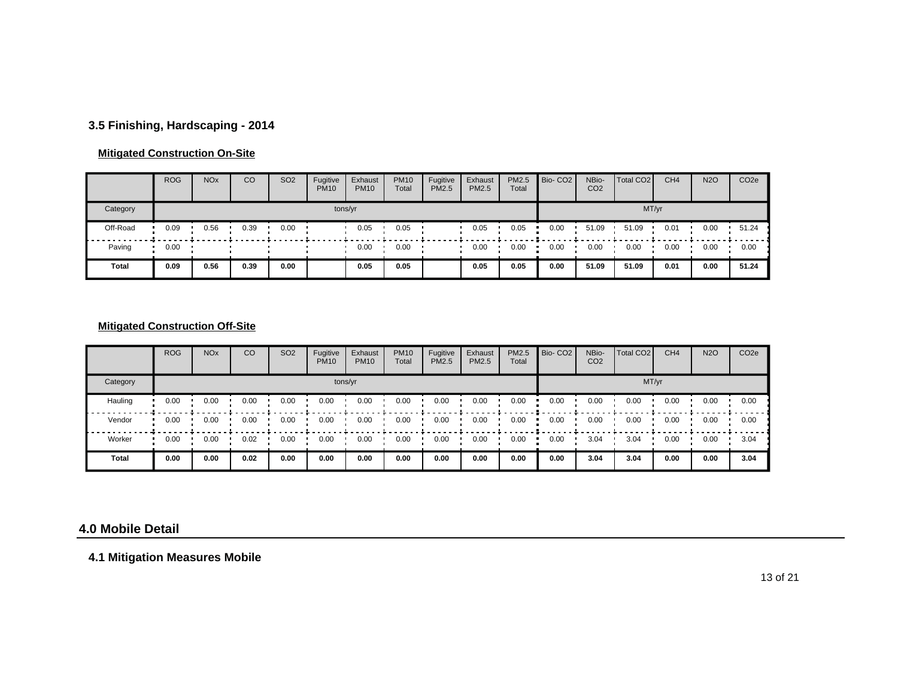### 3.5 Finishing, Hardscaping - 2014

#### Mitigated Construction On-Site

| | ROG | NOx | CO | SO2 | Fugitive PM10 | Exhaust PM10 | PM10 Total | Fugitive PM2.5 | Exhaust PM2.5 | PM2.5 Total | Bio- CO2 | NBio- CO2 | Total CO2 | CH4 | N2O | CO2e |
|---|---|---|---|---|---|---|---|---|---|---|---|---|---|---|---|---|
| Category | tons/yr | | | | | | | | | | MT/yr | | | | | |
| Off-Road | 0.09 | 0.56 | 0.39 | 0.00 | | 0.05 | 0.05 | | 0.05 | 0.05 | 0.00 | 51.09 | 51.09 | 0.01 | 0.00 | 51.24 |
| Paving | 0.00 | | | | | 0.00 | 0.00 | | 0.00 | 0.00 | 0.00 | 0.00 | 0.00 | 0.00 | 0.00 | 0.00 |
| **Total** | **0.09** | **0.56** | **0.39** | **0.00** | | **0.05** | **0.05** | | **0.05** | **0.05** | **0.00** | **51.09** | **51.09** | **0.01** | **0.00** | **51.24** |

#### Mitigated Construction Off-Site

| | ROG | NOx | CO | SO2 | Fugitive PM10 | Exhaust PM10 | PM10 Total | Fugitive PM2.5 | Exhaust PM2.5 | PM2.5 Total | Bio- CO2 | NBio- CO2 | Total CO2 | CH4 | N2O | CO2e |
|---|---|---|---|---|---|---|---|---|---|---|---|---|---|---|---|---|
| Category | tons/yr | | | | | | | | | | MT/yr | | | | | |
| Hauling | 0.00 | 0.00 | 0.00 | 0.00 | 0.00 | 0.00 | 0.00 | 0.00 | 0.00 | 0.00 | 0.00 | 0.00 | 0.00 | 0.00 | 0.00 | 0.00 |
| Vendor | 0.00 | 0.00 | 0.00 | 0.00 | 0.00 | 0.00 | 0.00 | 0.00 | 0.00 | 0.00 | 0.00 | 0.00 | 0.00 | 0.00 | 0.00 | 0.00 |
| Worker | 0.00 | 0.00 | 0.02 | 0.00 | 0.00 | 0.00 | 0.00 | 0.00 | 0.00 | 0.00 | 0.00 | 3.04 | 3.04 | 0.00 | 0.00 | 3.04 |
| **Total** | **0.00** | **0.00** | **0.02** | **0.00** | **0.00** | **0.00** | **0.00** | **0.00** | **0.00** | **0.00** | **0.00** | **3.04** | **3.04** | **0.00** | **0.00** | **3.04** |

## 4.0 Mobile Detail

### 4.1 Mitigation Measures Mobile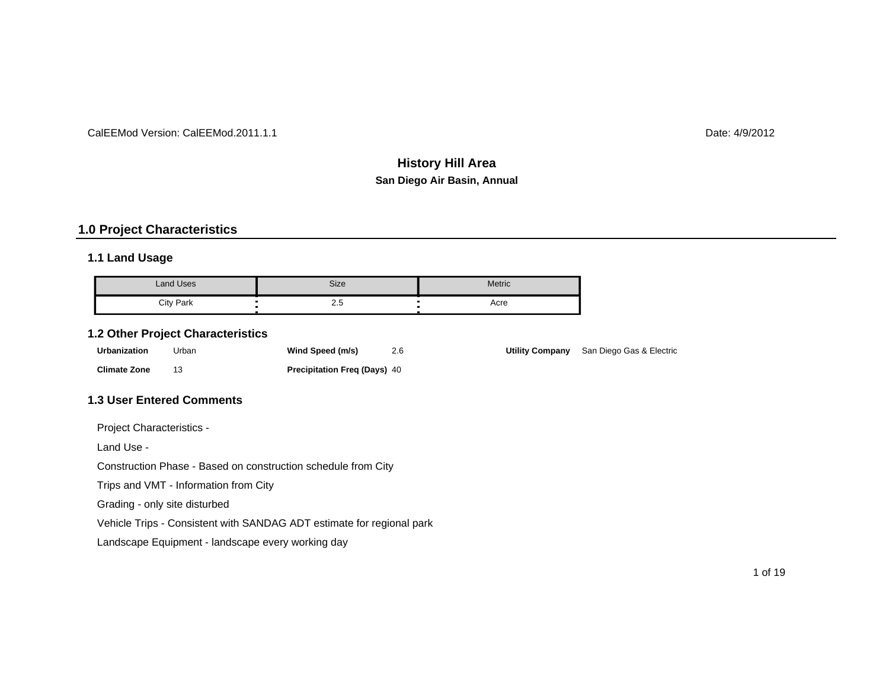CalEEMod Version: CalEEMod.2011.1.1

Date: 4/9/2012

# History Hill Area

**San Diego Air Basin, Annual**

## 1.0 Project Characteristics

### 1.1 Land Usage

| Land Uses | Size | Metric |
|---|---|---|
| City Park | 2.5 | Acre |

### 1.2 Other Project Characteristics

**Urbanization** Urban

**Climate Zone** 13

**Wind Speed (m/s)** 2.6

**Precipitation Freq (Days)** 40

**Utility Company** San Diego Gas & Electric

### 1.3 User Entered Comments

Project Characteristics -

Land Use -

Construction Phase - Based on construction schedule from City

Trips and VMT - Information from City

Grading - only site disturbed

Vehicle Trips - Consistent with SANDAG ADT estimate for regional park

Landscape Equipment - landscape every working day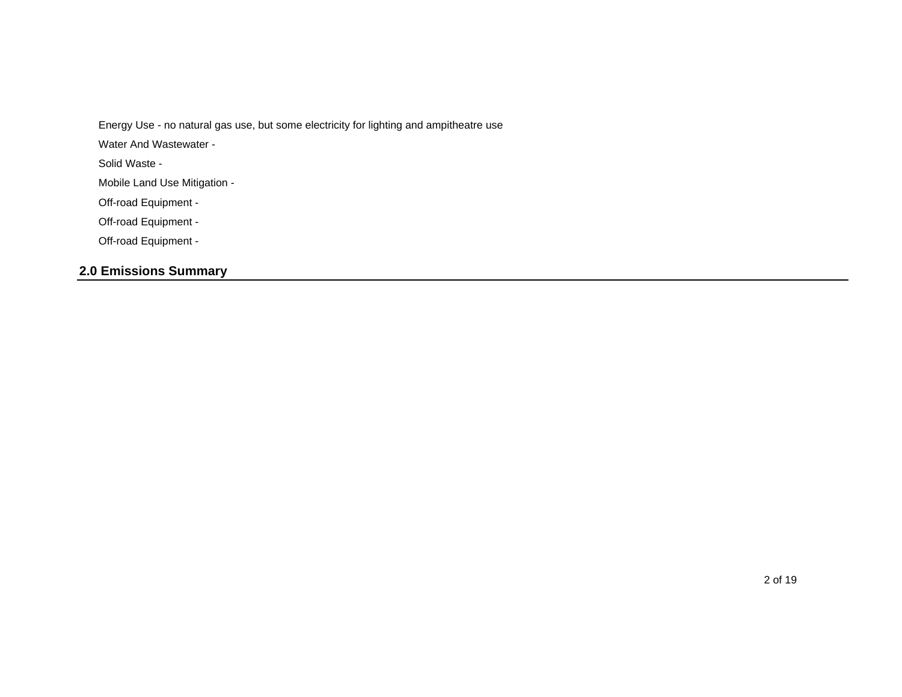Energy Use - no natural gas use, but some electricity for lighting and ampitheatre use

Water And Wastewater -

Solid Waste -

Mobile Land Use Mitigation -

Off-road Equipment -

Off-road Equipment -

Off-road Equipment -

## 2.0 Emissions Summary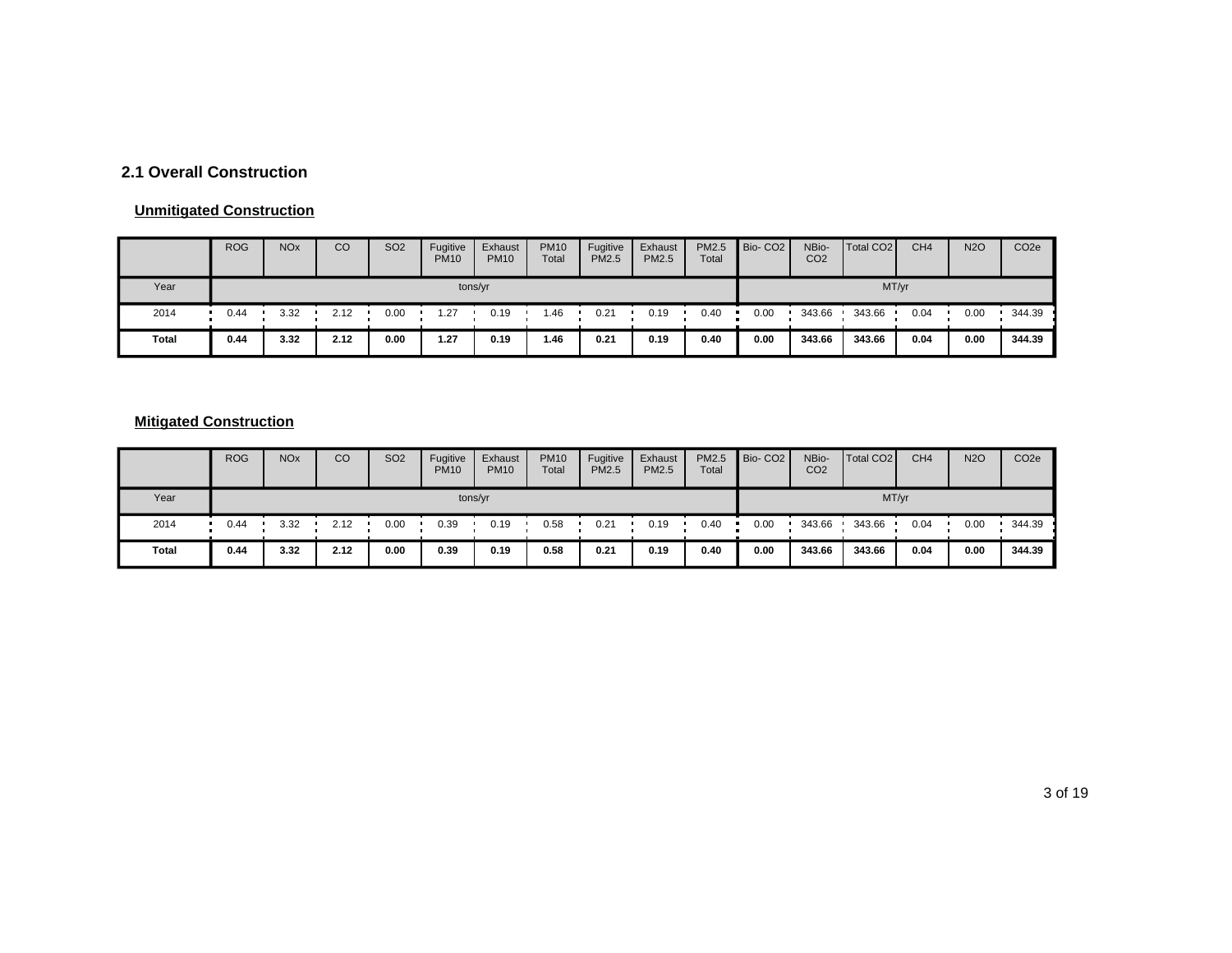## 2.1 Overall Construction

**Unmitigated Construction**

| | ROG | NOx | CO | SO2 | Fugitive PM10 | Exhaust PM10 | PM10 Total | Fugitive PM2.5 | Exhaust PM2.5 | PM2.5 Total | Bio- CO2 | NBio- CO2 | Total CO2 | CH4 | N2O | CO2e |
|---|---|---|---|---|---|---|---|---|---|---|---|---|---|---|---|---|
| Year | tons/yr | | | | | | | | | | MT/yr | | | | | |
| 2014 | 0.44 | 3.32 | 2.12 | 0.00 | 1.27 | 0.19 | 1.46 | 0.21 | 0.19 | 0.40 | 0.00 | 343.66 | 343.66 | 0.04 | 0.00 | 344.39 |
| **Total** | **0.44** | **3.32** | **2.12** | **0.00** | **1.27** | **0.19** | **1.46** | **0.21** | **0.19** | **0.40** | **0.00** | **343.66** | **343.66** | **0.04** | **0.00** | **344.39** |

**Mitigated Construction**

| | ROG | NOx | CO | SO2 | Fugitive PM10 | Exhaust PM10 | PM10 Total | Fugitive PM2.5 | Exhaust PM2.5 | PM2.5 Total | Bio- CO2 | NBio- CO2 | Total CO2 | CH4 | N2O | CO2e |
|---|---|---|---|---|---|---|---|---|---|---|---|---|---|---|---|---|
| Year | tons/yr | | | | | | | | | | MT/yr | | | | | |
| 2014 | 0.44 | 3.32 | 2.12 | 0.00 | 0.39 | 0.19 | 0.58 | 0.21 | 0.19 | 0.40 | 0.00 | 343.66 | 343.66 | 0.04 | 0.00 | 344.39 |
| **Total** | **0.44** | **3.32** | **2.12** | **0.00** | **0.39** | **0.19** | **0.58** | **0.21** | **0.19** | **0.40** | **0.00** | **343.66** | **343.66** | **0.04** | **0.00** | **344.39** |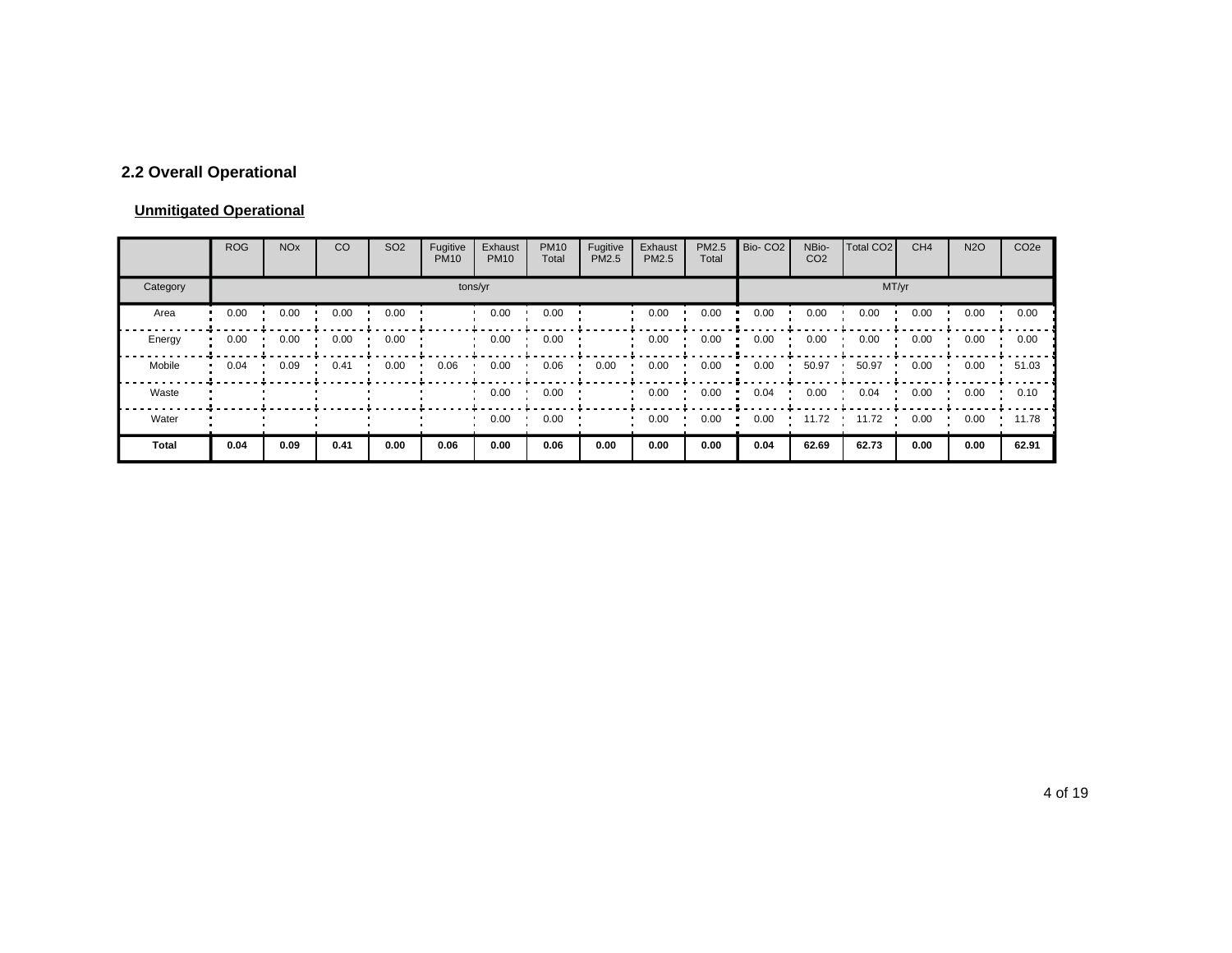## 2.2 Overall Operational

**Unmitigated Operational**

| | ROG | NOx | CO | SO2 | Fugitive PM10 | Exhaust PM10 | PM10 Total | Fugitive PM2.5 | Exhaust PM2.5 | PM2.5 Total | Bio- CO2 | NBio- CO2 | Total CO2 | CH4 | N2O | CO2e |
|---|---|---|---|---|---|---|---|---|---|---|---|---|---|---|---|---|
| Category | tons/yr | | | | | | | | | | MT/yr | | | | | |
| Area | 0.00 | 0.00 | 0.00 | 0.00 | | 0.00 | 0.00 | | 0.00 | 0.00 | 0.00 | 0.00 | 0.00 | 0.00 | 0.00 | 0.00 |
| Energy | 0.00 | 0.00 | 0.00 | 0.00 | | 0.00 | 0.00 | | 0.00 | 0.00 | 0.00 | 0.00 | 0.00 | 0.00 | 0.00 | 0.00 |
| Mobile | 0.04 | 0.09 | 0.41 | 0.00 | 0.06 | 0.00 | 0.06 | 0.00 | 0.00 | 0.00 | 0.00 | 50.97 | 50.97 | 0.00 | 0.00 | 51.03 |
| Waste | | | | | | 0.00 | 0.00 | | 0.00 | 0.00 | 0.04 | 0.00 | 0.04 | 0.00 | 0.00 | 0.10 |
| Water | | | | | | 0.00 | 0.00 | | 0.00 | 0.00 | 0.00 | 11.72 | 11.72 | 0.00 | 0.00 | 11.78 |
| **Total** | **0.04** | **0.09** | **0.41** | **0.00** | **0.06** | **0.00** | **0.06** | **0.00** | **0.00** | **0.00** | **0.04** | **62.69** | **62.73** | **0.00** | **0.00** | **62.91** |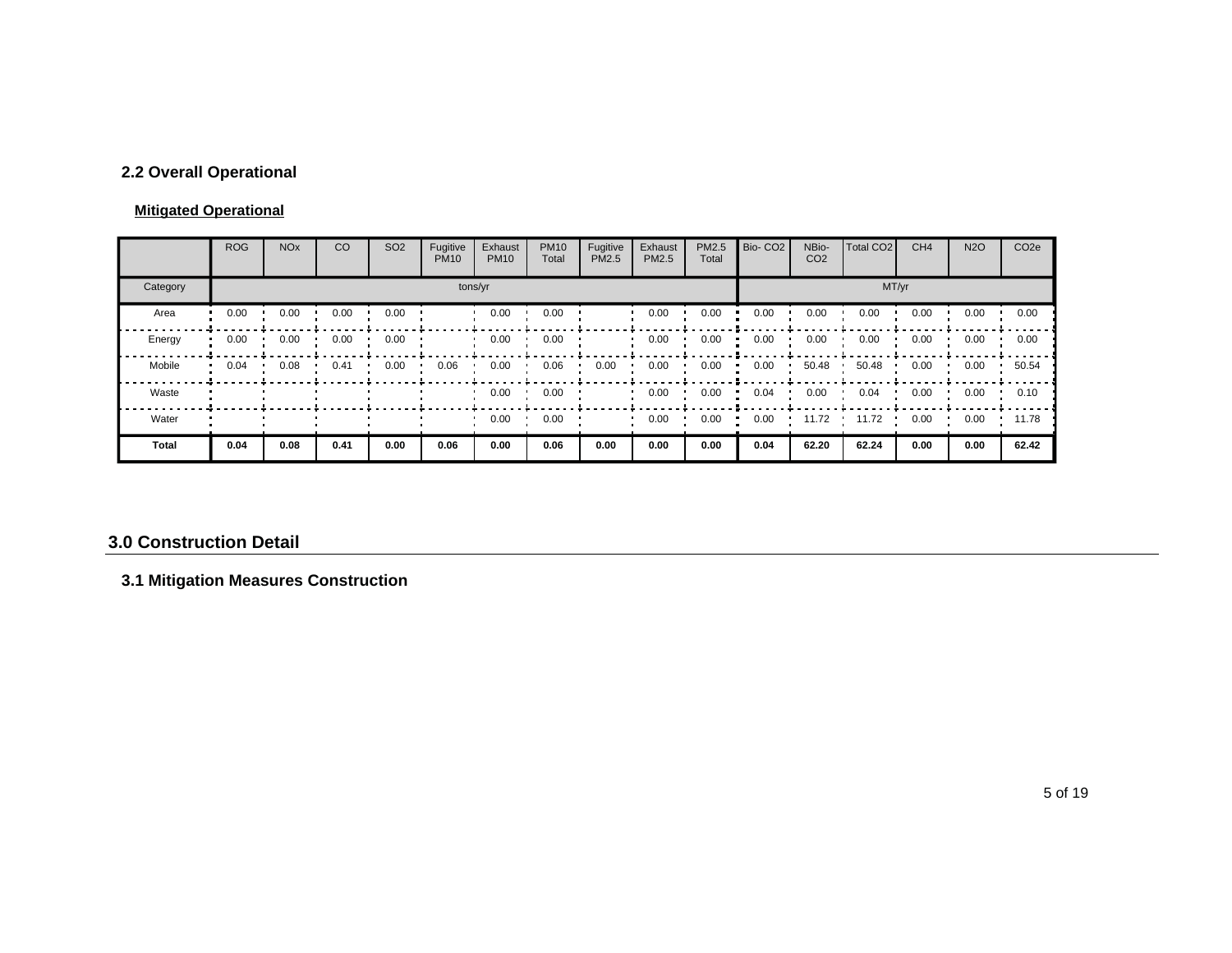## 2.2 Overall Operational

**Mitigated Operational**

| | ROG | NOx | CO | SO2 | Fugitive PM10 | Exhaust PM10 | PM10 Total | Fugitive PM2.5 | Exhaust PM2.5 | PM2.5 Total | Bio- CO2 | NBio- CO2 | Total CO2 | CH4 | N2O | CO2e |
|---|---|---|---|---|---|---|---|---|---|---|---|---|---|---|---|---|
| Category | tons/yr | | | | | | | | | | MT/yr | | | | | |
| Area | 0.00 | 0.00 | 0.00 | 0.00 | | 0.00 | 0.00 | | 0.00 | 0.00 | 0.00 | 0.00 | 0.00 | 0.00 | 0.00 | 0.00 |
| Energy | 0.00 | 0.00 | 0.00 | 0.00 | | 0.00 | 0.00 | | 0.00 | 0.00 | 0.00 | 0.00 | 0.00 | 0.00 | 0.00 | 0.00 |
| Mobile | 0.04 | 0.08 | 0.41 | 0.00 | 0.06 | 0.00 | 0.06 | 0.00 | 0.00 | 0.00 | 0.00 | 50.48 | 50.48 | 0.00 | 0.00 | 50.54 |
| Waste | | | | | | 0.00 | 0.00 | | 0.00 | 0.00 | 0.04 | 0.00 | 0.04 | 0.00 | 0.00 | 0.10 |
| Water | | | | | | 0.00 | 0.00 | | 0.00 | 0.00 | 0.00 | 11.72 | 11.72 | 0.00 | 0.00 | 11.78 |
| **Total** | **0.04** | **0.08** | **0.41** | **0.00** | **0.06** | **0.00** | **0.06** | **0.00** | **0.00** | **0.00** | **0.04** | **62.20** | **62.24** | **0.00** | **0.00** | **62.42** |

# 3.0 Construction Detail

## 3.1 Mitigation Measures Construction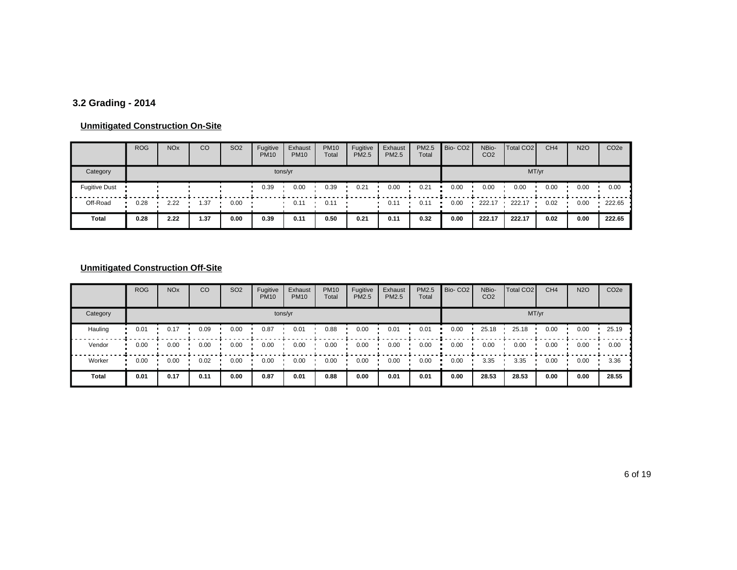## 3.2 Grading - 2014

**Unmitigated Construction On-Site**

| | ROG | NOx | CO | SO2 | Fugitive PM10 | Exhaust PM10 | PM10 Total | Fugitive PM2.5 | Exhaust PM2.5 | PM2.5 Total | Bio- CO2 | NBio- CO2 | Total CO2 | CH4 | N2O | CO2e |
|---|---|---|---|---|---|---|---|---|---|---|---|---|---|---|---|---|
| Category | tons/yr | | | | | | | | | | MT/yr | | | | | |
| Fugitive Dust | | | | | 0.39 | 0.00 | 0.39 | 0.21 | 0.00 | 0.21 | 0.00 | 0.00 | 0.00 | 0.00 | 0.00 | 0.00 |
| Off-Road | 0.28 | 2.22 | 1.37 | 0.00 | | 0.11 | 0.11 | | 0.11 | 0.11 | 0.00 | 222.17 | 222.17 | 0.02 | 0.00 | 222.65 |
| **Total** | **0.28** | **2.22** | **1.37** | **0.00** | **0.39** | **0.11** | **0.50** | **0.21** | **0.11** | **0.32** | **0.00** | **222.17** | **222.17** | **0.02** | **0.00** | **222.65** |

**Unmitigated Construction Off-Site**

| | ROG | NOx | CO | SO2 | Fugitive PM10 | Exhaust PM10 | PM10 Total | Fugitive PM2.5 | Exhaust PM2.5 | PM2.5 Total | Bio- CO2 | NBio- CO2 | Total CO2 | CH4 | N2O | CO2e |
|---|---|---|---|---|---|---|---|---|---|---|---|---|---|---|---|---|
| Category | tons/yr | | | | | | | | | | MT/yr | | | | | |
| Hauling | 0.01 | 0.17 | 0.09 | 0.00 | 0.87 | 0.01 | 0.88 | 0.00 | 0.01 | 0.01 | 0.00 | 25.18 | 25.18 | 0.00 | 0.00 | 25.19 |
| Vendor | 0.00 | 0.00 | 0.00 | 0.00 | 0.00 | 0.00 | 0.00 | 0.00 | 0.00 | 0.00 | 0.00 | 0.00 | 0.00 | 0.00 | 0.00 | 0.00 |
| Worker | 0.00 | 0.00 | 0.02 | 0.00 | 0.00 | 0.00 | 0.00 | 0.00 | 0.00 | 0.00 | 0.00 | 3.35 | 3.35 | 0.00 | 0.00 | 3.36 |
| **Total** | **0.01** | **0.17** | **0.11** | **0.00** | **0.87** | **0.01** | **0.88** | **0.00** | **0.01** | **0.01** | **0.00** | **28.53** | **28.53** | **0.00** | **0.00** | **28.55** |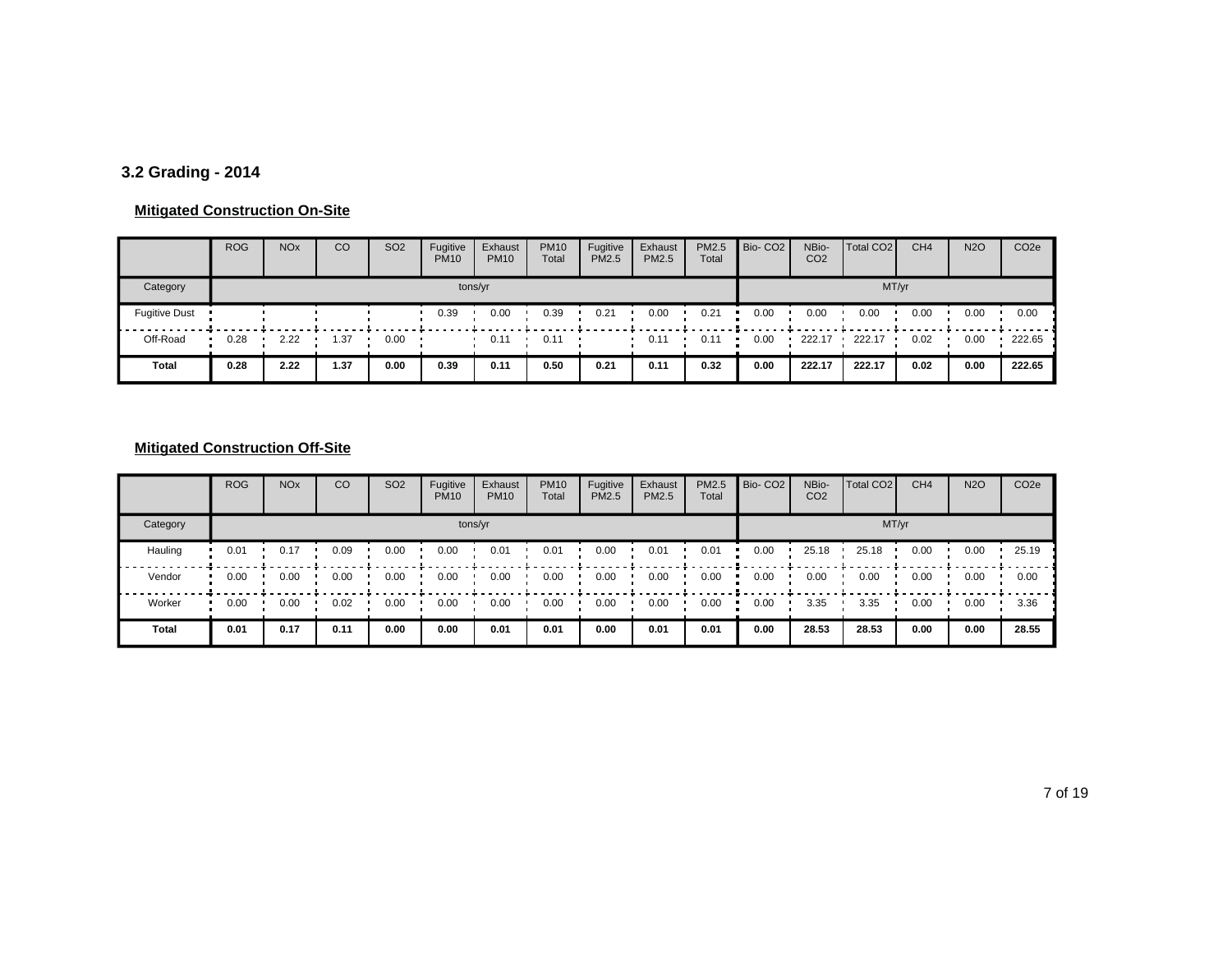### 3.2 Grading - 2014

**Mitigated Construction On-Site**

| | ROG | NOx | CO | SO2 | Fugitive PM10 | Exhaust PM10 | PM10 Total | Fugitive PM2.5 | Exhaust PM2.5 | PM2.5 Total | Bio- CO2 | NBio- CO2 | Total CO2 | CH4 | N2O | CO2e |
|---|---|---|---|---|---|---|---|---|---|---|---|---|---|---|---|---|
| Category | tons/yr | | | | | | | | | | MT/yr | | | | | |
| Fugitive Dust | | | | | 0.39 | 0.00 | 0.39 | 0.21 | 0.00 | 0.21 | 0.00 | 0.00 | 0.00 | 0.00 | 0.00 | 0.00 |
| Off-Road | 0.28 | 2.22 | 1.37 | 0.00 | | 0.11 | 0.11 | | 0.11 | 0.11 | 0.00 | 222.17 | 222.17 | 0.02 | 0.00 | 222.65 |
| **Total** | **0.28** | **2.22** | **1.37** | **0.00** | **0.39** | **0.11** | **0.50** | **0.21** | **0.11** | **0.32** | **0.00** | **222.17** | **222.17** | **0.02** | **0.00** | **222.65** |

**Mitigated Construction Off-Site**

| | ROG | NOx | CO | SO2 | Fugitive PM10 | Exhaust PM10 | PM10 Total | Fugitive PM2.5 | Exhaust PM2.5 | PM2.5 Total | Bio- CO2 | NBio- CO2 | Total CO2 | CH4 | N2O | CO2e |
|---|---|---|---|---|---|---|---|---|---|---|---|---|---|---|---|---|
| Category | tons/yr | | | | | | | | | | MT/yr | | | | | |
| Hauling | 0.01 | 0.17 | 0.09 | 0.00 | 0.00 | 0.01 | 0.01 | 0.00 | 0.01 | 0.01 | 0.00 | 25.18 | 25.18 | 0.00 | 0.00 | 25.19 |
| Vendor | 0.00 | 0.00 | 0.00 | 0.00 | 0.00 | 0.00 | 0.00 | 0.00 | 0.00 | 0.00 | 0.00 | 0.00 | 0.00 | 0.00 | 0.00 | 0.00 |
| Worker | 0.00 | 0.00 | 0.02 | 0.00 | 0.00 | 0.00 | 0.00 | 0.00 | 0.00 | 0.00 | 0.00 | 3.35 | 3.35 | 0.00 | 0.00 | 3.36 |
| **Total** | **0.01** | **0.17** | **0.11** | **0.00** | **0.00** | **0.01** | **0.01** | **0.00** | **0.01** | **0.01** | **0.00** | **28.53** | **28.53** | **0.00** | **0.00** | **28.55** |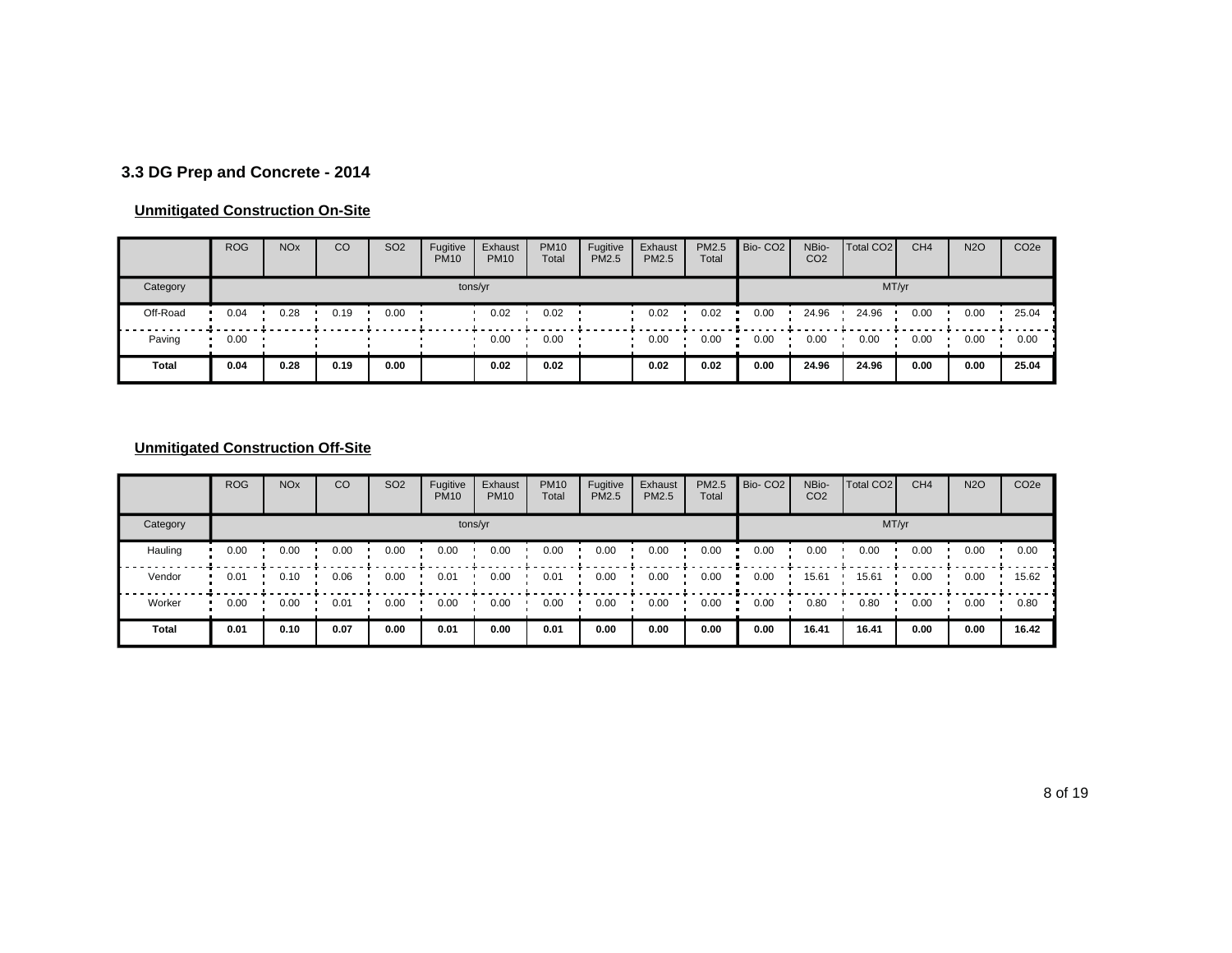### 3.3 DG Prep and Concrete - 2014

**Unmitigated Construction On-Site**

| | ROG | NOx | CO | SO2 | Fugitive PM10 | Exhaust PM10 | PM10 Total | Fugitive PM2.5 | Exhaust PM2.5 | PM2.5 Total | Bio- CO2 | NBio- CO2 | Total CO2 | CH4 | N2O | CO2e |
|---|---|---|---|---|---|---|---|---|---|---|---|---|---|---|---|---|
| Category | tons/yr | | | | | | | | | | MT/yr | | | | | |
| Off-Road | 0.04 | 0.28 | 0.19 | 0.00 | | 0.02 | 0.02 | | 0.02 | 0.02 | 0.00 | 24.96 | 24.96 | 0.00 | 0.00 | 25.04 |
| Paving | 0.00 | | | | | 0.00 | 0.00 | | 0.00 | 0.00 | 0.00 | 0.00 | 0.00 | 0.00 | 0.00 | 0.00 |
| **Total** | **0.04** | **0.28** | **0.19** | **0.00** | | **0.02** | **0.02** | | **0.02** | **0.02** | **0.00** | **24.96** | **24.96** | **0.00** | **0.00** | **25.04** |

**Unmitigated Construction Off-Site**

| | ROG | NOx | CO | SO2 | Fugitive PM10 | Exhaust PM10 | PM10 Total | Fugitive PM2.5 | Exhaust PM2.5 | PM2.5 Total | Bio- CO2 | NBio- CO2 | Total CO2 | CH4 | N2O | CO2e |
|---|---|---|---|---|---|---|---|---|---|---|---|---|---|---|---|---|
| Category | tons/yr | | | | | | | | | | MT/yr | | | | | |
| Hauling | 0.00 | 0.00 | 0.00 | 0.00 | 0.00 | 0.00 | 0.00 | 0.00 | 0.00 | 0.00 | 0.00 | 0.00 | 0.00 | 0.00 | 0.00 | 0.00 |
| Vendor | 0.01 | 0.10 | 0.06 | 0.00 | 0.01 | 0.00 | 0.01 | 0.00 | 0.00 | 0.00 | 0.00 | 15.61 | 15.61 | 0.00 | 0.00 | 15.62 |
| Worker | 0.00 | 0.00 | 0.01 | 0.00 | 0.00 | 0.00 | 0.00 | 0.00 | 0.00 | 0.00 | 0.00 | 0.80 | 0.80 | 0.00 | 0.00 | 0.80 |
| **Total** | **0.01** | **0.10** | **0.07** | **0.00** | **0.01** | **0.00** | **0.01** | **0.00** | **0.00** | **0.00** | **0.00** | **16.41** | **16.41** | **0.00** | **0.00** | **16.42** |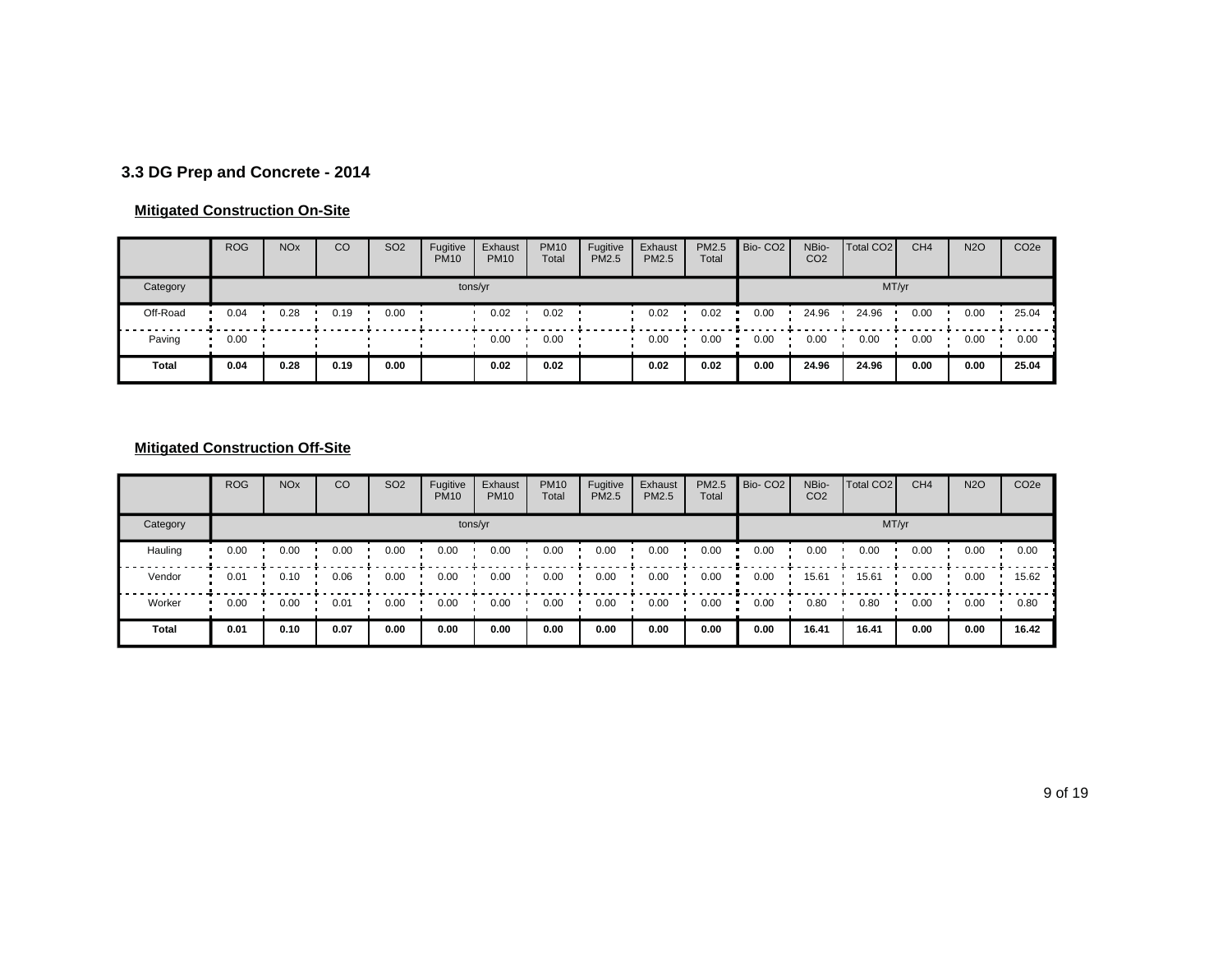### 3.3 DG Prep and Concrete - 2014

**Mitigated Construction On-Site**

| | ROG | NOx | CO | SO2 | Fugitive PM10 | Exhaust PM10 | PM10 Total | Fugitive PM2.5 | Exhaust PM2.5 | PM2.5 Total | Bio- CO2 | NBio- CO2 | Total CO2 | CH4 | N2O | CO2e |
|---|---|---|---|---|---|---|---|---|---|---|---|---|---|---|---|---|
| Category | tons/yr | | | | | | | | | | MT/yr | | | | | |
| Off-Road | 0.04 | 0.28 | 0.19 | 0.00 | | 0.02 | 0.02 | | 0.02 | 0.02 | 0.00 | 24.96 | 24.96 | 0.00 | 0.00 | 25.04 |
| Paving | 0.00 | | | | | 0.00 | 0.00 | | 0.00 | 0.00 | 0.00 | 0.00 | 0.00 | 0.00 | 0.00 | 0.00 |
| **Total** | **0.04** | **0.28** | **0.19** | **0.00** | | **0.02** | **0.02** | | **0.02** | **0.02** | **0.00** | **24.96** | **24.96** | **0.00** | **0.00** | **25.04** |

**Mitigated Construction Off-Site**

| | ROG | NOx | CO | SO2 | Fugitive PM10 | Exhaust PM10 | PM10 Total | Fugitive PM2.5 | Exhaust PM2.5 | PM2.5 Total | Bio- CO2 | NBio- CO2 | Total CO2 | CH4 | N2O | CO2e |
|---|---|---|---|---|---|---|---|---|---|---|---|---|---|---|---|---|
| Category | tons/yr | | | | | | | | | | MT/yr | | | | | |
| Hauling | 0.00 | 0.00 | 0.00 | 0.00 | 0.00 | 0.00 | 0.00 | 0.00 | 0.00 | 0.00 | 0.00 | 0.00 | 0.00 | 0.00 | 0.00 | 0.00 |
| Vendor | 0.01 | 0.10 | 0.06 | 0.00 | 0.00 | 0.00 | 0.00 | 0.00 | 0.00 | 0.00 | 0.00 | 15.61 | 15.61 | 0.00 | 0.00 | 15.62 |
| Worker | 0.00 | 0.00 | 0.01 | 0.00 | 0.00 | 0.00 | 0.00 | 0.00 | 0.00 | 0.00 | 0.00 | 0.80 | 0.80 | 0.00 | 0.00 | 0.80 |
| **Total** | **0.01** | **0.10** | **0.07** | **0.00** | **0.00** | **0.00** | **0.00** | **0.00** | **0.00** | **0.00** | **0.00** | **16.41** | **16.41** | **0.00** | **0.00** | **16.42** |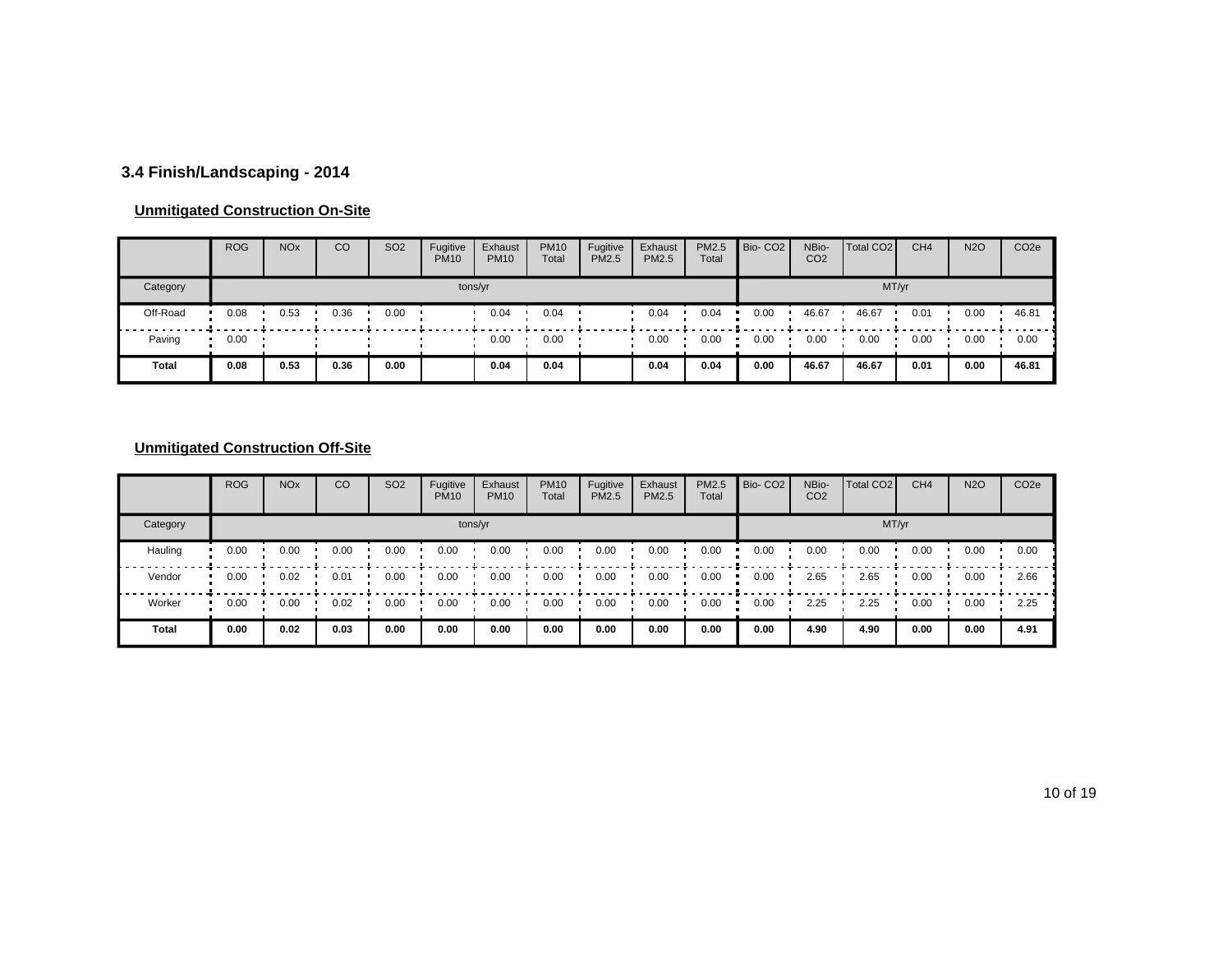## 3.4 Finish/Landscaping - 2014

**Unmitigated Construction On-Site**

| | ROG | NOx | CO | SO2 | Fugitive PM10 | Exhaust PM10 | PM10 Total | Fugitive PM2.5 | Exhaust PM2.5 | PM2.5 Total | Bio- CO2 | NBio- CO2 | Total CO2 | CH4 | N2O | CO2e |
|---|---|---|---|---|---|---|---|---|---|---|---|---|---|---|---|---|
| Category | tons/yr | | | | | | | | | | MT/yr | | | | | |
| Off-Road | 0.08 | 0.53 | 0.36 | 0.00 | | 0.04 | 0.04 | | 0.04 | 0.04 | 0.00 | 46.67 | 46.67 | 0.01 | 0.00 | 46.81 |
| Paving | 0.00 | | | | | 0.00 | 0.00 | | 0.00 | 0.00 | 0.00 | 0.00 | 0.00 | 0.00 | 0.00 | 0.00 |
| **Total** | **0.08** | **0.53** | **0.36** | **0.00** | | **0.04** | **0.04** | | **0.04** | **0.04** | **0.00** | **46.67** | **46.67** | **0.01** | **0.00** | **46.81** |

**Unmitigated Construction Off-Site**

| | ROG | NOx | CO | SO2 | Fugitive PM10 | Exhaust PM10 | PM10 Total | Fugitive PM2.5 | Exhaust PM2.5 | PM2.5 Total | Bio- CO2 | NBio- CO2 | Total CO2 | CH4 | N2O | CO2e |
|---|---|---|---|---|---|---|---|---|---|---|---|---|---|---|---|---|
| Category | tons/yr | | | | | | | | | | MT/yr | | | | | |
| Hauling | 0.00 | 0.00 | 0.00 | 0.00 | 0.00 | 0.00 | 0.00 | 0.00 | 0.00 | 0.00 | 0.00 | 0.00 | 0.00 | 0.00 | 0.00 | 0.00 |
| Vendor | 0.00 | 0.02 | 0.01 | 0.00 | 0.00 | 0.00 | 0.00 | 0.00 | 0.00 | 0.00 | 0.00 | 2.65 | 2.65 | 0.00 | 0.00 | 2.66 |
| Worker | 0.00 | 0.00 | 0.02 | 0.00 | 0.00 | 0.00 | 0.00 | 0.00 | 0.00 | 0.00 | 0.00 | 2.25 | 2.25 | 0.00 | 0.00 | 2.25 |
| **Total** | **0.00** | **0.02** | **0.03** | **0.00** | **0.00** | **0.00** | **0.00** | **0.00** | **0.00** | **0.00** | **0.00** | **4.90** | **4.90** | **0.00** | **0.00** | **4.91** |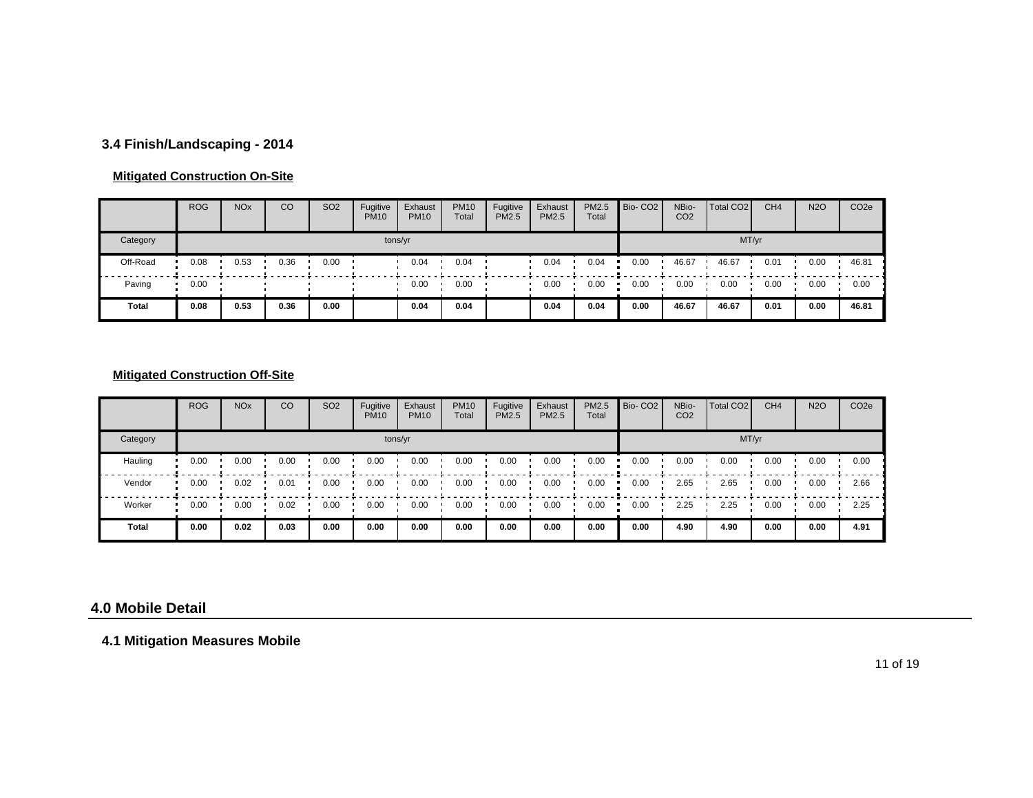### 3.4 Finish/Landscaping - 2014

**Mitigated Construction On-Site**

| | ROG | NOx | CO | SO2 | Fugitive PM10 | Exhaust PM10 | PM10 Total | Fugitive PM2.5 | Exhaust PM2.5 | PM2.5 Total | Bio- CO2 | NBio- CO2 | Total CO2 | CH4 | N2O | CO2e |
|---|---|---|---|---|---|---|---|---|---|---|---|---|---|---|---|---|
| Category | tons/yr | | | | | | | | | | MT/yr | | | | | |
| Off-Road | 0.08 | 0.53 | 0.36 | 0.00 | | 0.04 | 0.04 | | 0.04 | 0.04 | 0.00 | 46.67 | 46.67 | 0.01 | 0.00 | 46.81 |
| Paving | 0.00 | | | | | 0.00 | 0.00 | | 0.00 | 0.00 | 0.00 | 0.00 | 0.00 | 0.00 | 0.00 | 0.00 |
| **Total** | **0.08** | **0.53** | **0.36** | **0.00** | | **0.04** | **0.04** | | **0.04** | **0.04** | **0.00** | **46.67** | **46.67** | **0.01** | **0.00** | **46.81** |

**Mitigated Construction Off-Site**

| | ROG | NOx | CO | SO2 | Fugitive PM10 | Exhaust PM10 | PM10 Total | Fugitive PM2.5 | Exhaust PM2.5 | PM2.5 Total | Bio- CO2 | NBio- CO2 | Total CO2 | CH4 | N2O | CO2e |
|---|---|---|---|---|---|---|---|---|---|---|---|---|---|---|---|---|
| Category | tons/yr | | | | | | | | | | MT/yr | | | | | |
| Hauling | 0.00 | 0.00 | 0.00 | 0.00 | 0.00 | 0.00 | 0.00 | 0.00 | 0.00 | 0.00 | 0.00 | 0.00 | 0.00 | 0.00 | 0.00 | 0.00 |
| Vendor | 0.00 | 0.02 | 0.01 | 0.00 | 0.00 | 0.00 | 0.00 | 0.00 | 0.00 | 0.00 | 0.00 | 2.65 | 2.65 | 0.00 | 0.00 | 2.66 |
| Worker | 0.00 | 0.00 | 0.02 | 0.00 | 0.00 | 0.00 | 0.00 | 0.00 | 0.00 | 0.00 | 0.00 | 2.25 | 2.25 | 0.00 | 0.00 | 2.25 |
| **Total** | **0.00** | **0.02** | **0.03** | **0.00** | **0.00** | **0.00** | **0.00** | **0.00** | **0.00** | **0.00** | **0.00** | **4.90** | **4.90** | **0.00** | **0.00** | **4.91** |

## 4.0 Mobile Detail

### 4.1 Mitigation Measures Mobile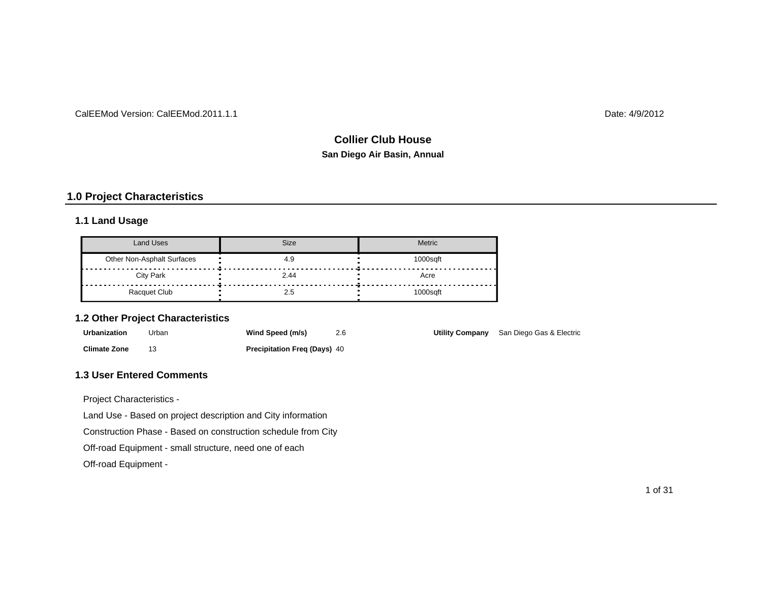CalEEMod Version: CalEEMod.2011.1.1

Date: 4/9/2012

# Collier Club House

**San Diego Air Basin, Annual**

## 1.0 Project Characteristics

### 1.1 Land Usage

| Land Uses | Size | Metric |
| --- | --- | --- |
| Other Non-Asphalt Surfaces | 4.9 | 1000sqft |
| City Park | 2.44 | Acre |
| Racquet Club | 2.5 | 1000sqft |

### 1.2 Other Project Characteristics

**Urbanization** Urban

**Wind Speed (m/s)** 2.6

**Utility Company** San Diego Gas & Electric

**Climate Zone** 13

**Precipitation Freq (Days)** 40

### 1.3 User Entered Comments

Project Characteristics -

Land Use - Based on project description and City information

Construction Phase - Based on construction schedule from City

Off-road Equipment - small structure, need one of each

Off-road Equipment -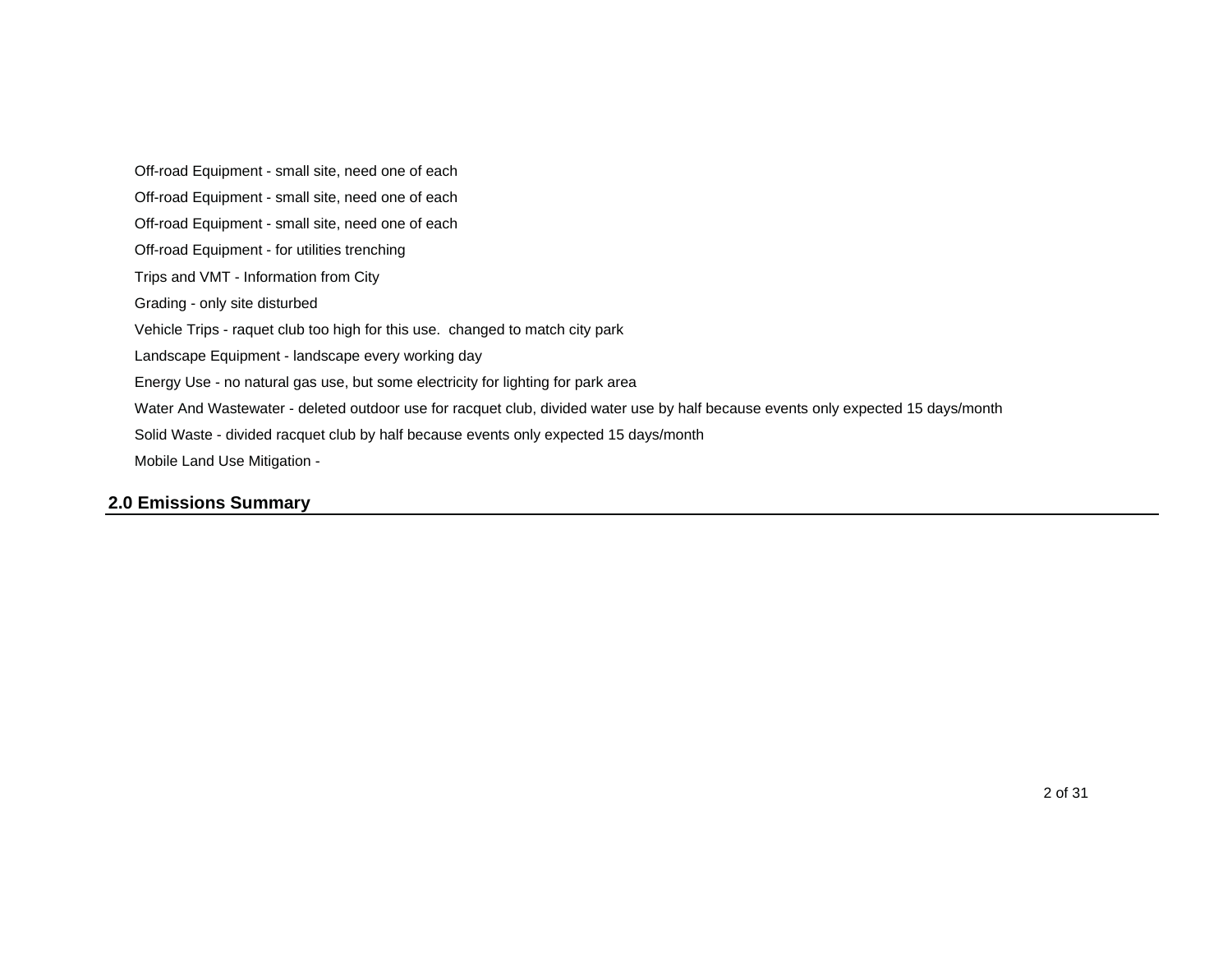Off-road Equipment - small site, need one of each

Off-road Equipment - small site, need one of each

Off-road Equipment - small site, need one of each

Off-road Equipment - for utilities trenching

Trips and VMT - Information from City

Grading - only site disturbed

Vehicle Trips - raquet club too high for this use.  changed to match city park

Landscape Equipment - landscape every working day

Energy Use - no natural gas use, but some electricity for lighting for park area

Water And Wastewater - deleted outdoor use for racquet club, divided water use by half because events only expected 15 days/month

Solid Waste - divided racquet club by half because events only expected 15 days/month

Mobile Land Use Mitigation -

## 2.0 Emissions Summary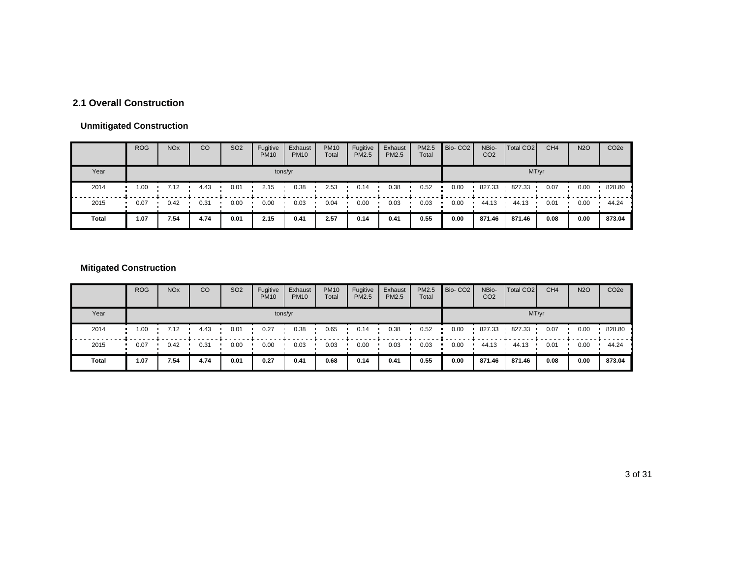## 2.1 Overall Construction

**Unmitigated Construction**

| | ROG | NOx | CO | SO2 | Fugitive PM10 | Exhaust PM10 | PM10 Total | Fugitive PM2.5 | Exhaust PM2.5 | PM2.5 Total | Bio- CO2 | NBio- CO2 | Total CO2 | CH4 | N2O | CO2e |
|---|---|---|---|---|---|---|---|---|---|---|---|---|---|---|---|---|
| Year | tons/yr | | | | | | | | | | MT/yr | | | | | |
| 2014 | 1.00 | 7.12 | 4.43 | 0.01 | 2.15 | 0.38 | 2.53 | 0.14 | 0.38 | 0.52 | 0.00 | 827.33 | 827.33 | 0.07 | 0.00 | 828.80 |
| 2015 | 0.07 | 0.42 | 0.31 | 0.00 | 0.00 | 0.03 | 0.04 | 0.00 | 0.03 | 0.03 | 0.00 | 44.13 | 44.13 | 0.01 | 0.00 | 44.24 |
| **Total** | **1.07** | **7.54** | **4.74** | **0.01** | **2.15** | **0.41** | **2.57** | **0.14** | **0.41** | **0.55** | **0.00** | **871.46** | **871.46** | **0.08** | **0.00** | **873.04** |

**Mitigated Construction**

| | ROG | NOx | CO | SO2 | Fugitive PM10 | Exhaust PM10 | PM10 Total | Fugitive PM2.5 | Exhaust PM2.5 | PM2.5 Total | Bio- CO2 | NBio- CO2 | Total CO2 | CH4 | N2O | CO2e |
|---|---|---|---|---|---|---|---|---|---|---|---|---|---|---|---|---|
| Year | tons/yr | | | | | | | | | | MT/yr | | | | | |
| 2014 | 1.00 | 7.12 | 4.43 | 0.01 | 0.27 | 0.38 | 0.65 | 0.14 | 0.38 | 0.52 | 0.00 | 827.33 | 827.33 | 0.07 | 0.00 | 828.80 |
| 2015 | 0.07 | 0.42 | 0.31 | 0.00 | 0.00 | 0.03 | 0.03 | 0.00 | 0.03 | 0.03 | 0.00 | 44.13 | 44.13 | 0.01 | 0.00 | 44.24 |
| **Total** | **1.07** | **7.54** | **4.74** | **0.01** | **0.27** | **0.41** | **0.68** | **0.14** | **0.41** | **0.55** | **0.00** | **871.46** | **871.46** | **0.08** | **0.00** | **873.04** |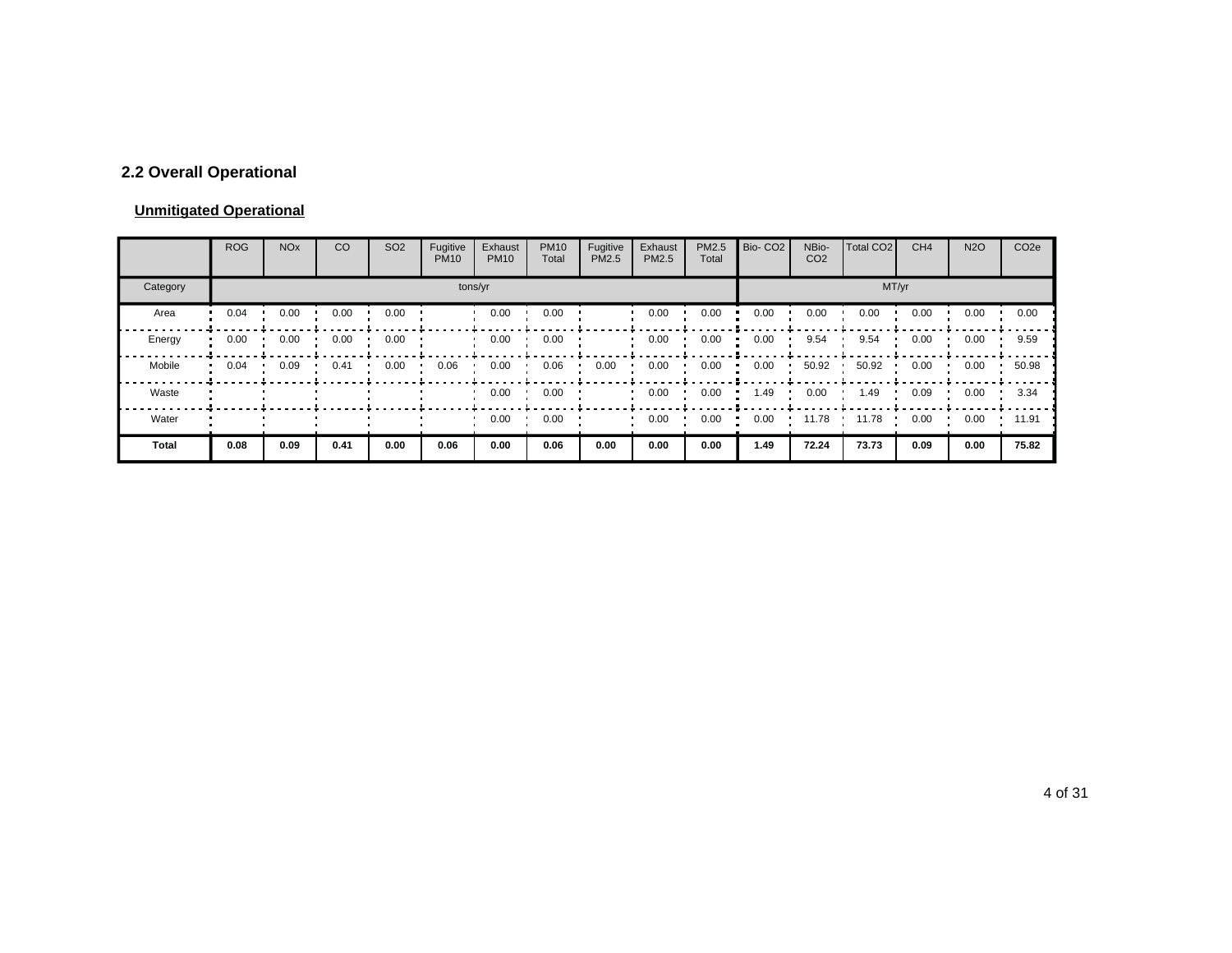## 2.2 Overall Operational

**Unmitigated Operational**

| | ROG | NOx | CO | SO2 | Fugitive PM10 | Exhaust PM10 | PM10 Total | Fugitive PM2.5 | Exhaust PM2.5 | PM2.5 Total | Bio- CO2 | NBio- CO2 | Total CO2 | CH4 | N2O | CO2e |
|---|---|---|---|---|---|---|---|---|---|---|---|---|---|---|---|---|
| Category | tons/yr | | | | | | | | | | MT/yr | | | | | |
| Area | 0.04 | 0.00 | 0.00 | 0.00 | | 0.00 | 0.00 | | 0.00 | 0.00 | 0.00 | 0.00 | 0.00 | 0.00 | 0.00 | 0.00 |
| Energy | 0.00 | 0.00 | 0.00 | 0.00 | | 0.00 | 0.00 | | 0.00 | 0.00 | 0.00 | 9.54 | 9.54 | 0.00 | 0.00 | 9.59 |
| Mobile | 0.04 | 0.09 | 0.41 | 0.00 | 0.06 | 0.00 | 0.06 | 0.00 | 0.00 | 0.00 | 0.00 | 50.92 | 50.92 | 0.00 | 0.00 | 50.98 |
| Waste | | | | | | 0.00 | 0.00 | | 0.00 | 0.00 | 1.49 | 0.00 | 1.49 | 0.09 | 0.00 | 3.34 |
| Water | | | | | | 0.00 | 0.00 | | 0.00 | 0.00 | 0.00 | 11.78 | 11.78 | 0.00 | 0.00 | 11.91 |
| **Total** | **0.08** | **0.09** | **0.41** | **0.00** | **0.06** | **0.00** | **0.06** | **0.00** | **0.00** | **0.00** | **1.49** | **72.24** | **73.73** | **0.09** | **0.00** | **75.82** |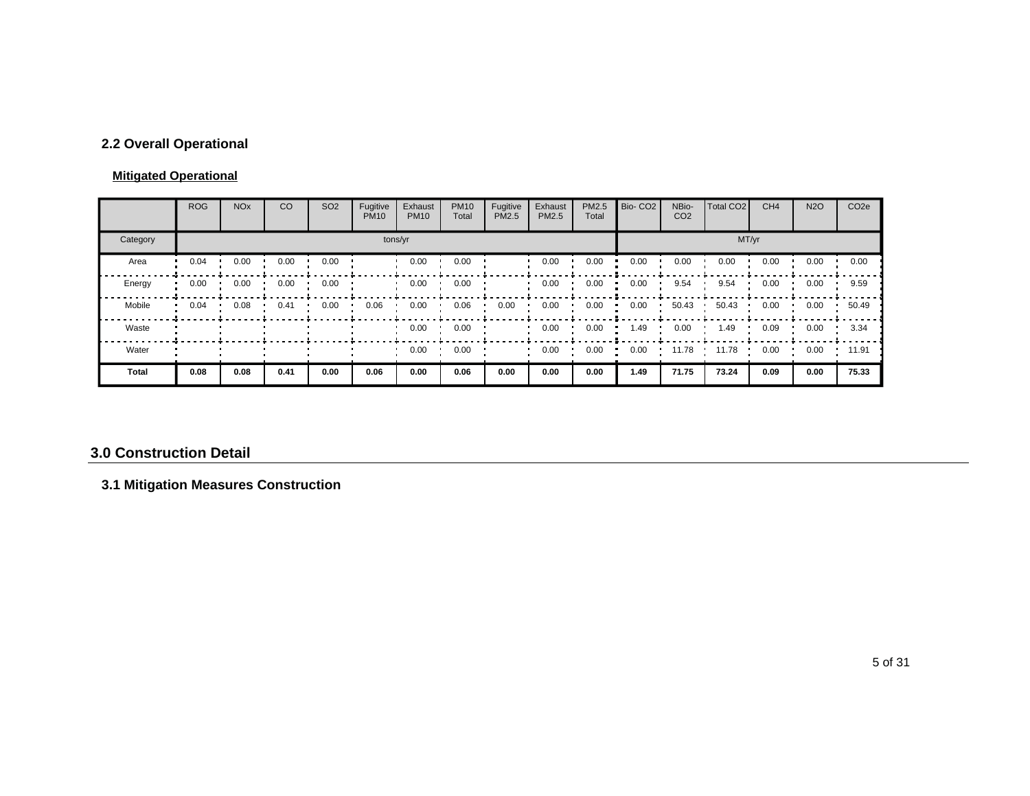## 2.2 Overall Operational

**Mitigated Operational**

| | ROG | NOx | CO | SO2 | Fugitive PM10 | Exhaust PM10 | PM10 Total | Fugitive PM2.5 | Exhaust PM2.5 | PM2.5 Total | Bio- CO2 | NBio- CO2 | Total CO2 | CH4 | N2O | CO2e |
|---|---|---|---|---|---|---|---|---|---|---|---|---|---|---|---|---|
| Category | tons/yr | | | | | | | | | | MT/yr | | | | | |
| Area | 0.04 | 0.00 | 0.00 | 0.00 | | 0.00 | 0.00 | | 0.00 | 0.00 | 0.00 | 0.00 | 0.00 | 0.00 | 0.00 | 0.00 |
| Energy | 0.00 | 0.00 | 0.00 | 0.00 | | 0.00 | 0.00 | | 0.00 | 0.00 | 0.00 | 9.54 | 9.54 | 0.00 | 0.00 | 9.59 |
| Mobile | 0.04 | 0.08 | 0.41 | 0.00 | 0.06 | 0.00 | 0.06 | 0.00 | 0.00 | 0.00 | 0.00 | 50.43 | 50.43 | 0.00 | 0.00 | 50.49 |
| Waste | | | | | | 0.00 | 0.00 | | 0.00 | 0.00 | 1.49 | 0.00 | 1.49 | 0.09 | 0.00 | 3.34 |
| Water | | | | | | 0.00 | 0.00 | | 0.00 | 0.00 | 0.00 | 11.78 | 11.78 | 0.00 | 0.00 | 11.91 |
| **Total** | **0.08** | **0.08** | **0.41** | **0.00** | **0.06** | **0.00** | **0.06** | **0.00** | **0.00** | **0.00** | **1.49** | **71.75** | **73.24** | **0.09** | **0.00** | **75.33** |

# 3.0 Construction Detail

## 3.1 Mitigation Measures Construction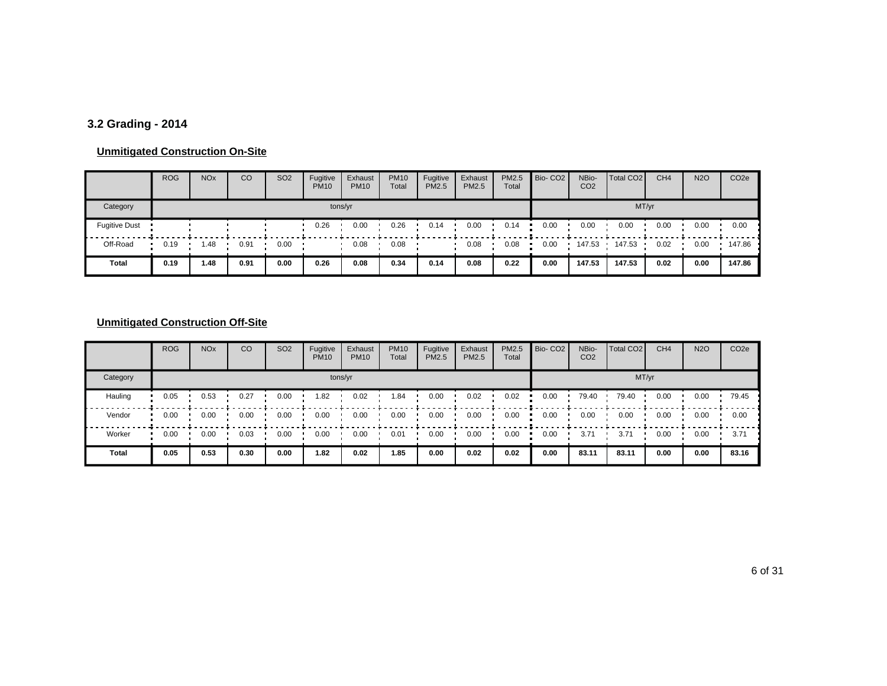### 3.2 Grading - 2014

#### Unmitigated Construction On-Site

| | ROG | NOx | CO | SO2 | Fugitive PM10 | Exhaust PM10 | PM10 Total | Fugitive PM2.5 | Exhaust PM2.5 | PM2.5 Total | Bio- CO2 | NBio- CO2 | Total CO2 | CH4 | N2O | CO2e |
|---|---|---|---|---|---|---|---|---|---|---|---|---|---|---|---|---|
| Category | tons/yr | | | | | | | | | | MT/yr | | | | | |
| Fugitive Dust | | | | | 0.26 | 0.00 | 0.26 | 0.14 | 0.00 | 0.14 | 0.00 | 0.00 | 0.00 | 0.00 | 0.00 | 0.00 |
| Off-Road | 0.19 | 1.48 | 0.91 | 0.00 | | 0.08 | 0.08 | | 0.08 | 0.08 | 0.00 | 147.53 | 147.53 | 0.02 | 0.00 | 147.86 |
| **Total** | **0.19** | **1.48** | **0.91** | **0.00** | **0.26** | **0.08** | **0.34** | **0.14** | **0.08** | **0.22** | **0.00** | **147.53** | **147.53** | **0.02** | **0.00** | **147.86** |

#### Unmitigated Construction Off-Site

| | ROG | NOx | CO | SO2 | Fugitive PM10 | Exhaust PM10 | PM10 Total | Fugitive PM2.5 | Exhaust PM2.5 | PM2.5 Total | Bio- CO2 | NBio- CO2 | Total CO2 | CH4 | N2O | CO2e |
|---|---|---|---|---|---|---|---|---|---|---|---|---|---|---|---|---|
| Category | tons/yr | | | | | | | | | | MT/yr | | | | | |
| Hauling | 0.05 | 0.53 | 0.27 | 0.00 | 1.82 | 0.02 | 1.84 | 0.00 | 0.02 | 0.02 | 0.00 | 79.40 | 79.40 | 0.00 | 0.00 | 79.45 |
| Vendor | 0.00 | 0.00 | 0.00 | 0.00 | 0.00 | 0.00 | 0.00 | 0.00 | 0.00 | 0.00 | 0.00 | 0.00 | 0.00 | 0.00 | 0.00 | 0.00 |
| Worker | 0.00 | 0.00 | 0.03 | 0.00 | 0.00 | 0.00 | 0.01 | 0.00 | 0.00 | 0.00 | 0.00 | 3.71 | 3.71 | 0.00 | 0.00 | 3.71 |
| **Total** | **0.05** | **0.53** | **0.30** | **0.00** | **1.82** | **0.02** | **1.85** | **0.00** | **0.02** | **0.02** | **0.00** | **83.11** | **83.11** | **0.00** | **0.00** | **83.16** |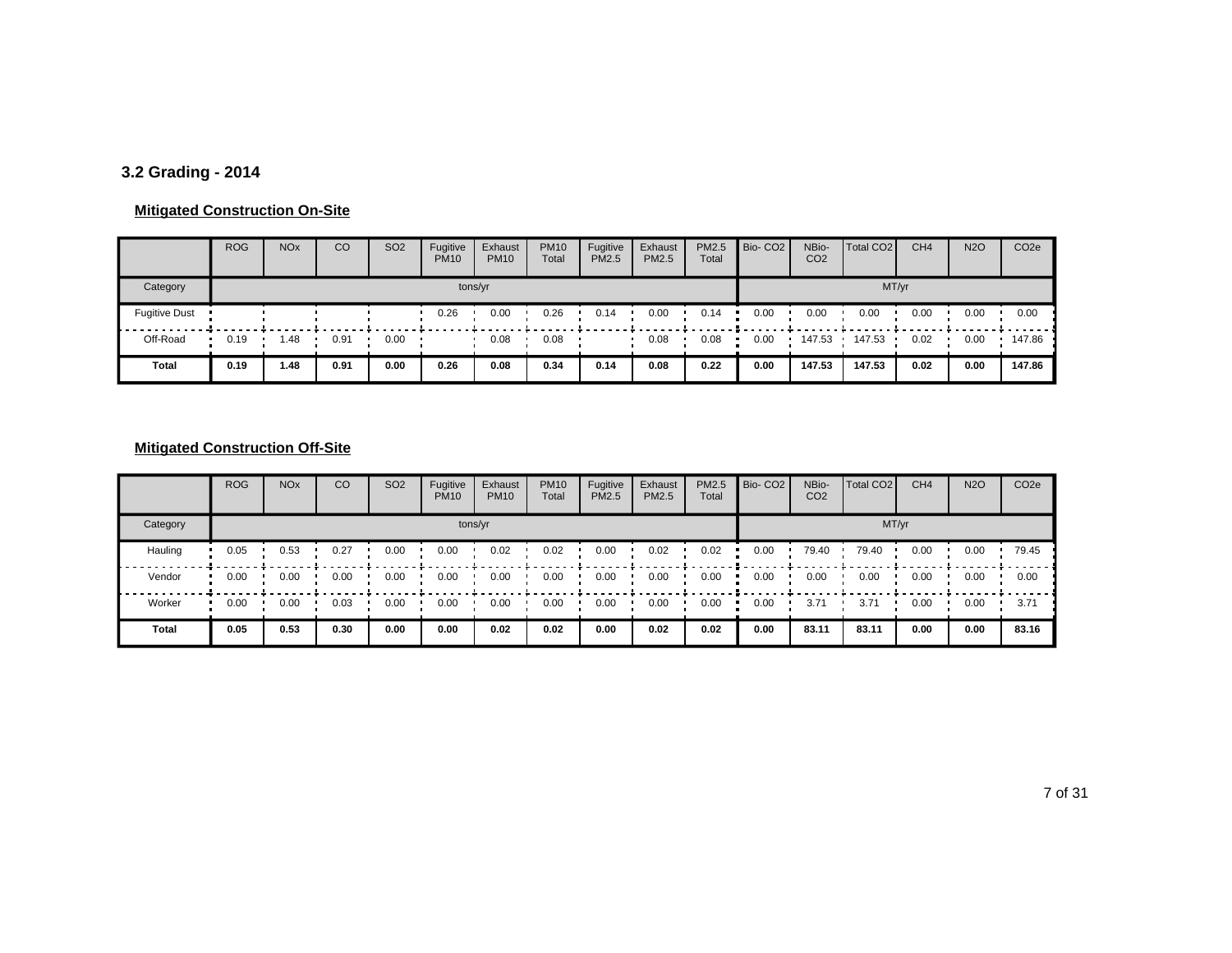### 3.2 Grading - 2014

**Mitigated Construction On-Site**

| | ROG | NOx | CO | SO2 | Fugitive PM10 | Exhaust PM10 | PM10 Total | Fugitive PM2.5 | Exhaust PM2.5 | PM2.5 Total | Bio- CO2 | NBio- CO2 | Total CO2 | CH4 | N2O | CO2e |
|---|---|---|---|---|---|---|---|---|---|---|---|---|---|---|---|---|
| Category | tons/yr | | | | | | | | | | MT/yr | | | | | |
| Fugitive Dust | | | | | 0.26 | 0.00 | 0.26 | 0.14 | 0.00 | 0.14 | 0.00 | 0.00 | 0.00 | 0.00 | 0.00 | 0.00 |
| Off-Road | 0.19 | 1.48 | 0.91 | 0.00 | | 0.08 | 0.08 | | 0.08 | 0.08 | 0.00 | 147.53 | 147.53 | 0.02 | 0.00 | 147.86 |
| **Total** | **0.19** | **1.48** | **0.91** | **0.00** | **0.26** | **0.08** | **0.34** | **0.14** | **0.08** | **0.22** | **0.00** | **147.53** | **147.53** | **0.02** | **0.00** | **147.86** |

**Mitigated Construction Off-Site**

| | ROG | NOx | CO | SO2 | Fugitive PM10 | Exhaust PM10 | PM10 Total | Fugitive PM2.5 | Exhaust PM2.5 | PM2.5 Total | Bio- CO2 | NBio- CO2 | Total CO2 | CH4 | N2O | CO2e |
|---|---|---|---|---|---|---|---|---|---|---|---|---|---|---|---|---|
| Category | tons/yr | | | | | | | | | | MT/yr | | | | | |
| Hauling | 0.05 | 0.53 | 0.27 | 0.00 | 0.00 | 0.02 | 0.02 | 0.00 | 0.02 | 0.02 | 0.00 | 79.40 | 79.40 | 0.00 | 0.00 | 79.45 |
| Vendor | 0.00 | 0.00 | 0.00 | 0.00 | 0.00 | 0.00 | 0.00 | 0.00 | 0.00 | 0.00 | 0.00 | 0.00 | 0.00 | 0.00 | 0.00 | 0.00 |
| Worker | 0.00 | 0.00 | 0.03 | 0.00 | 0.00 | 0.00 | 0.00 | 0.00 | 0.00 | 0.00 | 0.00 | 3.71 | 3.71 | 0.00 | 0.00 | 3.71 |
| **Total** | **0.05** | **0.53** | **0.30** | **0.00** | **0.00** | **0.02** | **0.02** | **0.00** | **0.02** | **0.02** | **0.00** | **83.11** | **83.11** | **0.00** | **0.00** | **83.16** |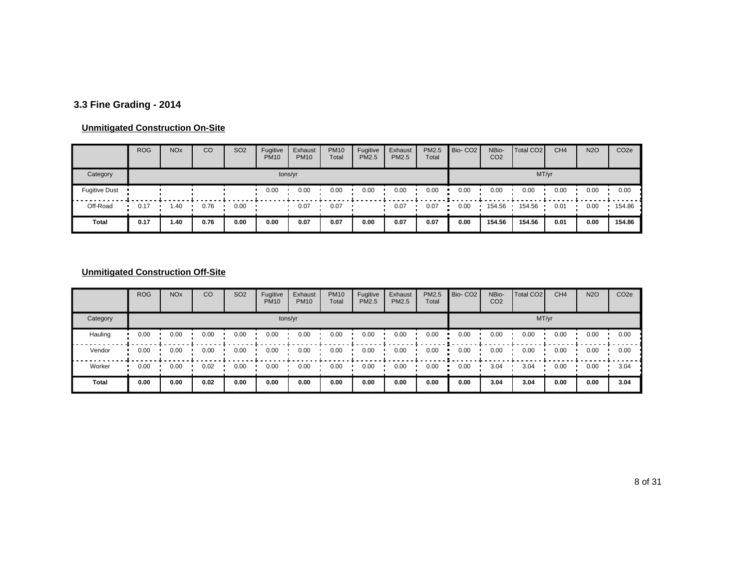### 3.3 Fine Grading - 2014

**Unmitigated Construction On-Site**

| | ROG | NOx | CO | SO2 | Fugitive PM10 | Exhaust PM10 | PM10 Total | Fugitive PM2.5 | Exhaust PM2.5 | PM2.5 Total | Bio- CO2 | NBio- CO2 | Total CO2 | CH4 | N2O | CO2e |
|---|---|---|---|---|---|---|---|---|---|---|---|---|---|---|---|---|
| Category | tons/yr | | | | | | | | | | MT/yr | | | | | |
| Fugitive Dust | | | | | 0.00 | 0.00 | 0.00 | 0.00 | 0.00 | 0.00 | 0.00 | 0.00 | 0.00 | 0.00 | 0.00 | 0.00 |
| Off-Road | 0.17 | 1.40 | 0.76 | 0.00 | | 0.07 | 0.07 | | 0.07 | 0.07 | 0.00 | 154.56 | 154.56 | 0.01 | 0.00 | 154.86 |
| **Total** | **0.17** | **1.40** | **0.76** | **0.00** | **0.00** | **0.07** | **0.07** | **0.00** | **0.07** | **0.07** | **0.00** | **154.56** | **154.56** | **0.01** | **0.00** | **154.86** |

**Unmitigated Construction Off-Site**

| | ROG | NOx | CO | SO2 | Fugitive PM10 | Exhaust PM10 | PM10 Total | Fugitive PM2.5 | Exhaust PM2.5 | PM2.5 Total | Bio- CO2 | NBio- CO2 | Total CO2 | CH4 | N2O | CO2e |
|---|---|---|---|---|---|---|---|---|---|---|---|---|---|---|---|---|
| Category | tons/yr | | | | | | | | | | MT/yr | | | | | |
| Hauling | 0.00 | 0.00 | 0.00 | 0.00 | 0.00 | 0.00 | 0.00 | 0.00 | 0.00 | 0.00 | 0.00 | 0.00 | 0.00 | 0.00 | 0.00 | 0.00 |
| Vendor | 0.00 | 0.00 | 0.00 | 0.00 | 0.00 | 0.00 | 0.00 | 0.00 | 0.00 | 0.00 | 0.00 | 0.00 | 0.00 | 0.00 | 0.00 | 0.00 |
| Worker | 0.00 | 0.00 | 0.02 | 0.00 | 0.00 | 0.00 | 0.00 | 0.00 | 0.00 | 0.00 | 0.00 | 3.04 | 3.04 | 0.00 | 0.00 | 3.04 |
| **Total** | **0.00** | **0.00** | **0.02** | **0.00** | **0.00** | **0.00** | **0.00** | **0.00** | **0.00** | **0.00** | **0.00** | **3.04** | **3.04** | **0.00** | **0.00** | **3.04** |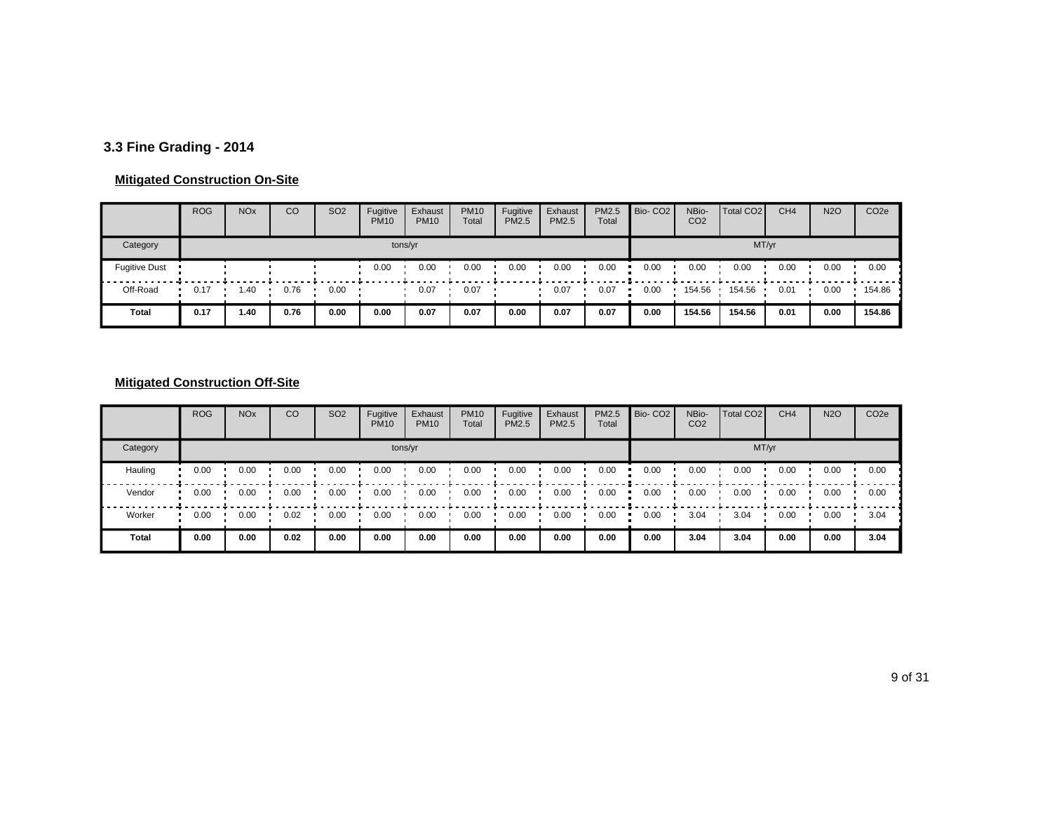## 3.3 Fine Grading - 2014

**Mitigated Construction On-Site**

| | ROG | NOx | CO | SO2 | Fugitive PM10 | Exhaust PM10 | PM10 Total | Fugitive PM2.5 | Exhaust PM2.5 | PM2.5 Total | Bio- CO2 | NBio- CO2 | Total CO2 | CH4 | N2O | CO2e |
|---|---|---|---|---|---|---|---|---|---|---|---|---|---|---|---|---|
| Category | tons/yr | | | | | | | | | | MT/yr | | | | | |
| Fugitive Dust | | | | | 0.00 | 0.00 | 0.00 | 0.00 | 0.00 | 0.00 | 0.00 | 0.00 | 0.00 | 0.00 | 0.00 | 0.00 |
| Off-Road | 0.17 | 1.40 | 0.76 | 0.00 | | 0.07 | 0.07 | | 0.07 | 0.07 | 0.00 | 154.56 | 154.56 | 0.01 | 0.00 | 154.86 |
| **Total** | **0.17** | **1.40** | **0.76** | **0.00** | **0.00** | **0.07** | **0.07** | **0.00** | **0.07** | **0.07** | **0.00** | **154.56** | **154.56** | **0.01** | **0.00** | **154.86** |

**Mitigated Construction Off-Site**

| | ROG | NOx | CO | SO2 | Fugitive PM10 | Exhaust PM10 | PM10 Total | Fugitive PM2.5 | Exhaust PM2.5 | PM2.5 Total | Bio- CO2 | NBio- CO2 | Total CO2 | CH4 | N2O | CO2e |
|---|---|---|---|---|---|---|---|---|---|---|---|---|---|---|---|---|
| Category | tons/yr | | | | | | | | | | MT/yr | | | | | |
| Hauling | 0.00 | 0.00 | 0.00 | 0.00 | 0.00 | 0.00 | 0.00 | 0.00 | 0.00 | 0.00 | 0.00 | 0.00 | 0.00 | 0.00 | 0.00 | 0.00 |
| Vendor | 0.00 | 0.00 | 0.00 | 0.00 | 0.00 | 0.00 | 0.00 | 0.00 | 0.00 | 0.00 | 0.00 | 0.00 | 0.00 | 0.00 | 0.00 | 0.00 |
| Worker | 0.00 | 0.00 | 0.02 | 0.00 | 0.00 | 0.00 | 0.00 | 0.00 | 0.00 | 0.00 | 0.00 | 3.04 | 3.04 | 0.00 | 0.00 | 3.04 |
| **Total** | **0.00** | **0.00** | **0.02** | **0.00** | **0.00** | **0.00** | **0.00** | **0.00** | **0.00** | **0.00** | **0.00** | **3.04** | **3.04** | **0.00** | **0.00** | **3.04** |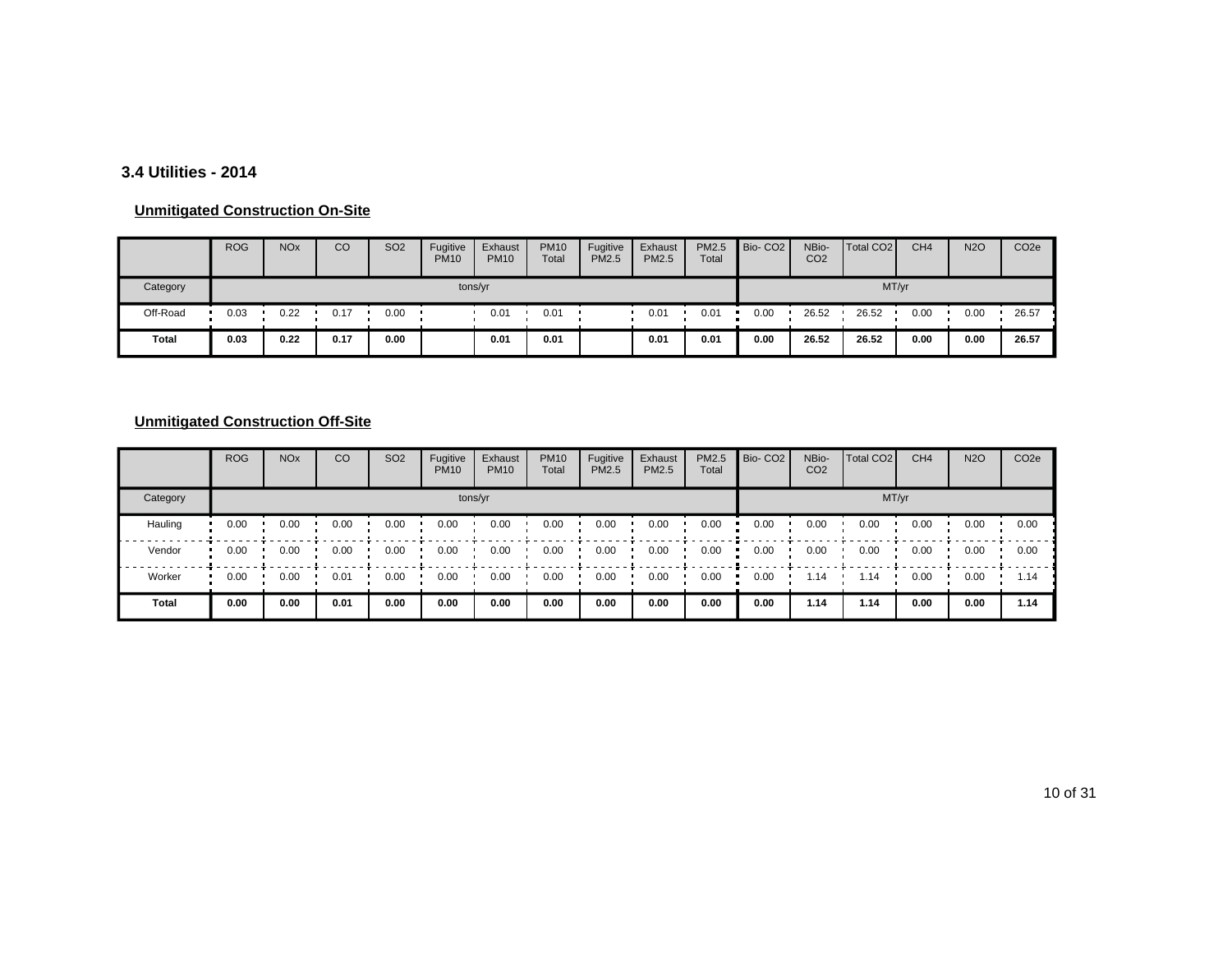### 3.4 Utilities - 2014

**Unmitigated Construction On-Site**

| | ROG | NOx | CO | SO2 | Fugitive PM10 | Exhaust PM10 | PM10 Total | Fugitive PM2.5 | Exhaust PM2.5 | PM2.5 Total | Bio- CO2 | NBio- CO2 | Total CO2 | CH4 | N2O | CO2e |
|---|---|---|---|---|---|---|---|---|---|---|---|---|---|---|---|---|
| Category | tons/yr | | | | | | | | | | MT/yr | | | | | |
| Off-Road | 0.03 | 0.22 | 0.17 | 0.00 | | 0.01 | 0.01 | | 0.01 | 0.01 | 0.00 | 26.52 | 26.52 | 0.00 | 0.00 | 26.57 |
| **Total** | **0.03** | **0.22** | **0.17** | **0.00** | | **0.01** | **0.01** | | **0.01** | **0.01** | **0.00** | **26.52** | **26.52** | **0.00** | **0.00** | **26.57** |

**Unmitigated Construction Off-Site**

| | ROG | NOx | CO | SO2 | Fugitive PM10 | Exhaust PM10 | PM10 Total | Fugitive PM2.5 | Exhaust PM2.5 | PM2.5 Total | Bio- CO2 | NBio- CO2 | Total CO2 | CH4 | N2O | CO2e |
|---|---|---|---|---|---|---|---|---|---|---|---|---|---|---|---|---|
| Category | tons/yr | | | | | | | | | | MT/yr | | | | | |
| Hauling | 0.00 | 0.00 | 0.00 | 0.00 | 0.00 | 0.00 | 0.00 | 0.00 | 0.00 | 0.00 | 0.00 | 0.00 | 0.00 | 0.00 | 0.00 | 0.00 |
| Vendor | 0.00 | 0.00 | 0.00 | 0.00 | 0.00 | 0.00 | 0.00 | 0.00 | 0.00 | 0.00 | 0.00 | 0.00 | 0.00 | 0.00 | 0.00 | 0.00 |
| Worker | 0.00 | 0.00 | 0.01 | 0.00 | 0.00 | 0.00 | 0.00 | 0.00 | 0.00 | 0.00 | 0.00 | 1.14 | 1.14 | 0.00 | 0.00 | 1.14 |
| **Total** | **0.00** | **0.00** | **0.01** | **0.00** | **0.00** | **0.00** | **0.00** | **0.00** | **0.00** | **0.00** | **0.00** | **1.14** | **1.14** | **0.00** | **0.00** | **1.14** |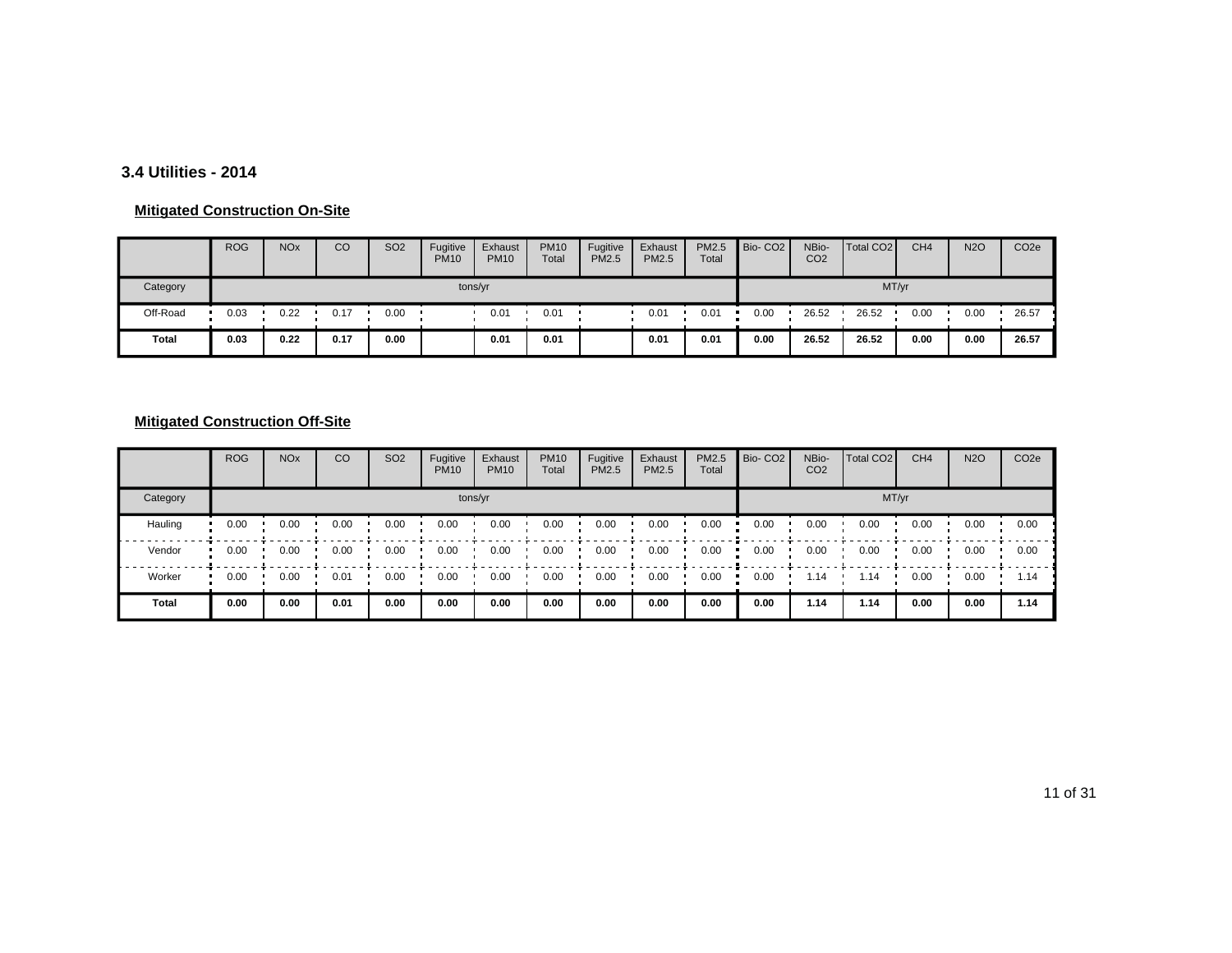### 3.4 Utilities - 2014

**Mitigated Construction On-Site**

| | ROG | NOx | CO | SO2 | Fugitive PM10 | Exhaust PM10 | PM10 Total | Fugitive PM2.5 | Exhaust PM2.5 | PM2.5 Total | Bio- CO2 | NBio- CO2 | Total CO2 | CH4 | N2O | CO2e |
|---|---|---|---|---|---|---|---|---|---|---|---|---|---|---|---|---|
| Category | tons/yr | | | | | | | | | | MT/yr | | | | | |
| Off-Road | 0.03 | 0.22 | 0.17 | 0.00 | | 0.01 | 0.01 | | 0.01 | 0.01 | 0.00 | 26.52 | 26.52 | 0.00 | 0.00 | 26.57 |
| **Total** | **0.03** | **0.22** | **0.17** | **0.00** | | **0.01** | **0.01** | | **0.01** | **0.01** | **0.00** | **26.52** | **26.52** | **0.00** | **0.00** | **26.57** |

**Mitigated Construction Off-Site**

| | ROG | NOx | CO | SO2 | Fugitive PM10 | Exhaust PM10 | PM10 Total | Fugitive PM2.5 | Exhaust PM2.5 | PM2.5 Total | Bio- CO2 | NBio- CO2 | Total CO2 | CH4 | N2O | CO2e |
|---|---|---|---|---|---|---|---|---|---|---|---|---|---|---|---|---|
| Category | tons/yr | | | | | | | | | | MT/yr | | | | | |
| Hauling | 0.00 | 0.00 | 0.00 | 0.00 | 0.00 | 0.00 | 0.00 | 0.00 | 0.00 | 0.00 | 0.00 | 0.00 | 0.00 | 0.00 | 0.00 | 0.00 |
| Vendor | 0.00 | 0.00 | 0.00 | 0.00 | 0.00 | 0.00 | 0.00 | 0.00 | 0.00 | 0.00 | 0.00 | 0.00 | 0.00 | 0.00 | 0.00 | 0.00 |
| Worker | 0.00 | 0.00 | 0.01 | 0.00 | 0.00 | 0.00 | 0.00 | 0.00 | 0.00 | 0.00 | 0.00 | 1.14 | 1.14 | 0.00 | 0.00 | 1.14 |
| **Total** | **0.00** | **0.00** | **0.01** | **0.00** | **0.00** | **0.00** | **0.00** | **0.00** | **0.00** | **0.00** | **0.00** | **1.14** | **1.14** | **0.00** | **0.00** | **1.14** |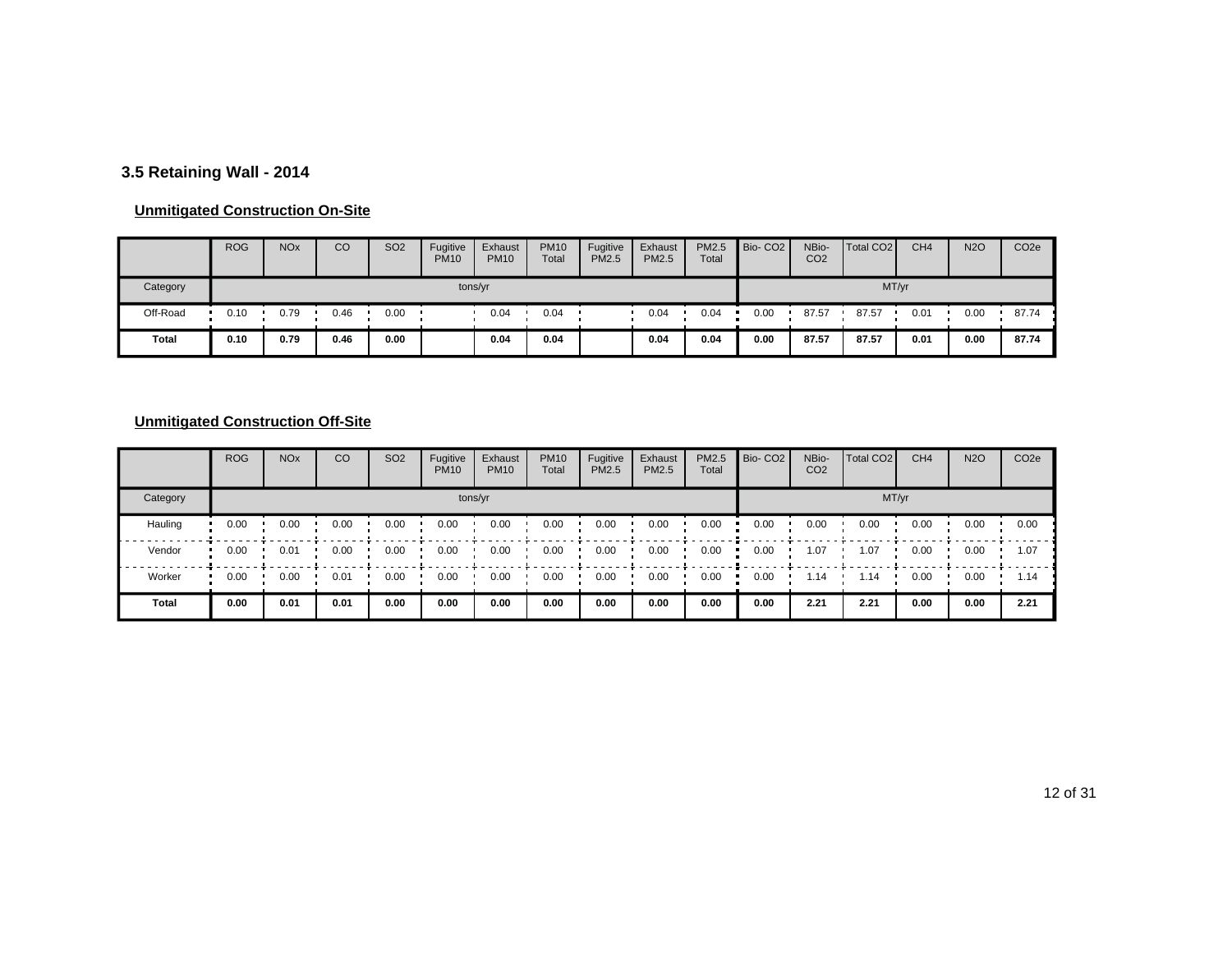### 3.5 Retaining Wall - 2014

**Unmitigated Construction On-Site**

| | ROG | NOx | CO | SO2 | Fugitive PM10 | Exhaust PM10 | PM10 Total | Fugitive PM2.5 | Exhaust PM2.5 | PM2.5 Total | Bio- CO2 | NBio- CO2 | Total CO2 | CH4 | N2O | CO2e |
|---|---|---|---|---|---|---|---|---|---|---|---|---|---|---|---|---|
| Category | tons/yr | | | | | | | | | | MT/yr | | | | | |
| Off-Road | 0.10 | 0.79 | 0.46 | 0.00 | | 0.04 | 0.04 | | 0.04 | 0.04 | 0.00 | 87.57 | 87.57 | 0.01 | 0.00 | 87.74 |
| **Total** | **0.10** | **0.79** | **0.46** | **0.00** | | **0.04** | **0.04** | | **0.04** | **0.04** | **0.00** | **87.57** | **87.57** | **0.01** | **0.00** | **87.74** |

**Unmitigated Construction Off-Site**

| | ROG | NOx | CO | SO2 | Fugitive PM10 | Exhaust PM10 | PM10 Total | Fugitive PM2.5 | Exhaust PM2.5 | PM2.5 Total | Bio- CO2 | NBio- CO2 | Total CO2 | CH4 | N2O | CO2e |
|---|---|---|---|---|---|---|---|---|---|---|---|---|---|---|---|---|
| Category | tons/yr | | | | | | | | | | MT/yr | | | | | |
| Hauling | 0.00 | 0.00 | 0.00 | 0.00 | 0.00 | 0.00 | 0.00 | 0.00 | 0.00 | 0.00 | 0.00 | 0.00 | 0.00 | 0.00 | 0.00 | 0.00 |
| Vendor | 0.00 | 0.01 | 0.00 | 0.00 | 0.00 | 0.00 | 0.00 | 0.00 | 0.00 | 0.00 | 0.00 | 1.07 | 1.07 | 0.00 | 0.00 | 1.07 |
| Worker | 0.00 | 0.00 | 0.01 | 0.00 | 0.00 | 0.00 | 0.00 | 0.00 | 0.00 | 0.00 | 0.00 | 1.14 | 1.14 | 0.00 | 0.00 | 1.14 |
| **Total** | **0.00** | **0.01** | **0.01** | **0.00** | **0.00** | **0.00** | **0.00** | **0.00** | **0.00** | **0.00** | **0.00** | **2.21** | **2.21** | **0.00** | **0.00** | **2.21** |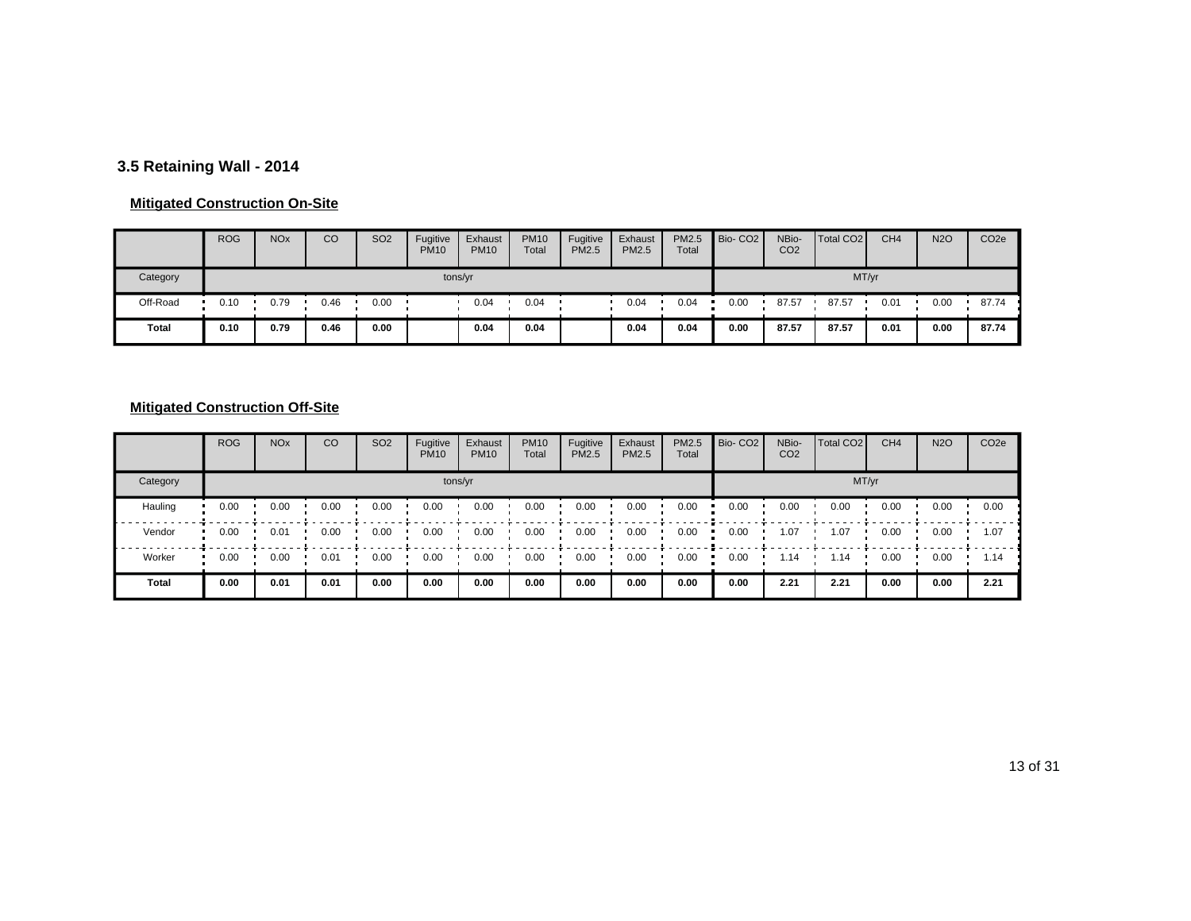### 3.5 Retaining Wall - 2014

#### Mitigated Construction On-Site

| | ROG | NOx | CO | SO2 | Fugitive PM10 | Exhaust PM10 | PM10 Total | Fugitive PM2.5 | Exhaust PM2.5 | PM2.5 Total | Bio- CO2 | NBio- CO2 | Total CO2 | CH4 | N2O | CO2e |
|---|---|---|---|---|---|---|---|---|---|---|---|---|---|---|---|---|
| Category | tons/yr | | | | | | | | | | MT/yr | | | | | |
| Off-Road | 0.10 | 0.79 | 0.46 | 0.00 | | 0.04 | 0.04 | | 0.04 | 0.04 | 0.00 | 87.57 | 87.57 | 0.01 | 0.00 | 87.74 |
| **Total** | **0.10** | **0.79** | **0.46** | **0.00** | | **0.04** | **0.04** | | **0.04** | **0.04** | **0.00** | **87.57** | **87.57** | **0.01** | **0.00** | **87.74** |

#### Mitigated Construction Off-Site

| | ROG | NOx | CO | SO2 | Fugitive PM10 | Exhaust PM10 | PM10 Total | Fugitive PM2.5 | Exhaust PM2.5 | PM2.5 Total | Bio- CO2 | NBio- CO2 | Total CO2 | CH4 | N2O | CO2e |
|---|---|---|---|---|---|---|---|---|---|---|---|---|---|---|---|---|
| Category | tons/yr | | | | | | | | | | MT/yr | | | | | |
| Hauling | 0.00 | 0.00 | 0.00 | 0.00 | 0.00 | 0.00 | 0.00 | 0.00 | 0.00 | 0.00 | 0.00 | 0.00 | 0.00 | 0.00 | 0.00 | 0.00 |
| Vendor | 0.00 | 0.01 | 0.00 | 0.00 | 0.00 | 0.00 | 0.00 | 0.00 | 0.00 | 0.00 | 0.00 | 1.07 | 1.07 | 0.00 | 0.00 | 1.07 |
| Worker | 0.00 | 0.00 | 0.01 | 0.00 | 0.00 | 0.00 | 0.00 | 0.00 | 0.00 | 0.00 | 0.00 | 1.14 | 1.14 | 0.00 | 0.00 | 1.14 |
| **Total** | **0.00** | **0.01** | **0.01** | **0.00** | **0.00** | **0.00** | **0.00** | **0.00** | **0.00** | **0.00** | **0.00** | **2.21** | **2.21** | **0.00** | **0.00** | **2.21** |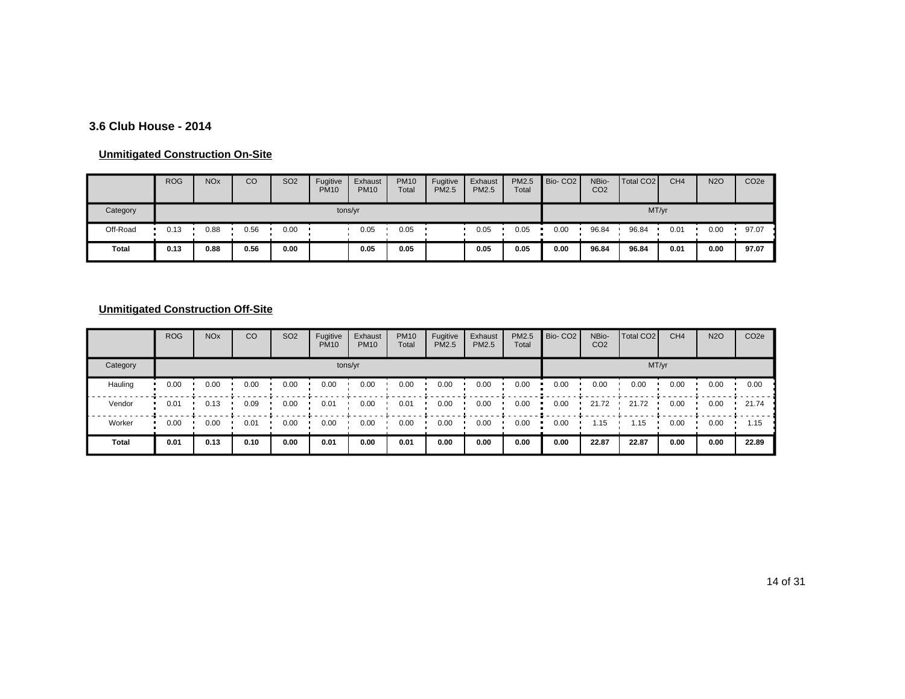### 3.6 Club House - 2014

**Unmitigated Construction On-Site**

| | ROG | NOx | CO | SO2 | Fugitive PM10 | Exhaust PM10 | PM10 Total | Fugitive PM2.5 | Exhaust PM2.5 | PM2.5 Total | Bio- CO2 | NBio- CO2 | Total CO2 | CH4 | N2O | CO2e |
|---|---|---|---|---|---|---|---|---|---|---|---|---|---|---|---|---|
| Category | tons/yr | | | | | | | | | | MT/yr | | | | | |
| Off-Road | 0.13 | 0.88 | 0.56 | 0.00 | | 0.05 | 0.05 | | 0.05 | 0.05 | 0.00 | 96.84 | 96.84 | 0.01 | 0.00 | 97.07 |
| **Total** | **0.13** | **0.88** | **0.56** | **0.00** | | **0.05** | **0.05** | | **0.05** | **0.05** | **0.00** | **96.84** | **96.84** | **0.01** | **0.00** | **97.07** |

**Unmitigated Construction Off-Site**

| | ROG | NOx | CO | SO2 | Fugitive PM10 | Exhaust PM10 | PM10 Total | Fugitive PM2.5 | Exhaust PM2.5 | PM2.5 Total | Bio- CO2 | NBio- CO2 | Total CO2 | CH4 | N2O | CO2e |
|---|---|---|---|---|---|---|---|---|---|---|---|---|---|---|---|---|
| Category | tons/yr | | | | | | | | | | MT/yr | | | | | |
| Hauling | 0.00 | 0.00 | 0.00 | 0.00 | 0.00 | 0.00 | 0.00 | 0.00 | 0.00 | 0.00 | 0.00 | 0.00 | 0.00 | 0.00 | 0.00 | 0.00 |
| Vendor | 0.01 | 0.13 | 0.09 | 0.00 | 0.01 | 0.00 | 0.01 | 0.00 | 0.00 | 0.00 | 0.00 | 21.72 | 21.72 | 0.00 | 0.00 | 21.74 |
| Worker | 0.00 | 0.00 | 0.01 | 0.00 | 0.00 | 0.00 | 0.00 | 0.00 | 0.00 | 0.00 | 0.00 | 1.15 | 1.15 | 0.00 | 0.00 | 1.15 |
| **Total** | **0.01** | **0.13** | **0.10** | **0.00** | **0.01** | **0.00** | **0.01** | **0.00** | **0.00** | **0.00** | **0.00** | **22.87** | **22.87** | **0.00** | **0.00** | **22.89** |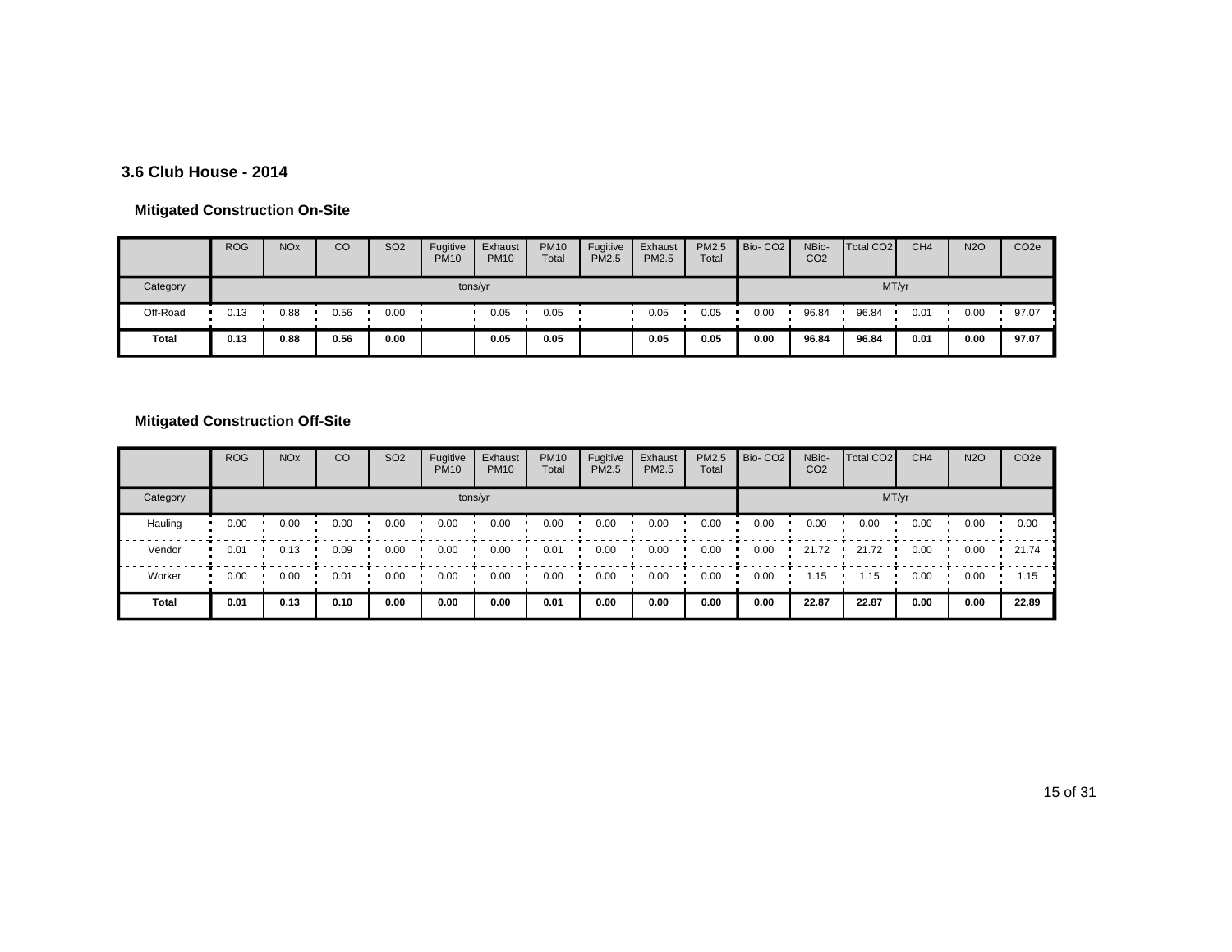### 3.6 Club House - 2014

**Mitigated Construction On-Site**

| | ROG | NOx | CO | SO2 | Fugitive PM10 | Exhaust PM10 | PM10 Total | Fugitive PM2.5 | Exhaust PM2.5 | PM2.5 Total | Bio- CO2 | NBio- CO2 | Total CO2 | CH4 | N2O | CO2e |
|---|---|---|---|---|---|---|---|---|---|---|---|---|---|---|---|---|
| Category | tons/yr | | | | | | | | | | MT/yr | | | | | |
| Off-Road | 0.13 | 0.88 | 0.56 | 0.00 | | 0.05 | 0.05 | | 0.05 | 0.05 | 0.00 | 96.84 | 96.84 | 0.01 | 0.00 | 97.07 |
| **Total** | **0.13** | **0.88** | **0.56** | **0.00** | | **0.05** | **0.05** | | **0.05** | **0.05** | **0.00** | **96.84** | **96.84** | **0.01** | **0.00** | **97.07** |

**Mitigated Construction Off-Site**

| | ROG | NOx | CO | SO2 | Fugitive PM10 | Exhaust PM10 | PM10 Total | Fugitive PM2.5 | Exhaust PM2.5 | PM2.5 Total | Bio- CO2 | NBio- CO2 | Total CO2 | CH4 | N2O | CO2e |
|---|---|---|---|---|---|---|---|---|---|---|---|---|---|---|---|---|
| Category | tons/yr | | | | | | | | | | MT/yr | | | | | |
| Hauling | 0.00 | 0.00 | 0.00 | 0.00 | 0.00 | 0.00 | 0.00 | 0.00 | 0.00 | 0.00 | 0.00 | 0.00 | 0.00 | 0.00 | 0.00 | 0.00 |
| Vendor | 0.01 | 0.13 | 0.09 | 0.00 | 0.00 | 0.00 | 0.01 | 0.00 | 0.00 | 0.00 | 0.00 | 21.72 | 21.72 | 0.00 | 0.00 | 21.74 |
| Worker | 0.00 | 0.00 | 0.01 | 0.00 | 0.00 | 0.00 | 0.00 | 0.00 | 0.00 | 0.00 | 0.00 | 1.15 | 1.15 | 0.00 | 0.00 | 1.15 |
| **Total** | **0.01** | **0.13** | **0.10** | **0.00** | **0.00** | **0.00** | **0.01** | **0.00** | **0.00** | **0.00** | **0.00** | **22.87** | **22.87** | **0.00** | **0.00** | **22.89** |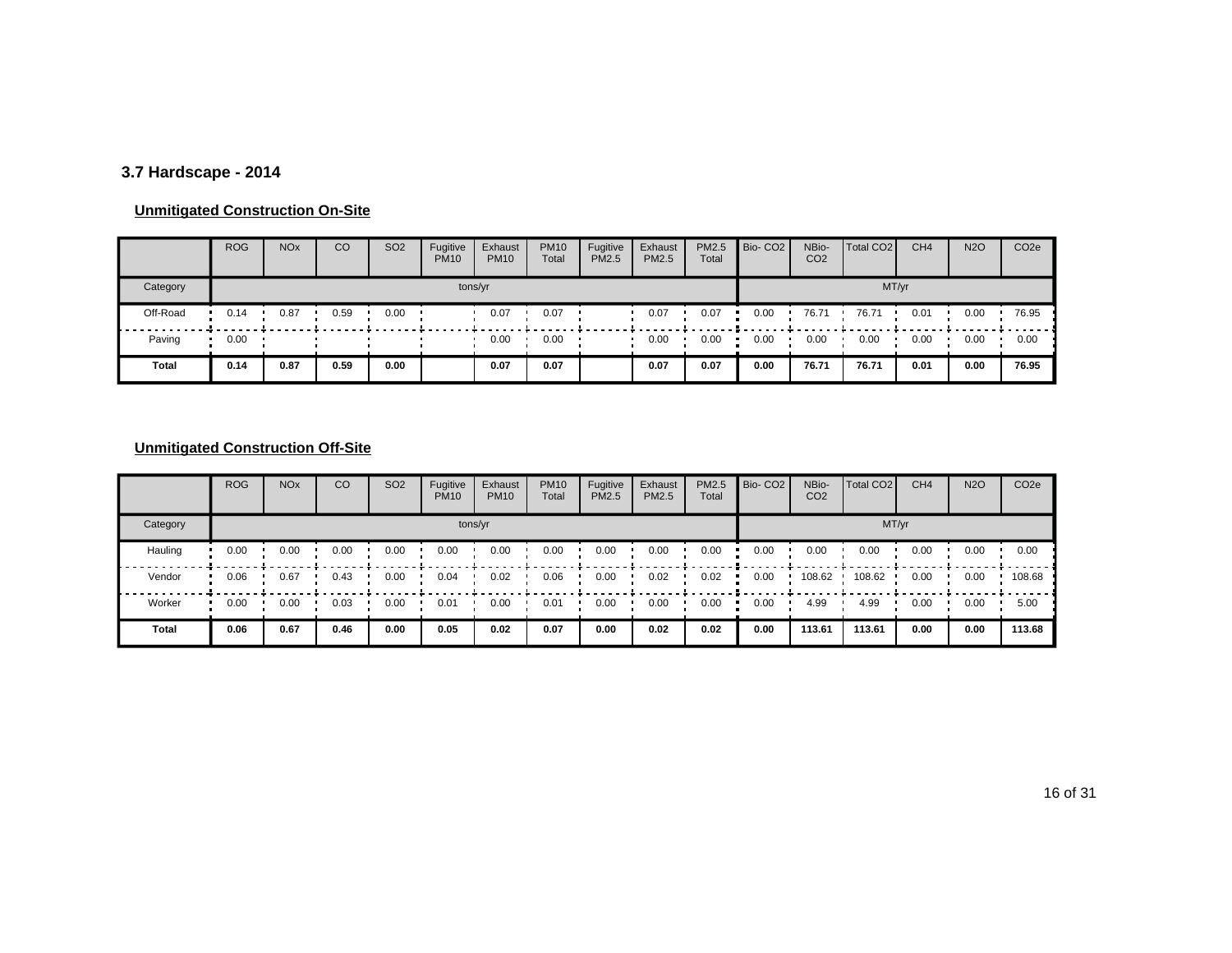### 3.7 Hardscape - 2014

**Unmitigated Construction On-Site**

| | ROG | NOx | CO | SO2 | Fugitive PM10 | Exhaust PM10 | PM10 Total | Fugitive PM2.5 | Exhaust PM2.5 | PM2.5 Total | Bio- CO2 | NBio- CO2 | Total CO2 | CH4 | N2O | CO2e |
|---|---|---|---|---|---|---|---|---|---|---|---|---|---|---|---|---|
| Category | tons/yr | | | | | | | | | | MT/yr | | | | | |
| Off-Road | 0.14 | 0.87 | 0.59 | 0.00 | | 0.07 | 0.07 | | 0.07 | 0.07 | 0.00 | 76.71 | 76.71 | 0.01 | 0.00 | 76.95 |
| Paving | 0.00 | | | | | 0.00 | 0.00 | | 0.00 | 0.00 | 0.00 | 0.00 | 0.00 | 0.00 | 0.00 | 0.00 |
| **Total** | **0.14** | **0.87** | **0.59** | **0.00** | | **0.07** | **0.07** | | **0.07** | **0.07** | **0.00** | **76.71** | **76.71** | **0.01** | **0.00** | **76.95** |

**Unmitigated Construction Off-Site**

| | ROG | NOx | CO | SO2 | Fugitive PM10 | Exhaust PM10 | PM10 Total | Fugitive PM2.5 | Exhaust PM2.5 | PM2.5 Total | Bio- CO2 | NBio- CO2 | Total CO2 | CH4 | N2O | CO2e |
|---|---|---|---|---|---|---|---|---|---|---|---|---|---|---|---|---|
| Category | tons/yr | | | | | | | | | | MT/yr | | | | | |
| Hauling | 0.00 | 0.00 | 0.00 | 0.00 | 0.00 | 0.00 | 0.00 | 0.00 | 0.00 | 0.00 | 0.00 | 0.00 | 0.00 | 0.00 | 0.00 | 0.00 |
| Vendor | 0.06 | 0.67 | 0.43 | 0.00 | 0.04 | 0.02 | 0.06 | 0.00 | 0.02 | 0.02 | 0.00 | 108.62 | 108.62 | 0.00 | 0.00 | 108.68 |
| Worker | 0.00 | 0.00 | 0.03 | 0.00 | 0.01 | 0.00 | 0.01 | 0.00 | 0.00 | 0.00 | 0.00 | 4.99 | 4.99 | 0.00 | 0.00 | 5.00 |
| **Total** | **0.06** | **0.67** | **0.46** | **0.00** | **0.05** | **0.02** | **0.07** | **0.00** | **0.02** | **0.02** | **0.00** | **113.61** | **113.61** | **0.00** | **0.00** | **113.68** |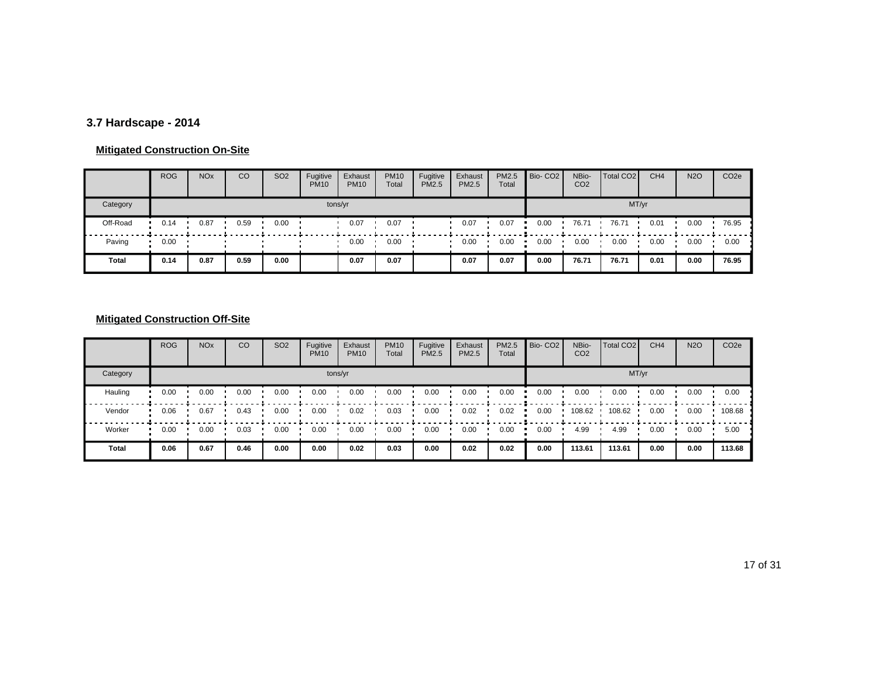### 3.7 Hardscape - 2014

**Mitigated Construction On-Site**

| | ROG | NOx | CO | $SO_2$ | Fugitive PM10 | Exhaust PM10 | PM10 Total | Fugitive PM2.5 | Exhaust PM2.5 | PM2.5 Total | Bio- $CO_2$ | NBio- $CO_2$ | Total $CO_2$ | $CH_4$ | $N_2O$ | $CO_2e$ |
|---|---|---|---|---|---|---|---|---|---|---|---|---|---|---|---|---|
| Category | tons/yr | | | | | | | | | | MT/yr | | | | | |
| Off-Road | 0.14 | 0.87 | 0.59 | 0.00 | | 0.07 | 0.07 | | 0.07 | 0.07 | 0.00 | 76.71 | 76.71 | 0.01 | 0.00 | 76.95 |
| Paving | 0.00 | | | | | 0.00 | 0.00 | | 0.00 | 0.00 | 0.00 | 0.00 | 0.00 | 0.00 | 0.00 | 0.00 |
| **Total** | **0.14** | **0.87** | **0.59** | **0.00** | | **0.07** | **0.07** | | **0.07** | **0.07** | **0.00** | **76.71** | **76.71** | **0.01** | **0.00** | **76.95** |

**Mitigated Construction Off-Site**

| | ROG | NOx | CO | $SO_2$ | Fugitive PM10 | Exhaust PM10 | PM10 Total | Fugitive PM2.5 | Exhaust PM2.5 | PM2.5 Total | Bio- $CO_2$ | NBio- $CO_2$ | Total $CO_2$ | $CH_4$ | $N_2O$ | $CO_2e$ |
|---|---|---|---|---|---|---|---|---|---|---|---|---|---|---|---|---|
| Category | tons/yr | | | | | | | | | | MT/yr | | | | | |
| Hauling | 0.00 | 0.00 | 0.00 | 0.00 | 0.00 | 0.00 | 0.00 | 0.00 | 0.00 | 0.00 | 0.00 | 0.00 | 0.00 | 0.00 | 0.00 | 0.00 |
| Vendor | 0.06 | 0.67 | 0.43 | 0.00 | 0.00 | 0.02 | 0.03 | 0.00 | 0.02 | 0.02 | 0.00 | 108.62 | 108.62 | 0.00 | 0.00 | 108.68 |
| Worker | 0.00 | 0.00 | 0.03 | 0.00 | 0.00 | 0.00 | 0.00 | 0.00 | 0.00 | 0.00 | 0.00 | 4.99 | 4.99 | 0.00 | 0.00 | 5.00 |
| **Total** | **0.06** | **0.67** | **0.46** | **0.00** | **0.00** | **0.02** | **0.03** | **0.00** | **0.02** | **0.02** | **0.00** | **113.61** | **113.61** | **0.00** | **0.00** | **113.68** |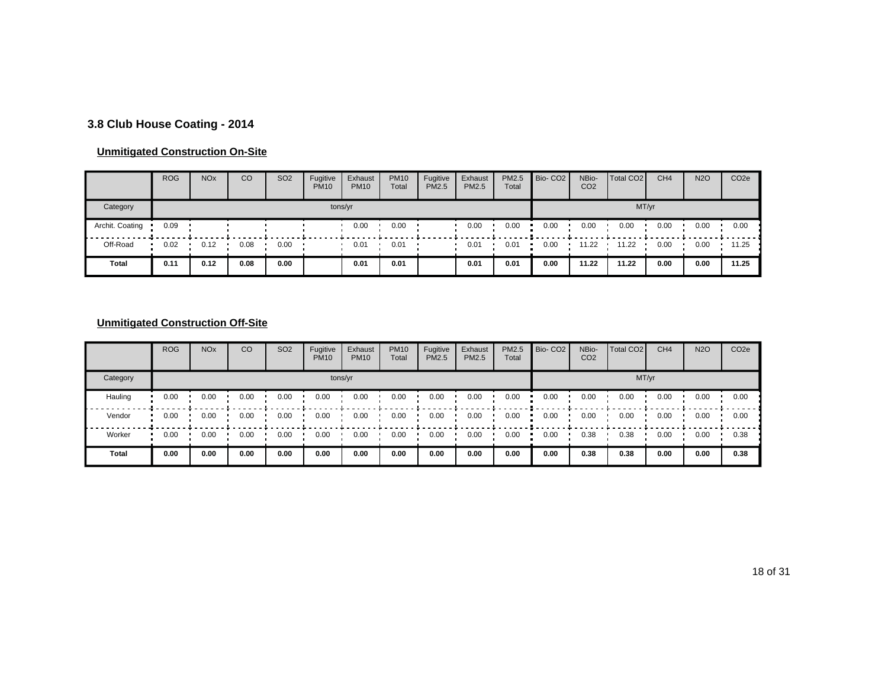### 3.8 Club House Coating - 2014

**Unmitigated Construction On-Site**

| | ROG | NOx | CO | SO2 | Fugitive PM10 | Exhaust PM10 | PM10 Total | Fugitive PM2.5 | Exhaust PM2.5 | PM2.5 Total | Bio- CO2 | NBio- CO2 | Total CO2 | CH4 | N2O | CO2e |
|---|---|---|---|---|---|---|---|---|---|---|---|---|---|---|---|---|
| Category | tons/yr | | | | | | | | | | MT/yr | | | | | |
| Archit. Coating | 0.09 | | | | | 0.00 | 0.00 | | 0.00 | 0.00 | 0.00 | 0.00 | 0.00 | 0.00 | 0.00 | 0.00 |
| Off-Road | 0.02 | 0.12 | 0.08 | 0.00 | | 0.01 | 0.01 | | 0.01 | 0.01 | 0.00 | 11.22 | 11.22 | 0.00 | 0.00 | 11.25 |
| **Total** | **0.11** | **0.12** | **0.08** | **0.00** | | **0.01** | **0.01** | | **0.01** | **0.01** | **0.00** | **11.22** | **11.22** | **0.00** | **0.00** | **11.25** |

**Unmitigated Construction Off-Site**

| | ROG | NOx | CO | SO2 | Fugitive PM10 | Exhaust PM10 | PM10 Total | Fugitive PM2.5 | Exhaust PM2.5 | PM2.5 Total | Bio- CO2 | NBio- CO2 | Total CO2 | CH4 | N2O | CO2e |
|---|---|---|---|---|---|---|---|---|---|---|---|---|---|---|---|---|
| Category | tons/yr | | | | | | | | | | MT/yr | | | | | |
| Hauling | 0.00 | 0.00 | 0.00 | 0.00 | 0.00 | 0.00 | 0.00 | 0.00 | 0.00 | 0.00 | 0.00 | 0.00 | 0.00 | 0.00 | 0.00 | 0.00 |
| Vendor | 0.00 | 0.00 | 0.00 | 0.00 | 0.00 | 0.00 | 0.00 | 0.00 | 0.00 | 0.00 | 0.00 | 0.00 | 0.00 | 0.00 | 0.00 | 0.00 |
| Worker | 0.00 | 0.00 | 0.00 | 0.00 | 0.00 | 0.00 | 0.00 | 0.00 | 0.00 | 0.00 | 0.00 | 0.38 | 0.38 | 0.00 | 0.00 | 0.38 |
| **Total** | **0.00** | **0.00** | **0.00** | **0.00** | **0.00** | **0.00** | **0.00** | **0.00** | **0.00** | **0.00** | **0.00** | **0.38** | **0.38** | **0.00** | **0.00** | **0.38** |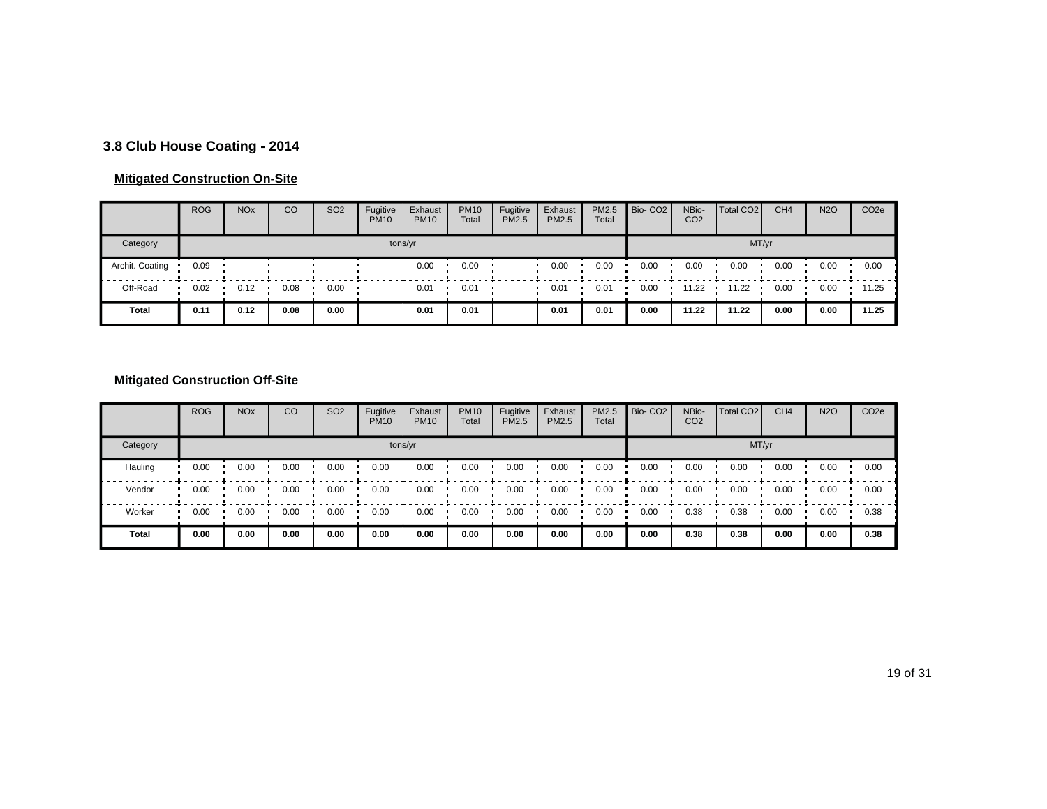### 3.8 Club House Coating - 2014

**Mitigated Construction On-Site**

| | ROG | NOx | CO | SO2 | Fugitive PM10 | Exhaust PM10 | PM10 Total | Fugitive PM2.5 | Exhaust PM2.5 | PM2.5 Total | Bio- CO2 | NBio- CO2 | Total CO2 | CH4 | N2O | CO2e |
|---|---|---|---|---|---|---|---|---|---|---|---|---|---|---|---|---|
| Category | tons/yr | | | | | | | | | | MT/yr | | | | | |
| Archit. Coating | 0.09 | | | | | 0.00 | 0.00 | | 0.00 | 0.00 | 0.00 | 0.00 | 0.00 | 0.00 | 0.00 | 0.00 |
| Off-Road | 0.02 | 0.12 | 0.08 | 0.00 | | 0.01 | 0.01 | | 0.01 | 0.01 | 0.00 | 11.22 | 11.22 | 0.00 | 0.00 | 11.25 |
| **Total** | **0.11** | **0.12** | **0.08** | **0.00** | | **0.01** | **0.01** | | **0.01** | **0.01** | **0.00** | **11.22** | **11.22** | **0.00** | **0.00** | **11.25** |

**Mitigated Construction Off-Site**

| | ROG | NOx | CO | SO2 | Fugitive PM10 | Exhaust PM10 | PM10 Total | Fugitive PM2.5 | Exhaust PM2.5 | PM2.5 Total | Bio- CO2 | NBio- CO2 | Total CO2 | CH4 | N2O | CO2e |
|---|---|---|---|---|---|---|---|---|---|---|---|---|---|---|---|---|
| Category | tons/yr | | | | | | | | | | MT/yr | | | | | |
| Hauling | 0.00 | 0.00 | 0.00 | 0.00 | 0.00 | 0.00 | 0.00 | 0.00 | 0.00 | 0.00 | 0.00 | 0.00 | 0.00 | 0.00 | 0.00 | 0.00 |
| Vendor | 0.00 | 0.00 | 0.00 | 0.00 | 0.00 | 0.00 | 0.00 | 0.00 | 0.00 | 0.00 | 0.00 | 0.00 | 0.00 | 0.00 | 0.00 | 0.00 |
| Worker | 0.00 | 0.00 | 0.00 | 0.00 | 0.00 | 0.00 | 0.00 | 0.00 | 0.00 | 0.00 | 0.00 | 0.38 | 0.38 | 0.00 | 0.00 | 0.38 |
| **Total** | **0.00** | **0.00** | **0.00** | **0.00** | **0.00** | **0.00** | **0.00** | **0.00** | **0.00** | **0.00** | **0.00** | **0.38** | **0.38** | **0.00** | **0.00** | **0.38** |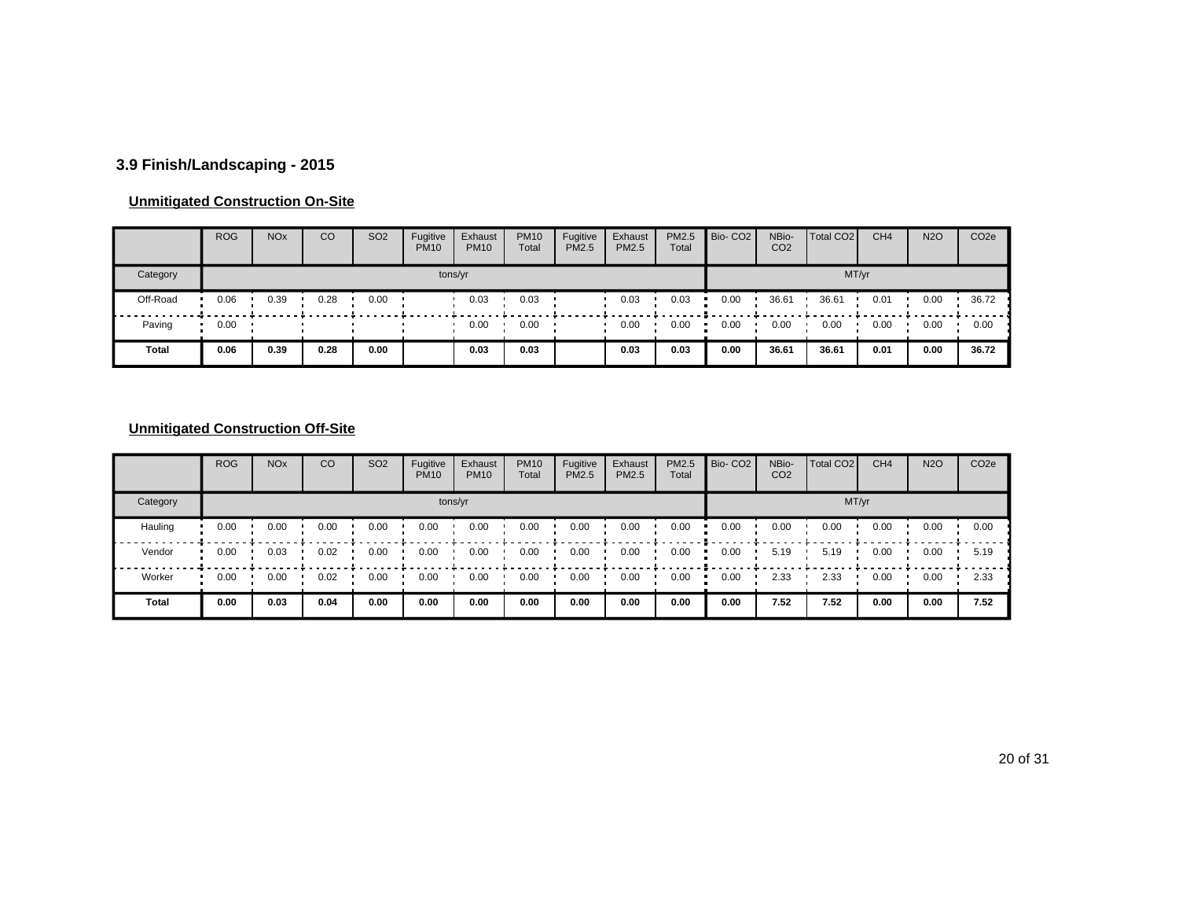### 3.9 Finish/Landscaping - 2015

**Unmitigated Construction On-Site**

| | ROG | NOx | CO | SO2 | Fugitive PM10 | Exhaust PM10 | PM10 Total | Fugitive PM2.5 | Exhaust PM2.5 | PM2.5 Total | Bio- CO2 | NBio- CO2 | Total CO2 | CH4 | N2O | CO2e |
|---|---|---|---|---|---|---|---|---|---|---|---|---|---|---|---|---|
| Category | tons/yr | | | | | | | | | | MT/yr | | | | | |
| Off-Road | 0.06 | 0.39 | 0.28 | 0.00 | | 0.03 | 0.03 | | 0.03 | 0.03 | 0.00 | 36.61 | 36.61 | 0.01 | 0.00 | 36.72 |
| Paving | 0.00 | | | | | 0.00 | 0.00 | | 0.00 | 0.00 | 0.00 | 0.00 | 0.00 | 0.00 | 0.00 | 0.00 |
| **Total** | **0.06** | **0.39** | **0.28** | **0.00** | | **0.03** | **0.03** | | **0.03** | **0.03** | **0.00** | **36.61** | **36.61** | **0.01** | **0.00** | **36.72** |

**Unmitigated Construction Off-Site**

| | ROG | NOx | CO | SO2 | Fugitive PM10 | Exhaust PM10 | PM10 Total | Fugitive PM2.5 | Exhaust PM2.5 | PM2.5 Total | Bio- CO2 | NBio- CO2 | Total CO2 | CH4 | N2O | CO2e |
|---|---|---|---|---|---|---|---|---|---|---|---|---|---|---|---|---|
| Category | tons/yr | | | | | | | | | | MT/yr | | | | | |
| Hauling | 0.00 | 0.00 | 0.00 | 0.00 | 0.00 | 0.00 | 0.00 | 0.00 | 0.00 | 0.00 | 0.00 | 0.00 | 0.00 | 0.00 | 0.00 | 0.00 |
| Vendor | 0.00 | 0.03 | 0.02 | 0.00 | 0.00 | 0.00 | 0.00 | 0.00 | 0.00 | 0.00 | 0.00 | 5.19 | 5.19 | 0.00 | 0.00 | 5.19 |
| Worker | 0.00 | 0.00 | 0.02 | 0.00 | 0.00 | 0.00 | 0.00 | 0.00 | 0.00 | 0.00 | 0.00 | 2.33 | 2.33 | 0.00 | 0.00 | 2.33 |
| **Total** | **0.00** | **0.03** | **0.04** | **0.00** | **0.00** | **0.00** | **0.00** | **0.00** | **0.00** | **0.00** | **0.00** | **7.52** | **7.52** | **0.00** | **0.00** | **7.52** |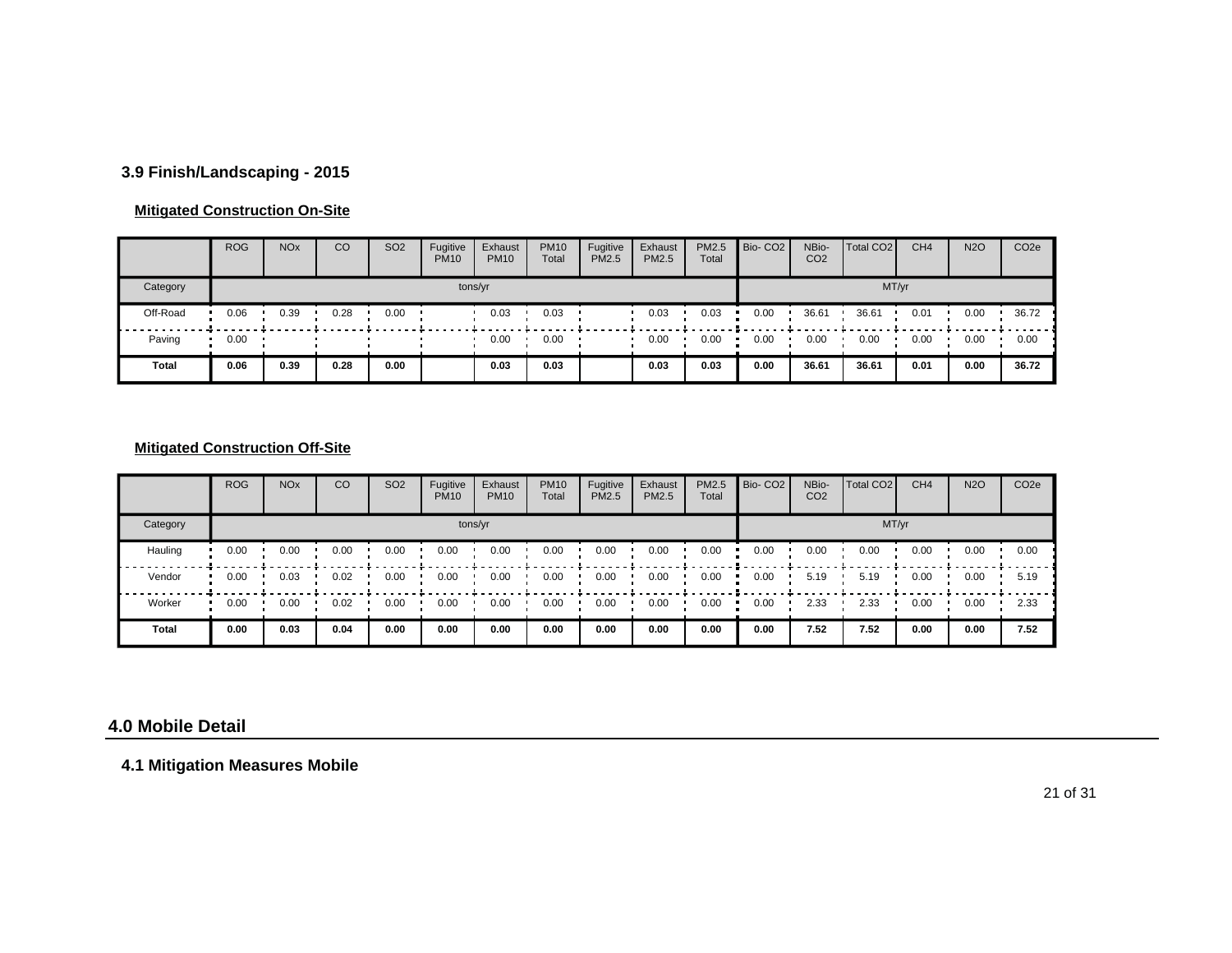### 3.9 Finish/Landscaping - 2015

**Mitigated Construction On-Site**

| | ROG | NOx | CO | SO2 | Fugitive PM10 | Exhaust PM10 | PM10 Total | Fugitive PM2.5 | Exhaust PM2.5 | PM2.5 Total | Bio- CO2 | NBio- CO2 | Total CO2 | CH4 | N2O | CO2e |
|---|---|---|---|---|---|---|---|---|---|---|---|---|---|---|---|---|
| Category | tons/yr | | | | | | | | | | MT/yr | | | | | |
| Off-Road | 0.06 | 0.39 | 0.28 | 0.00 | | 0.03 | 0.03 | | 0.03 | 0.03 | 0.00 | 36.61 | 36.61 | 0.01 | 0.00 | 36.72 |
| Paving | 0.00 | | | | | 0.00 | 0.00 | | 0.00 | 0.00 | 0.00 | 0.00 | 0.00 | 0.00 | 0.00 | 0.00 |
| **Total** | **0.06** | **0.39** | **0.28** | **0.00** | | **0.03** | **0.03** | | **0.03** | **0.03** | **0.00** | **36.61** | **36.61** | **0.01** | **0.00** | **36.72** |

**Mitigated Construction Off-Site**

| | ROG | NOx | CO | SO2 | Fugitive PM10 | Exhaust PM10 | PM10 Total | Fugitive PM2.5 | Exhaust PM2.5 | PM2.5 Total | Bio- CO2 | NBio- CO2 | Total CO2 | CH4 | N2O | CO2e |
|---|---|---|---|---|---|---|---|---|---|---|---|---|---|---|---|---|
| Category | tons/yr | | | | | | | | | | MT/yr | | | | | |
| Hauling | 0.00 | 0.00 | 0.00 | 0.00 | 0.00 | 0.00 | 0.00 | 0.00 | 0.00 | 0.00 | 0.00 | 0.00 | 0.00 | 0.00 | 0.00 | 0.00 |
| Vendor | 0.00 | 0.03 | 0.02 | 0.00 | 0.00 | 0.00 | 0.00 | 0.00 | 0.00 | 0.00 | 0.00 | 5.19 | 5.19 | 0.00 | 0.00 | 5.19 |
| Worker | 0.00 | 0.00 | 0.02 | 0.00 | 0.00 | 0.00 | 0.00 | 0.00 | 0.00 | 0.00 | 0.00 | 2.33 | 2.33 | 0.00 | 0.00 | 2.33 |
| **Total** | **0.00** | **0.03** | **0.04** | **0.00** | **0.00** | **0.00** | **0.00** | **0.00** | **0.00** | **0.00** | **0.00** | **7.52** | **7.52** | **0.00** | **0.00** | **7.52** |

## 4.0 Mobile Detail

### 4.1 Mitigation Measures Mobile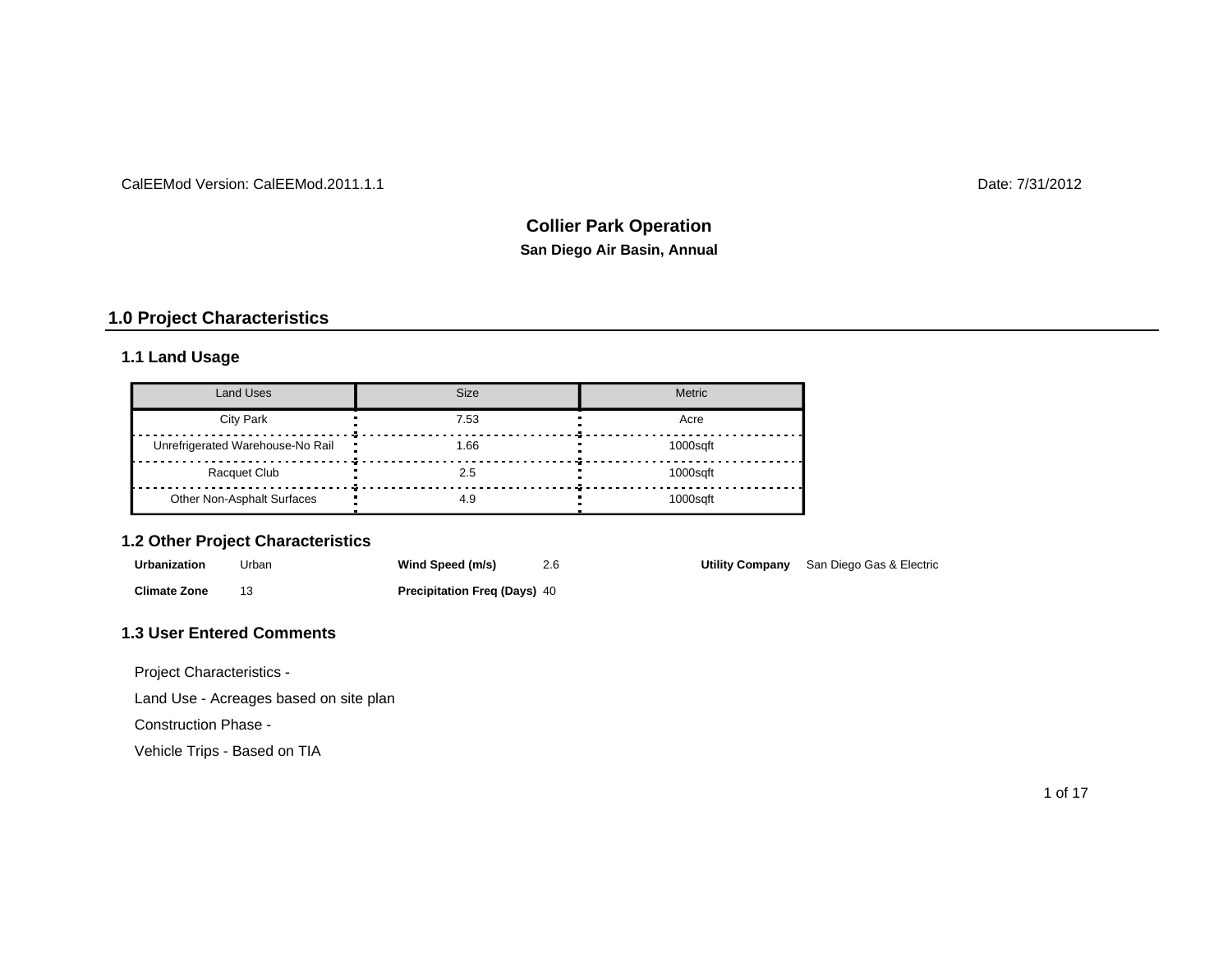CalEEMod Version: CalEEMod.2011.1.1 Date: 7/31/2012

# Collier Park Operation

**San Diego Air Basin, Annual**

## 1.0 Project Characteristics

### 1.1 Land Usage

| Land Uses | Size | Metric |
|---|---|---|
| City Park | 7.53 | Acre |
| Unrefrigerated Warehouse-No Rail | 1.66 | 1000sqft |
| Racquet Club | 2.5 | 1000sqft |
| Other Non-Asphalt Surfaces | 4.9 | 1000sqft |

### 1.2 Other Project Characteristics

| | | | | | |
|---|---|---|---|---|---|
| **Urbanization** | Urban | **Wind Speed (m/s)** | 2.6 | **Utility Company** | San Diego Gas & Electric |
| **Climate Zone** | 13 | **Precipitation Freq (Days)** | 40 | | |

### 1.3 User Entered Comments

Project Characteristics -

Land Use - Acreages based on site plan

Construction Phase -

Vehicle Trips - Based on TIA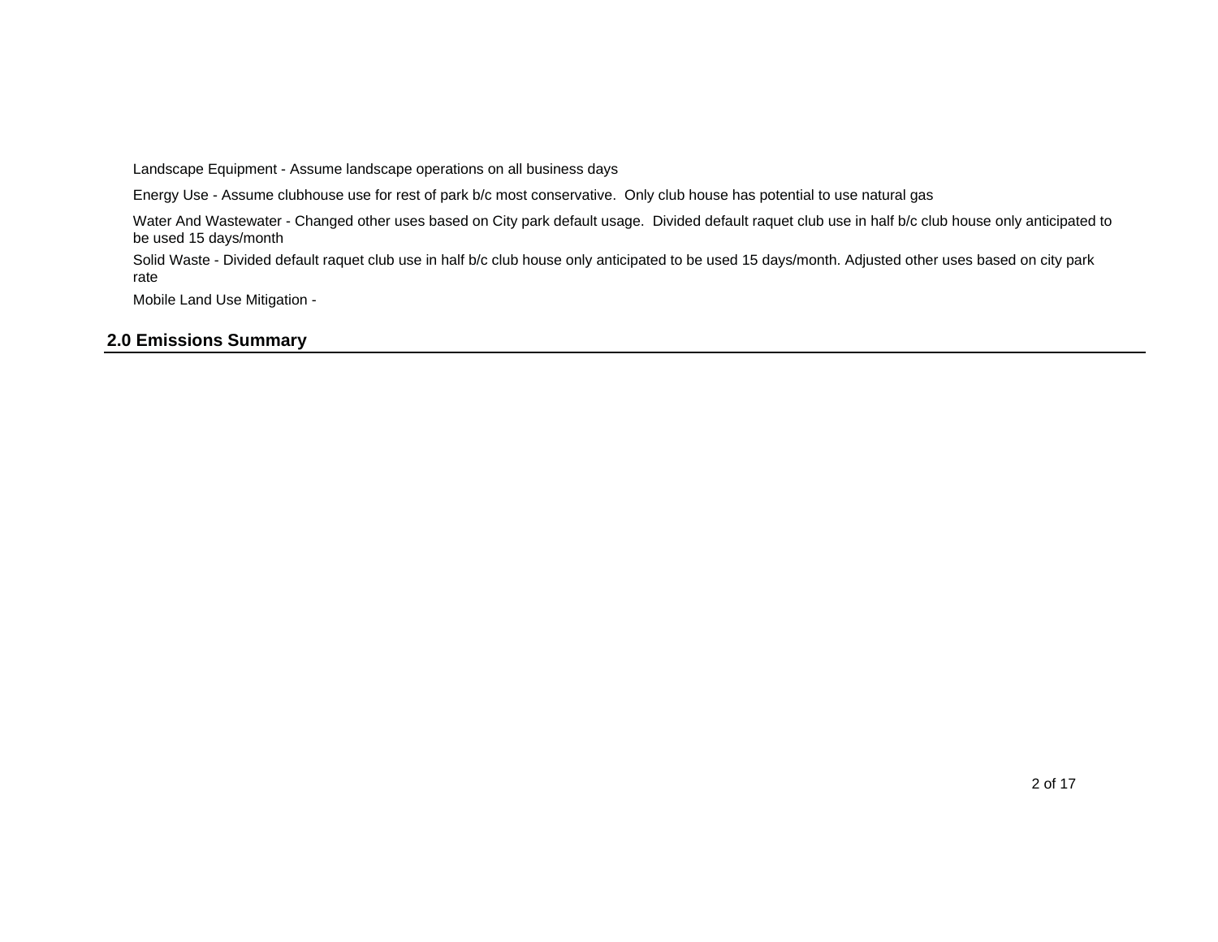Landscape Equipment - Assume landscape operations on all business days

Energy Use - Assume clubhouse use for rest of park b/c most conservative.  Only club house has potential to use natural gas

Water And Wastewater - Changed other uses based on City park default usage.  Divided default raquet club use in half b/c club house only anticipated to be used 15 days/month

Solid Waste - Divided default raquet club use in half b/c club house only anticipated to be used 15 days/month. Adjusted other uses based on city park rate

Mobile Land Use Mitigation -

## 2.0 Emissions Summary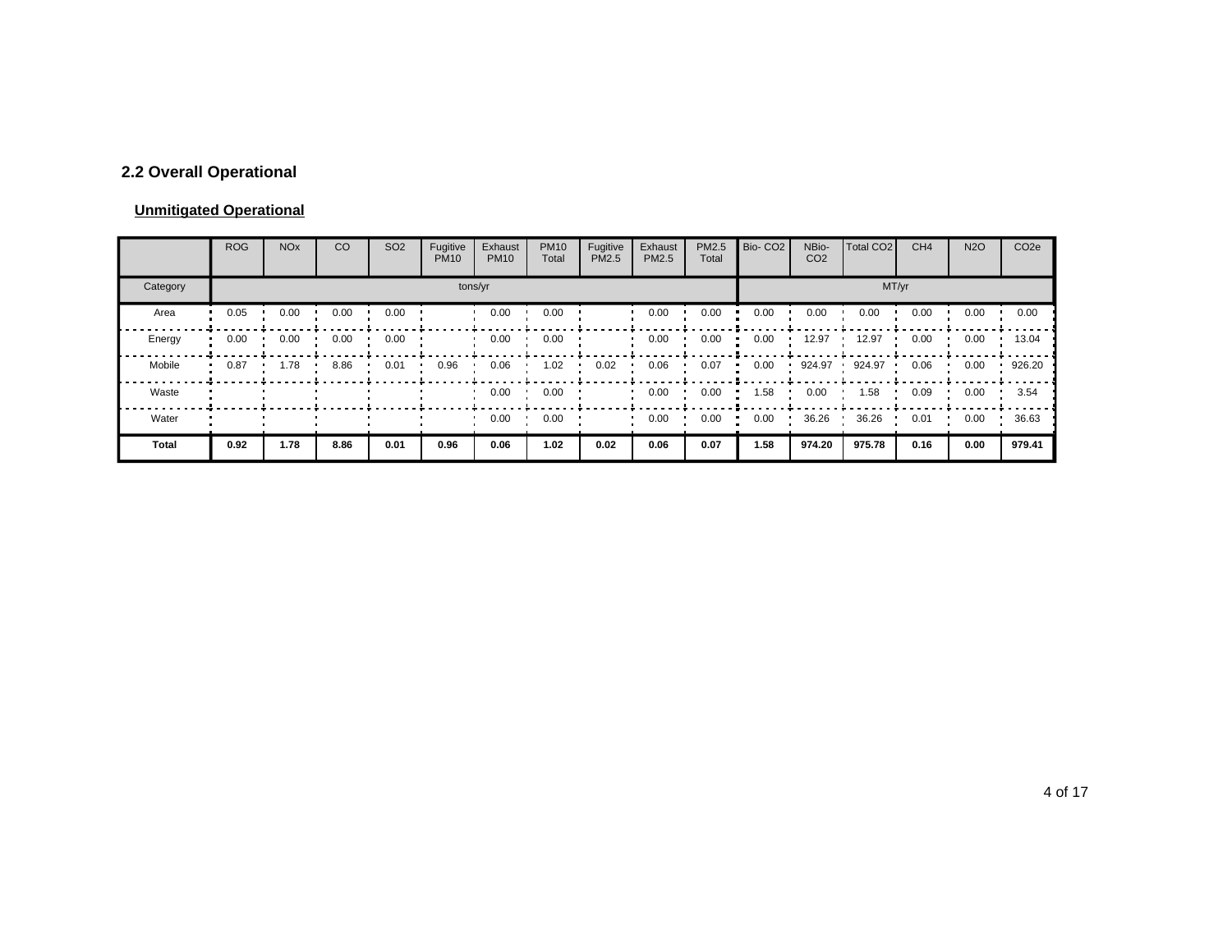## 2.2 Overall Operational

**Unmitigated Operational**

| | ROG | NOx | CO | SO2 | Fugitive PM10 | Exhaust PM10 | PM10 Total | Fugitive PM2.5 | Exhaust PM2.5 | PM2.5 Total | Bio- CO2 | NBio- CO2 | Total CO2 | CH4 | N2O | CO2e |
|---|---|---|---|---|---|---|---|---|---|---|---|---|---|---|---|---|
| Category | tons/yr | | | | | | | | | | MT/yr | | | | | |
| Area | 0.05 | 0.00 | 0.00 | 0.00 | | 0.00 | 0.00 | | 0.00 | 0.00 | 0.00 | 0.00 | 0.00 | 0.00 | 0.00 | 0.00 |
| Energy | 0.00 | 0.00 | 0.00 | 0.00 | | 0.00 | 0.00 | | 0.00 | 0.00 | 0.00 | 12.97 | 12.97 | 0.00 | 0.00 | 13.04 |
| Mobile | 0.87 | 1.78 | 8.86 | 0.01 | 0.96 | 0.06 | 1.02 | 0.02 | 0.06 | 0.07 | 0.00 | 924.97 | 924.97 | 0.06 | 0.00 | 926.20 |
| Waste | | | | | | 0.00 | 0.00 | | 0.00 | 0.00 | 1.58 | 0.00 | 1.58 | 0.09 | 0.00 | 3.54 |
| Water | | | | | | 0.00 | 0.00 | | 0.00 | 0.00 | 0.00 | 36.26 | 36.26 | 0.01 | 0.00 | 36.63 |
| **Total** | **0.92** | **1.78** | **8.86** | **0.01** | **0.96** | **0.06** | **1.02** | **0.02** | **0.06** | **0.07** | **1.58** | **974.20** | **975.78** | **0.16** | **0.00** | **979.41** |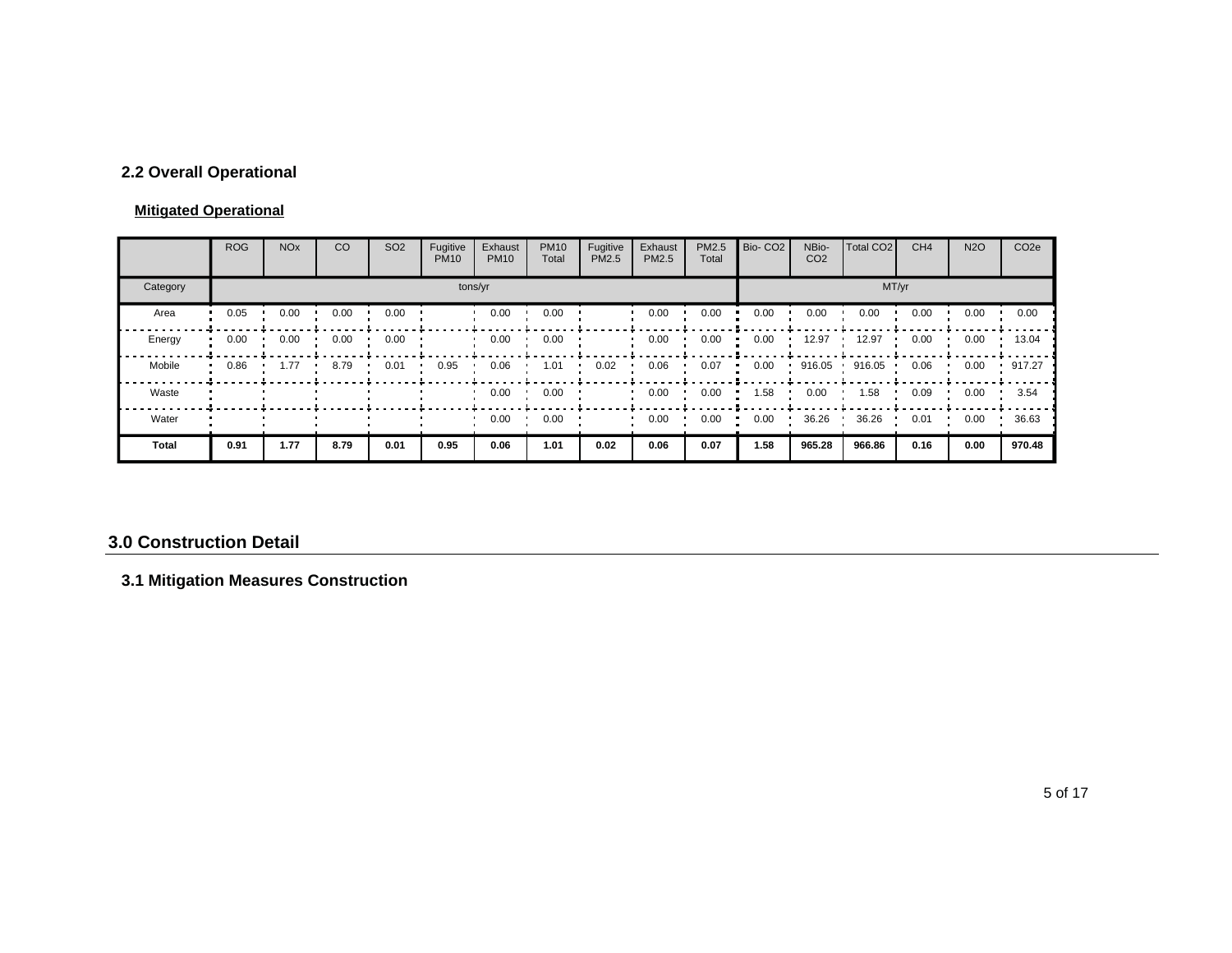## 2.2 Overall Operational

**Mitigated Operational**

| | ROG | NOx | CO | SO2 | Fugitive PM10 | Exhaust PM10 | PM10 Total | Fugitive PM2.5 | Exhaust PM2.5 | PM2.5 Total | Bio- CO2 | NBio- CO2 | Total CO2 | CH4 | N2O | CO2e |
|---|---|---|---|---|---|---|---|---|---|---|---|---|---|---|---|---|
| Category | tons/yr | | | | | | | | | | MT/yr | | | | | |
| Area | 0.05 | 0.00 | 0.00 | 0.00 | | 0.00 | 0.00 | | 0.00 | 0.00 | 0.00 | 0.00 | 0.00 | 0.00 | 0.00 | 0.00 |
| Energy | 0.00 | 0.00 | 0.00 | 0.00 | | 0.00 | 0.00 | | 0.00 | 0.00 | 0.00 | 12.97 | 12.97 | 0.00 | 0.00 | 13.04 |
| Mobile | 0.86 | 1.77 | 8.79 | 0.01 | 0.95 | 0.06 | 1.01 | 0.02 | 0.06 | 0.07 | 0.00 | 916.05 | 916.05 | 0.06 | 0.00 | 917.27 |
| Waste | | | | | | 0.00 | 0.00 | | 0.00 | 0.00 | 1.58 | 0.00 | 1.58 | 0.09 | 0.00 | 3.54 |
| Water | | | | | | 0.00 | 0.00 | | 0.00 | 0.00 | 0.00 | 36.26 | 36.26 | 0.01 | 0.00 | 36.63 |
| **Total** | **0.91** | **1.77** | **8.79** | **0.01** | **0.95** | **0.06** | **1.01** | **0.02** | **0.06** | **0.07** | **1.58** | **965.28** | **966.86** | **0.16** | **0.00** | **970.48** |

# 3.0 Construction Detail

## 3.1 Mitigation Measures Construction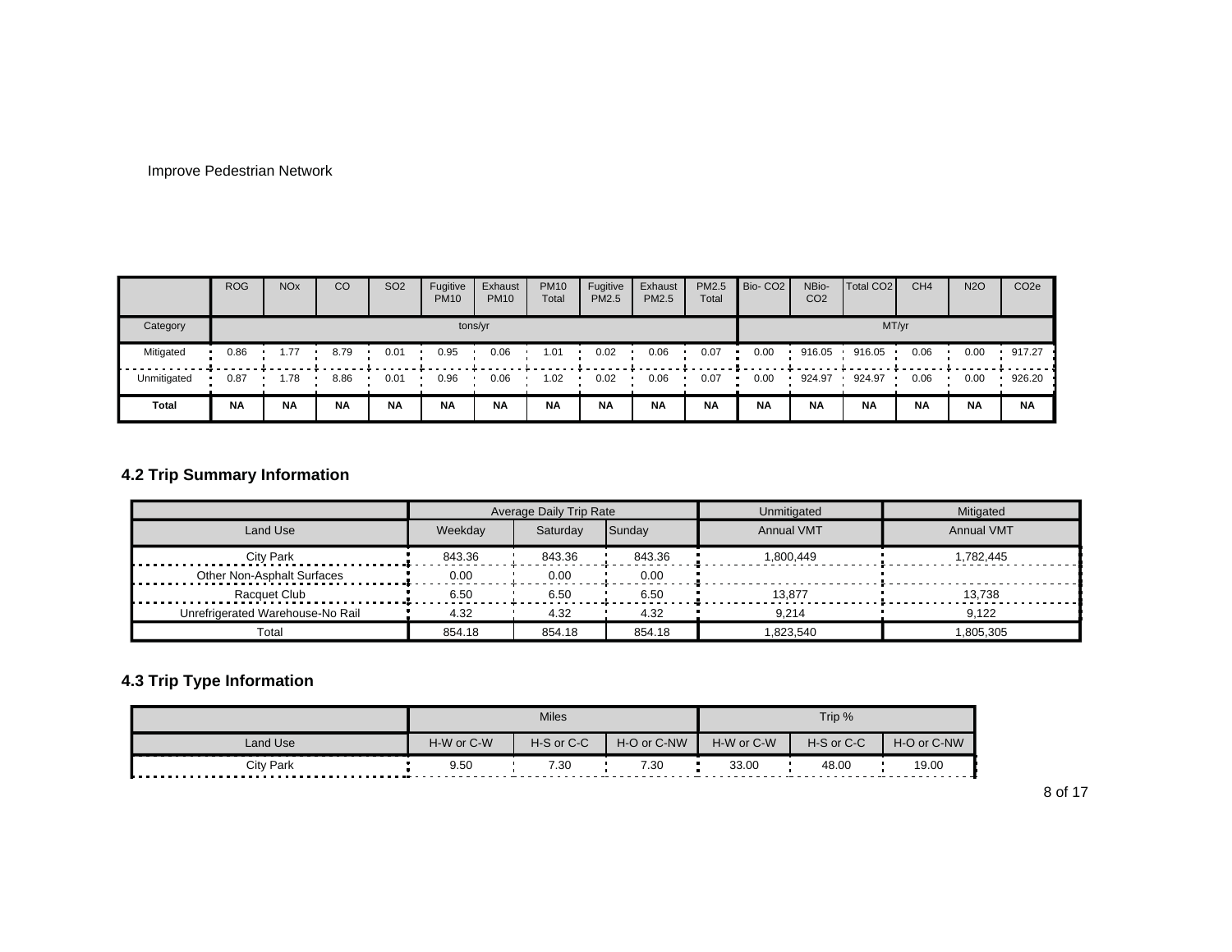Improve Pedestrian Network

| | ROG | NOx | CO | SO2 | Fugitive PM10 | Exhaust PM10 | PM10 Total | Fugitive PM2.5 | Exhaust PM2.5 | PM2.5 Total | Bio- CO2 | NBio- CO2 | Total CO2 | CH4 | N2O | CO2e |
|---|---|---|---|---|---|---|---|---|---|---|---|---|---|---|---|---|
| Category | tons/yr | | | | | | | | | | MT/yr | | | | | |
| Mitigated | 0.86 | 1.77 | 8.79 | 0.01 | 0.95 | 0.06 | 1.01 | 0.02 | 0.06 | 0.07 | 0.00 | 916.05 | 916.05 | 0.06 | 0.00 | 917.27 |
| Unmitigated | 0.87 | 1.78 | 8.86 | 0.01 | 0.96 | 0.06 | 1.02 | 0.02 | 0.06 | 0.07 | 0.00 | 924.97 | 924.97 | 0.06 | 0.00 | 926.20 |
| **Total** | **NA** | **NA** | **NA** | **NA** | **NA** | **NA** | **NA** | **NA** | **NA** | **NA** | **NA** | **NA** | **NA** | **NA** | **NA** | **NA** |

## 4.2 Trip Summary Information

| | Average Daily Trip Rate | | | Unmitigated | Mitigated |
|---|---|---|---|---|---|
| Land Use | Weekday | Saturday | Sunday | Annual VMT | Annual VMT |
| City Park | 843.36 | 843.36 | 843.36 | 1,800,449 | 1,782,445 |
| Other Non-Asphalt Surfaces | 0.00 | 0.00 | 0.00 | | |
| Racquet Club | 6.50 | 6.50 | 6.50 | 13,877 | 13,738 |
| Unrefrigerated Warehouse-No Rail | 4.32 | 4.32 | 4.32 | 9,214 | 9,122 |
| Total | 854.18 | 854.18 | 854.18 | 1,823,540 | 1,805,305 |

## 4.3 Trip Type Information

| | Miles | | | Trip % | | |
|---|---|---|---|---|---|---|
| Land Use | H-W or C-W | H-S or C-C | H-O or C-NW | H-W or C-W | H-S or C-C | H-O or C-NW |
| City Park | 9.50 | 7.30 | 7.30 | 33.00 | 48.00 | 19.00 |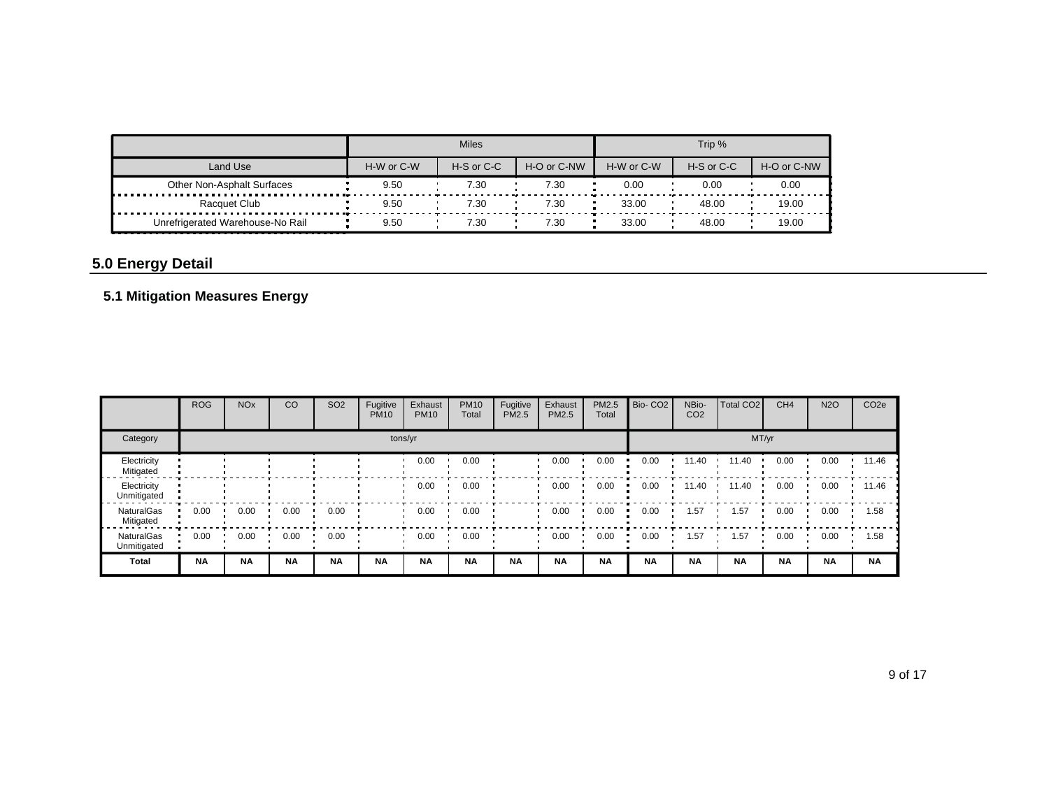| | Miles | | | Trip % | | |
|---|---|---|---|---|---|---|
| Land Use | H-W or C-W | H-S or C-C | H-O or C-NW | H-W or C-W | H-S or C-C | H-O or C-NW |
| Other Non-Asphalt Surfaces | 9.50 | 7.30 | 7.30 | 0.00 | 0.00 | 0.00 |
| Racquet Club | 9.50 | 7.30 | 7.30 | 33.00 | 48.00 | 19.00 |
| Unrefrigerated Warehouse-No Rail | 9.50 | 7.30 | 7.30 | 33.00 | 48.00 | 19.00 |

## 5.0 Energy Detail

### 5.1 Mitigation Measures Energy

| | ROG | NOx | CO | SO2 | Fugitive PM10 | Exhaust PM10 | PM10 Total | Fugitive PM2.5 | Exhaust PM2.5 | PM2.5 Total | Bio- CO2 | NBio- CO2 | Total CO2 | CH4 | N2O | CO2e |
|---|---|---|---|---|---|---|---|---|---|---|---|---|---|---|---|---|
| Category | tons/yr | | | | | | | | | | MT/yr | | | | | |
| Electricity Mitigated | | | | | | 0.00 | 0.00 | | 0.00 | 0.00 | 0.00 | 11.40 | 11.40 | 0.00 | 0.00 | 11.46 |
| Electricity Unmitigated | | | | | | 0.00 | 0.00 | | 0.00 | 0.00 | 0.00 | 11.40 | 11.40 | 0.00 | 0.00 | 11.46 |
| NaturalGas Mitigated | 0.00 | 0.00 | 0.00 | 0.00 | | 0.00 | 0.00 | | 0.00 | 0.00 | 0.00 | 1.57 | 1.57 | 0.00 | 0.00 | 1.58 |
| NaturalGas Unmitigated | 0.00 | 0.00 | 0.00 | 0.00 | | 0.00 | 0.00 | | 0.00 | 0.00 | 0.00 | 1.57 | 1.57 | 0.00 | 0.00 | 1.58 |
| **Total** | **NA** | **NA** | **NA** | **NA** | **NA** | **NA** | **NA** | **NA** | **NA** | **NA** | **NA** | **NA** | **NA** | **NA** | **NA** | **NA** |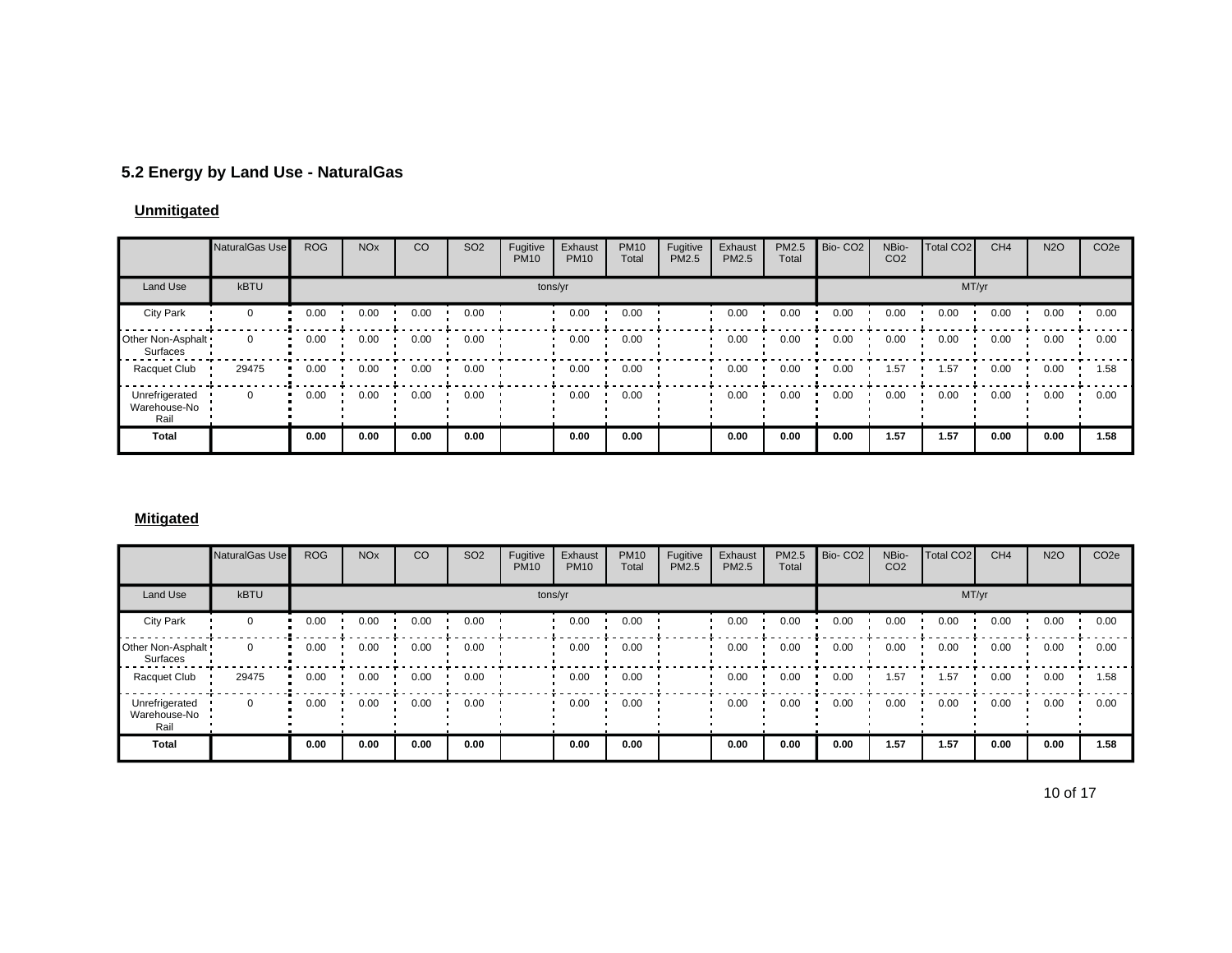### 5.2 Energy by Land Use - NaturalGas

**Unmitigated**

| | NaturalGas Use | ROG | NOx | CO | SO2 | Fugitive PM10 | Exhaust PM10 | PM10 Total | Fugitive PM2.5 | Exhaust PM2.5 | PM2.5 Total | Bio- CO2 | NBio- CO2 | Total CO2 | CH4 | N2O | CO2e |
|---|---|---|---|---|---|---|---|---|---|---|---|---|---|---|---|---|---|
| Land Use | kBTU | tons/yr | | | | | | | | | | MT/yr | | | | | |
| City Park | 0 | 0.00 | 0.00 | 0.00 | 0.00 | | 0.00 | 0.00 | | 0.00 | 0.00 | 0.00 | 0.00 | 0.00 | 0.00 | 0.00 | 0.00 |
| Other Non-Asphalt Surfaces | 0 | 0.00 | 0.00 | 0.00 | 0.00 | | 0.00 | 0.00 | | 0.00 | 0.00 | 0.00 | 0.00 | 0.00 | 0.00 | 0.00 | 0.00 |
| Racquet Club | 29475 | 0.00 | 0.00 | 0.00 | 0.00 | | 0.00 | 0.00 | | 0.00 | 0.00 | 0.00 | 1.57 | 1.57 | 0.00 | 0.00 | 1.58 |
| Unrefrigerated Warehouse-No Rail | 0 | 0.00 | 0.00 | 0.00 | 0.00 | | 0.00 | 0.00 | | 0.00 | 0.00 | 0.00 | 0.00 | 0.00 | 0.00 | 0.00 | 0.00 |
| **Total** | | **0.00** | **0.00** | **0.00** | **0.00** | | **0.00** | **0.00** | | **0.00** | **0.00** | **0.00** | **1.57** | **1.57** | **0.00** | **0.00** | **1.58** |

**Mitigated**

| | NaturalGas Use | ROG | NOx | CO | SO2 | Fugitive PM10 | Exhaust PM10 | PM10 Total | Fugitive PM2.5 | Exhaust PM2.5 | PM2.5 Total | Bio- CO2 | NBio- CO2 | Total CO2 | CH4 | N2O | CO2e |
|---|---|---|---|---|---|---|---|---|---|---|---|---|---|---|---|---|---|
| Land Use | kBTU | tons/yr | | | | | | | | | | MT/yr | | | | | |
| City Park | 0 | 0.00 | 0.00 | 0.00 | 0.00 | | 0.00 | 0.00 | | 0.00 | 0.00 | 0.00 | 0.00 | 0.00 | 0.00 | 0.00 | 0.00 |
| Other Non-Asphalt Surfaces | 0 | 0.00 | 0.00 | 0.00 | 0.00 | | 0.00 | 0.00 | | 0.00 | 0.00 | 0.00 | 0.00 | 0.00 | 0.00 | 0.00 | 0.00 |
| Racquet Club | 29475 | 0.00 | 0.00 | 0.00 | 0.00 | | 0.00 | 0.00 | | 0.00 | 0.00 | 0.00 | 1.57 | 1.57 | 0.00 | 0.00 | 1.58 |
| Unrefrigerated Warehouse-No Rail | 0 | 0.00 | 0.00 | 0.00 | 0.00 | | 0.00 | 0.00 | | 0.00 | 0.00 | 0.00 | 0.00 | 0.00 | 0.00 | 0.00 | 0.00 |
| **Total** | | **0.00** | **0.00** | **0.00** | **0.00** | | **0.00** | **0.00** | | **0.00** | **0.00** | **0.00** | **1.57** | **1.57** | **0.00** | **0.00** | **1.58** |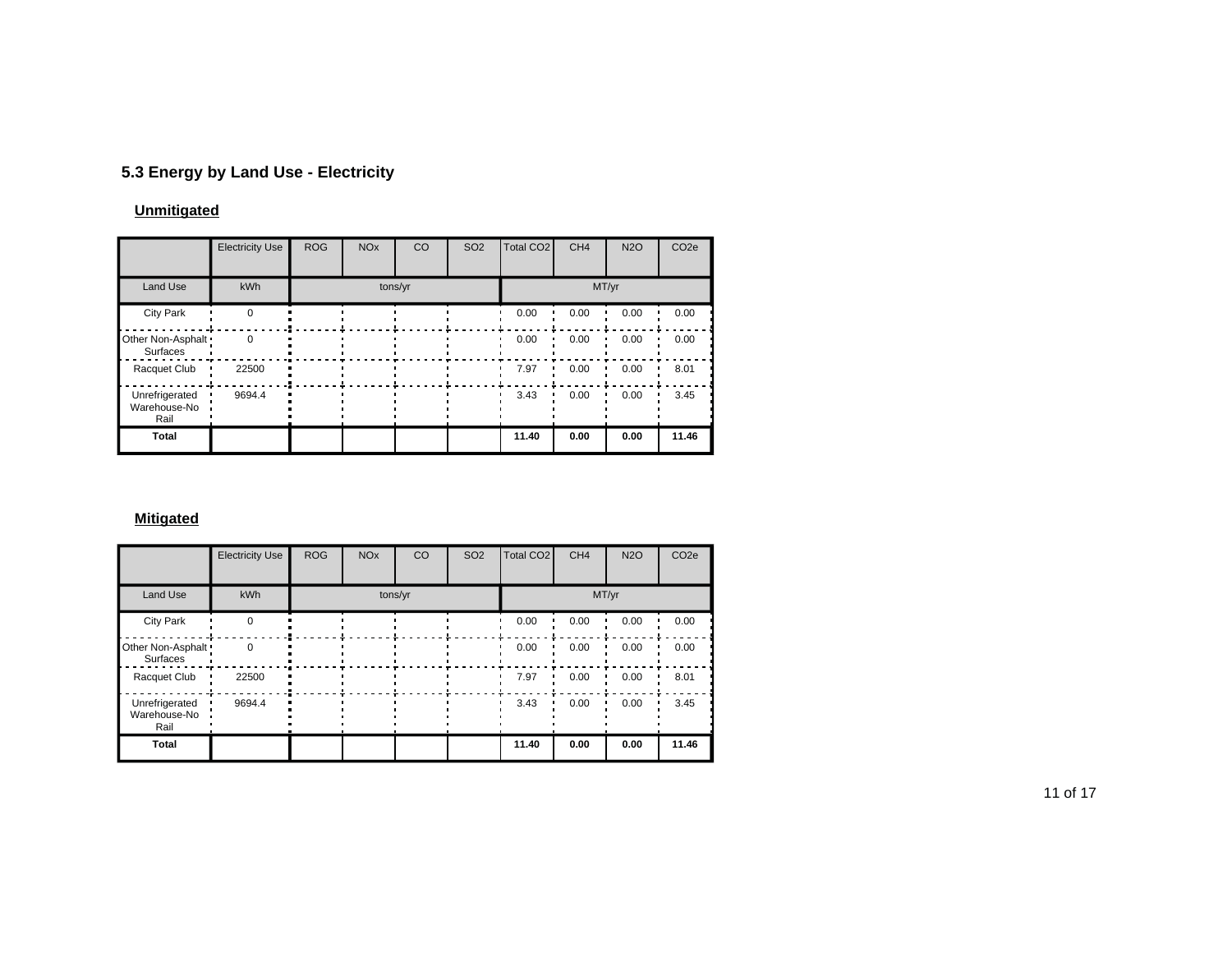### 5.3 Energy by Land Use - Electricity

**Unmitigated**

| | Electricity Use | ROG | NOx | CO | SO2 | Total CO2 | CH4 | N2O | CO2e |
|---|---|---|---|---|---|---|---|---|---|
| Land Use | kWh | tons/yr | | | | MT/yr | | | |
| City Park | 0 | | | | | 0.00 | 0.00 | 0.00 | 0.00 |
| Other Non-Asphalt Surfaces | 0 | | | | | 0.00 | 0.00 | 0.00 | 0.00 |
| Racquet Club | 22500 | | | | | 7.97 | 0.00 | 0.00 | 8.01 |
| Unrefrigerated Warehouse-No Rail | 9694.4 | | | | | 3.43 | 0.00 | 0.00 | 3.45 |
| **Total** | | | | | | **11.40** | **0.00** | **0.00** | **11.46** |

**Mitigated**

| | Electricity Use | ROG | NOx | CO | SO2 | Total CO2 | CH4 | N2O | CO2e |
|---|---|---|---|---|---|---|---|---|---|
| Land Use | kWh | tons/yr | | | | MT/yr | | | |
| City Park | 0 | | | | | 0.00 | 0.00 | 0.00 | 0.00 |
| Other Non-Asphalt Surfaces | 0 | | | | | 0.00 | 0.00 | 0.00 | 0.00 |
| Racquet Club | 22500 | | | | | 7.97 | 0.00 | 0.00 | 8.01 |
| Unrefrigerated Warehouse-No Rail | 9694.4 | | | | | 3.43 | 0.00 | 0.00 | 3.45 |
| **Total** | | | | | | **11.40** | **0.00** | **0.00** | **11.46** |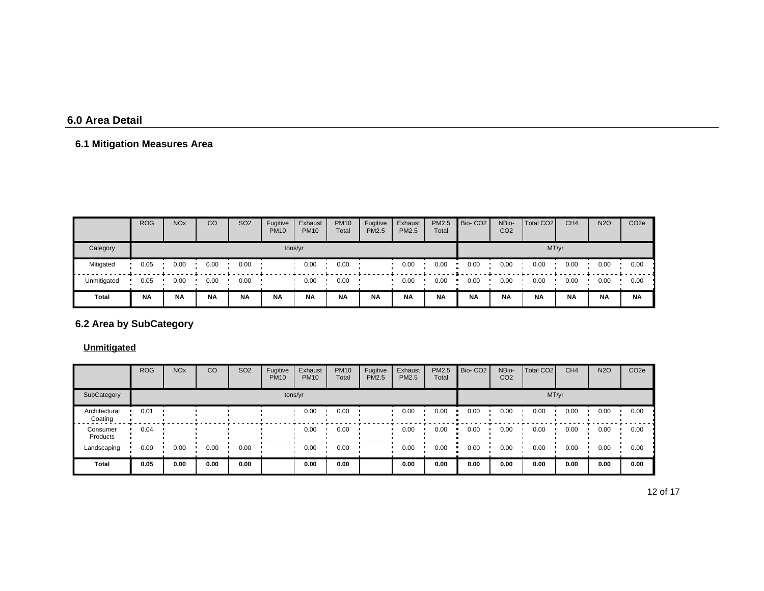## 6.0 Area Detail

### 6.1 Mitigation Measures Area

| | ROG | NOx | CO | SO2 | Fugitive PM10 | Exhaust PM10 | PM10 Total | Fugitive PM2.5 | Exhaust PM2.5 | PM2.5 Total | Bio- CO2 | NBio- CO2 | Total CO2 | CH4 | N2O | CO2e |
|---|---|---|---|---|---|---|---|---|---|---|---|---|---|---|---|---|
| Category | tons/yr | | | | | | | | | | MT/yr | | | | | |
| Mitigated | 0.05 | 0.00 | 0.00 | 0.00 | | 0.00 | 0.00 | | 0.00 | 0.00 | 0.00 | 0.00 | 0.00 | 0.00 | 0.00 | 0.00 |
| Unmitigated | 0.05 | 0.00 | 0.00 | 0.00 | | 0.00 | 0.00 | | 0.00 | 0.00 | 0.00 | 0.00 | 0.00 | 0.00 | 0.00 | 0.00 |
| **Total** | **NA** | **NA** | **NA** | **NA** | **NA** | **NA** | **NA** | **NA** | **NA** | **NA** | **NA** | **NA** | **NA** | **NA** | **NA** | **NA** |

### 6.2 Area by SubCategory

**Unmitigated**

| | ROG | NOx | CO | SO2 | Fugitive PM10 | Exhaust PM10 | PM10 Total | Fugitive PM2.5 | Exhaust PM2.5 | PM2.5 Total | Bio- CO2 | NBio- CO2 | Total CO2 | CH4 | N2O | CO2e |
|---|---|---|---|---|---|---|---|---|---|---|---|---|---|---|---|---|
| SubCategory | tons/yr | | | | | | | | | | MT/yr | | | | | |
| Architectural Coating | 0.01 | | | | | 0.00 | 0.00 | | 0.00 | 0.00 | 0.00 | 0.00 | 0.00 | 0.00 | 0.00 | 0.00 |
| Consumer Products | 0.04 | | | | | 0.00 | 0.00 | | 0.00 | 0.00 | 0.00 | 0.00 | 0.00 | 0.00 | 0.00 | 0.00 |
| Landscaping | 0.00 | 0.00 | 0.00 | 0.00 | | 0.00 | 0.00 | | 0.00 | 0.00 | 0.00 | 0.00 | 0.00 | 0.00 | 0.00 | 0.00 |
| **Total** | **0.05** | **0.00** | **0.00** | **0.00** | | **0.00** | **0.00** | | **0.00** | **0.00** | **0.00** | **0.00** | **0.00** | **0.00** | **0.00** | **0.00** |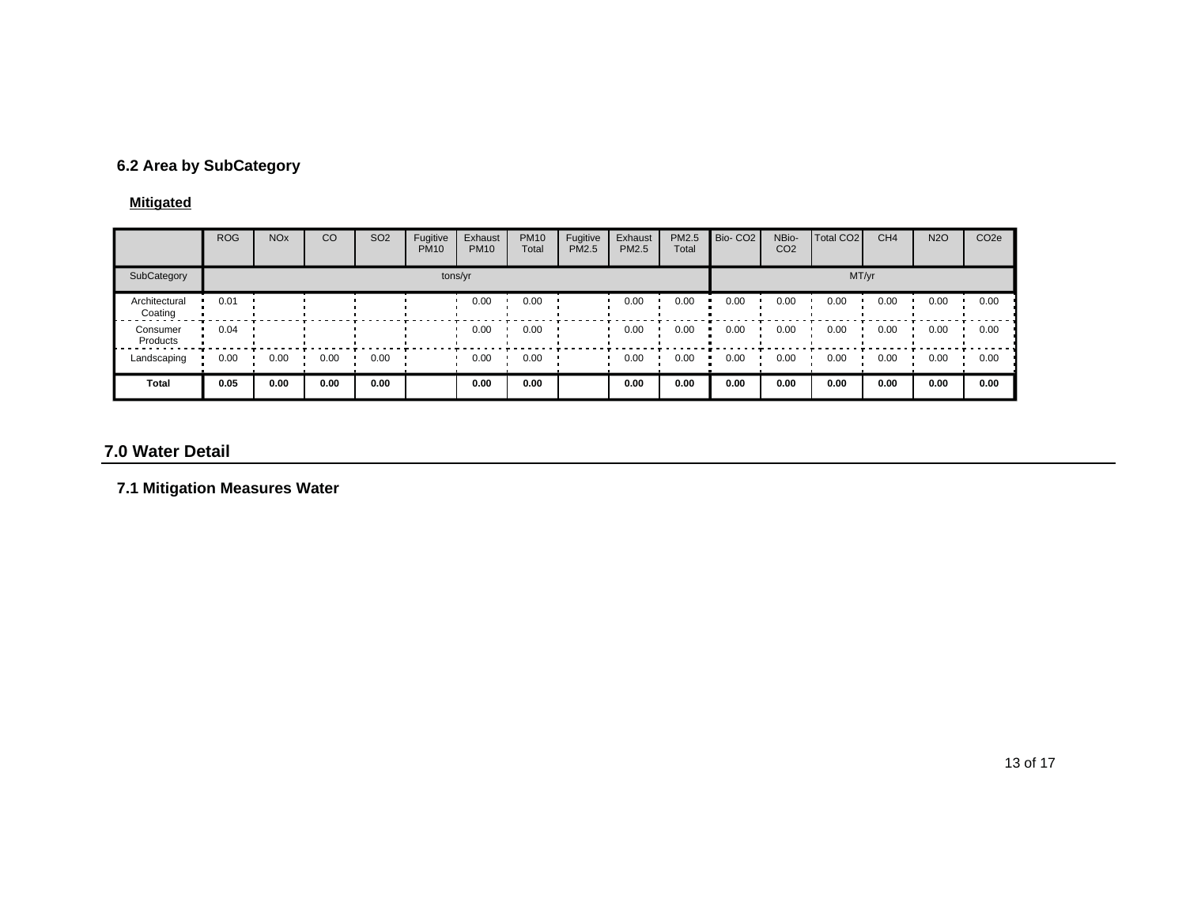### 6.2 Area by SubCategory

**Mitigated**

| | ROG | NOx | CO | SO2 | Fugitive PM10 | Exhaust PM10 | PM10 Total | Fugitive PM2.5 | Exhaust PM2.5 | PM2.5 Total | Bio- CO2 | NBio- CO2 | Total CO2 | CH4 | N2O | CO2e |
|---|---|---|---|---|---|---|---|---|---|---|---|---|---|---|---|---|
| SubCategory | tons/yr | | | | | | | | | | MT/yr | | | | | |
| Architectural Coating | 0.01 | | | | | 0.00 | 0.00 | | 0.00 | 0.00 | 0.00 | 0.00 | 0.00 | 0.00 | 0.00 | 0.00 |
| Consumer Products | 0.04 | | | | | 0.00 | 0.00 | | 0.00 | 0.00 | 0.00 | 0.00 | 0.00 | 0.00 | 0.00 | 0.00 |
| Landscaping | 0.00 | 0.00 | 0.00 | 0.00 | | 0.00 | 0.00 | | 0.00 | 0.00 | 0.00 | 0.00 | 0.00 | 0.00 | 0.00 | 0.00 |
| **Total** | **0.05** | **0.00** | **0.00** | **0.00** | | **0.00** | **0.00** | | **0.00** | **0.00** | **0.00** | **0.00** | **0.00** | **0.00** | **0.00** | **0.00** |

## 7.0 Water Detail

### 7.1 Mitigation Measures Water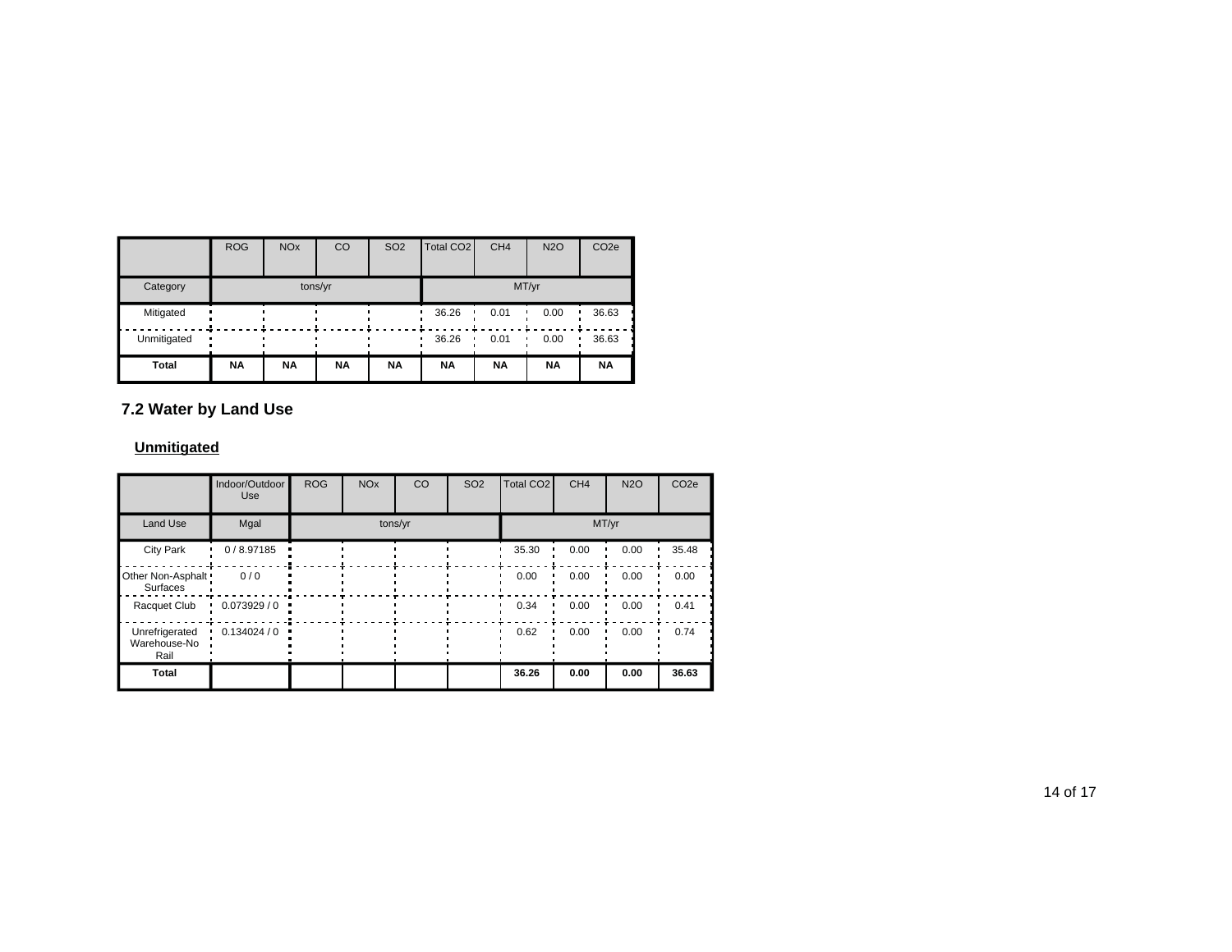| | ROG | NOx | CO | SO2 | Total CO2 | CH4 | N2O | CO2e |
|---|---|---|---|---|---|---|---|---|
| Category | tons/yr | | | | MT/yr | | | |
| Mitigated | | | | | 36.26 | 0.01 | 0.00 | 36.63 |
| Unmitigated | | | | | 36.26 | 0.01 | 0.00 | 36.63 |
| **Total** | **NA** | **NA** | **NA** | **NA** | **NA** | **NA** | **NA** | **NA** |

## 7.2 Water by Land Use

### Unmitigated

| | Indoor/Outdoor Use | ROG | NOx | CO | SO2 | Total CO2 | CH4 | N2O | CO2e |
|---|---|---|---|---|---|---|---|---|---|
| Land Use | Mgal | tons/yr | | | | MT/yr | | | |
| City Park | 0 / 8.97185 | | | | | 35.30 | 0.00 | 0.00 | 35.48 |
| Other Non-Asphalt Surfaces | 0 / 0 | | | | | 0.00 | 0.00 | 0.00 | 0.00 |
| Racquet Club | 0.073929 / 0 | | | | | 0.34 | 0.00 | 0.00 | 0.41 |
| Unrefrigerated Warehouse-No Rail | 0.134024 / 0 | | | | | 0.62 | 0.00 | 0.00 | 0.74 |
| **Total** | | | | | | **36.26** | **0.00** | **0.00** | **36.63** |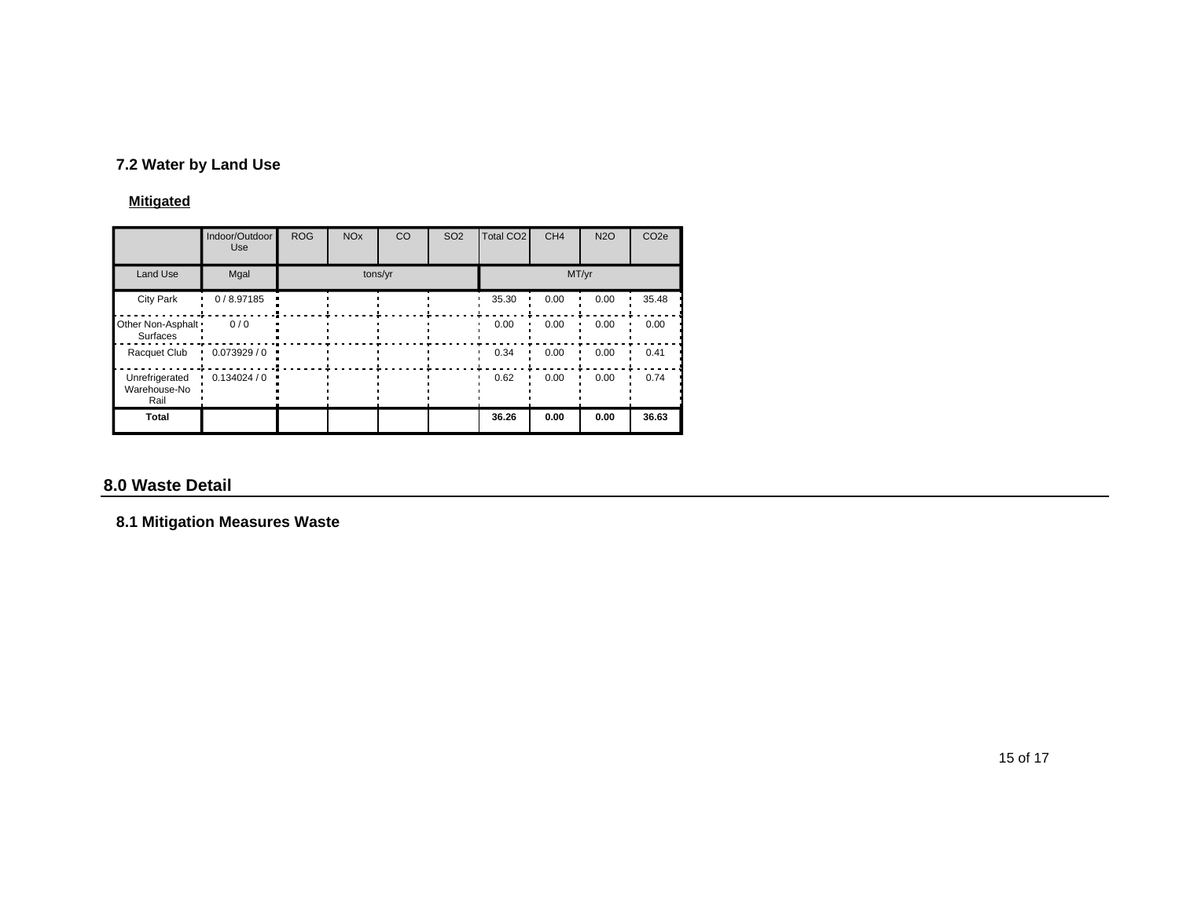### 7.2 Water by Land Use

**Mitigated**

| | Indoor/Outdoor Use | ROG | NOx | CO | SO2 | Total CO2 | CH4 | N2O | CO2e |
|---|---|---|---|---|---|---|---|---|---|
| Land Use | Mgal | tons/yr | | | | MT/yr | | | |
| City Park | 0 / 8.97185 | | | | | 35.30 | 0.00 | 0.00 | 35.48 |
| Other Non-Asphalt Surfaces | 0 / 0 | | | | | 0.00 | 0.00 | 0.00 | 0.00 |
| Racquet Club | 0.073929 / 0 | | | | | 0.34 | 0.00 | 0.00 | 0.41 |
| Unrefrigerated Warehouse-No Rail | 0.134024 / 0 | | | | | 0.62 | 0.00 | 0.00 | 0.74 |
| **Total** | | | | | | **36.26** | **0.00** | **0.00** | **36.63** |

## 8.0 Waste Detail

### 8.1 Mitigation Measures Waste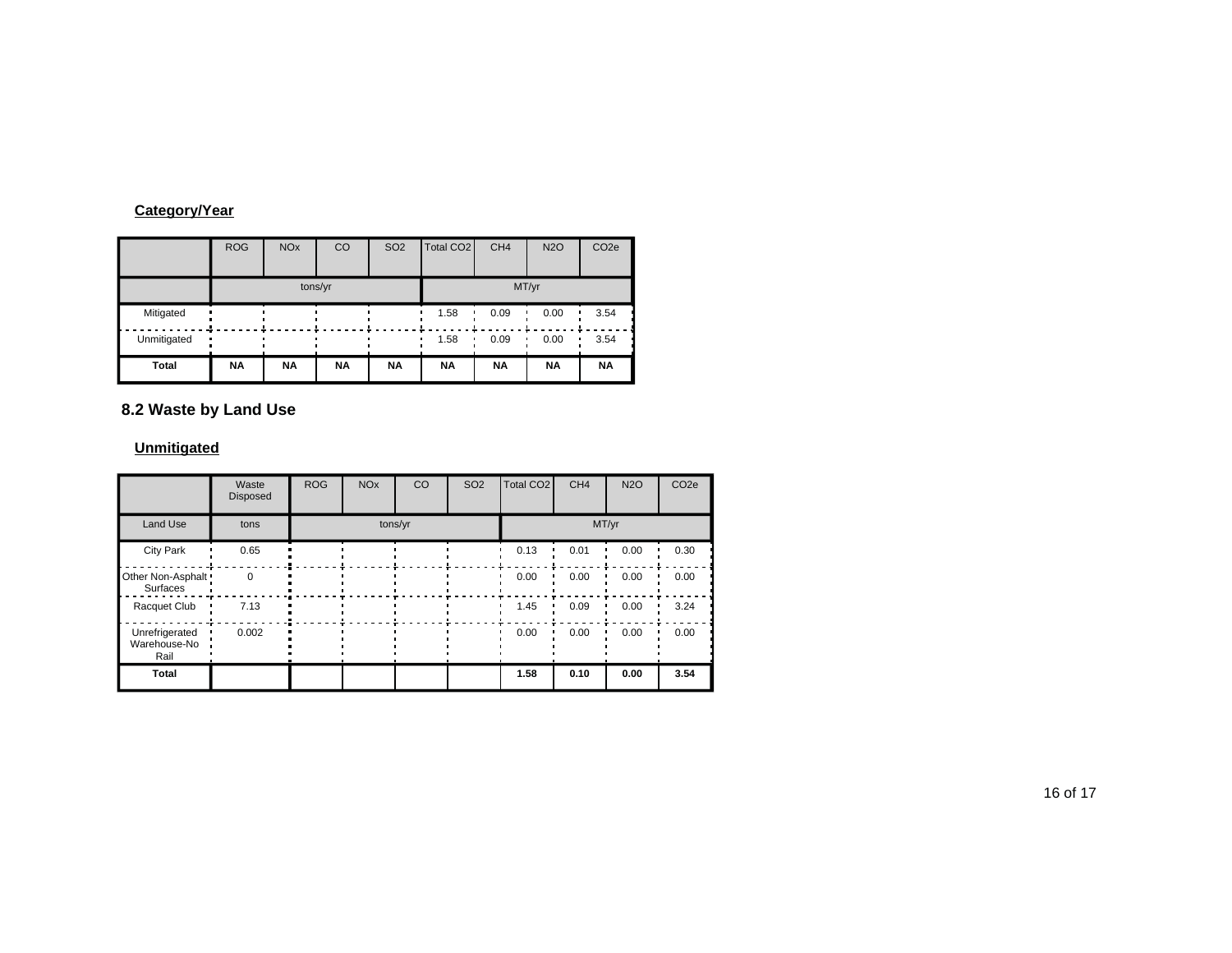**Category/Year**

| | ROG | NOx | CO | SO2 | Total CO2 | CH4 | N2O | CO2e |
|---|---|---|---|---|---|---|---|---|
| | tons/yr | | | | MT/yr | | | |
| Mitigated | | | | | 1.58 | 0.09 | 0.00 | 3.54 |
| Unmitigated | | | | | 1.58 | 0.09 | 0.00 | 3.54 |
| **Total** | **NA** | **NA** | **NA** | **NA** | **NA** | **NA** | **NA** | **NA** |

## 8.2 Waste by Land Use

**Unmitigated**

| | Waste Disposed | ROG | NOx | CO | SO2 | Total CO2 | CH4 | N2O | CO2e |
|---|---|---|---|---|---|---|---|---|---|
| Land Use | tons | tons/yr | | | | MT/yr | | | |
| City Park | 0.65 | | | | | 0.13 | 0.01 | 0.00 | 0.30 |
| Other Non-Asphalt Surfaces | 0 | | | | | 0.00 | 0.00 | 0.00 | 0.00 |
| Racquet Club | 7.13 | | | | | 1.45 | 0.09 | 0.00 | 3.24 |
| Unrefrigerated Warehouse-No Rail | 0.002 | | | | | 0.00 | 0.00 | 0.00 | 0.00 |
| **Total** | | | | | | **1.58** | **0.10** | **0.00** | **3.54** |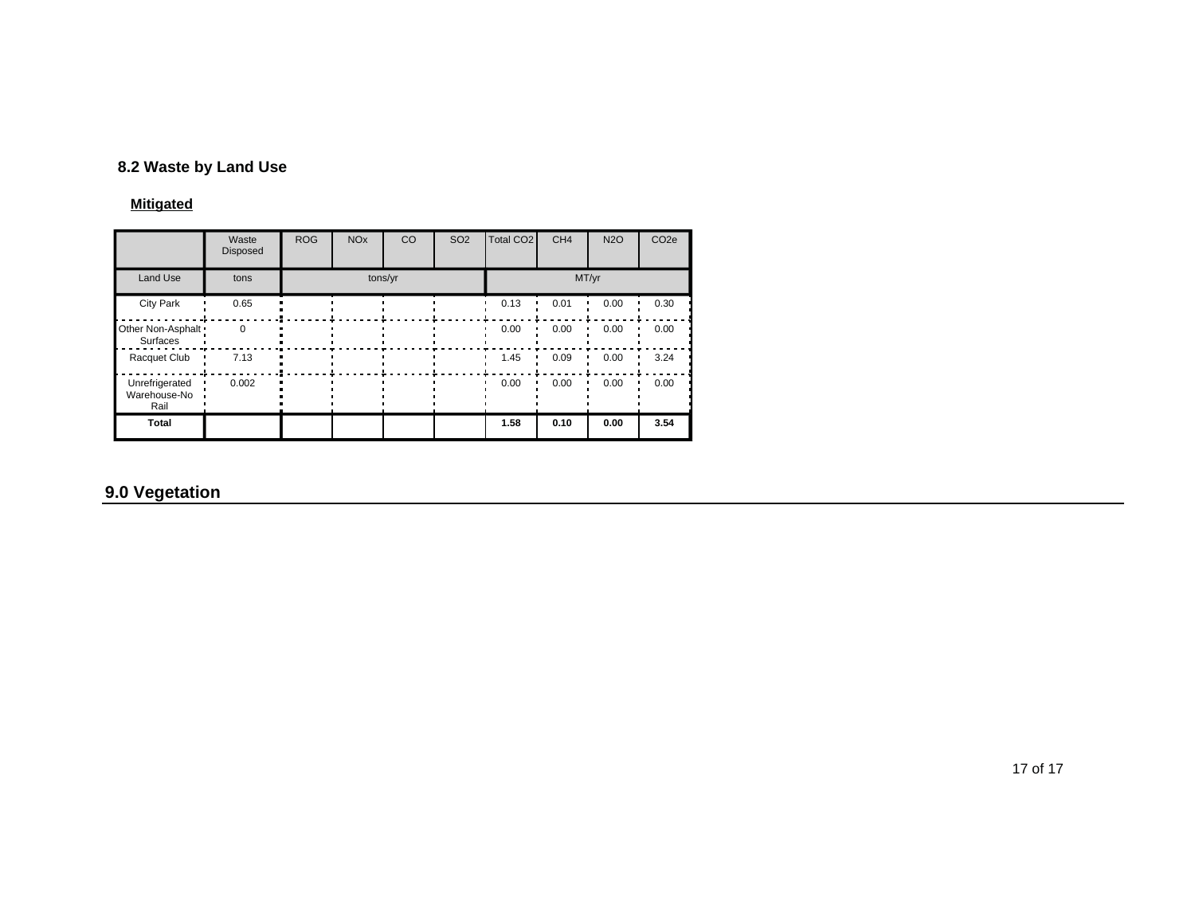### 8.2 Waste by Land Use

**Mitigated**

| | Waste Disposed | ROG | NOx | CO | SO2 | Total CO2 | CH4 | N2O | CO2e |
|---|---|---|---|---|---|---|---|---|---|
| Land Use | tons | tons/yr | | | | MT/yr | | | |
| City Park | 0.65 | | | | | 0.13 | 0.01 | 0.00 | 0.30 |
| Other Non-Asphalt Surfaces | 0 | | | | | 0.00 | 0.00 | 0.00 | 0.00 |
| Racquet Club | 7.13 | | | | | 1.45 | 0.09 | 0.00 | 3.24 |
| Unrefrigerated Warehouse-No Rail | 0.002 | | | | | 0.00 | 0.00 | 0.00 | 0.00 |
| **Total** | | | | | | **1.58** | **0.10** | **0.00** | **3.54** |

## 9.0 Vegetation